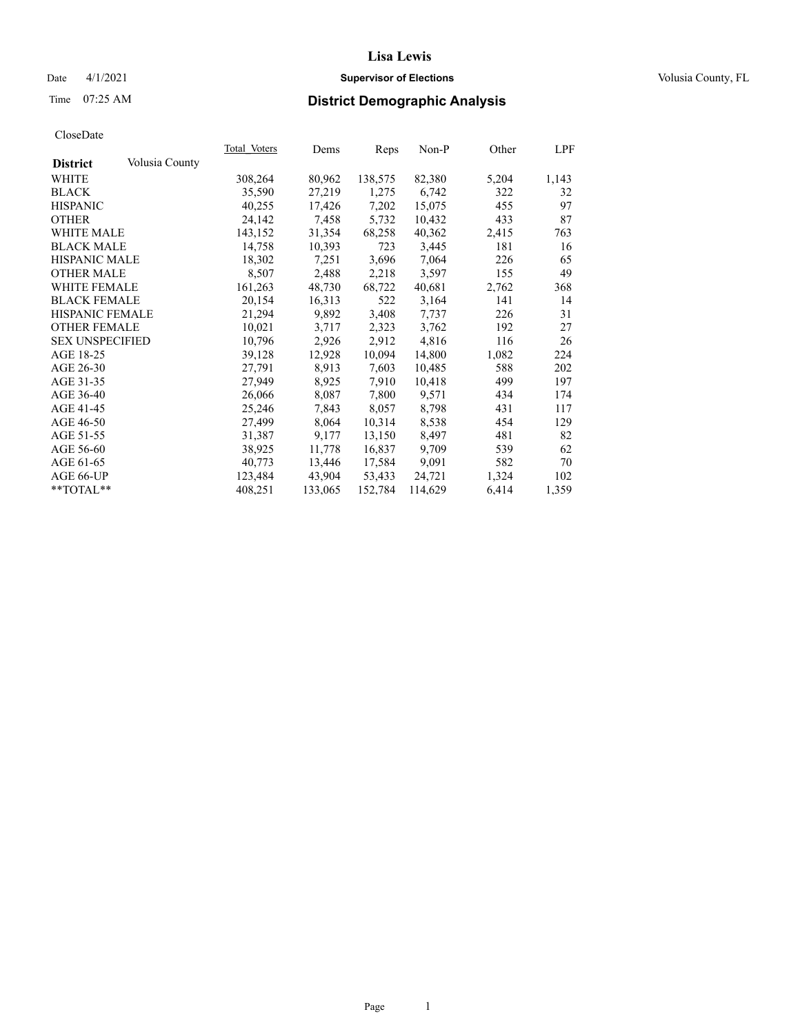# Lisa Lewis

Date 4/1/2021 **Supervisor of Elections** Volusia County, FL

Time 07:25 AM **District Demographic Analysis**

CloseDate

| District | Volusia County | Total_Voters | Dems | Reps | Non-P | Other | LPF |
|---|---|---|---|---|---|---|---|
| WHITE | | 308,264 | 80,962 | 138,575 | 82,380 | 5,204 | 1,143 |
| BLACK | | 35,590 | 27,219 | 1,275 | 6,742 | 322 | 32 |
| HISPANIC | | 40,255 | 17,426 | 7,202 | 15,075 | 455 | 97 |
| OTHER | | 24,142 | 7,458 | 5,732 | 10,432 | 433 | 87 |
| WHITE MALE | | 143,152 | 31,354 | 68,258 | 40,362 | 2,415 | 763 |
| BLACK MALE | | 14,758 | 10,393 | 723 | 3,445 | 181 | 16 |
| HISPANIC MALE | | 18,302 | 7,251 | 3,696 | 7,064 | 226 | 65 |
| OTHER MALE | | 8,507 | 2,488 | 2,218 | 3,597 | 155 | 49 |
| WHITE FEMALE | | 161,263 | 48,730 | 68,722 | 40,681 | 2,762 | 368 |
| BLACK FEMALE | | 20,154 | 16,313 | 522 | 3,164 | 141 | 14 |
| HISPANIC FEMALE | | 21,294 | 9,892 | 3,408 | 7,737 | 226 | 31 |
| OTHER FEMALE | | 10,021 | 3,717 | 2,323 | 3,762 | 192 | 27 |
| SEX UNSPECIFIED | | 10,796 | 2,926 | 2,912 | 4,816 | 116 | 26 |
| AGE 18-25 | | 39,128 | 12,928 | 10,094 | 14,800 | 1,082 | 224 |
| AGE 26-30 | | 27,791 | 8,913 | 7,603 | 10,485 | 588 | 202 |
| AGE 31-35 | | 27,949 | 8,925 | 7,910 | 10,418 | 499 | 197 |
| AGE 36-40 | | 26,066 | 8,087 | 7,800 | 9,571 | 434 | 174 |
| AGE 41-45 | | 25,246 | 7,843 | 8,057 | 8,798 | 431 | 117 |
| AGE 46-50 | | 27,499 | 8,064 | 10,314 | 8,538 | 454 | 129 |
| AGE 51-55 | | 31,387 | 9,177 | 13,150 | 8,497 | 481 | 82 |
| AGE 56-60 | | 38,925 | 11,778 | 16,837 | 9,709 | 539 | 62 |
| AGE 61-65 | | 40,773 | 13,446 | 17,584 | 9,091 | 582 | 70 |
| AGE 66-UP | | 123,484 | 43,904 | 53,433 | 24,721 | 1,324 | 102 |
| **TOTAL** | | 408,251 | 133,065 | 152,784 | 114,629 | 6,414 | 1,359 |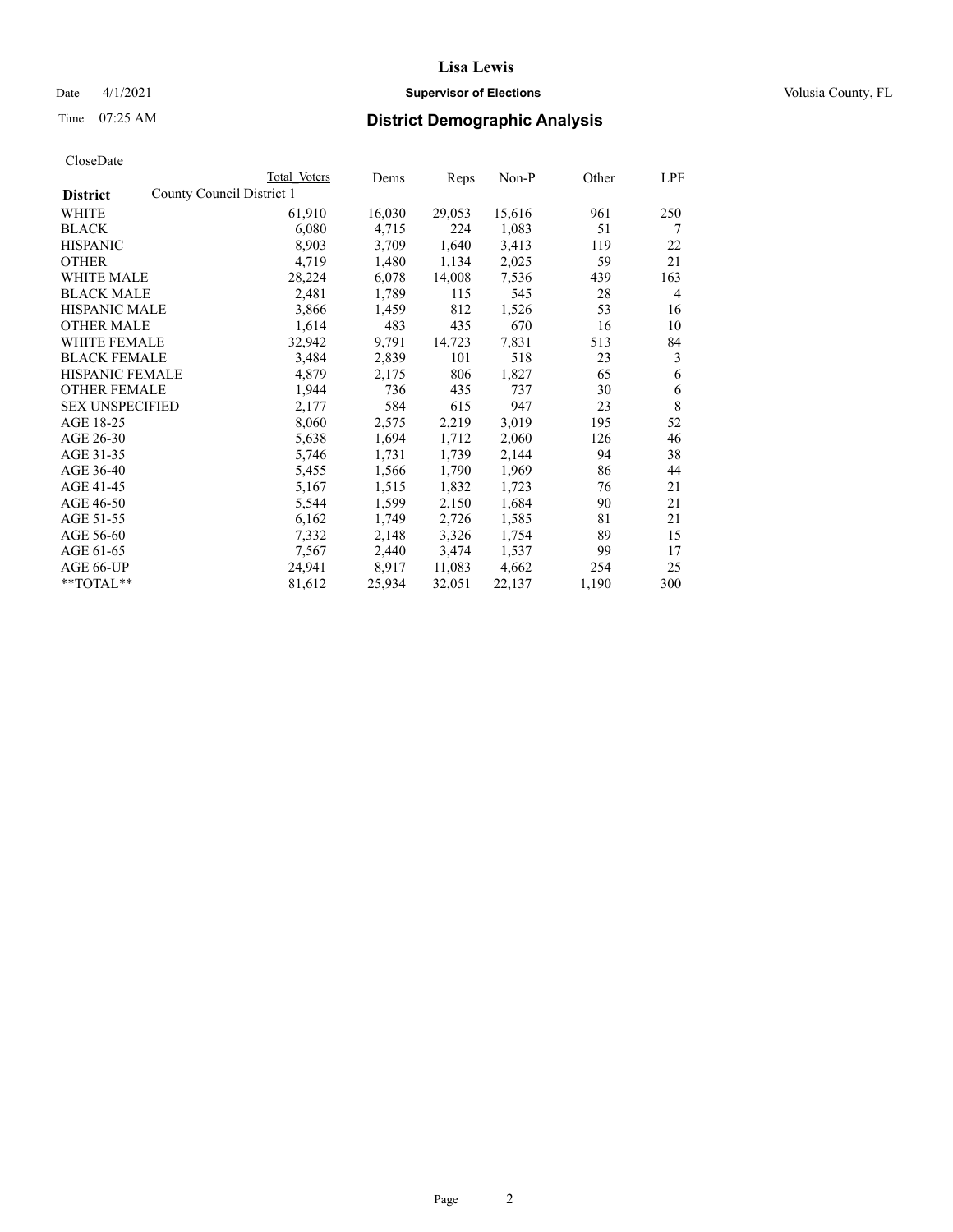# Lisa Lewis

Date 4/1/2021 **Supervisor of Elections** Volusia County, FL

Time 07:25 AM **District Demographic Analysis**

CloseDate

| **District** | County Council District 1 | Total Voters | Dems | Reps | Non-P | Other | LPF |
|---|---|---|---|---|---|---|---|
| WHITE | | 61,910 | 16,030 | 29,053 | 15,616 | 961 | 250 |
| BLACK | | 6,080 | 4,715 | 224 | 1,083 | 51 | 7 |
| HISPANIC | | 8,903 | 3,709 | 1,640 | 3,413 | 119 | 22 |
| OTHER | | 4,719 | 1,480 | 1,134 | 2,025 | 59 | 21 |
| WHITE MALE | | 28,224 | 6,078 | 14,008 | 7,536 | 439 | 163 |
| BLACK MALE | | 2,481 | 1,789 | 115 | 545 | 28 | 4 |
| HISPANIC MALE | | 3,866 | 1,459 | 812 | 1,526 | 53 | 16 |
| OTHER MALE | | 1,614 | 483 | 435 | 670 | 16 | 10 |
| WHITE FEMALE | | 32,942 | 9,791 | 14,723 | 7,831 | 513 | 84 |
| BLACK FEMALE | | 3,484 | 2,839 | 101 | 518 | 23 | 3 |
| HISPANIC FEMALE | | 4,879 | 2,175 | 806 | 1,827 | 65 | 6 |
| OTHER FEMALE | | 1,944 | 736 | 435 | 737 | 30 | 6 |
| SEX UNSPECIFIED | | 2,177 | 584 | 615 | 947 | 23 | 8 |
| AGE 18-25 | | 8,060 | 2,575 | 2,219 | 3,019 | 195 | 52 |
| AGE 26-30 | | 5,638 | 1,694 | 1,712 | 2,060 | 126 | 46 |
| AGE 31-35 | | 5,746 | 1,731 | 1,739 | 2,144 | 94 | 38 |
| AGE 36-40 | | 5,455 | 1,566 | 1,790 | 1,969 | 86 | 44 |
| AGE 41-45 | | 5,167 | 1,515 | 1,832 | 1,723 | 76 | 21 |
| AGE 46-50 | | 5,544 | 1,599 | 2,150 | 1,684 | 90 | 21 |
| AGE 51-55 | | 6,162 | 1,749 | 2,726 | 1,585 | 81 | 21 |
| AGE 56-60 | | 7,332 | 2,148 | 3,326 | 1,754 | 89 | 15 |
| AGE 61-65 | | 7,567 | 2,440 | 3,474 | 1,537 | 99 | 17 |
| AGE 66-UP | | 24,941 | 8,917 | 11,083 | 4,662 | 254 | 25 |
| **TOTAL** | | 81,612 | 25,934 | 32,051 | 22,137 | 1,190 | 300 |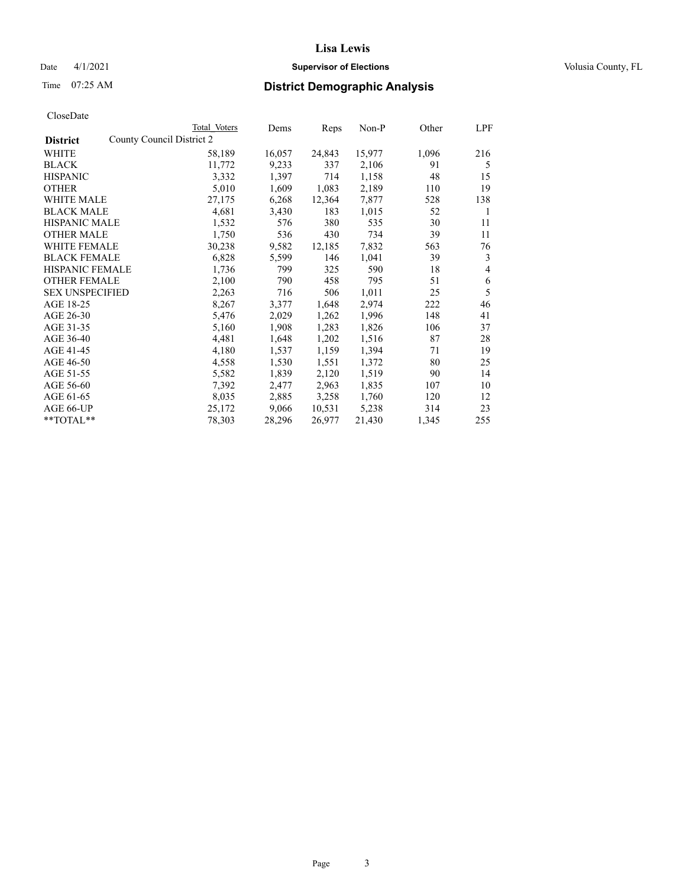# Lisa Lewis

Date 4/1/2021 **Supervisor of Elections** Volusia County, FL

Time 07:25 AM **District Demographic Analysis**

CloseDate

| **District** | County Council District 2 | Total Voters | Dems | Reps | Non-P | Other | LPF |
|---|---|---|---|---|---|---|---|
| WHITE | | 58,189 | 16,057 | 24,843 | 15,977 | 1,096 | 216 |
| BLACK | | 11,772 | 9,233 | 337 | 2,106 | 91 | 5 |
| HISPANIC | | 3,332 | 1,397 | 714 | 1,158 | 48 | 15 |
| OTHER | | 5,010 | 1,609 | 1,083 | 2,189 | 110 | 19 |
| WHITE MALE | | 27,175 | 6,268 | 12,364 | 7,877 | 528 | 138 |
| BLACK MALE | | 4,681 | 3,430 | 183 | 1,015 | 52 | 1 |
| HISPANIC MALE | | 1,532 | 576 | 380 | 535 | 30 | 11 |
| OTHER MALE | | 1,750 | 536 | 430 | 734 | 39 | 11 |
| WHITE FEMALE | | 30,238 | 9,582 | 12,185 | 7,832 | 563 | 76 |
| BLACK FEMALE | | 6,828 | 5,599 | 146 | 1,041 | 39 | 3 |
| HISPANIC FEMALE | | 1,736 | 799 | 325 | 590 | 18 | 4 |
| OTHER FEMALE | | 2,100 | 790 | 458 | 795 | 51 | 6 |
| SEX UNSPECIFIED | | 2,263 | 716 | 506 | 1,011 | 25 | 5 |
| AGE 18-25 | | 8,267 | 3,377 | 1,648 | 2,974 | 222 | 46 |
| AGE 26-30 | | 5,476 | 2,029 | 1,262 | 1,996 | 148 | 41 |
| AGE 31-35 | | 5,160 | 1,908 | 1,283 | 1,826 | 106 | 37 |
| AGE 36-40 | | 4,481 | 1,648 | 1,202 | 1,516 | 87 | 28 |
| AGE 41-45 | | 4,180 | 1,537 | 1,159 | 1,394 | 71 | 19 |
| AGE 46-50 | | 4,558 | 1,530 | 1,551 | 1,372 | 80 | 25 |
| AGE 51-55 | | 5,582 | 1,839 | 2,120 | 1,519 | 90 | 14 |
| AGE 56-60 | | 7,392 | 2,477 | 2,963 | 1,835 | 107 | 10 |
| AGE 61-65 | | 8,035 | 2,885 | 3,258 | 1,760 | 120 | 12 |
| AGE 66-UP | | 25,172 | 9,066 | 10,531 | 5,238 | 314 | 23 |
| **TOTAL** | | 78,303 | 28,296 | 26,977 | 21,430 | 1,345 | 255 |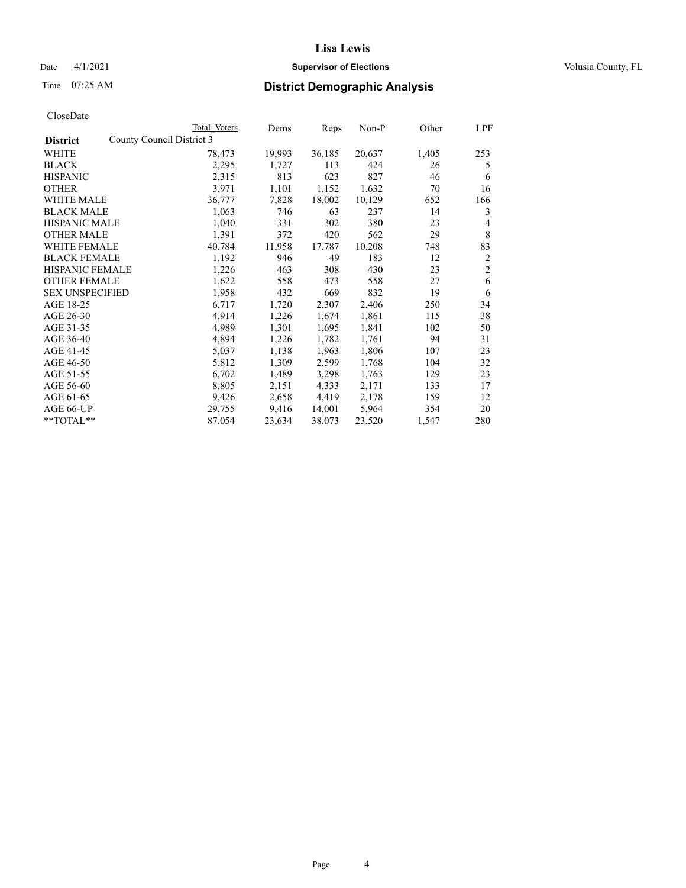# District Demographic Analysis

CloseDate

| District | Total Voters | Dems | Reps | Non-P | Other | LPF |
|---|---|---|---|---|---|---|
| County Council District 3 | | | | | | |
| WHITE | 78,473 | 19,993 | 36,185 | 20,637 | 1,405 | 253 |
| BLACK | 2,295 | 1,727 | 113 | 424 | 26 | 5 |
| HISPANIC | 2,315 | 813 | 623 | 827 | 46 | 6 |
| OTHER | 3,971 | 1,101 | 1,152 | 1,632 | 70 | 16 |
| WHITE MALE | 36,777 | 7,828 | 18,002 | 10,129 | 652 | 166 |
| BLACK MALE | 1,063 | 746 | 63 | 237 | 14 | 3 |
| HISPANIC MALE | 1,040 | 331 | 302 | 380 | 23 | 4 |
| OTHER MALE | 1,391 | 372 | 420 | 562 | 29 | 8 |
| WHITE FEMALE | 40,784 | 11,958 | 17,787 | 10,208 | 748 | 83 |
| BLACK FEMALE | 1,192 | 946 | 49 | 183 | 12 | 2 |
| HISPANIC FEMALE | 1,226 | 463 | 308 | 430 | 23 | 2 |
| OTHER FEMALE | 1,622 | 558 | 473 | 558 | 27 | 6 |
| SEX UNSPECIFIED | 1,958 | 432 | 669 | 832 | 19 | 6 |
| AGE 18-25 | 6,717 | 1,720 | 2,307 | 2,406 | 250 | 34 |
| AGE 26-30 | 4,914 | 1,226 | 1,674 | 1,861 | 115 | 38 |
| AGE 31-35 | 4,989 | 1,301 | 1,695 | 1,841 | 102 | 50 |
| AGE 36-40 | 4,894 | 1,226 | 1,782 | 1,761 | 94 | 31 |
| AGE 41-45 | 5,037 | 1,138 | 1,963 | 1,806 | 107 | 23 |
| AGE 46-50 | 5,812 | 1,309 | 2,599 | 1,768 | 104 | 32 |
| AGE 51-55 | 6,702 | 1,489 | 3,298 | 1,763 | 129 | 23 |
| AGE 56-60 | 8,805 | 2,151 | 4,333 | 2,171 | 133 | 17 |
| AGE 61-65 | 9,426 | 2,658 | 4,419 | 2,178 | 159 | 12 |
| AGE 66-UP | 29,755 | 9,416 | 14,001 | 5,964 | 354 | 20 |
| **TOTAL** | 87,054 | 23,634 | 38,073 | 23,520 | 1,547 | 280 |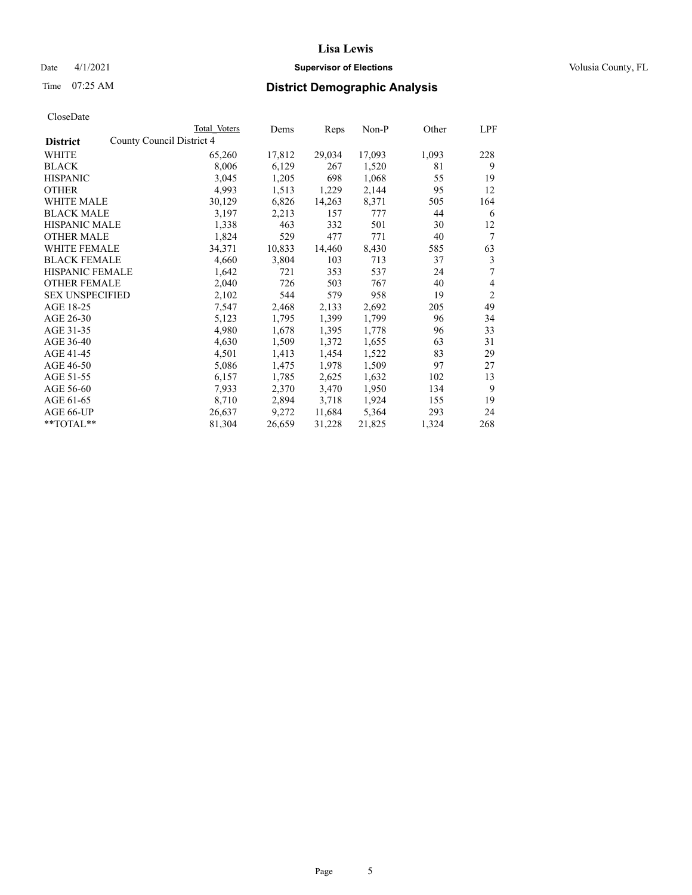# Lisa Lewis

Date 4/1/2021 **Supervisor of Elections** Volusia County, FL

Time 07:25 AM **District Demographic Analysis**

CloseDate

| | Total Voters | Dems | Reps | Non-P | Other | LPF |
|---|---|---|---|---|---|---|
| **District** County Council District 4 | | | | | | |
| WHITE | 65,260 | 17,812 | 29,034 | 17,093 | 1,093 | 228 |
| BLACK | 8,006 | 6,129 | 267 | 1,520 | 81 | 9 |
| HISPANIC | 3,045 | 1,205 | 698 | 1,068 | 55 | 19 |
| OTHER | 4,993 | 1,513 | 1,229 | 2,144 | 95 | 12 |
| WHITE MALE | 30,129 | 6,826 | 14,263 | 8,371 | 505 | 164 |
| BLACK MALE | 3,197 | 2,213 | 157 | 777 | 44 | 6 |
| HISPANIC MALE | 1,338 | 463 | 332 | 501 | 30 | 12 |
| OTHER MALE | 1,824 | 529 | 477 | 771 | 40 | 7 |
| WHITE FEMALE | 34,371 | 10,833 | 14,460 | 8,430 | 585 | 63 |
| BLACK FEMALE | 4,660 | 3,804 | 103 | 713 | 37 | 3 |
| HISPANIC FEMALE | 1,642 | 721 | 353 | 537 | 24 | 7 |
| OTHER FEMALE | 2,040 | 726 | 503 | 767 | 40 | 4 |
| SEX UNSPECIFIED | 2,102 | 544 | 579 | 958 | 19 | 2 |
| AGE 18-25 | 7,547 | 2,468 | 2,133 | 2,692 | 205 | 49 |
| AGE 26-30 | 5,123 | 1,795 | 1,399 | 1,799 | 96 | 34 |
| AGE 31-35 | 4,980 | 1,678 | 1,395 | 1,778 | 96 | 33 |
| AGE 36-40 | 4,630 | 1,509 | 1,372 | 1,655 | 63 | 31 |
| AGE 41-45 | 4,501 | 1,413 | 1,454 | 1,522 | 83 | 29 |
| AGE 46-50 | 5,086 | 1,475 | 1,978 | 1,509 | 97 | 27 |
| AGE 51-55 | 6,157 | 1,785 | 2,625 | 1,632 | 102 | 13 |
| AGE 56-60 | 7,933 | 2,370 | 3,470 | 1,950 | 134 | 9 |
| AGE 61-65 | 8,710 | 2,894 | 3,718 | 1,924 | 155 | 19 |
| AGE 66-UP | 26,637 | 9,272 | 11,684 | 5,364 | 293 | 24 |
| **TOTAL** | 81,304 | 26,659 | 31,228 | 21,825 | 1,324 | 268 |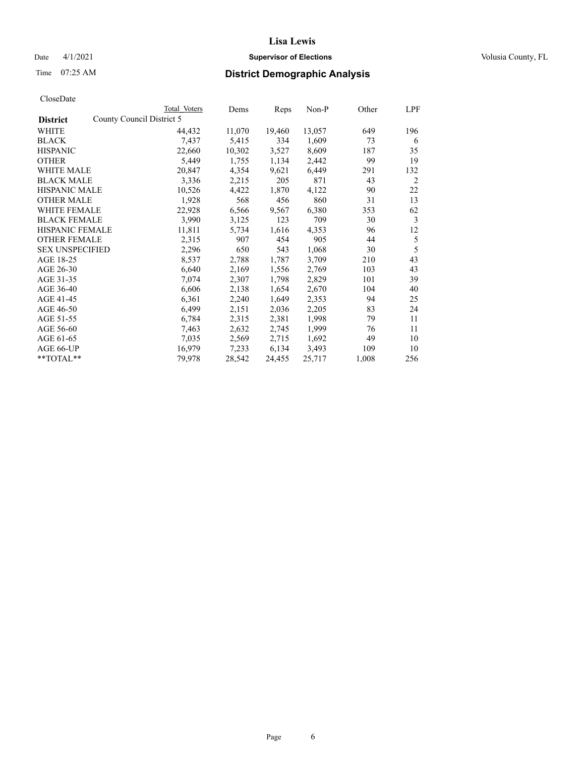# Lisa Lewis

Date 4/1/2021 **Supervisor of Elections** Volusia County, FL

Time 07:25 AM **District Demographic Analysis**

CloseDate

| **District** | Total Voters | Dems | Reps | Non-P | Other | LPF |
|---|---|---|---|---|---|---|
| County Council District 5 | | | | | | |
| WHITE | 44,432 | 11,070 | 19,460 | 13,057 | 649 | 196 |
| BLACK | 7,437 | 5,415 | 334 | 1,609 | 73 | 6 |
| HISPANIC | 22,660 | 10,302 | 3,527 | 8,609 | 187 | 35 |
| OTHER | 5,449 | 1,755 | 1,134 | 2,442 | 99 | 19 |
| WHITE MALE | 20,847 | 4,354 | 9,621 | 6,449 | 291 | 132 |
| BLACK MALE | 3,336 | 2,215 | 205 | 871 | 43 | 2 |
| HISPANIC MALE | 10,526 | 4,422 | 1,870 | 4,122 | 90 | 22 |
| OTHER MALE | 1,928 | 568 | 456 | 860 | 31 | 13 |
| WHITE FEMALE | 22,928 | 6,566 | 9,567 | 6,380 | 353 | 62 |
| BLACK FEMALE | 3,990 | 3,125 | 123 | 709 | 30 | 3 |
| HISPANIC FEMALE | 11,811 | 5,734 | 1,616 | 4,353 | 96 | 12 |
| OTHER FEMALE | 2,315 | 907 | 454 | 905 | 44 | 5 |
| SEX UNSPECIFIED | 2,296 | 650 | 543 | 1,068 | 30 | 5 |
| AGE 18-25 | 8,537 | 2,788 | 1,787 | 3,709 | 210 | 43 |
| AGE 26-30 | 6,640 | 2,169 | 1,556 | 2,769 | 103 | 43 |
| AGE 31-35 | 7,074 | 2,307 | 1,798 | 2,829 | 101 | 39 |
| AGE 36-40 | 6,606 | 2,138 | 1,654 | 2,670 | 104 | 40 |
| AGE 41-45 | 6,361 | 2,240 | 1,649 | 2,353 | 94 | 25 |
| AGE 46-50 | 6,499 | 2,151 | 2,036 | 2,205 | 83 | 24 |
| AGE 51-55 | 6,784 | 2,315 | 2,381 | 1,998 | 79 | 11 |
| AGE 56-60 | 7,463 | 2,632 | 2,745 | 1,999 | 76 | 11 |
| AGE 61-65 | 7,035 | 2,569 | 2,715 | 1,692 | 49 | 10 |
| AGE 66-UP | 16,979 | 7,233 | 6,134 | 3,493 | 109 | 10 |
| **TOTAL** | 79,978 | 28,542 | 24,455 | 25,717 | 1,008 | 256 |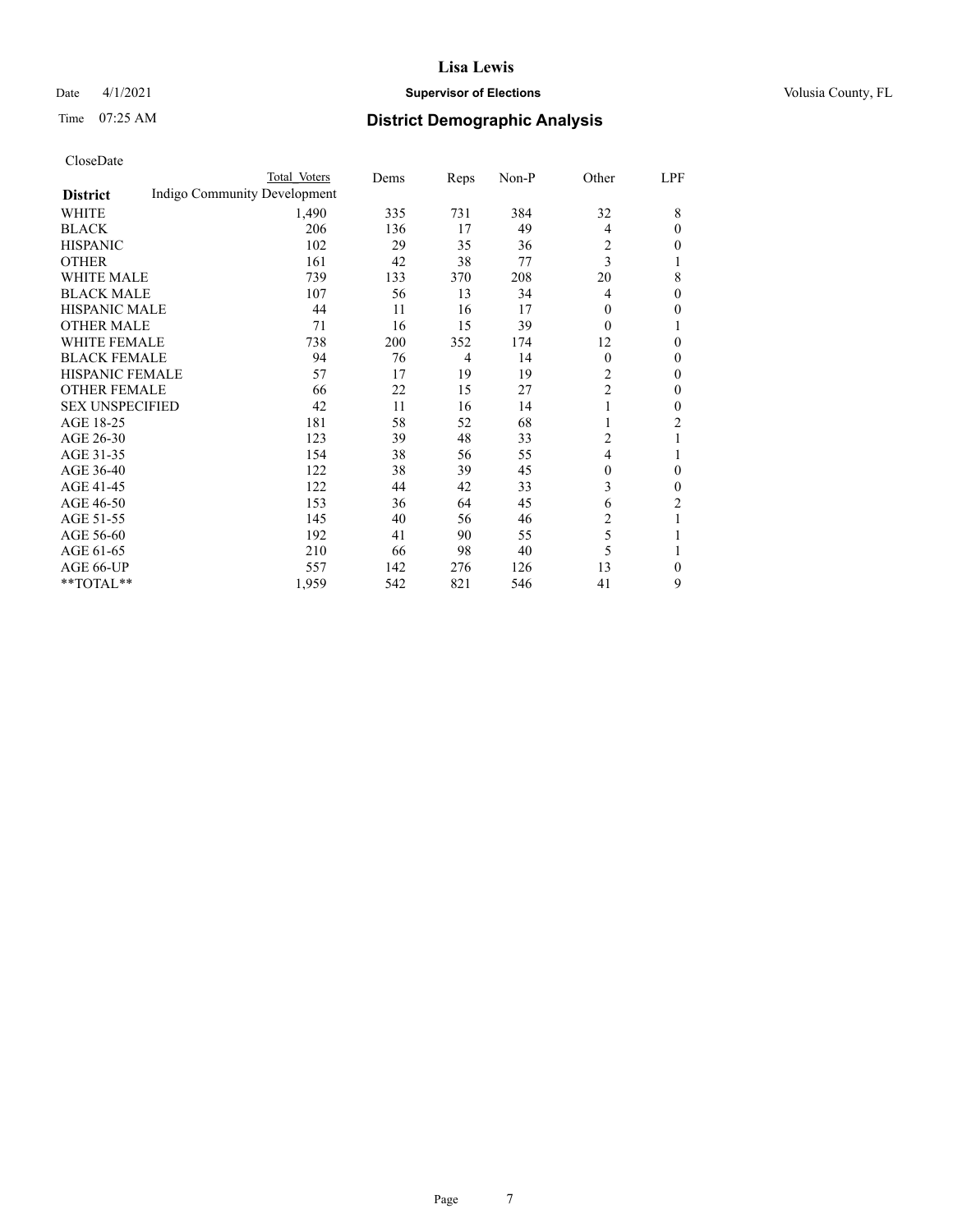CloseDate

| District | Total Voters | Dems | Reps | Non-P | Other | LPF |
|---|---|---|---|---|---|---|
| Indigo Community Development | | | | | | |
| WHITE | 1,490 | 335 | 731 | 384 | 32 | 8 |
| BLACK | 206 | 136 | 17 | 49 | 4 | 0 |
| HISPANIC | 102 | 29 | 35 | 36 | 2 | 0 |
| OTHER | 161 | 42 | 38 | 77 | 3 | 1 |
| WHITE MALE | 739 | 133 | 370 | 208 | 20 | 8 |
| BLACK MALE | 107 | 56 | 13 | 34 | 4 | 0 |
| HISPANIC MALE | 44 | 11 | 16 | 17 | 0 | 0 |
| OTHER MALE | 71 | 16 | 15 | 39 | 0 | 1 |
| WHITE FEMALE | 738 | 200 | 352 | 174 | 12 | 0 |
| BLACK FEMALE | 94 | 76 | 4 | 14 | 0 | 0 |
| HISPANIC FEMALE | 57 | 17 | 19 | 19 | 2 | 0 |
| OTHER FEMALE | 66 | 22 | 15 | 27 | 2 | 0 |
| SEX UNSPECIFIED | 42 | 11 | 16 | 14 | 1 | 0 |
| AGE 18-25 | 181 | 58 | 52 | 68 | 1 | 2 |
| AGE 26-30 | 123 | 39 | 48 | 33 | 2 | 1 |
| AGE 31-35 | 154 | 38 | 56 | 55 | 4 | 1 |
| AGE 36-40 | 122 | 38 | 39 | 45 | 0 | 0 |
| AGE 41-45 | 122 | 44 | 42 | 33 | 3 | 0 |
| AGE 46-50 | 153 | 36 | 64 | 45 | 6 | 2 |
| AGE 51-55 | 145 | 40 | 56 | 46 | 2 | 1 |
| AGE 56-60 | 192 | 41 | 90 | 55 | 5 | 1 |
| AGE 61-65 | 210 | 66 | 98 | 40 | 5 | 1 |
| AGE 66-UP | 557 | 142 | 276 | 126 | 13 | 0 |
| **TOTAL** | 1,959 | 542 | 821 | 546 | 41 | 9 |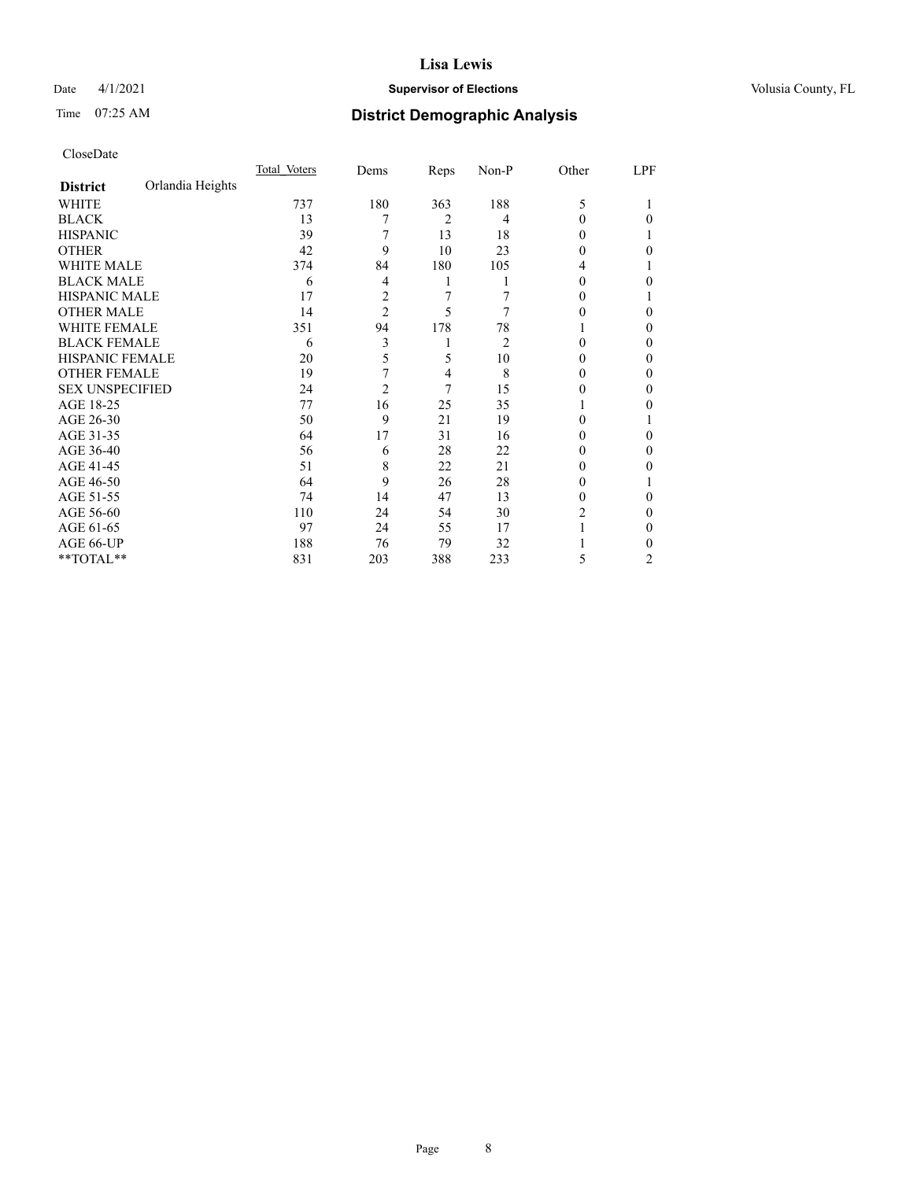# Lisa Lewis

Date 4/1/2021 **Supervisor of Elections** Volusia County, FL

Time 07:25 AM **District Demographic Analysis**

CloseDate

| **District** Orlandia Heights | Total_Voters | Dems | Reps | Non-P | Other | LPF |
|---|---|---|---|---|---|---|
| WHITE | 737 | 180 | 363 | 188 | 5 | 1 |
| BLACK | 13 | 7 | 2 | 4 | 0 | 0 |
| HISPANIC | 39 | 7 | 13 | 18 | 0 | 1 |
| OTHER | 42 | 9 | 10 | 23 | 0 | 0 |
| WHITE MALE | 374 | 84 | 180 | 105 | 4 | 1 |
| BLACK MALE | 6 | 4 | 1 | 1 | 0 | 0 |
| HISPANIC MALE | 17 | 2 | 7 | 7 | 0 | 1 |
| OTHER MALE | 14 | 2 | 5 | 7 | 0 | 0 |
| WHITE FEMALE | 351 | 94 | 178 | 78 | 1 | 0 |
| BLACK FEMALE | 6 | 3 | 1 | 2 | 0 | 0 |
| HISPANIC FEMALE | 20 | 5 | 5 | 10 | 0 | 0 |
| OTHER FEMALE | 19 | 7 | 4 | 8 | 0 | 0 |
| SEX UNSPECIFIED | 24 | 2 | 7 | 15 | 0 | 0 |
| AGE 18-25 | 77 | 16 | 25 | 35 | 1 | 0 |
| AGE 26-30 | 50 | 9 | 21 | 19 | 0 | 1 |
| AGE 31-35 | 64 | 17 | 31 | 16 | 0 | 0 |
| AGE 36-40 | 56 | 6 | 28 | 22 | 0 | 0 |
| AGE 41-45 | 51 | 8 | 22 | 21 | 0 | 0 |
| AGE 46-50 | 64 | 9 | 26 | 28 | 0 | 1 |
| AGE 51-55 | 74 | 14 | 47 | 13 | 0 | 0 |
| AGE 56-60 | 110 | 24 | 54 | 30 | 2 | 0 |
| AGE 61-65 | 97 | 24 | 55 | 17 | 1 | 0 |
| AGE 66-UP | 188 | 76 | 79 | 32 | 1 | 0 |
| **TOTAL** | 831 | 203 | 388 | 233 | 5 | 2 |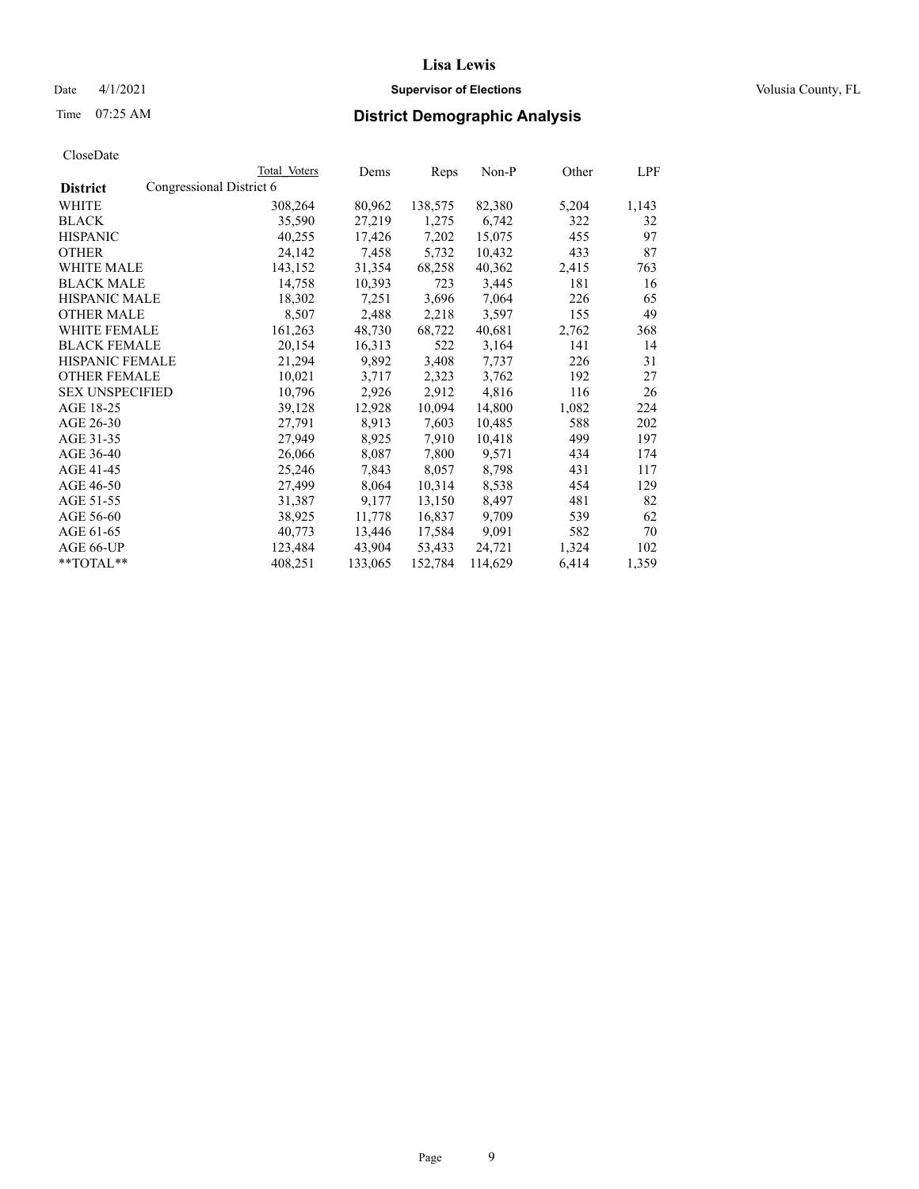# Lisa Lewis

Date 4/1/2021 **Supervisor of Elections** Volusia County, FL

Time 07:25 AM **District Demographic Analysis**

CloseDate

| | Total Voters | Dems | Reps | Non-P | Other | LPF |
|---|---|---|---|---|---|---|
| **District** Congressional District 6 | | | | | | |
| WHITE | 308,264 | 80,962 | 138,575 | 82,380 | 5,204 | 1,143 |
| BLACK | 35,590 | 27,219 | 1,275 | 6,742 | 322 | 32 |
| HISPANIC | 40,255 | 17,426 | 7,202 | 15,075 | 455 | 97 |
| OTHER | 24,142 | 7,458 | 5,732 | 10,432 | 433 | 87 |
| WHITE MALE | 143,152 | 31,354 | 68,258 | 40,362 | 2,415 | 763 |
| BLACK MALE | 14,758 | 10,393 | 723 | 3,445 | 181 | 16 |
| HISPANIC MALE | 18,302 | 7,251 | 3,696 | 7,064 | 226 | 65 |
| OTHER MALE | 8,507 | 2,488 | 2,218 | 3,597 | 155 | 49 |
| WHITE FEMALE | 161,263 | 48,730 | 68,722 | 40,681 | 2,762 | 368 |
| BLACK FEMALE | 20,154 | 16,313 | 522 | 3,164 | 141 | 14 |
| HISPANIC FEMALE | 21,294 | 9,892 | 3,408 | 7,737 | 226 | 31 |
| OTHER FEMALE | 10,021 | 3,717 | 2,323 | 3,762 | 192 | 27 |
| SEX UNSPECIFIED | 10,796 | 2,926 | 2,912 | 4,816 | 116 | 26 |
| AGE 18-25 | 39,128 | 12,928 | 10,094 | 14,800 | 1,082 | 224 |
| AGE 26-30 | 27,791 | 8,913 | 7,603 | 10,485 | 588 | 202 |
| AGE 31-35 | 27,949 | 8,925 | 7,910 | 10,418 | 499 | 197 |
| AGE 36-40 | 26,066 | 8,087 | 7,800 | 9,571 | 434 | 174 |
| AGE 41-45 | 25,246 | 7,843 | 8,057 | 8,798 | 431 | 117 |
| AGE 46-50 | 27,499 | 8,064 | 10,314 | 8,538 | 454 | 129 |
| AGE 51-55 | 31,387 | 9,177 | 13,150 | 8,497 | 481 | 82 |
| AGE 56-60 | 38,925 | 11,778 | 16,837 | 9,709 | 539 | 62 |
| AGE 61-65 | 40,773 | 13,446 | 17,584 | 9,091 | 582 | 70 |
| AGE 66-UP | 123,484 | 43,904 | 53,433 | 24,721 | 1,324 | 102 |
| **TOTAL** | 408,251 | 133,065 | 152,784 | 114,629 | 6,414 | 1,359 |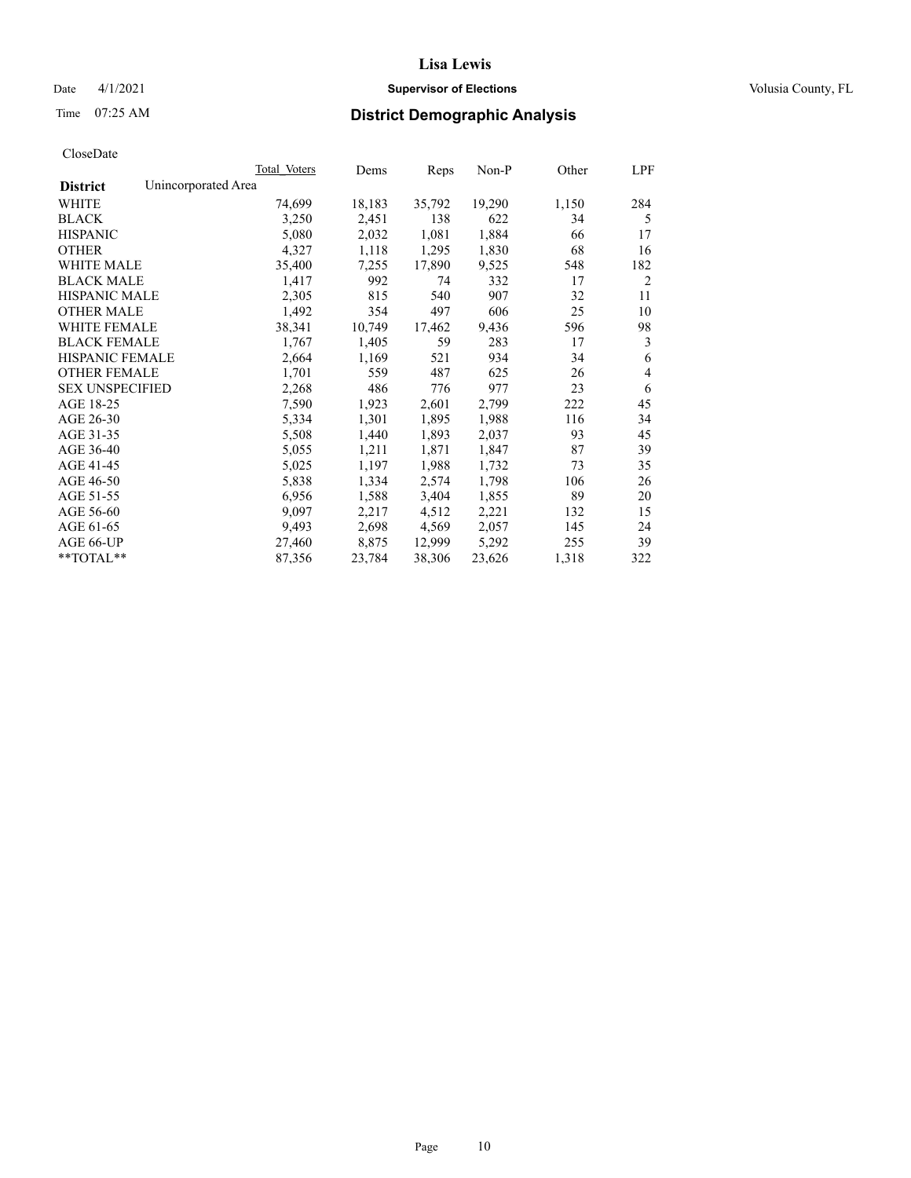**Lisa Lewis**

Date 4/1/2021 **Supervisor of Elections** Volusia County, FL

Time 07:25 AM **District Demographic Analysis**

CloseDate

| | Total Voters | Dems | Reps | Non-P | Other | LPF |
|---|---|---|---|---|---|---|
| **District** Unincorporated Area | | | | | | |
| WHITE | 74,699 | 18,183 | 35,792 | 19,290 | 1,150 | 284 |
| BLACK | 3,250 | 2,451 | 138 | 622 | 34 | 5 |
| HISPANIC | 5,080 | 2,032 | 1,081 | 1,884 | 66 | 17 |
| OTHER | 4,327 | 1,118 | 1,295 | 1,830 | 68 | 16 |
| WHITE MALE | 35,400 | 7,255 | 17,890 | 9,525 | 548 | 182 |
| BLACK MALE | 1,417 | 992 | 74 | 332 | 17 | 2 |
| HISPANIC MALE | 2,305 | 815 | 540 | 907 | 32 | 11 |
| OTHER MALE | 1,492 | 354 | 497 | 606 | 25 | 10 |
| WHITE FEMALE | 38,341 | 10,749 | 17,462 | 9,436 | 596 | 98 |
| BLACK FEMALE | 1,767 | 1,405 | 59 | 283 | 17 | 3 |
| HISPANIC FEMALE | 2,664 | 1,169 | 521 | 934 | 34 | 6 |
| OTHER FEMALE | 1,701 | 559 | 487 | 625 | 26 | 4 |
| SEX UNSPECIFIED | 2,268 | 486 | 776 | 977 | 23 | 6 |
| AGE 18-25 | 7,590 | 1,923 | 2,601 | 2,799 | 222 | 45 |
| AGE 26-30 | 5,334 | 1,301 | 1,895 | 1,988 | 116 | 34 |
| AGE 31-35 | 5,508 | 1,440 | 1,893 | 2,037 | 93 | 45 |
| AGE 36-40 | 5,055 | 1,211 | 1,871 | 1,847 | 87 | 39 |
| AGE 41-45 | 5,025 | 1,197 | 1,988 | 1,732 | 73 | 35 |
| AGE 46-50 | 5,838 | 1,334 | 2,574 | 1,798 | 106 | 26 |
| AGE 51-55 | 6,956 | 1,588 | 3,404 | 1,855 | 89 | 20 |
| AGE 56-60 | 9,097 | 2,217 | 4,512 | 2,221 | 132 | 15 |
| AGE 61-65 | 9,493 | 2,698 | 4,569 | 2,057 | 145 | 24 |
| AGE 66-UP | 27,460 | 8,875 | 12,999 | 5,292 | 255 | 39 |
| **TOTAL** | 87,356 | 23,784 | 38,306 | 23,626 | 1,318 | 322 |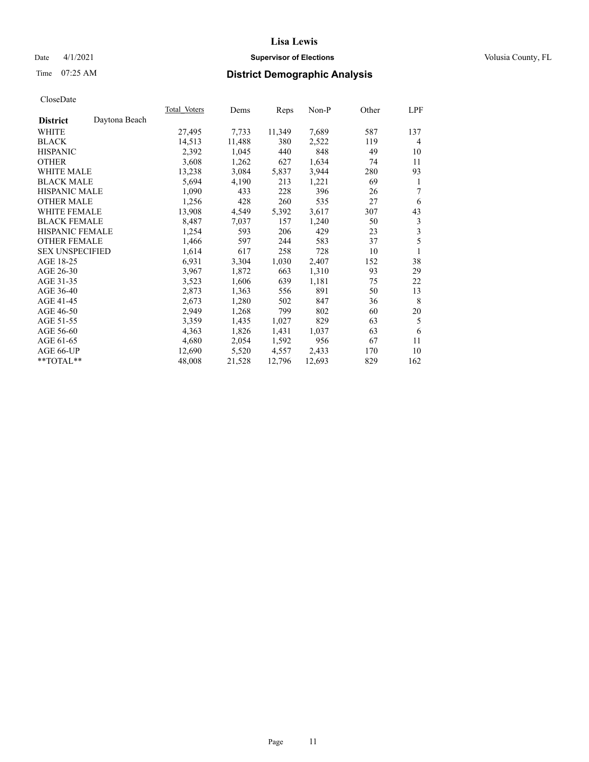# Lisa Lewis

Date 4/1/2021 **Supervisor of Elections** Volusia County, FL

Time 07:25 AM **District Demographic Analysis**

CloseDate

| District: Daytona Beach | Total Voters | Dems | Reps | Non-P | Other | LPF |
|---|---|---|---|---|---|---|
| WHITE | 27,495 | 7,733 | 11,349 | 7,689 | 587 | 137 |
| BLACK | 14,513 | 11,488 | 380 | 2,522 | 119 | 4 |
| HISPANIC | 2,392 | 1,045 | 440 | 848 | 49 | 10 |
| OTHER | 3,608 | 1,262 | 627 | 1,634 | 74 | 11 |
| WHITE MALE | 13,238 | 3,084 | 5,837 | 3,944 | 280 | 93 |
| BLACK MALE | 5,694 | 4,190 | 213 | 1,221 | 69 | 1 |
| HISPANIC MALE | 1,090 | 433 | 228 | 396 | 26 | 7 |
| OTHER MALE | 1,256 | 428 | 260 | 535 | 27 | 6 |
| WHITE FEMALE | 13,908 | 4,549 | 5,392 | 3,617 | 307 | 43 |
| BLACK FEMALE | 8,487 | 7,037 | 157 | 1,240 | 50 | 3 |
| HISPANIC FEMALE | 1,254 | 593 | 206 | 429 | 23 | 3 |
| OTHER FEMALE | 1,466 | 597 | 244 | 583 | 37 | 5 |
| SEX UNSPECIFIED | 1,614 | 617 | 258 | 728 | 10 | 1 |
| AGE 18-25 | 6,931 | 3,304 | 1,030 | 2,407 | 152 | 38 |
| AGE 26-30 | 3,967 | 1,872 | 663 | 1,310 | 93 | 29 |
| AGE 31-35 | 3,523 | 1,606 | 639 | 1,181 | 75 | 22 |
| AGE 36-40 | 2,873 | 1,363 | 556 | 891 | 50 | 13 |
| AGE 41-45 | 2,673 | 1,280 | 502 | 847 | 36 | 8 |
| AGE 46-50 | 2,949 | 1,268 | 799 | 802 | 60 | 20 |
| AGE 51-55 | 3,359 | 1,435 | 1,027 | 829 | 63 | 5 |
| AGE 56-60 | 4,363 | 1,826 | 1,431 | 1,037 | 63 | 6 |
| AGE 61-65 | 4,680 | 2,054 | 1,592 | 956 | 67 | 11 |
| AGE 66-UP | 12,690 | 5,520 | 4,557 | 2,433 | 170 | 10 |
| **TOTAL** | 48,008 | 21,528 | 12,796 | 12,693 | 829 | 162 |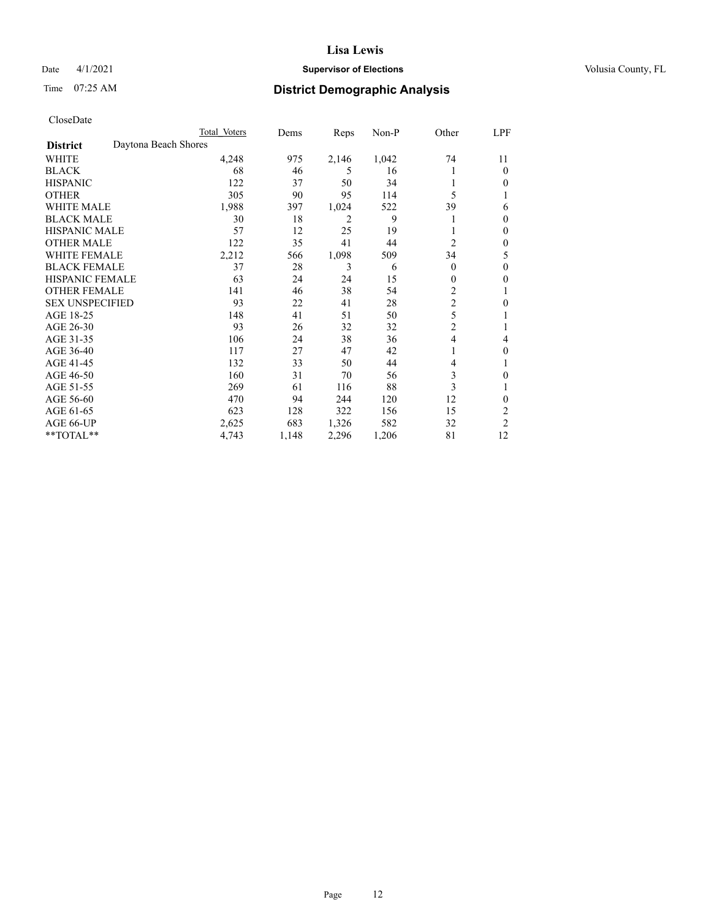# Lisa Lewis

Date 4/1/2021 **Supervisor of Elections** Volusia County, FL

Time 07:25 AM **District Demographic Analysis**

CloseDate

| | Total Voters | Dems | Reps | Non-P | Other | LPF |
|---|---|---|---|---|---|---|
| **District** Daytona Beach Shores | | | | | | |
| WHITE | 4,248 | 975 | 2,146 | 1,042 | 74 | 11 |
| BLACK | 68 | 46 | 5 | 16 | 1 | 0 |
| HISPANIC | 122 | 37 | 50 | 34 | 1 | 0 |
| OTHER | 305 | 90 | 95 | 114 | 5 | 1 |
| WHITE MALE | 1,988 | 397 | 1,024 | 522 | 39 | 6 |
| BLACK MALE | 30 | 18 | 2 | 9 | 1 | 0 |
| HISPANIC MALE | 57 | 12 | 25 | 19 | 1 | 0 |
| OTHER MALE | 122 | 35 | 41 | 44 | 2 | 0 |
| WHITE FEMALE | 2,212 | 566 | 1,098 | 509 | 34 | 5 |
| BLACK FEMALE | 37 | 28 | 3 | 6 | 0 | 0 |
| HISPANIC FEMALE | 63 | 24 | 24 | 15 | 0 | 0 |
| OTHER FEMALE | 141 | 46 | 38 | 54 | 2 | 1 |
| SEX UNSPECIFIED | 93 | 22 | 41 | 28 | 2 | 0 |
| AGE 18-25 | 148 | 41 | 51 | 50 | 5 | 1 |
| AGE 26-30 | 93 | 26 | 32 | 32 | 2 | 1 |
| AGE 31-35 | 106 | 24 | 38 | 36 | 4 | 4 |
| AGE 36-40 | 117 | 27 | 47 | 42 | 1 | 0 |
| AGE 41-45 | 132 | 33 | 50 | 44 | 4 | 1 |
| AGE 46-50 | 160 | 31 | 70 | 56 | 3 | 0 |
| AGE 51-55 | 269 | 61 | 116 | 88 | 3 | 1 |
| AGE 56-60 | 470 | 94 | 244 | 120 | 12 | 0 |
| AGE 61-65 | 623 | 128 | 322 | 156 | 15 | 2 |
| AGE 66-UP | 2,625 | 683 | 1,326 | 582 | 32 | 2 |
| **TOTAL** | 4,743 | 1,148 | 2,296 | 1,206 | 81 | 12 |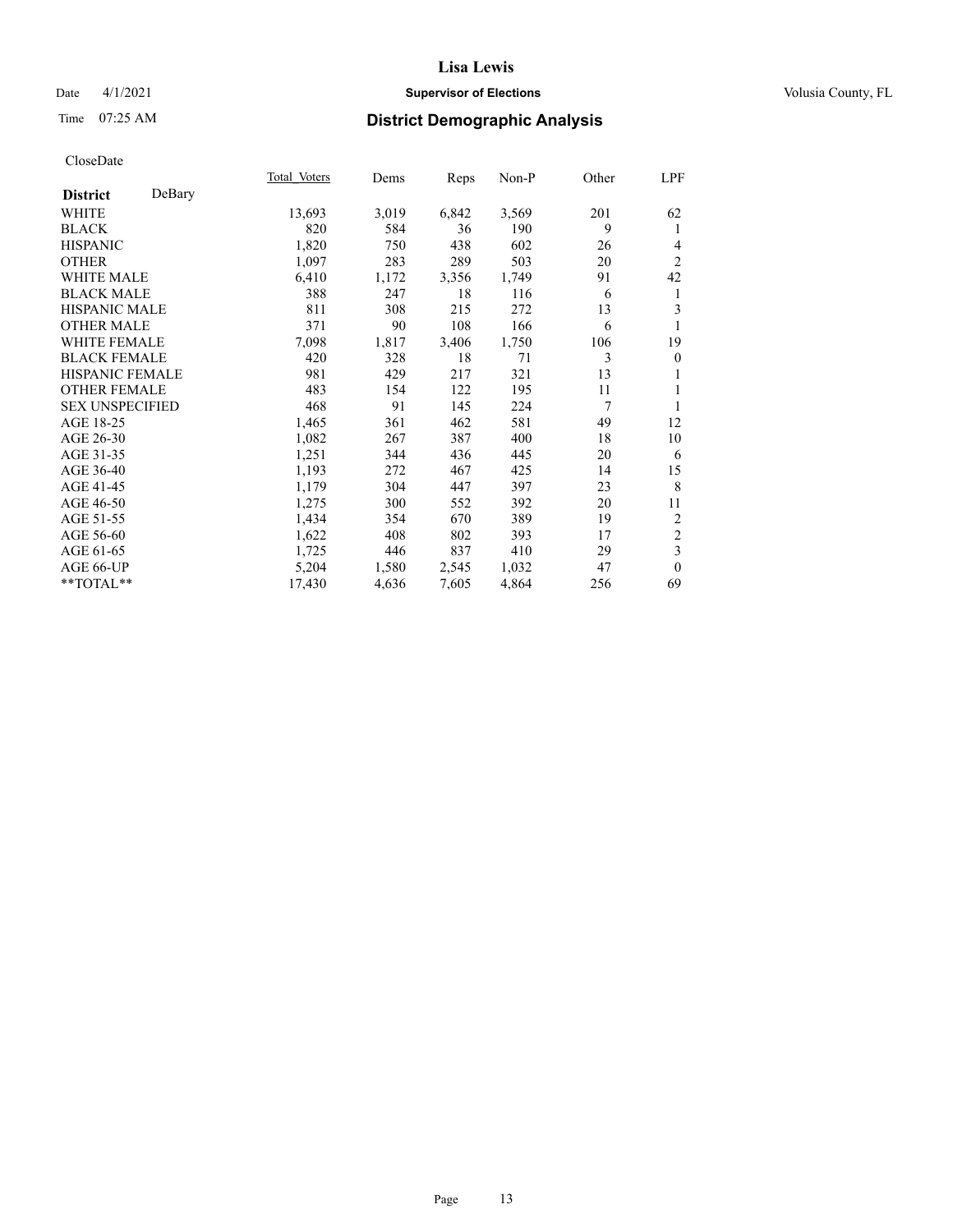# Lisa Lewis

Date 4/1/2021 **Supervisor of Elections** Volusia County, FL

Time 07:25 AM **District Demographic Analysis**

CloseDate

| **District** DeBary | Total Voters | Dems | Reps | Non-P | Other | LPF |
|---|---|---|---|---|---|---|
| WHITE | 13,693 | 3,019 | 6,842 | 3,569 | 201 | 62 |
| BLACK | 820 | 584 | 36 | 190 | 9 | 1 |
| HISPANIC | 1,820 | 750 | 438 | 602 | 26 | 4 |
| OTHER | 1,097 | 283 | 289 | 503 | 20 | 2 |
| WHITE MALE | 6,410 | 1,172 | 3,356 | 1,749 | 91 | 42 |
| BLACK MALE | 388 | 247 | 18 | 116 | 6 | 1 |
| HISPANIC MALE | 811 | 308 | 215 | 272 | 13 | 3 |
| OTHER MALE | 371 | 90 | 108 | 166 | 6 | 1 |
| WHITE FEMALE | 7,098 | 1,817 | 3,406 | 1,750 | 106 | 19 |
| BLACK FEMALE | 420 | 328 | 18 | 71 | 3 | 0 |
| HISPANIC FEMALE | 981 | 429 | 217 | 321 | 13 | 1 |
| OTHER FEMALE | 483 | 154 | 122 | 195 | 11 | 1 |
| SEX UNSPECIFIED | 468 | 91 | 145 | 224 | 7 | 1 |
| AGE 18-25 | 1,465 | 361 | 462 | 581 | 49 | 12 |
| AGE 26-30 | 1,082 | 267 | 387 | 400 | 18 | 10 |
| AGE 31-35 | 1,251 | 344 | 436 | 445 | 20 | 6 |
| AGE 36-40 | 1,193 | 272 | 467 | 425 | 14 | 15 |
| AGE 41-45 | 1,179 | 304 | 447 | 397 | 23 | 8 |
| AGE 46-50 | 1,275 | 300 | 552 | 392 | 20 | 11 |
| AGE 51-55 | 1,434 | 354 | 670 | 389 | 19 | 2 |
| AGE 56-60 | 1,622 | 408 | 802 | 393 | 17 | 2 |
| AGE 61-65 | 1,725 | 446 | 837 | 410 | 29 | 3 |
| AGE 66-UP | 5,204 | 1,580 | 2,545 | 1,032 | 47 | 0 |
| **TOTAL** | 17,430 | 4,636 | 7,605 | 4,864 | 256 | 69 |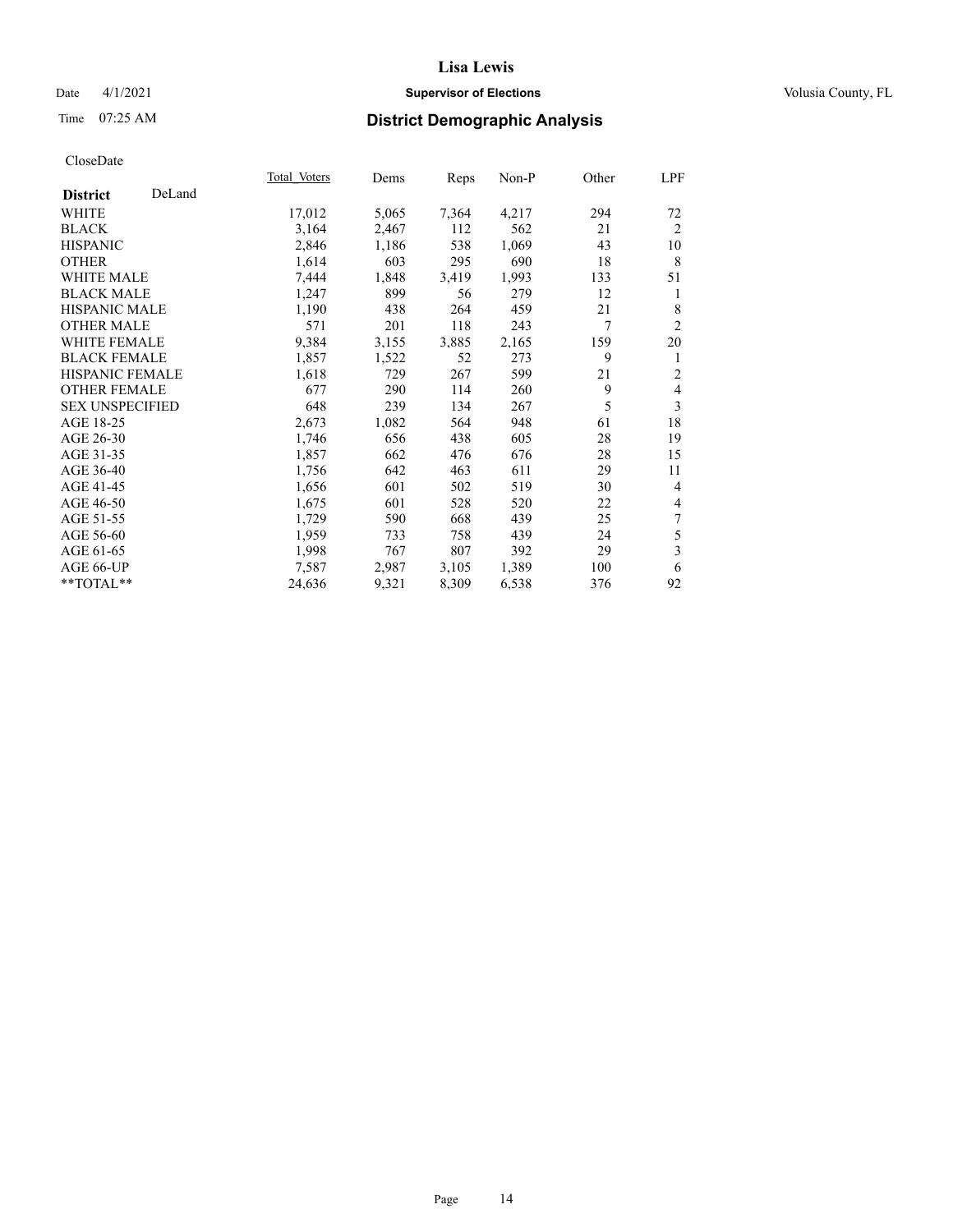# Lisa Lewis

Date 4/1/2021 **Supervisor of Elections** Volusia County, FL

Time 07:25 AM **District Demographic Analysis**

CloseDate

| | Total Voters | Dems | Reps | Non-P | Other | LPF |
|---|---|---|---|---|---|---|
| **District** DeLand | | | | | | |
| WHITE | 17,012 | 5,065 | 7,364 | 4,217 | 294 | 72 |
| BLACK | 3,164 | 2,467 | 112 | 562 | 21 | 2 |
| HISPANIC | 2,846 | 1,186 | 538 | 1,069 | 43 | 10 |
| OTHER | 1,614 | 603 | 295 | 690 | 18 | 8 |
| WHITE MALE | 7,444 | 1,848 | 3,419 | 1,993 | 133 | 51 |
| BLACK MALE | 1,247 | 899 | 56 | 279 | 12 | 1 |
| HISPANIC MALE | 1,190 | 438 | 264 | 459 | 21 | 8 |
| OTHER MALE | 571 | 201 | 118 | 243 | 7 | 2 |
| WHITE FEMALE | 9,384 | 3,155 | 3,885 | 2,165 | 159 | 20 |
| BLACK FEMALE | 1,857 | 1,522 | 52 | 273 | 9 | 1 |
| HISPANIC FEMALE | 1,618 | 729 | 267 | 599 | 21 | 2 |
| OTHER FEMALE | 677 | 290 | 114 | 260 | 9 | 4 |
| SEX UNSPECIFIED | 648 | 239 | 134 | 267 | 5 | 3 |
| AGE 18-25 | 2,673 | 1,082 | 564 | 948 | 61 | 18 |
| AGE 26-30 | 1,746 | 656 | 438 | 605 | 28 | 19 |
| AGE 31-35 | 1,857 | 662 | 476 | 676 | 28 | 15 |
| AGE 36-40 | 1,756 | 642 | 463 | 611 | 29 | 11 |
| AGE 41-45 | 1,656 | 601 | 502 | 519 | 30 | 4 |
| AGE 46-50 | 1,675 | 601 | 528 | 520 | 22 | 4 |
| AGE 51-55 | 1,729 | 590 | 668 | 439 | 25 | 7 |
| AGE 56-60 | 1,959 | 733 | 758 | 439 | 24 | 5 |
| AGE 61-65 | 1,998 | 767 | 807 | 392 | 29 | 3 |
| AGE 66-UP | 7,587 | 2,987 | 3,105 | 1,389 | 100 | 6 |
| **TOTAL** | 24,636 | 9,321 | 8,309 | 6,538 | 376 | 92 |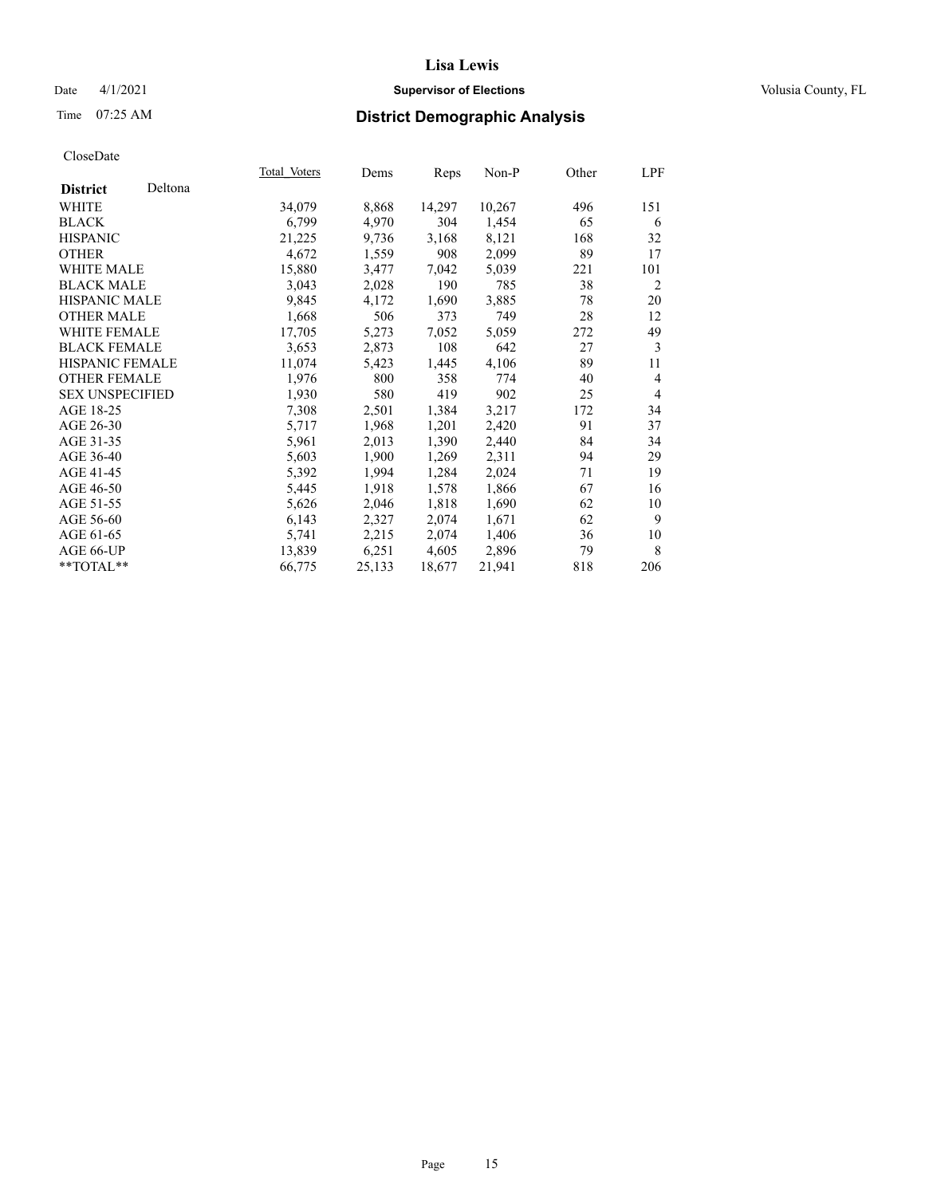# Lisa Lewis

Date 4/1/2021 **Supervisor of Elections** Volusia County, FL

Time 07:25 AM **District Demographic Analysis**

CloseDate

| **District** Deltona | Total Voters | Dems | Reps | Non-P | Other | LPF |
|---|---|---|---|---|---|---|
| WHITE | 34,079 | 8,868 | 14,297 | 10,267 | 496 | 151 |
| BLACK | 6,799 | 4,970 | 304 | 1,454 | 65 | 6 |
| HISPANIC | 21,225 | 9,736 | 3,168 | 8,121 | 168 | 32 |
| OTHER | 4,672 | 1,559 | 908 | 2,099 | 89 | 17 |
| WHITE MALE | 15,880 | 3,477 | 7,042 | 5,039 | 221 | 101 |
| BLACK MALE | 3,043 | 2,028 | 190 | 785 | 38 | 2 |
| HISPANIC MALE | 9,845 | 4,172 | 1,690 | 3,885 | 78 | 20 |
| OTHER MALE | 1,668 | 506 | 373 | 749 | 28 | 12 |
| WHITE FEMALE | 17,705 | 5,273 | 7,052 | 5,059 | 272 | 49 |
| BLACK FEMALE | 3,653 | 2,873 | 108 | 642 | 27 | 3 |
| HISPANIC FEMALE | 11,074 | 5,423 | 1,445 | 4,106 | 89 | 11 |
| OTHER FEMALE | 1,976 | 800 | 358 | 774 | 40 | 4 |
| SEX UNSPECIFIED | 1,930 | 580 | 419 | 902 | 25 | 4 |
| AGE 18-25 | 7,308 | 2,501 | 1,384 | 3,217 | 172 | 34 |
| AGE 26-30 | 5,717 | 1,968 | 1,201 | 2,420 | 91 | 37 |
| AGE 31-35 | 5,961 | 2,013 | 1,390 | 2,440 | 84 | 34 |
| AGE 36-40 | 5,603 | 1,900 | 1,269 | 2,311 | 94 | 29 |
| AGE 41-45 | 5,392 | 1,994 | 1,284 | 2,024 | 71 | 19 |
| AGE 46-50 | 5,445 | 1,918 | 1,578 | 1,866 | 67 | 16 |
| AGE 51-55 | 5,626 | 2,046 | 1,818 | 1,690 | 62 | 10 |
| AGE 56-60 | 6,143 | 2,327 | 2,074 | 1,671 | 62 | 9 |
| AGE 61-65 | 5,741 | 2,215 | 2,074 | 1,406 | 36 | 10 |
| AGE 66-UP | 13,839 | 6,251 | 4,605 | 2,896 | 79 | 8 |
| **TOTAL** | 66,775 | 25,133 | 18,677 | 21,941 | 818 | 206 |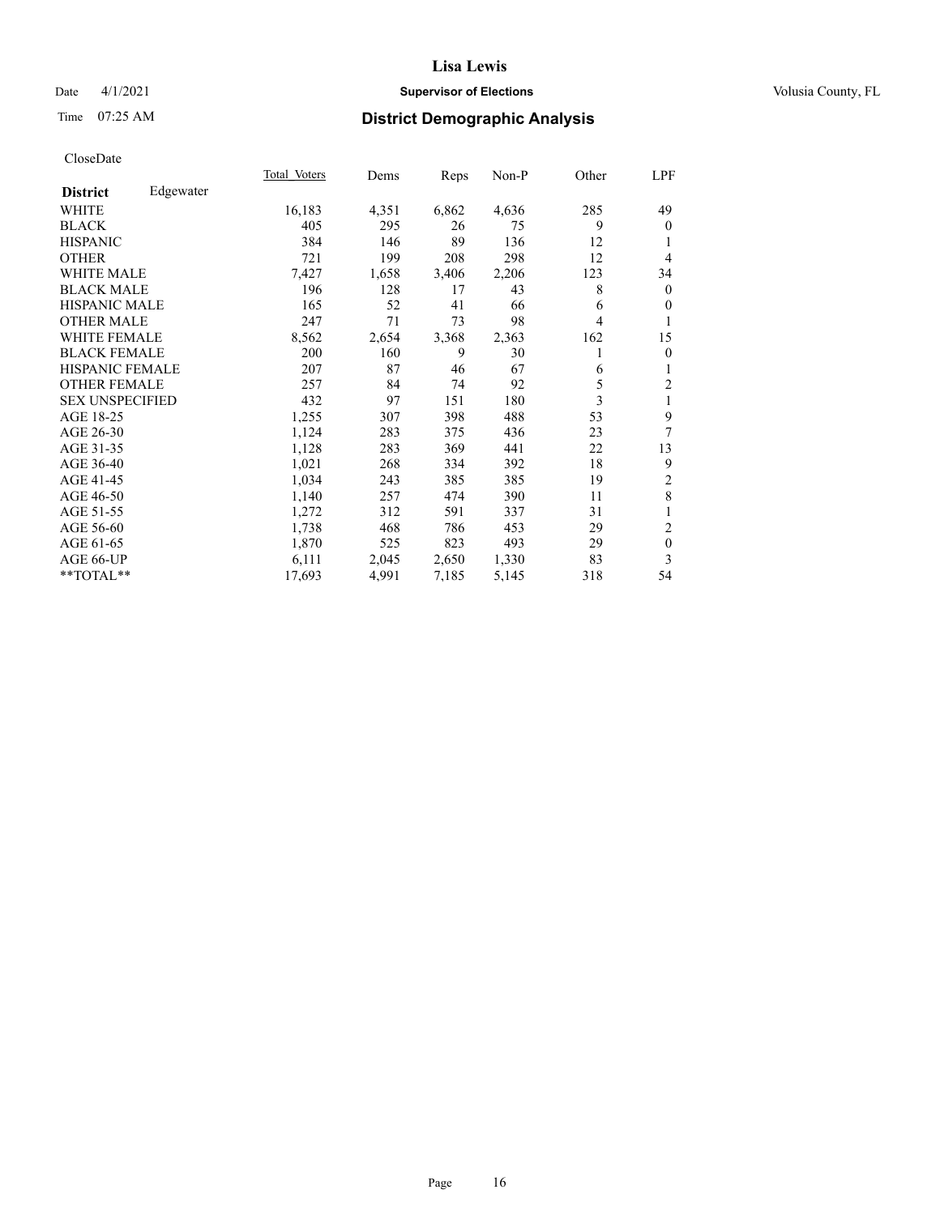CloseDate

| District | Edgewater | Total Voters | Dems | Reps | Non-P | Other | LPF |
|---|---|---|---|---|---|---|---|
| WHITE | | 16,183 | 4,351 | 6,862 | 4,636 | 285 | 49 |
| BLACK | | 405 | 295 | 26 | 75 | 9 | 0 |
| HISPANIC | | 384 | 146 | 89 | 136 | 12 | 1 |
| OTHER | | 721 | 199 | 208 | 298 | 12 | 4 |
| WHITE MALE | | 7,427 | 1,658 | 3,406 | 2,206 | 123 | 34 |
| BLACK MALE | | 196 | 128 | 17 | 43 | 8 | 0 |
| HISPANIC MALE | | 165 | 52 | 41 | 66 | 6 | 0 |
| OTHER MALE | | 247 | 71 | 73 | 98 | 4 | 1 |
| WHITE FEMALE | | 8,562 | 2,654 | 3,368 | 2,363 | 162 | 15 |
| BLACK FEMALE | | 200 | 160 | 9 | 30 | 1 | 0 |
| HISPANIC FEMALE | | 207 | 87 | 46 | 67 | 6 | 1 |
| OTHER FEMALE | | 257 | 84 | 74 | 92 | 5 | 2 |
| SEX UNSPECIFIED | | 432 | 97 | 151 | 180 | 3 | 1 |
| AGE 18-25 | | 1,255 | 307 | 398 | 488 | 53 | 9 |
| AGE 26-30 | | 1,124 | 283 | 375 | 436 | 23 | 7 |
| AGE 31-35 | | 1,128 | 283 | 369 | 441 | 22 | 13 |
| AGE 36-40 | | 1,021 | 268 | 334 | 392 | 18 | 9 |
| AGE 41-45 | | 1,034 | 243 | 385 | 385 | 19 | 2 |
| AGE 46-50 | | 1,140 | 257 | 474 | 390 | 11 | 8 |
| AGE 51-55 | | 1,272 | 312 | 591 | 337 | 31 | 1 |
| AGE 56-60 | | 1,738 | 468 | 786 | 453 | 29 | 2 |
| AGE 61-65 | | 1,870 | 525 | 823 | 493 | 29 | 0 |
| AGE 66-UP | | 6,111 | 2,045 | 2,650 | 1,330 | 83 | 3 |
| **TOTAL** | | 17,693 | 4,991 | 7,185 | 5,145 | 318 | 54 |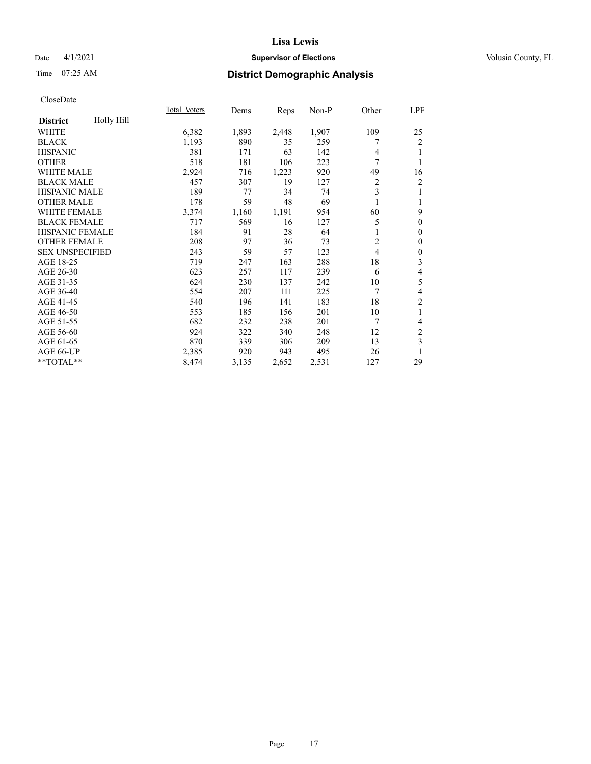# Lisa Lewis

Date 4/1/2021 **Supervisor of Elections** Volusia County, FL

Time 07:25 AM **District Demographic Analysis**

CloseDate

| District: Holly Hill | Total Voters | Dems | Reps | Non-P | Other | LPF |
|---|---|---|---|---|---|---|
| WHITE | 6,382 | 1,893 | 2,448 | 1,907 | 109 | 25 |
| BLACK | 1,193 | 890 | 35 | 259 | 7 | 2 |
| HISPANIC | 381 | 171 | 63 | 142 | 4 | 1 |
| OTHER | 518 | 181 | 106 | 223 | 7 | 1 |
| WHITE MALE | 2,924 | 716 | 1,223 | 920 | 49 | 16 |
| BLACK MALE | 457 | 307 | 19 | 127 | 2 | 2 |
| HISPANIC MALE | 189 | 77 | 34 | 74 | 3 | 1 |
| OTHER MALE | 178 | 59 | 48 | 69 | 1 | 1 |
| WHITE FEMALE | 3,374 | 1,160 | 1,191 | 954 | 60 | 9 |
| BLACK FEMALE | 717 | 569 | 16 | 127 | 5 | 0 |
| HISPANIC FEMALE | 184 | 91 | 28 | 64 | 1 | 0 |
| OTHER FEMALE | 208 | 97 | 36 | 73 | 2 | 0 |
| SEX UNSPECIFIED | 243 | 59 | 57 | 123 | 4 | 0 |
| AGE 18-25 | 719 | 247 | 163 | 288 | 18 | 3 |
| AGE 26-30 | 623 | 257 | 117 | 239 | 6 | 4 |
| AGE 31-35 | 624 | 230 | 137 | 242 | 10 | 5 |
| AGE 36-40 | 554 | 207 | 111 | 225 | 7 | 4 |
| AGE 41-45 | 540 | 196 | 141 | 183 | 18 | 2 |
| AGE 46-50 | 553 | 185 | 156 | 201 | 10 | 1 |
| AGE 51-55 | 682 | 232 | 238 | 201 | 7 | 4 |
| AGE 56-60 | 924 | 322 | 340 | 248 | 12 | 2 |
| AGE 61-65 | 870 | 339 | 306 | 209 | 13 | 3 |
| AGE 66-UP | 2,385 | 920 | 943 | 495 | 26 | 1 |
| **TOTAL** | 8,474 | 3,135 | 2,652 | 2,531 | 127 | 29 |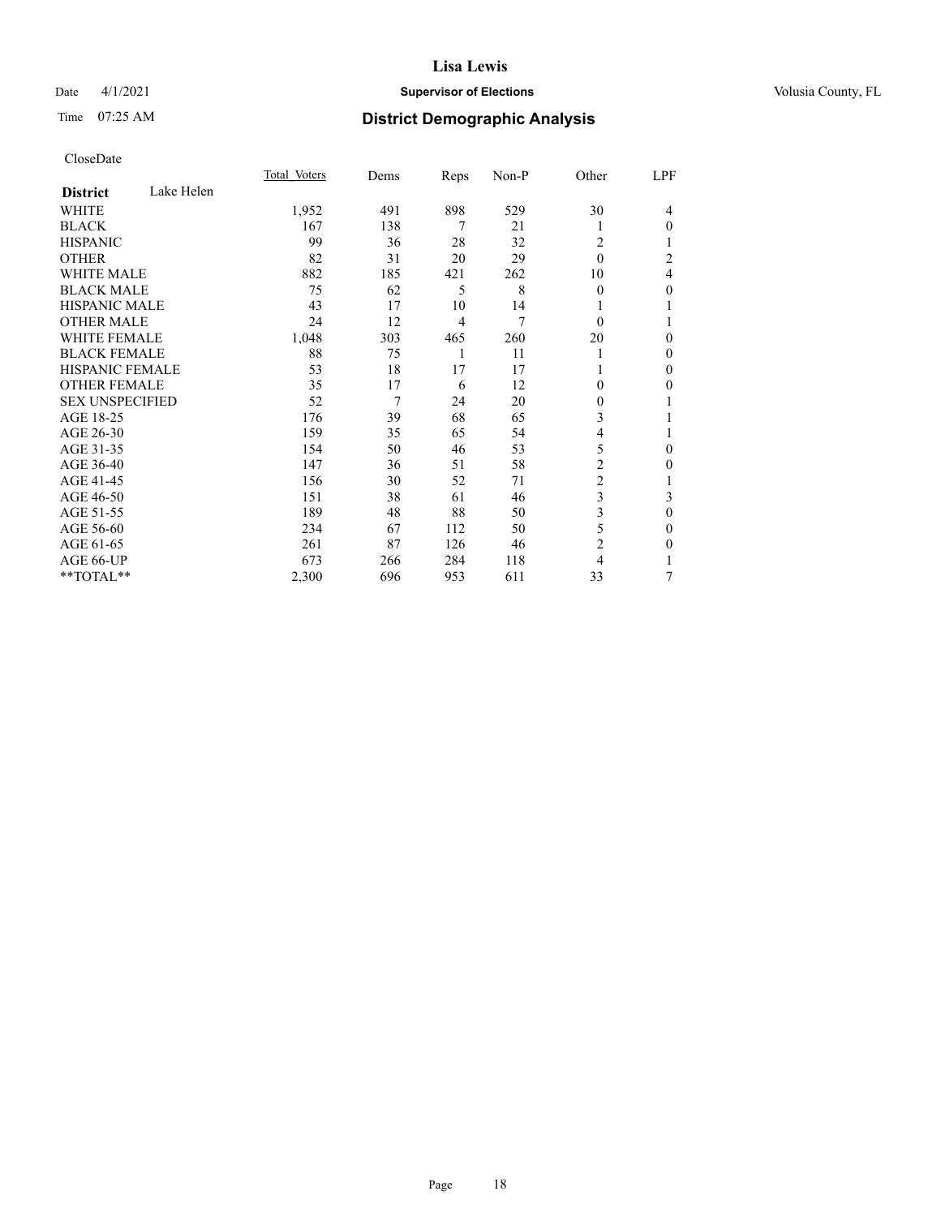# Lisa Lewis

Date 4/1/2021 **Supervisor of Elections** Volusia County, FL

Time 07:25 AM **District Demographic Analysis**

CloseDate

| **District** Lake Helen | Total Voters | Dems | Reps | Non-P | Other | LPF |
|---|---|---|---|---|---|---|
| WHITE | 1,952 | 491 | 898 | 529 | 30 | 4 |
| BLACK | 167 | 138 | 7 | 21 | 1 | 0 |
| HISPANIC | 99 | 36 | 28 | 32 | 2 | 1 |
| OTHER | 82 | 31 | 20 | 29 | 0 | 2 |
| WHITE MALE | 882 | 185 | 421 | 262 | 10 | 4 |
| BLACK MALE | 75 | 62 | 5 | 8 | 0 | 0 |
| HISPANIC MALE | 43 | 17 | 10 | 14 | 1 | 1 |
| OTHER MALE | 24 | 12 | 4 | 7 | 0 | 1 |
| WHITE FEMALE | 1,048 | 303 | 465 | 260 | 20 | 0 |
| BLACK FEMALE | 88 | 75 | 1 | 11 | 1 | 0 |
| HISPANIC FEMALE | 53 | 18 | 17 | 17 | 1 | 0 |
| OTHER FEMALE | 35 | 17 | 6 | 12 | 0 | 0 |
| SEX UNSPECIFIED | 52 | 7 | 24 | 20 | 0 | 1 |
| AGE 18-25 | 176 | 39 | 68 | 65 | 3 | 1 |
| AGE 26-30 | 159 | 35 | 65 | 54 | 4 | 1 |
| AGE 31-35 | 154 | 50 | 46 | 53 | 5 | 0 |
| AGE 36-40 | 147 | 36 | 51 | 58 | 2 | 0 |
| AGE 41-45 | 156 | 30 | 52 | 71 | 2 | 1 |
| AGE 46-50 | 151 | 38 | 61 | 46 | 3 | 3 |
| AGE 51-55 | 189 | 48 | 88 | 50 | 3 | 0 |
| AGE 56-60 | 234 | 67 | 112 | 50 | 5 | 0 |
| AGE 61-65 | 261 | 87 | 126 | 46 | 2 | 0 |
| AGE 66-UP | 673 | 266 | 284 | 118 | 4 | 1 |
| **TOTAL** | 2,300 | 696 | 953 | 611 | 33 | 7 |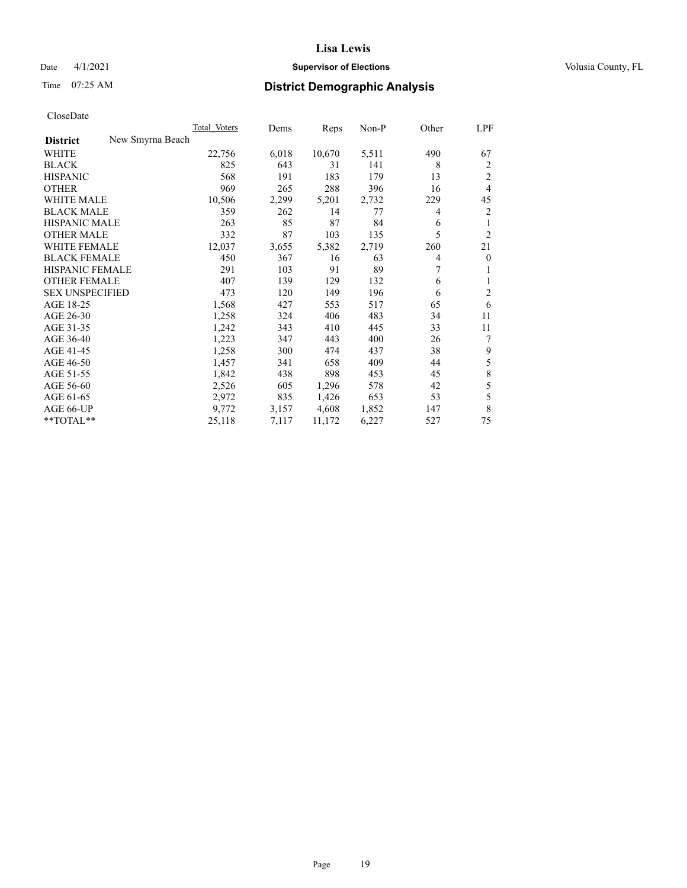# Lisa Lewis

Date 4/1/2021 **Supervisor of Elections** Volusia County, FL

Time 07:25 AM **District Demographic Analysis**

CloseDate

| District | New Smyrna Beach | Total Voters | Dems | Reps | Non-P | Other | LPF |
|---|---|---|---|---|---|---|---|
| WHITE | | 22,756 | 6,018 | 10,670 | 5,511 | 490 | 67 |
| BLACK | | 825 | 643 | 31 | 141 | 8 | 2 |
| HISPANIC | | 568 | 191 | 183 | 179 | 13 | 2 |
| OTHER | | 969 | 265 | 288 | 396 | 16 | 4 |
| WHITE MALE | | 10,506 | 2,299 | 5,201 | 2,732 | 229 | 45 |
| BLACK MALE | | 359 | 262 | 14 | 77 | 4 | 2 |
| HISPANIC MALE | | 263 | 85 | 87 | 84 | 6 | 1 |
| OTHER MALE | | 332 | 87 | 103 | 135 | 5 | 2 |
| WHITE FEMALE | | 12,037 | 3,655 | 5,382 | 2,719 | 260 | 21 |
| BLACK FEMALE | | 450 | 367 | 16 | 63 | 4 | 0 |
| HISPANIC FEMALE | | 291 | 103 | 91 | 89 | 7 | 1 |
| OTHER FEMALE | | 407 | 139 | 129 | 132 | 6 | 1 |
| SEX UNSPECIFIED | | 473 | 120 | 149 | 196 | 6 | 2 |
| AGE 18-25 | | 1,568 | 427 | 553 | 517 | 65 | 6 |
| AGE 26-30 | | 1,258 | 324 | 406 | 483 | 34 | 11 |
| AGE 31-35 | | 1,242 | 343 | 410 | 445 | 33 | 11 |
| AGE 36-40 | | 1,223 | 347 | 443 | 400 | 26 | 7 |
| AGE 41-45 | | 1,258 | 300 | 474 | 437 | 38 | 9 |
| AGE 46-50 | | 1,457 | 341 | 658 | 409 | 44 | 5 |
| AGE 51-55 | | 1,842 | 438 | 898 | 453 | 45 | 8 |
| AGE 56-60 | | 2,526 | 605 | 1,296 | 578 | 42 | 5 |
| AGE 61-65 | | 2,972 | 835 | 1,426 | 653 | 53 | 5 |
| AGE 66-UP | | 9,772 | 3,157 | 4,608 | 1,852 | 147 | 8 |
| **TOTAL** | | 25,118 | 7,117 | 11,172 | 6,227 | 527 | 75 |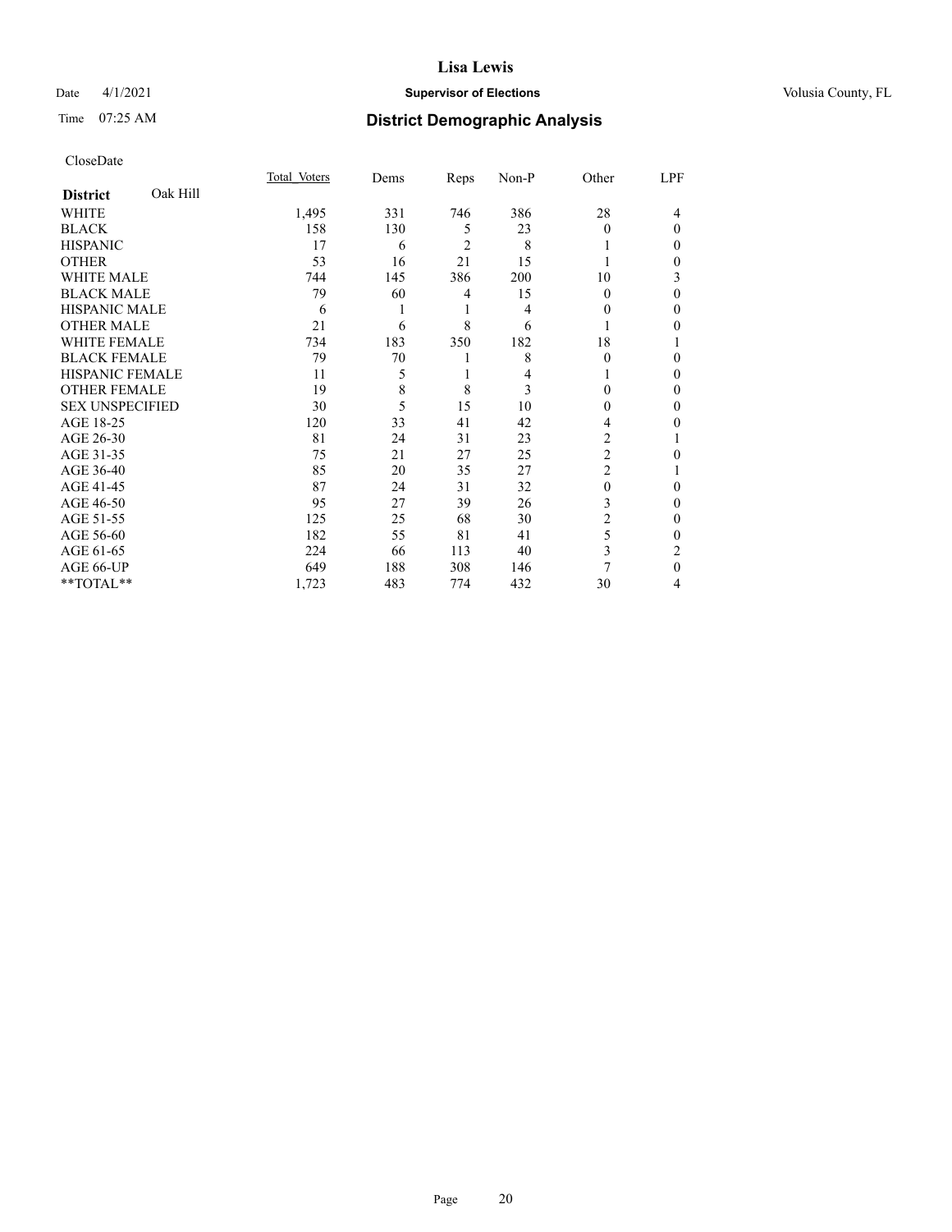# Lisa Lewis

Date 4/1/2021 **Supervisor of Elections** Volusia County, FL

Time 07:25 AM **District Demographic Analysis**

CloseDate

| **District** Oak Hill | Total_Voters | Dems | Reps | Non-P | Other | LPF |
|---|---|---|---|---|---|---|
| WHITE | 1,495 | 331 | 746 | 386 | 28 | 4 |
| BLACK | 158 | 130 | 5 | 23 | 0 | 0 |
| HISPANIC | 17 | 6 | 2 | 8 | 1 | 0 |
| OTHER | 53 | 16 | 21 | 15 | 1 | 0 |
| WHITE MALE | 744 | 145 | 386 | 200 | 10 | 3 |
| BLACK MALE | 79 | 60 | 4 | 15 | 0 | 0 |
| HISPANIC MALE | 6 | 1 | 1 | 4 | 0 | 0 |
| OTHER MALE | 21 | 6 | 8 | 6 | 1 | 0 |
| WHITE FEMALE | 734 | 183 | 350 | 182 | 18 | 1 |
| BLACK FEMALE | 79 | 70 | 1 | 8 | 0 | 0 |
| HISPANIC FEMALE | 11 | 5 | 1 | 4 | 1 | 0 |
| OTHER FEMALE | 19 | 8 | 8 | 3 | 0 | 0 |
| SEX UNSPECIFIED | 30 | 5 | 15 | 10 | 0 | 0 |
| AGE 18-25 | 120 | 33 | 41 | 42 | 4 | 0 |
| AGE 26-30 | 81 | 24 | 31 | 23 | 2 | 1 |
| AGE 31-35 | 75 | 21 | 27 | 25 | 2 | 0 |
| AGE 36-40 | 85 | 20 | 35 | 27 | 2 | 1 |
| AGE 41-45 | 87 | 24 | 31 | 32 | 0 | 0 |
| AGE 46-50 | 95 | 27 | 39 | 26 | 3 | 0 |
| AGE 51-55 | 125 | 25 | 68 | 30 | 2 | 0 |
| AGE 56-60 | 182 | 55 | 81 | 41 | 5 | 0 |
| AGE 61-65 | 224 | 66 | 113 | 40 | 3 | 2 |
| AGE 66-UP | 649 | 188 | 308 | 146 | 7 | 0 |
| **TOTAL** | 1,723 | 483 | 774 | 432 | 30 | 4 |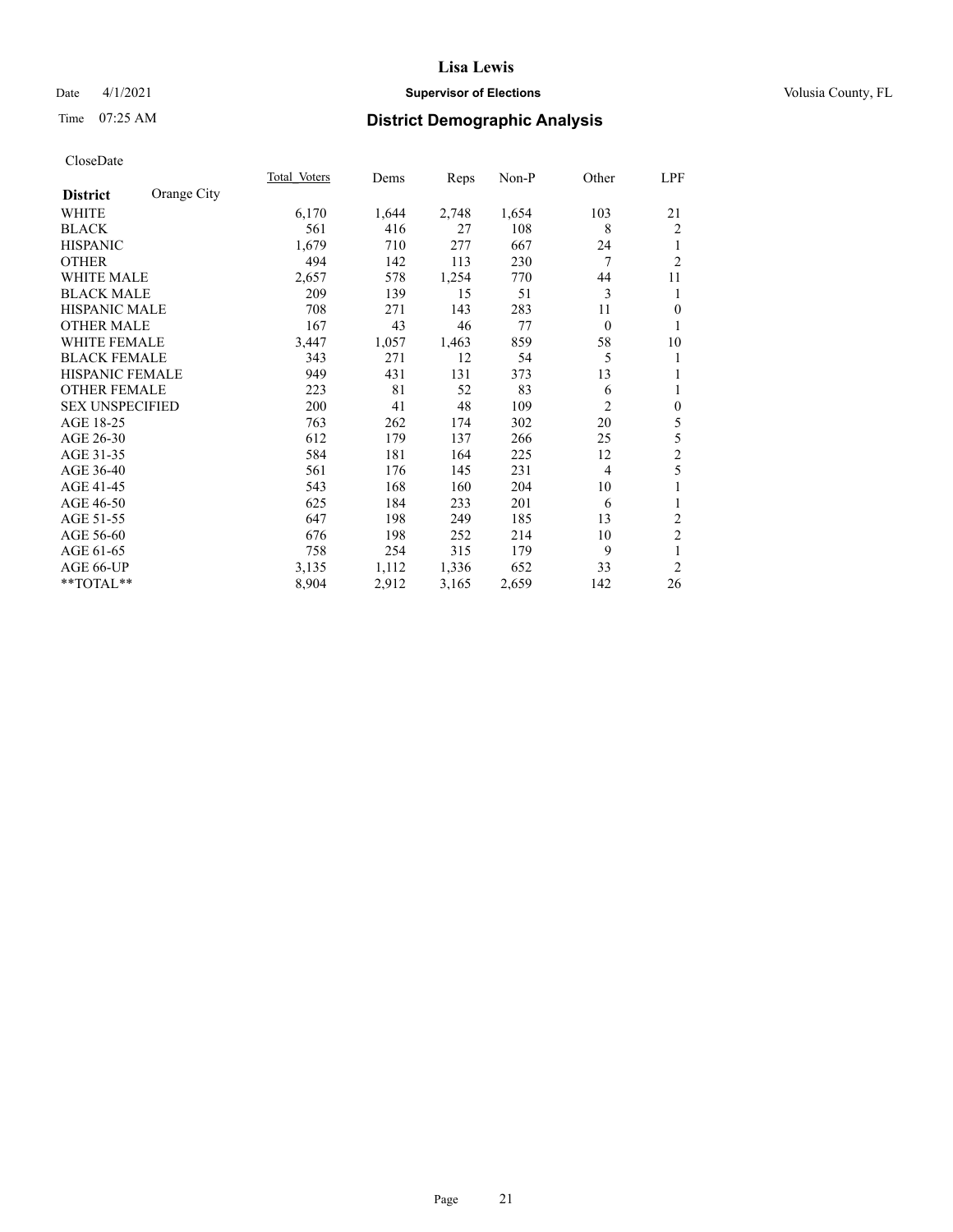# Lisa Lewis

Date 4/1/2021 | **Supervisor of Elections** | Volusia County, FL

Time 07:25 AM | **District Demographic Analysis**

CloseDate

| **District** Orange City | Total Voters | Dems | Reps | Non-P | Other | LPF |
|---|---|---|---|---|---|---|
| WHITE | 6,170 | 1,644 | 2,748 | 1,654 | 103 | 21 |
| BLACK | 561 | 416 | 27 | 108 | 8 | 2 |
| HISPANIC | 1,679 | 710 | 277 | 667 | 24 | 1 |
| OTHER | 494 | 142 | 113 | 230 | 7 | 2 |
| WHITE MALE | 2,657 | 578 | 1,254 | 770 | 44 | 11 |
| BLACK MALE | 209 | 139 | 15 | 51 | 3 | 1 |
| HISPANIC MALE | 708 | 271 | 143 | 283 | 11 | 0 |
| OTHER MALE | 167 | 43 | 46 | 77 | 0 | 1 |
| WHITE FEMALE | 3,447 | 1,057 | 1,463 | 859 | 58 | 10 |
| BLACK FEMALE | 343 | 271 | 12 | 54 | 5 | 1 |
| HISPANIC FEMALE | 949 | 431 | 131 | 373 | 13 | 1 |
| OTHER FEMALE | 223 | 81 | 52 | 83 | 6 | 1 |
| SEX UNSPECIFIED | 200 | 41 | 48 | 109 | 2 | 0 |
| AGE 18-25 | 763 | 262 | 174 | 302 | 20 | 5 |
| AGE 26-30 | 612 | 179 | 137 | 266 | 25 | 5 |
| AGE 31-35 | 584 | 181 | 164 | 225 | 12 | 2 |
| AGE 36-40 | 561 | 176 | 145 | 231 | 4 | 5 |
| AGE 41-45 | 543 | 168 | 160 | 204 | 10 | 1 |
| AGE 46-50 | 625 | 184 | 233 | 201 | 6 | 1 |
| AGE 51-55 | 647 | 198 | 249 | 185 | 13 | 2 |
| AGE 56-60 | 676 | 198 | 252 | 214 | 10 | 2 |
| AGE 61-65 | 758 | 254 | 315 | 179 | 9 | 1 |
| AGE 66-UP | 3,135 | 1,112 | 1,336 | 652 | 33 | 2 |
| **TOTAL** | 8,904 | 2,912 | 3,165 | 2,659 | 142 | 26 |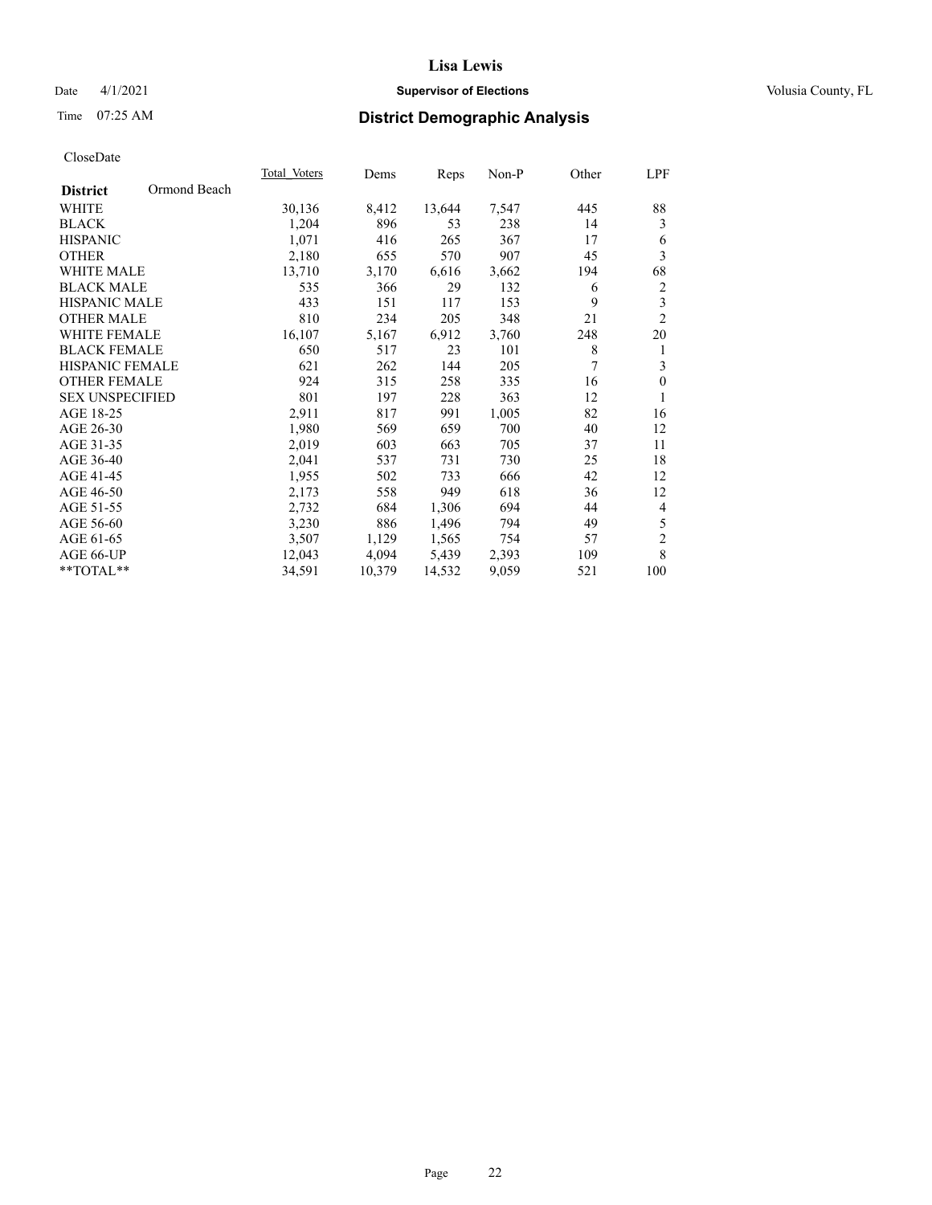# District Demographic Analysis

CloseDate

| District: Ormond Beach | Total_Voters | Dems | Reps | Non-P | Other | LPF |
|---|---|---|---|---|---|---|
| WHITE | 30,136 | 8,412 | 13,644 | 7,547 | 445 | 88 |
| BLACK | 1,204 | 896 | 53 | 238 | 14 | 3 |
| HISPANIC | 1,071 | 416 | 265 | 367 | 17 | 6 |
| OTHER | 2,180 | 655 | 570 | 907 | 45 | 3 |
| WHITE MALE | 13,710 | 3,170 | 6,616 | 3,662 | 194 | 68 |
| BLACK MALE | 535 | 366 | 29 | 132 | 6 | 2 |
| HISPANIC MALE | 433 | 151 | 117 | 153 | 9 | 3 |
| OTHER MALE | 810 | 234 | 205 | 348 | 21 | 2 |
| WHITE FEMALE | 16,107 | 5,167 | 6,912 | 3,760 | 248 | 20 |
| BLACK FEMALE | 650 | 517 | 23 | 101 | 8 | 1 |
| HISPANIC FEMALE | 621 | 262 | 144 | 205 | 7 | 3 |
| OTHER FEMALE | 924 | 315 | 258 | 335 | 16 | 0 |
| SEX UNSPECIFIED | 801 | 197 | 228 | 363 | 12 | 1 |
| AGE 18-25 | 2,911 | 817 | 991 | 1,005 | 82 | 16 |
| AGE 26-30 | 1,980 | 569 | 659 | 700 | 40 | 12 |
| AGE 31-35 | 2,019 | 603 | 663 | 705 | 37 | 11 |
| AGE 36-40 | 2,041 | 537 | 731 | 730 | 25 | 18 |
| AGE 41-45 | 1,955 | 502 | 733 | 666 | 42 | 12 |
| AGE 46-50 | 2,173 | 558 | 949 | 618 | 36 | 12 |
| AGE 51-55 | 2,732 | 684 | 1,306 | 694 | 44 | 4 |
| AGE 56-60 | 3,230 | 886 | 1,496 | 794 | 49 | 5 |
| AGE 61-65 | 3,507 | 1,129 | 1,565 | 754 | 57 | 2 |
| AGE 66-UP | 12,043 | 4,094 | 5,439 | 2,393 | 109 | 8 |
| **TOTAL** | 34,591 | 10,379 | 14,532 | 9,059 | 521 | 100 |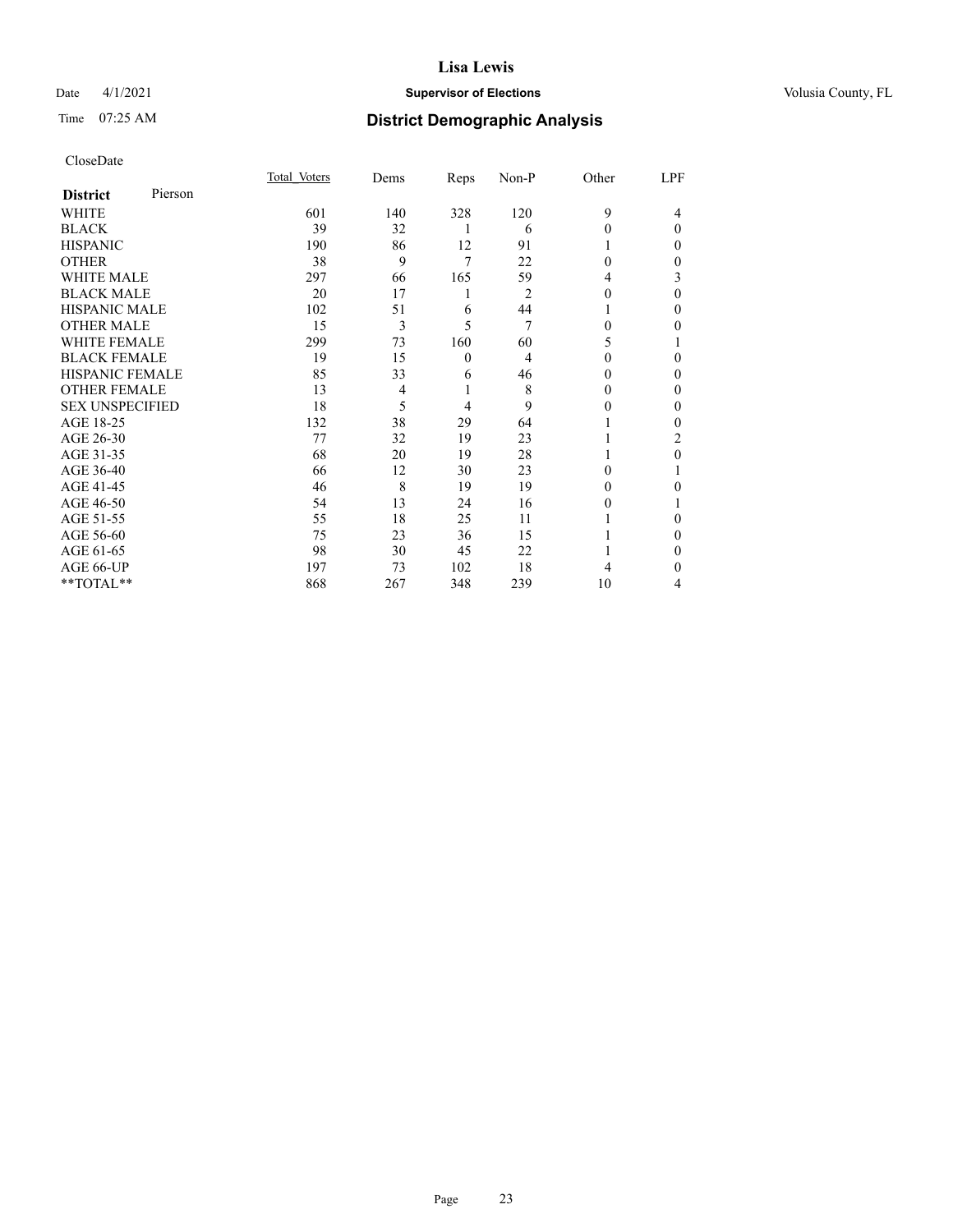# Lisa Lewis

Date 4/1/2021 **Supervisor of Elections** Volusia County, FL

Time 07:25 AM **District Demographic Analysis**

CloseDate

| District | Pierson | Total_Voters | Dems | Reps | Non-P | Other | LPF |
|---|---|---|---|---|---|---|---|
| WHITE | | 601 | 140 | 328 | 120 | 9 | 4 |
| BLACK | | 39 | 32 | 1 | 6 | 0 | 0 |
| HISPANIC | | 190 | 86 | 12 | 91 | 1 | 0 |
| OTHER | | 38 | 9 | 7 | 22 | 0 | 0 |
| WHITE MALE | | 297 | 66 | 165 | 59 | 4 | 3 |
| BLACK MALE | | 20 | 17 | 1 | 2 | 0 | 0 |
| HISPANIC MALE | | 102 | 51 | 6 | 44 | 1 | 0 |
| OTHER MALE | | 15 | 3 | 5 | 7 | 0 | 0 |
| WHITE FEMALE | | 299 | 73 | 160 | 60 | 5 | 1 |
| BLACK FEMALE | | 19 | 15 | 0 | 4 | 0 | 0 |
| HISPANIC FEMALE | | 85 | 33 | 6 | 46 | 0 | 0 |
| OTHER FEMALE | | 13 | 4 | 1 | 8 | 0 | 0 |
| SEX UNSPECIFIED | | 18 | 5 | 4 | 9 | 0 | 0 |
| AGE 18-25 | | 132 | 38 | 29 | 64 | 1 | 0 |
| AGE 26-30 | | 77 | 32 | 19 | 23 | 1 | 2 |
| AGE 31-35 | | 68 | 20 | 19 | 28 | 1 | 0 |
| AGE 36-40 | | 66 | 12 | 30 | 23 | 0 | 1 |
| AGE 41-45 | | 46 | 8 | 19 | 19 | 0 | 0 |
| AGE 46-50 | | 54 | 13 | 24 | 16 | 0 | 1 |
| AGE 51-55 | | 55 | 18 | 25 | 11 | 1 | 0 |
| AGE 56-60 | | 75 | 23 | 36 | 15 | 1 | 0 |
| AGE 61-65 | | 98 | 30 | 45 | 22 | 1 | 0 |
| AGE 66-UP | | 197 | 73 | 102 | 18 | 4 | 0 |
| **TOTAL** | | 868 | 267 | 348 | 239 | 10 | 4 |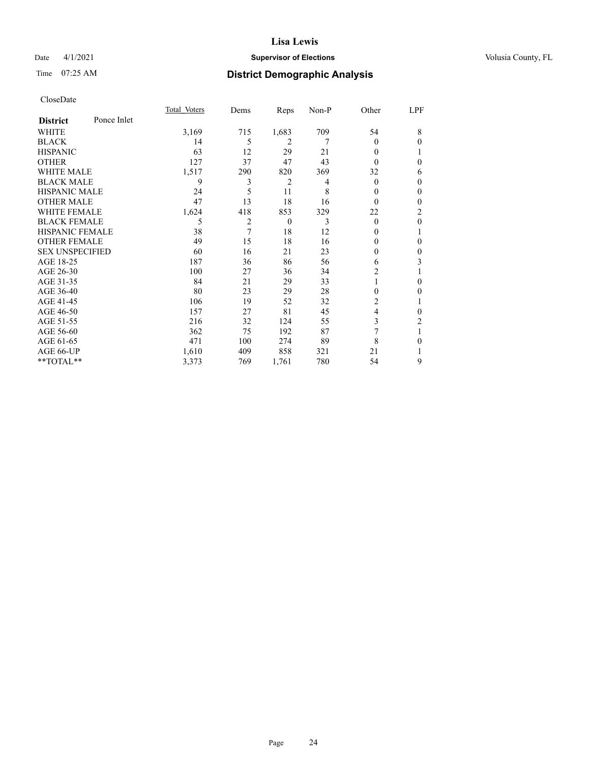# Lisa Lewis

Date 4/1/2021 **Supervisor of Elections** Volusia County, FL

Time 07:25 AM **District Demographic Analysis**

CloseDate

| **District** Ponce Inlet | Total Voters | Dems | Reps | Non-P | Other | LPF |
|---|---|---|---|---|---|---|
| WHITE | 3,169 | 715 | 1,683 | 709 | 54 | 8 |
| BLACK | 14 | 5 | 2 | 7 | 0 | 0 |
| HISPANIC | 63 | 12 | 29 | 21 | 0 | 1 |
| OTHER | 127 | 37 | 47 | 43 | 0 | 0 |
| WHITE MALE | 1,517 | 290 | 820 | 369 | 32 | 6 |
| BLACK MALE | 9 | 3 | 2 | 4 | 0 | 0 |
| HISPANIC MALE | 24 | 5 | 11 | 8 | 0 | 0 |
| OTHER MALE | 47 | 13 | 18 | 16 | 0 | 0 |
| WHITE FEMALE | 1,624 | 418 | 853 | 329 | 22 | 2 |
| BLACK FEMALE | 5 | 2 | 0 | 3 | 0 | 0 |
| HISPANIC FEMALE | 38 | 7 | 18 | 12 | 0 | 1 |
| OTHER FEMALE | 49 | 15 | 18 | 16 | 0 | 0 |
| SEX UNSPECIFIED | 60 | 16 | 21 | 23 | 0 | 0 |
| AGE 18-25 | 187 | 36 | 86 | 56 | 6 | 3 |
| AGE 26-30 | 100 | 27 | 36 | 34 | 2 | 1 |
| AGE 31-35 | 84 | 21 | 29 | 33 | 1 | 0 |
| AGE 36-40 | 80 | 23 | 29 | 28 | 0 | 0 |
| AGE 41-45 | 106 | 19 | 52 | 32 | 2 | 1 |
| AGE 46-50 | 157 | 27 | 81 | 45 | 4 | 0 |
| AGE 51-55 | 216 | 32 | 124 | 55 | 3 | 2 |
| AGE 56-60 | 362 | 75 | 192 | 87 | 7 | 1 |
| AGE 61-65 | 471 | 100 | 274 | 89 | 8 | 0 |
| AGE 66-UP | 1,610 | 409 | 858 | 321 | 21 | 1 |
| **TOTAL** | 3,373 | 769 | 1,761 | 780 | 54 | 9 |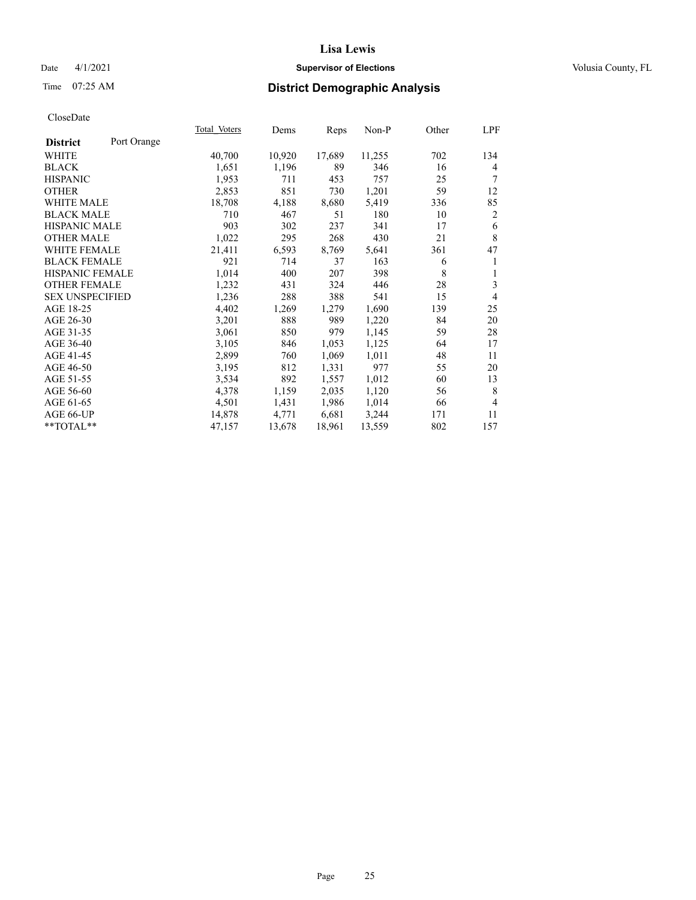# Lisa Lewis

Date 4/1/2021 **Supervisor of Elections** Volusia County, FL

Time 07:25 AM **District Demographic Analysis**

CloseDate

| **District** Port Orange | Total Voters | Dems | Reps | Non-P | Other | LPF |
|---|---|---|---|---|---|---|
| WHITE | 40,700 | 10,920 | 17,689 | 11,255 | 702 | 134 |
| BLACK | 1,651 | 1,196 | 89 | 346 | 16 | 4 |
| HISPANIC | 1,953 | 711 | 453 | 757 | 25 | 7 |
| OTHER | 2,853 | 851 | 730 | 1,201 | 59 | 12 |
| WHITE MALE | 18,708 | 4,188 | 8,680 | 5,419 | 336 | 85 |
| BLACK MALE | 710 | 467 | 51 | 180 | 10 | 2 |
| HISPANIC MALE | 903 | 302 | 237 | 341 | 17 | 6 |
| OTHER MALE | 1,022 | 295 | 268 | 430 | 21 | 8 |
| WHITE FEMALE | 21,411 | 6,593 | 8,769 | 5,641 | 361 | 47 |
| BLACK FEMALE | 921 | 714 | 37 | 163 | 6 | 1 |
| HISPANIC FEMALE | 1,014 | 400 | 207 | 398 | 8 | 1 |
| OTHER FEMALE | 1,232 | 431 | 324 | 446 | 28 | 3 |
| SEX UNSPECIFIED | 1,236 | 288 | 388 | 541 | 15 | 4 |
| AGE 18-25 | 4,402 | 1,269 | 1,279 | 1,690 | 139 | 25 |
| AGE 26-30 | 3,201 | 888 | 989 | 1,220 | 84 | 20 |
| AGE 31-35 | 3,061 | 850 | 979 | 1,145 | 59 | 28 |
| AGE 36-40 | 3,105 | 846 | 1,053 | 1,125 | 64 | 17 |
| AGE 41-45 | 2,899 | 760 | 1,069 | 1,011 | 48 | 11 |
| AGE 46-50 | 3,195 | 812 | 1,331 | 977 | 55 | 20 |
| AGE 51-55 | 3,534 | 892 | 1,557 | 1,012 | 60 | 13 |
| AGE 56-60 | 4,378 | 1,159 | 2,035 | 1,120 | 56 | 8 |
| AGE 61-65 | 4,501 | 1,431 | 1,986 | 1,014 | 66 | 4 |
| AGE 66-UP | 14,878 | 4,771 | 6,681 | 3,244 | 171 | 11 |
| **TOTAL** | 47,157 | 13,678 | 18,961 | 13,559 | 802 | 157 |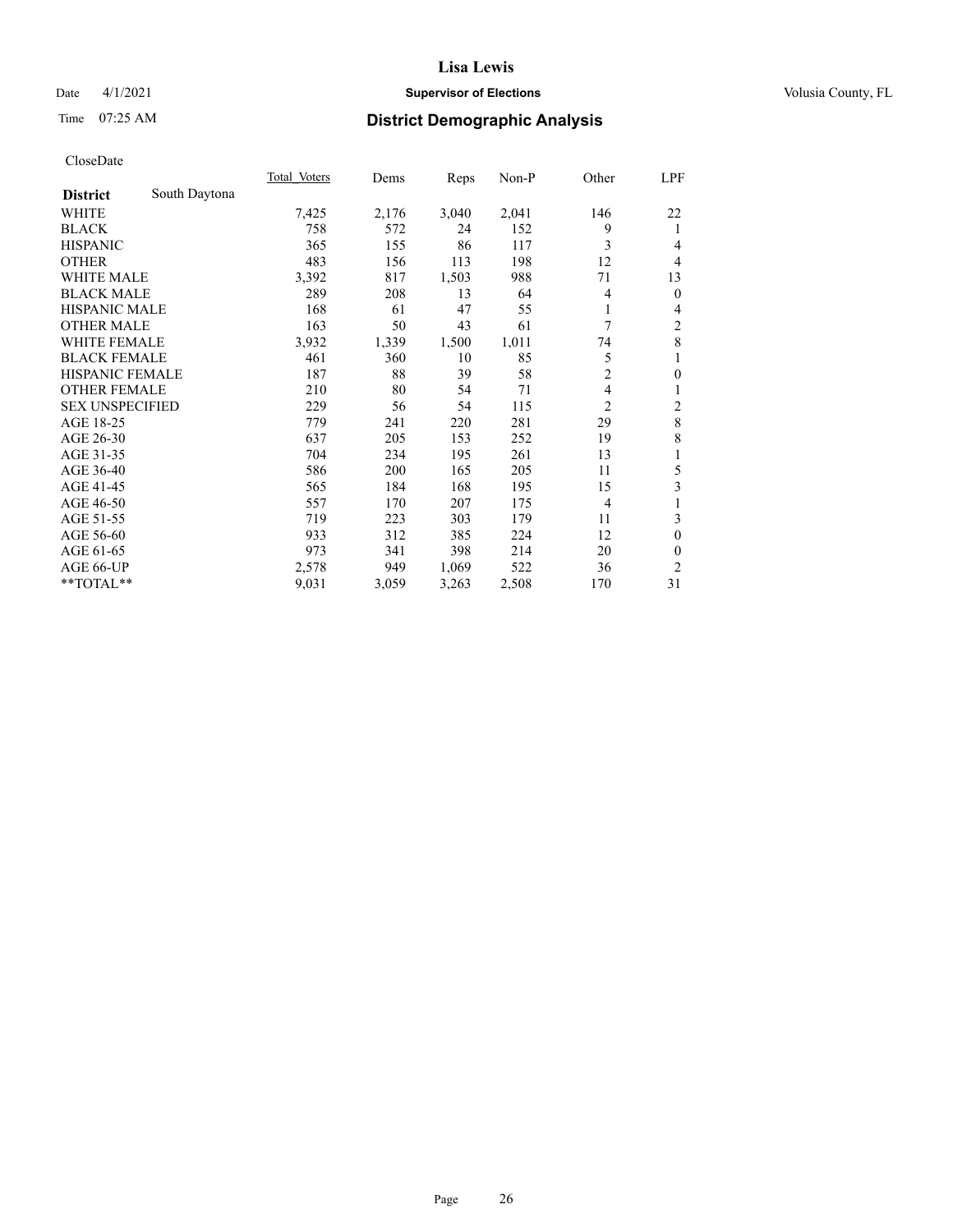# Lisa Lewis

Date 4/1/2021 **Supervisor of Elections** Volusia County, FL

Time 07:25 AM **District Demographic Analysis**

CloseDate

| **District** South Daytona | Total Voters | Dems | Reps | Non-P | Other | LPF |
|---|---|---|---|---|---|---|
| WHITE | 7,425 | 2,176 | 3,040 | 2,041 | 146 | 22 |
| BLACK | 758 | 572 | 24 | 152 | 9 | 1 |
| HISPANIC | 365 | 155 | 86 | 117 | 3 | 4 |
| OTHER | 483 | 156 | 113 | 198 | 12 | 4 |
| WHITE MALE | 3,392 | 817 | 1,503 | 988 | 71 | 13 |
| BLACK MALE | 289 | 208 | 13 | 64 | 4 | 0 |
| HISPANIC MALE | 168 | 61 | 47 | 55 | 1 | 4 |
| OTHER MALE | 163 | 50 | 43 | 61 | 7 | 2 |
| WHITE FEMALE | 3,932 | 1,339 | 1,500 | 1,011 | 74 | 8 |
| BLACK FEMALE | 461 | 360 | 10 | 85 | 5 | 1 |
| HISPANIC FEMALE | 187 | 88 | 39 | 58 | 2 | 0 |
| OTHER FEMALE | 210 | 80 | 54 | 71 | 4 | 1 |
| SEX UNSPECIFIED | 229 | 56 | 54 | 115 | 2 | 2 |
| AGE 18-25 | 779 | 241 | 220 | 281 | 29 | 8 |
| AGE 26-30 | 637 | 205 | 153 | 252 | 19 | 8 |
| AGE 31-35 | 704 | 234 | 195 | 261 | 13 | 1 |
| AGE 36-40 | 586 | 200 | 165 | 205 | 11 | 5 |
| AGE 41-45 | 565 | 184 | 168 | 195 | 15 | 3 |
| AGE 46-50 | 557 | 170 | 207 | 175 | 4 | 1 |
| AGE 51-55 | 719 | 223 | 303 | 179 | 11 | 3 |
| AGE 56-60 | 933 | 312 | 385 | 224 | 12 | 0 |
| AGE 61-65 | 973 | 341 | 398 | 214 | 20 | 0 |
| AGE 66-UP | 2,578 | 949 | 1,069 | 522 | 36 | 2 |
| **TOTAL** | 9,031 | 3,059 | 3,263 | 2,508 | 170 | 31 |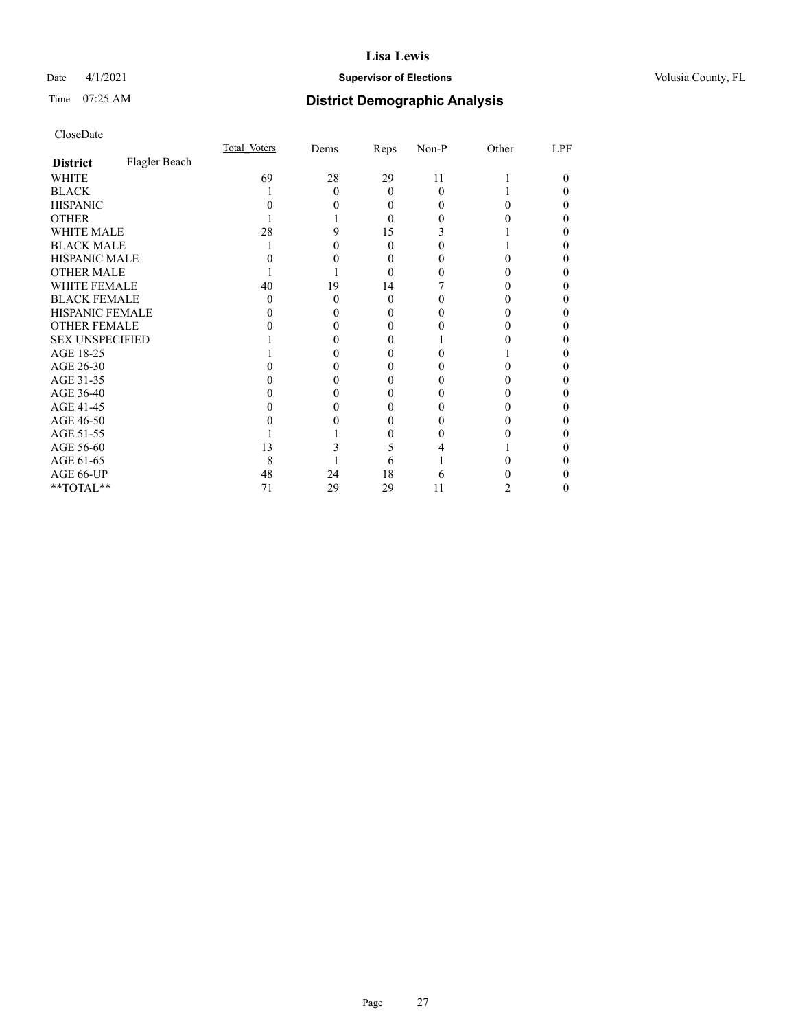# Lisa Lewis

Date 4/1/2021 **Supervisor of Elections** Volusia County, FL

Time 07:25 AM **District Demographic Analysis**

CloseDate

| | Total_Voters | Dems | Reps | Non-P | Other | LPF |
|---|---|---|---|---|---|---|
| **District** Flagler Beach | | | | | | |
| WHITE | 69 | 28 | 29 | 11 | 1 | 0 |
| BLACK | 1 | 0 | 0 | 0 | 1 | 0 |
| HISPANIC | 0 | 0 | 0 | 0 | 0 | 0 |
| OTHER | 1 | 1 | 0 | 0 | 0 | 0 |
| WHITE MALE | 28 | 9 | 15 | 3 | 1 | 0 |
| BLACK MALE | 1 | 0 | 0 | 0 | 1 | 0 |
| HISPANIC MALE | 0 | 0 | 0 | 0 | 0 | 0 |
| OTHER MALE | 1 | 1 | 0 | 0 | 0 | 0 |
| WHITE FEMALE | 40 | 19 | 14 | 7 | 0 | 0 |
| BLACK FEMALE | 0 | 0 | 0 | 0 | 0 | 0 |
| HISPANIC FEMALE | 0 | 0 | 0 | 0 | 0 | 0 |
| OTHER FEMALE | 0 | 0 | 0 | 0 | 0 | 0 |
| SEX UNSPECIFIED | 1 | 0 | 0 | 1 | 0 | 0 |
| AGE 18-25 | 1 | 0 | 0 | 0 | 1 | 0 |
| AGE 26-30 | 0 | 0 | 0 | 0 | 0 | 0 |
| AGE 31-35 | 0 | 0 | 0 | 0 | 0 | 0 |
| AGE 36-40 | 0 | 0 | 0 | 0 | 0 | 0 |
| AGE 41-45 | 0 | 0 | 0 | 0 | 0 | 0 |
| AGE 46-50 | 0 | 0 | 0 | 0 | 0 | 0 |
| AGE 51-55 | 1 | 1 | 0 | 0 | 0 | 0 |
| AGE 56-60 | 13 | 3 | 5 | 4 | 1 | 0 |
| AGE 61-65 | 8 | 1 | 6 | 1 | 0 | 0 |
| AGE 66-UP | 48 | 24 | 18 | 6 | 0 | 0 |
| **TOTAL** | 71 | 29 | 29 | 11 | 2 | 0 |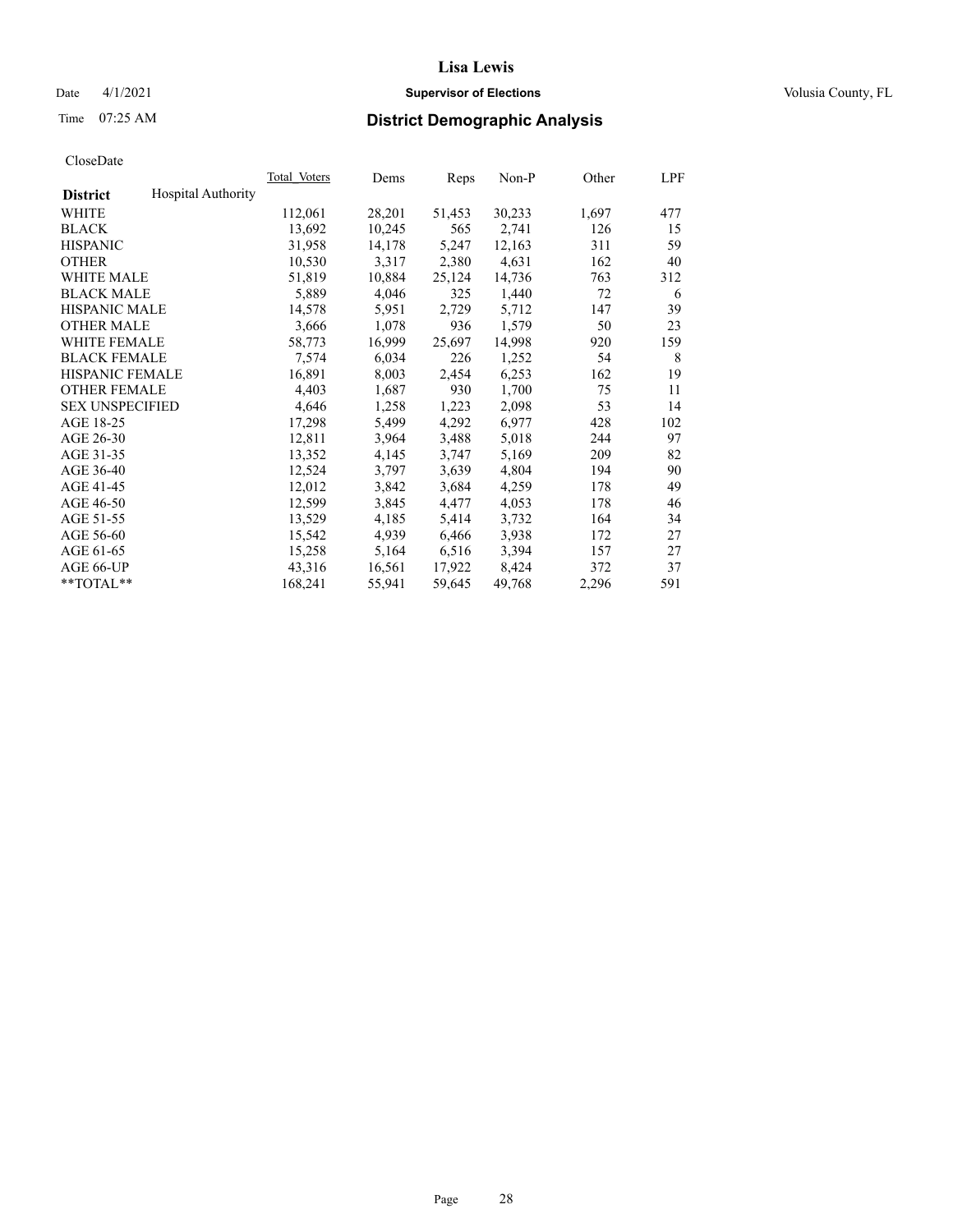# District Demographic Analysis

CloseDate

| District | Hospital Authority | Total_Voters | Dems | Reps | Non-P | Other | LPF |
|---|---|---|---|---|---|---|---|
| WHITE | | 112,061 | 28,201 | 51,453 | 30,233 | 1,697 | 477 |
| BLACK | | 13,692 | 10,245 | 565 | 2,741 | 126 | 15 |
| HISPANIC | | 31,958 | 14,178 | 5,247 | 12,163 | 311 | 59 |
| OTHER | | 10,530 | 3,317 | 2,380 | 4,631 | 162 | 40 |
| WHITE MALE | | 51,819 | 10,884 | 25,124 | 14,736 | 763 | 312 |
| BLACK MALE | | 5,889 | 4,046 | 325 | 1,440 | 72 | 6 |
| HISPANIC MALE | | 14,578 | 5,951 | 2,729 | 5,712 | 147 | 39 |
| OTHER MALE | | 3,666 | 1,078 | 936 | 1,579 | 50 | 23 |
| WHITE FEMALE | | 58,773 | 16,999 | 25,697 | 14,998 | 920 | 159 |
| BLACK FEMALE | | 7,574 | 6,034 | 226 | 1,252 | 54 | 8 |
| HISPANIC FEMALE | | 16,891 | 8,003 | 2,454 | 6,253 | 162 | 19 |
| OTHER FEMALE | | 4,403 | 1,687 | 930 | 1,700 | 75 | 11 |
| SEX UNSPECIFIED | | 4,646 | 1,258 | 1,223 | 2,098 | 53 | 14 |
| AGE 18-25 | | 17,298 | 5,499 | 4,292 | 6,977 | 428 | 102 |
| AGE 26-30 | | 12,811 | 3,964 | 3,488 | 5,018 | 244 | 97 |
| AGE 31-35 | | 13,352 | 4,145 | 3,747 | 5,169 | 209 | 82 |
| AGE 36-40 | | 12,524 | 3,797 | 3,639 | 4,804 | 194 | 90 |
| AGE 41-45 | | 12,012 | 3,842 | 3,684 | 4,259 | 178 | 49 |
| AGE 46-50 | | 12,599 | 3,845 | 4,477 | 4,053 | 178 | 46 |
| AGE 51-55 | | 13,529 | 4,185 | 5,414 | 3,732 | 164 | 34 |
| AGE 56-60 | | 15,542 | 4,939 | 6,466 | 3,938 | 172 | 27 |
| AGE 61-65 | | 15,258 | 5,164 | 6,516 | 3,394 | 157 | 27 |
| AGE 66-UP | | 43,316 | 16,561 | 17,922 | 8,424 | 372 | 37 |
| **TOTAL** | | 168,241 | 55,941 | 59,645 | 49,768 | 2,296 | 591 |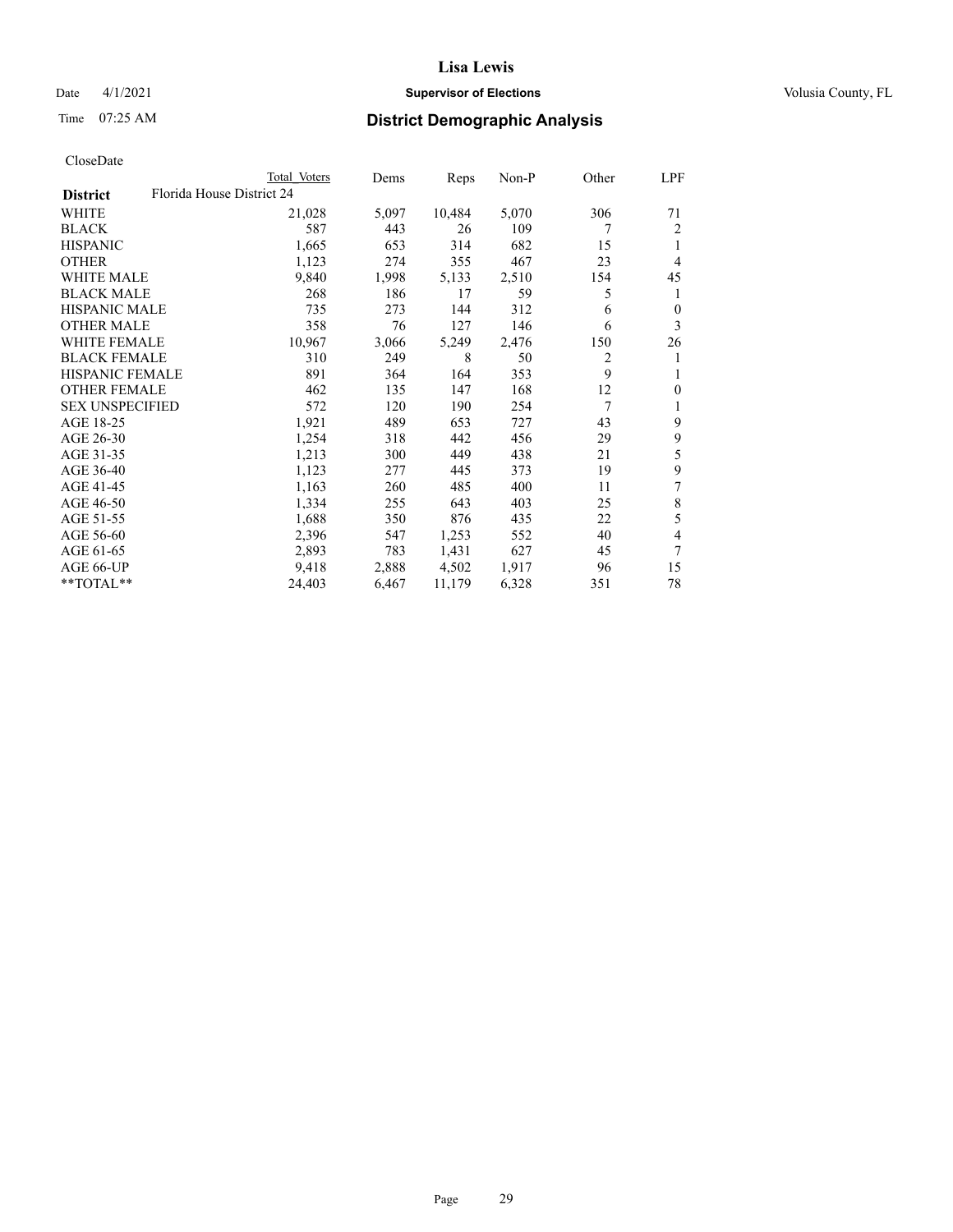# Lisa Lewis

Date 4/1/2021 **Supervisor of Elections** Volusia County, FL

Time 07:25 AM **District Demographic Analysis**

CloseDate

| District | Total Voters | Dems | Reps | Non-P | Other | LPF |
|---|---|---|---|---|---|---|
| Florida House District 24 | | | | | | |
| WHITE | 21,028 | 5,097 | 10,484 | 5,070 | 306 | 71 |
| BLACK | 587 | 443 | 26 | 109 | 7 | 2 |
| HISPANIC | 1,665 | 653 | 314 | 682 | 15 | 1 |
| OTHER | 1,123 | 274 | 355 | 467 | 23 | 4 |
| WHITE MALE | 9,840 | 1,998 | 5,133 | 2,510 | 154 | 45 |
| BLACK MALE | 268 | 186 | 17 | 59 | 5 | 1 |
| HISPANIC MALE | 735 | 273 | 144 | 312 | 6 | 0 |
| OTHER MALE | 358 | 76 | 127 | 146 | 6 | 3 |
| WHITE FEMALE | 10,967 | 3,066 | 5,249 | 2,476 | 150 | 26 |
| BLACK FEMALE | 310 | 249 | 8 | 50 | 2 | 1 |
| HISPANIC FEMALE | 891 | 364 | 164 | 353 | 9 | 1 |
| OTHER FEMALE | 462 | 135 | 147 | 168 | 12 | 0 |
| SEX UNSPECIFIED | 572 | 120 | 190 | 254 | 7 | 1 |
| AGE 18-25 | 1,921 | 489 | 653 | 727 | 43 | 9 |
| AGE 26-30 | 1,254 | 318 | 442 | 456 | 29 | 9 |
| AGE 31-35 | 1,213 | 300 | 449 | 438 | 21 | 5 |
| AGE 36-40 | 1,123 | 277 | 445 | 373 | 19 | 9 |
| AGE 41-45 | 1,163 | 260 | 485 | 400 | 11 | 7 |
| AGE 46-50 | 1,334 | 255 | 643 | 403 | 25 | 8 |
| AGE 51-55 | 1,688 | 350 | 876 | 435 | 22 | 5 |
| AGE 56-60 | 2,396 | 547 | 1,253 | 552 | 40 | 4 |
| AGE 61-65 | 2,893 | 783 | 1,431 | 627 | 45 | 7 |
| AGE 66-UP | 9,418 | 2,888 | 4,502 | 1,917 | 96 | 15 |
| **TOTAL** | 24,403 | 6,467 | 11,179 | 6,328 | 351 | 78 |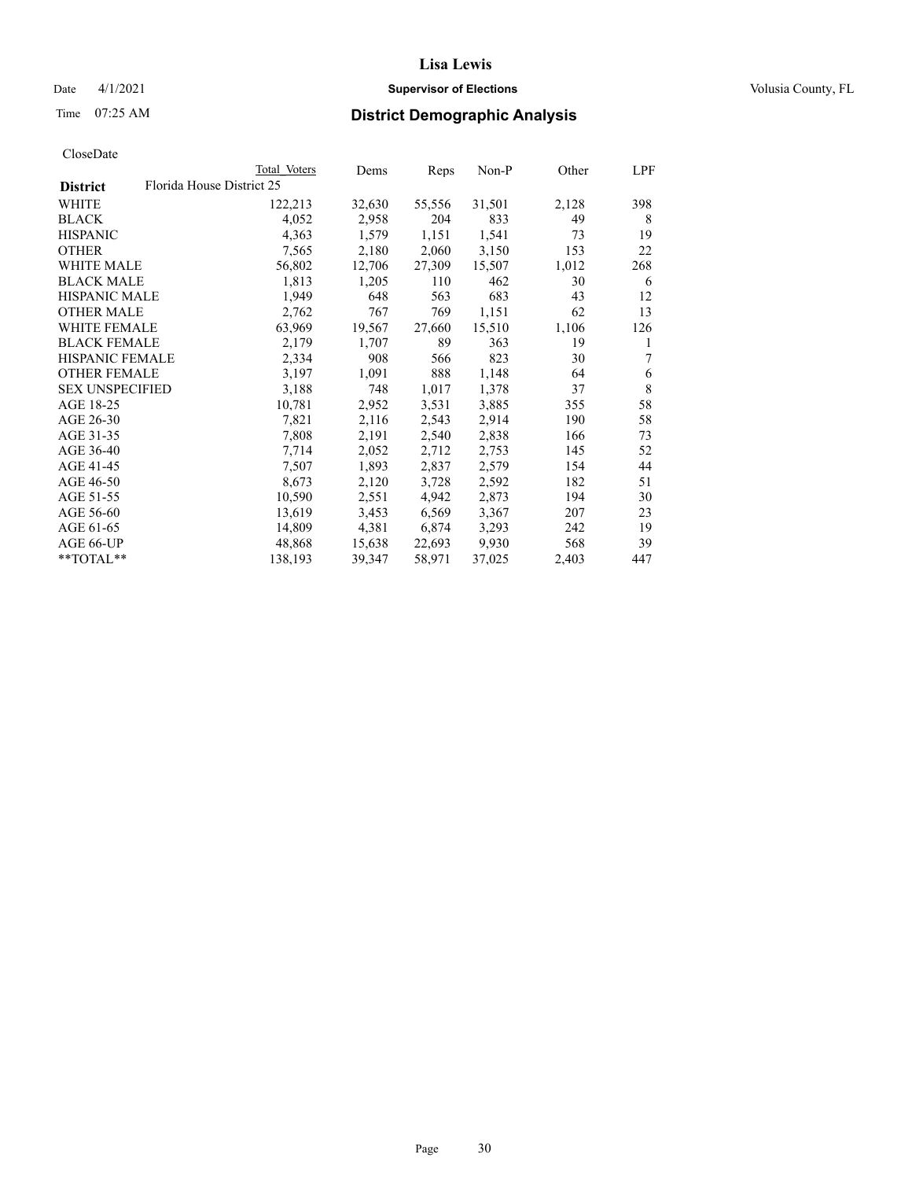# Lisa Lewis

Date 4/1/2021 **Supervisor of Elections** Volusia County, FL

Time 07:25 AM **District Demographic Analysis**

CloseDate

| District | Total Voters | Dems | Reps | Non-P | Other | LPF |
|---|---|---|---|---|---|---|
| **Florida House District 25** | | | | | | |
| WHITE | 122,213 | 32,630 | 55,556 | 31,501 | 2,128 | 398 |
| BLACK | 4,052 | 2,958 | 204 | 833 | 49 | 8 |
| HISPANIC | 4,363 | 1,579 | 1,151 | 1,541 | 73 | 19 |
| OTHER | 7,565 | 2,180 | 2,060 | 3,150 | 153 | 22 |
| WHITE MALE | 56,802 | 12,706 | 27,309 | 15,507 | 1,012 | 268 |
| BLACK MALE | 1,813 | 1,205 | 110 | 462 | 30 | 6 |
| HISPANIC MALE | 1,949 | 648 | 563 | 683 | 43 | 12 |
| OTHER MALE | 2,762 | 767 | 769 | 1,151 | 62 | 13 |
| WHITE FEMALE | 63,969 | 19,567 | 27,660 | 15,510 | 1,106 | 126 |
| BLACK FEMALE | 2,179 | 1,707 | 89 | 363 | 19 | 1 |
| HISPANIC FEMALE | 2,334 | 908 | 566 | 823 | 30 | 7 |
| OTHER FEMALE | 3,197 | 1,091 | 888 | 1,148 | 64 | 6 |
| SEX UNSPECIFIED | 3,188 | 748 | 1,017 | 1,378 | 37 | 8 |
| AGE 18-25 | 10,781 | 2,952 | 3,531 | 3,885 | 355 | 58 |
| AGE 26-30 | 7,821 | 2,116 | 2,543 | 2,914 | 190 | 58 |
| AGE 31-35 | 7,808 | 2,191 | 2,540 | 2,838 | 166 | 73 |
| AGE 36-40 | 7,714 | 2,052 | 2,712 | 2,753 | 145 | 52 |
| AGE 41-45 | 7,507 | 1,893 | 2,837 | 2,579 | 154 | 44 |
| AGE 46-50 | 8,673 | 2,120 | 3,728 | 2,592 | 182 | 51 |
| AGE 51-55 | 10,590 | 2,551 | 4,942 | 2,873 | 194 | 30 |
| AGE 56-60 | 13,619 | 3,453 | 6,569 | 3,367 | 207 | 23 |
| AGE 61-65 | 14,809 | 4,381 | 6,874 | 3,293 | 242 | 19 |
| AGE 66-UP | 48,868 | 15,638 | 22,693 | 9,930 | 568 | 39 |
| **TOTAL** | 138,193 | 39,347 | 58,971 | 37,025 | 2,403 | 447 |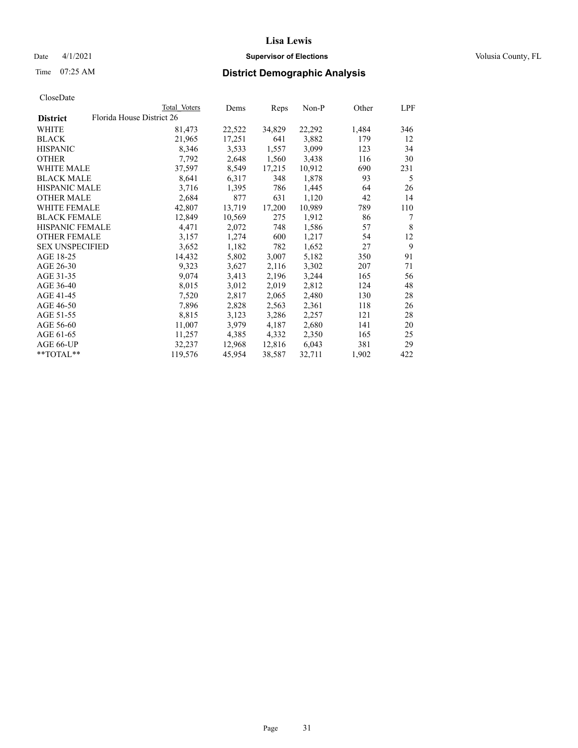# Lisa Lewis

Date 4/1/2021 **Supervisor of Elections** Volusia County, FL

Time 07:25 AM **District Demographic Analysis**

CloseDate

| | Total Voters | Dems | Reps | Non-P | Other | LPF |
|---|---|---|---|---|---|---|
| **District** Florida House District 26 | | | | | | |
| WHITE | 81,473 | 22,522 | 34,829 | 22,292 | 1,484 | 346 |
| BLACK | 21,965 | 17,251 | 641 | 3,882 | 179 | 12 |
| HISPANIC | 8,346 | 3,533 | 1,557 | 3,099 | 123 | 34 |
| OTHER | 7,792 | 2,648 | 1,560 | 3,438 | 116 | 30 |
| WHITE MALE | 37,597 | 8,549 | 17,215 | 10,912 | 690 | 231 |
| BLACK MALE | 8,641 | 6,317 | 348 | 1,878 | 93 | 5 |
| HISPANIC MALE | 3,716 | 1,395 | 786 | 1,445 | 64 | 26 |
| OTHER MALE | 2,684 | 877 | 631 | 1,120 | 42 | 14 |
| WHITE FEMALE | 42,807 | 13,719 | 17,200 | 10,989 | 789 | 110 |
| BLACK FEMALE | 12,849 | 10,569 | 275 | 1,912 | 86 | 7 |
| HISPANIC FEMALE | 4,471 | 2,072 | 748 | 1,586 | 57 | 8 |
| OTHER FEMALE | 3,157 | 1,274 | 600 | 1,217 | 54 | 12 |
| SEX UNSPECIFIED | 3,652 | 1,182 | 782 | 1,652 | 27 | 9 |
| AGE 18-25 | 14,432 | 5,802 | 3,007 | 5,182 | 350 | 91 |
| AGE 26-30 | 9,323 | 3,627 | 2,116 | 3,302 | 207 | 71 |
| AGE 31-35 | 9,074 | 3,413 | 2,196 | 3,244 | 165 | 56 |
| AGE 36-40 | 8,015 | 3,012 | 2,019 | 2,812 | 124 | 48 |
| AGE 41-45 | 7,520 | 2,817 | 2,065 | 2,480 | 130 | 28 |
| AGE 46-50 | 7,896 | 2,828 | 2,563 | 2,361 | 118 | 26 |
| AGE 51-55 | 8,815 | 3,123 | 3,286 | 2,257 | 121 | 28 |
| AGE 56-60 | 11,007 | 3,979 | 4,187 | 2,680 | 141 | 20 |
| AGE 61-65 | 11,257 | 4,385 | 4,332 | 2,350 | 165 | 25 |
| AGE 66-UP | 32,237 | 12,968 | 12,816 | 6,043 | 381 | 29 |
| **TOTAL** | 119,576 | 45,954 | 38,587 | 32,711 | 1,902 | 422 |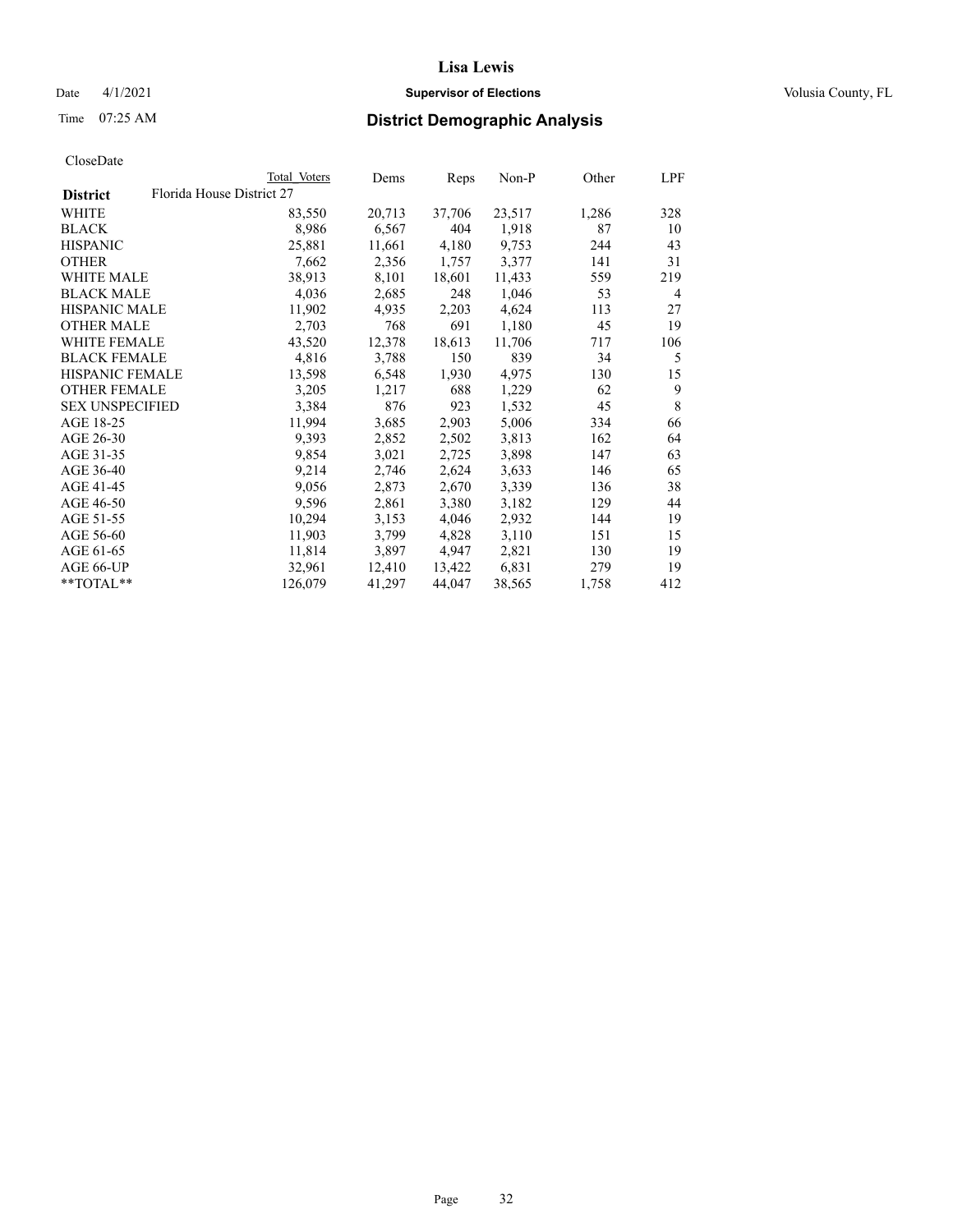# Lisa Lewis

Date 4/1/2021 **Supervisor of Elections** Volusia County, FL

Time 07:25 AM **District Demographic Analysis**

CloseDate

| | Total Voters | Dems | Reps | Non-P | Other | LPF |
|---|---|---|---|---|---|---|
| **District** Florida House District 27 | | | | | | |
| WHITE | 83,550 | 20,713 | 37,706 | 23,517 | 1,286 | 328 |
| BLACK | 8,986 | 6,567 | 404 | 1,918 | 87 | 10 |
| HISPANIC | 25,881 | 11,661 | 4,180 | 9,753 | 244 | 43 |
| OTHER | 7,662 | 2,356 | 1,757 | 3,377 | 141 | 31 |
| WHITE MALE | 38,913 | 8,101 | 18,601 | 11,433 | 559 | 219 |
| BLACK MALE | 4,036 | 2,685 | 248 | 1,046 | 53 | 4 |
| HISPANIC MALE | 11,902 | 4,935 | 2,203 | 4,624 | 113 | 27 |
| OTHER MALE | 2,703 | 768 | 691 | 1,180 | 45 | 19 |
| WHITE FEMALE | 43,520 | 12,378 | 18,613 | 11,706 | 717 | 106 |
| BLACK FEMALE | 4,816 | 3,788 | 150 | 839 | 34 | 5 |
| HISPANIC FEMALE | 13,598 | 6,548 | 1,930 | 4,975 | 130 | 15 |
| OTHER FEMALE | 3,205 | 1,217 | 688 | 1,229 | 62 | 9 |
| SEX UNSPECIFIED | 3,384 | 876 | 923 | 1,532 | 45 | 8 |
| AGE 18-25 | 11,994 | 3,685 | 2,903 | 5,006 | 334 | 66 |
| AGE 26-30 | 9,393 | 2,852 | 2,502 | 3,813 | 162 | 64 |
| AGE 31-35 | 9,854 | 3,021 | 2,725 | 3,898 | 147 | 63 |
| AGE 36-40 | 9,214 | 2,746 | 2,624 | 3,633 | 146 | 65 |
| AGE 41-45 | 9,056 | 2,873 | 2,670 | 3,339 | 136 | 38 |
| AGE 46-50 | 9,596 | 2,861 | 3,380 | 3,182 | 129 | 44 |
| AGE 51-55 | 10,294 | 3,153 | 4,046 | 2,932 | 144 | 19 |
| AGE 56-60 | 11,903 | 3,799 | 4,828 | 3,110 | 151 | 15 |
| AGE 61-65 | 11,814 | 3,897 | 4,947 | 2,821 | 130 | 19 |
| AGE 66-UP | 32,961 | 12,410 | 13,422 | 6,831 | 279 | 19 |
| **TOTAL** | 126,079 | 41,297 | 44,047 | 38,565 | 1,758 | 412 |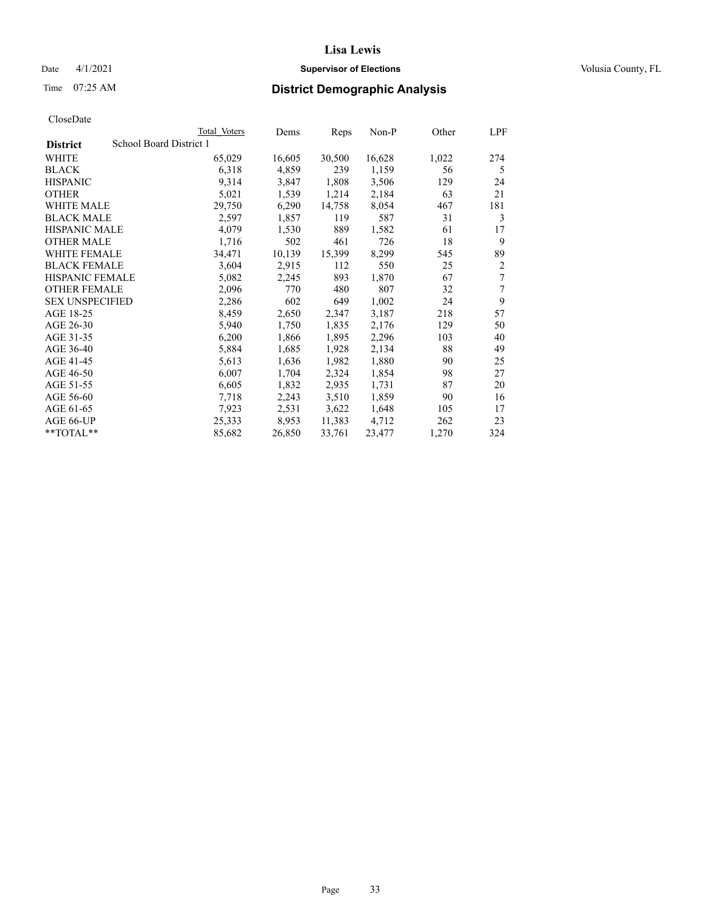# Lisa Lewis

Date 4/1/2021 **Supervisor of Elections** Volusia County, FL

Time 07:25 AM **District Demographic Analysis**

CloseDate

| **District** | School Board District 1 | Total Voters | Dems | Reps | Non-P | Other | LPF |
|---|---|---|---|---|---|---|---|
| WHITE | | 65,029 | 16,605 | 30,500 | 16,628 | 1,022 | 274 |
| BLACK | | 6,318 | 4,859 | 239 | 1,159 | 56 | 5 |
| HISPANIC | | 9,314 | 3,847 | 1,808 | 3,506 | 129 | 24 |
| OTHER | | 5,021 | 1,539 | 1,214 | 2,184 | 63 | 21 |
| WHITE MALE | | 29,750 | 6,290 | 14,758 | 8,054 | 467 | 181 |
| BLACK MALE | | 2,597 | 1,857 | 119 | 587 | 31 | 3 |
| HISPANIC MALE | | 4,079 | 1,530 | 889 | 1,582 | 61 | 17 |
| OTHER MALE | | 1,716 | 502 | 461 | 726 | 18 | 9 |
| WHITE FEMALE | | 34,471 | 10,139 | 15,399 | 8,299 | 545 | 89 |
| BLACK FEMALE | | 3,604 | 2,915 | 112 | 550 | 25 | 2 |
| HISPANIC FEMALE | | 5,082 | 2,245 | 893 | 1,870 | 67 | 7 |
| OTHER FEMALE | | 2,096 | 770 | 480 | 807 | 32 | 7 |
| SEX UNSPECIFIED | | 2,286 | 602 | 649 | 1,002 | 24 | 9 |
| AGE 18-25 | | 8,459 | 2,650 | 2,347 | 3,187 | 218 | 57 |
| AGE 26-30 | | 5,940 | 1,750 | 1,835 | 2,176 | 129 | 50 |
| AGE 31-35 | | 6,200 | 1,866 | 1,895 | 2,296 | 103 | 40 |
| AGE 36-40 | | 5,884 | 1,685 | 1,928 | 2,134 | 88 | 49 |
| AGE 41-45 | | 5,613 | 1,636 | 1,982 | 1,880 | 90 | 25 |
| AGE 46-50 | | 6,007 | 1,704 | 2,324 | 1,854 | 98 | 27 |
| AGE 51-55 | | 6,605 | 1,832 | 2,935 | 1,731 | 87 | 20 |
| AGE 56-60 | | 7,718 | 2,243 | 3,510 | 1,859 | 90 | 16 |
| AGE 61-65 | | 7,923 | 2,531 | 3,622 | 1,648 | 105 | 17 |
| AGE 66-UP | | 25,333 | 8,953 | 11,383 | 4,712 | 262 | 23 |
| **TOTAL** | | 85,682 | 26,850 | 33,761 | 23,477 | 1,270 | 324 |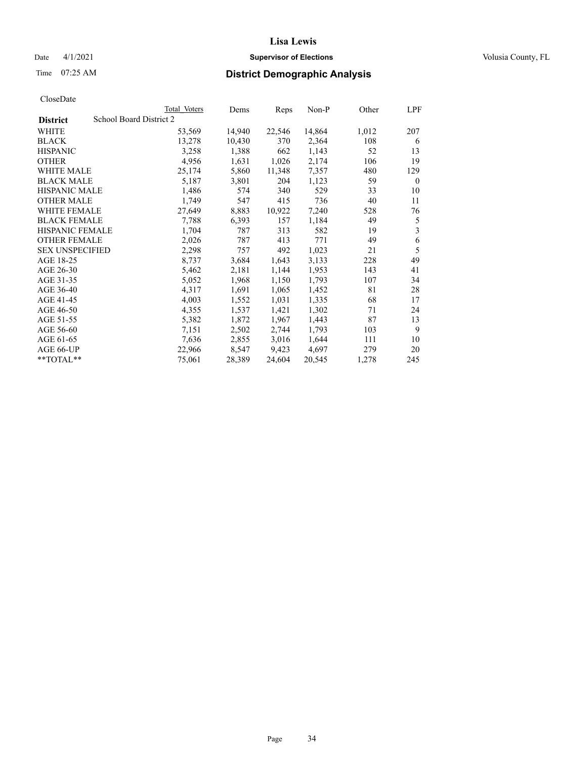Date 4/1/2021

Time 07:25 AM

# Lisa Lewis

## Supervisor of Elections

Volusia County, FL

## District Demographic Analysis

CloseDate

| District | School Board District 2 | Total Voters | Dems | Reps | Non-P | Other | LPF |
|---|---|---|---|---|---|---|---|
| WHITE | | 53,569 | 14,940 | 22,546 | 14,864 | 1,012 | 207 |
| BLACK | | 13,278 | 10,430 | 370 | 2,364 | 108 | 6 |
| HISPANIC | | 3,258 | 1,388 | 662 | 1,143 | 52 | 13 |
| OTHER | | 4,956 | 1,631 | 1,026 | 2,174 | 106 | 19 |
| WHITE MALE | | 25,174 | 5,860 | 11,348 | 7,357 | 480 | 129 |
| BLACK MALE | | 5,187 | 3,801 | 204 | 1,123 | 59 | 0 |
| HISPANIC MALE | | 1,486 | 574 | 340 | 529 | 33 | 10 |
| OTHER MALE | | 1,749 | 547 | 415 | 736 | 40 | 11 |
| WHITE FEMALE | | 27,649 | 8,883 | 10,922 | 7,240 | 528 | 76 |
| BLACK FEMALE | | 7,788 | 6,393 | 157 | 1,184 | 49 | 5 |
| HISPANIC FEMALE | | 1,704 | 787 | 313 | 582 | 19 | 3 |
| OTHER FEMALE | | 2,026 | 787 | 413 | 771 | 49 | 6 |
| SEX UNSPECIFIED | | 2,298 | 757 | 492 | 1,023 | 21 | 5 |
| AGE 18-25 | | 8,737 | 3,684 | 1,643 | 3,133 | 228 | 49 |
| AGE 26-30 | | 5,462 | 2,181 | 1,144 | 1,953 | 143 | 41 |
| AGE 31-35 | | 5,052 | 1,968 | 1,150 | 1,793 | 107 | 34 |
| AGE 36-40 | | 4,317 | 1,691 | 1,065 | 1,452 | 81 | 28 |
| AGE 41-45 | | 4,003 | 1,552 | 1,031 | 1,335 | 68 | 17 |
| AGE 46-50 | | 4,355 | 1,537 | 1,421 | 1,302 | 71 | 24 |
| AGE 51-55 | | 5,382 | 1,872 | 1,967 | 1,443 | 87 | 13 |
| AGE 56-60 | | 7,151 | 2,502 | 2,744 | 1,793 | 103 | 9 |
| AGE 61-65 | | 7,636 | 2,855 | 3,016 | 1,644 | 111 | 10 |
| AGE 66-UP | | 22,966 | 8,547 | 9,423 | 4,697 | 279 | 20 |
| **TOTAL** | | 75,061 | 28,389 | 24,604 | 20,545 | 1,278 | 245 |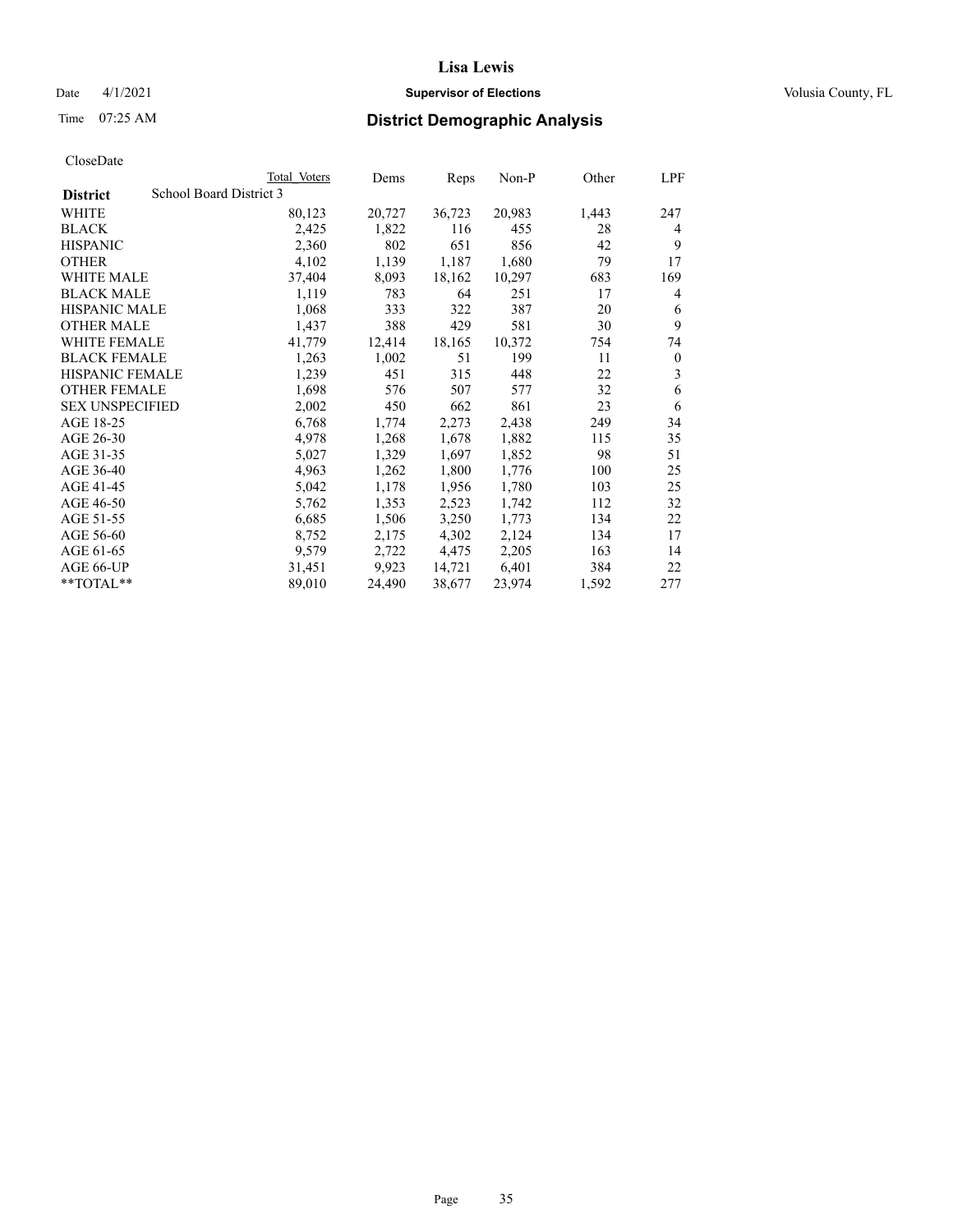# Lisa Lewis

Date 4/1/2021 **Supervisor of Elections** Volusia County, FL

Time 07:25 AM **District Demographic Analysis**

CloseDate

| District | School Board District 3 | Total Voters | Dems | Reps | Non-P | Other | LPF |
|---|---|---|---|---|---|---|---|
| WHITE | | 80,123 | 20,727 | 36,723 | 20,983 | 1,443 | 247 |
| BLACK | | 2,425 | 1,822 | 116 | 455 | 28 | 4 |
| HISPANIC | | 2,360 | 802 | 651 | 856 | 42 | 9 |
| OTHER | | 4,102 | 1,139 | 1,187 | 1,680 | 79 | 17 |
| WHITE MALE | | 37,404 | 8,093 | 18,162 | 10,297 | 683 | 169 |
| BLACK MALE | | 1,119 | 783 | 64 | 251 | 17 | 4 |
| HISPANIC MALE | | 1,068 | 333 | 322 | 387 | 20 | 6 |
| OTHER MALE | | 1,437 | 388 | 429 | 581 | 30 | 9 |
| WHITE FEMALE | | 41,779 | 12,414 | 18,165 | 10,372 | 754 | 74 |
| BLACK FEMALE | | 1,263 | 1,002 | 51 | 199 | 11 | 0 |
| HISPANIC FEMALE | | 1,239 | 451 | 315 | 448 | 22 | 3 |
| OTHER FEMALE | | 1,698 | 576 | 507 | 577 | 32 | 6 |
| SEX UNSPECIFIED | | 2,002 | 450 | 662 | 861 | 23 | 6 |
| AGE 18-25 | | 6,768 | 1,774 | 2,273 | 2,438 | 249 | 34 |
| AGE 26-30 | | 4,978 | 1,268 | 1,678 | 1,882 | 115 | 35 |
| AGE 31-35 | | 5,027 | 1,329 | 1,697 | 1,852 | 98 | 51 |
| AGE 36-40 | | 4,963 | 1,262 | 1,800 | 1,776 | 100 | 25 |
| AGE 41-45 | | 5,042 | 1,178 | 1,956 | 1,780 | 103 | 25 |
| AGE 46-50 | | 5,762 | 1,353 | 2,523 | 1,742 | 112 | 32 |
| AGE 51-55 | | 6,685 | 1,506 | 3,250 | 1,773 | 134 | 22 |
| AGE 56-60 | | 8,752 | 2,175 | 4,302 | 2,124 | 134 | 17 |
| AGE 61-65 | | 9,579 | 2,722 | 4,475 | 2,205 | 163 | 14 |
| AGE 66-UP | | 31,451 | 9,923 | 14,721 | 6,401 | 384 | 22 |
| **TOTAL** | | 89,010 | 24,490 | 38,677 | 23,974 | 1,592 | 277 |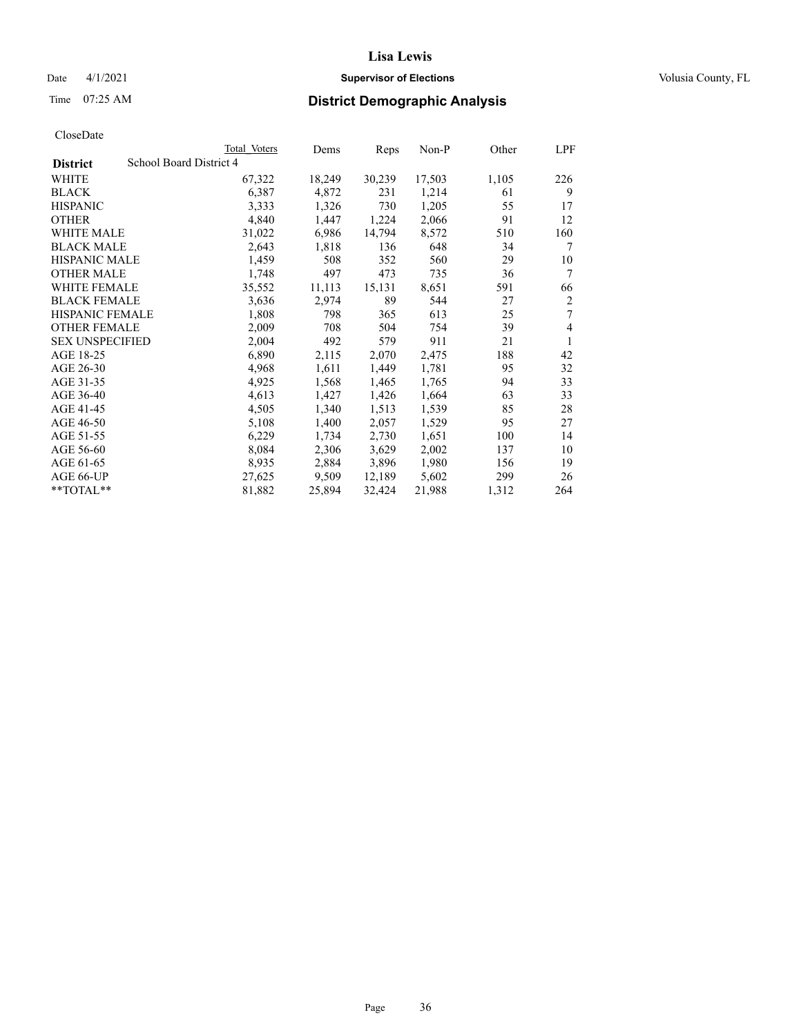# Lisa Lewis

Date 4/1/2021 **Supervisor of Elections** Volusia County, FL

Time 07:25 AM **District Demographic Analysis**

CloseDate

| | Total Voters | Dems | Reps | Non-P | Other | LPF |
|---|---|---|---|---|---|---|
| **District** School Board District 4 | | | | | | |
| WHITE | 67,322 | 18,249 | 30,239 | 17,503 | 1,105 | 226 |
| BLACK | 6,387 | 4,872 | 231 | 1,214 | 61 | 9 |
| HISPANIC | 3,333 | 1,326 | 730 | 1,205 | 55 | 17 |
| OTHER | 4,840 | 1,447 | 1,224 | 2,066 | 91 | 12 |
| WHITE MALE | 31,022 | 6,986 | 14,794 | 8,572 | 510 | 160 |
| BLACK MALE | 2,643 | 1,818 | 136 | 648 | 34 | 7 |
| HISPANIC MALE | 1,459 | 508 | 352 | 560 | 29 | 10 |
| OTHER MALE | 1,748 | 497 | 473 | 735 | 36 | 7 |
| WHITE FEMALE | 35,552 | 11,113 | 15,131 | 8,651 | 591 | 66 |
| BLACK FEMALE | 3,636 | 2,974 | 89 | 544 | 27 | 2 |
| HISPANIC FEMALE | 1,808 | 798 | 365 | 613 | 25 | 7 |
| OTHER FEMALE | 2,009 | 708 | 504 | 754 | 39 | 4 |
| SEX UNSPECIFIED | 2,004 | 492 | 579 | 911 | 21 | 1 |
| AGE 18-25 | 6,890 | 2,115 | 2,070 | 2,475 | 188 | 42 |
| AGE 26-30 | 4,968 | 1,611 | 1,449 | 1,781 | 95 | 32 |
| AGE 31-35 | 4,925 | 1,568 | 1,465 | 1,765 | 94 | 33 |
| AGE 36-40 | 4,613 | 1,427 | 1,426 | 1,664 | 63 | 33 |
| AGE 41-45 | 4,505 | 1,340 | 1,513 | 1,539 | 85 | 28 |
| AGE 46-50 | 5,108 | 1,400 | 2,057 | 1,529 | 95 | 27 |
| AGE 51-55 | 6,229 | 1,734 | 2,730 | 1,651 | 100 | 14 |
| AGE 56-60 | 8,084 | 2,306 | 3,629 | 2,002 | 137 | 10 |
| AGE 61-65 | 8,935 | 2,884 | 3,896 | 1,980 | 156 | 19 |
| AGE 66-UP | 27,625 | 9,509 | 12,189 | 5,602 | 299 | 26 |
| **TOTAL** | 81,882 | 25,894 | 32,424 | 21,988 | 1,312 | 264 |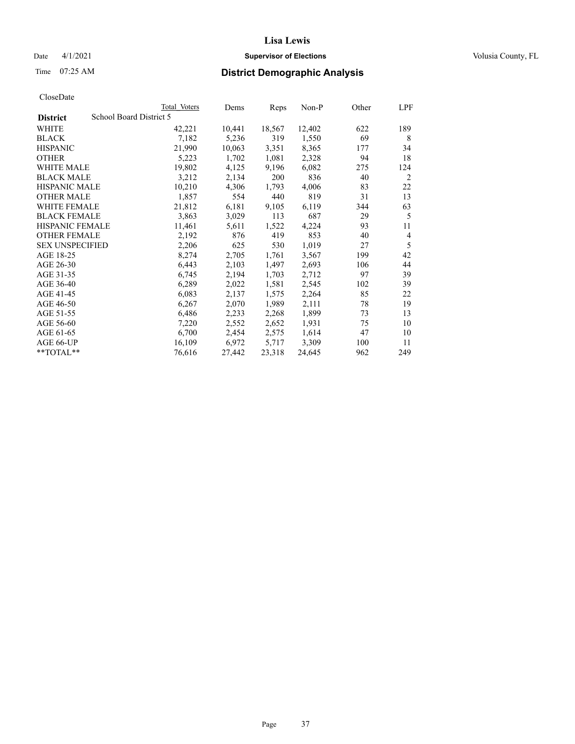CloseDate

| District | School Board District 5 | Total Voters | Dems | Reps | Non-P | Other | LPF |
|---|---|---|---|---|---|---|---|
| WHITE | | 42,221 | 10,441 | 18,567 | 12,402 | 622 | 189 |
| BLACK | | 7,182 | 5,236 | 319 | 1,550 | 69 | 8 |
| HISPANIC | | 21,990 | 10,063 | 3,351 | 8,365 | 177 | 34 |
| OTHER | | 5,223 | 1,702 | 1,081 | 2,328 | 94 | 18 |
| WHITE MALE | | 19,802 | 4,125 | 9,196 | 6,082 | 275 | 124 |
| BLACK MALE | | 3,212 | 2,134 | 200 | 836 | 40 | 2 |
| HISPANIC MALE | | 10,210 | 4,306 | 1,793 | 4,006 | 83 | 22 |
| OTHER MALE | | 1,857 | 554 | 440 | 819 | 31 | 13 |
| WHITE FEMALE | | 21,812 | 6,181 | 9,105 | 6,119 | 344 | 63 |
| BLACK FEMALE | | 3,863 | 3,029 | 113 | 687 | 29 | 5 |
| HISPANIC FEMALE | | 11,461 | 5,611 | 1,522 | 4,224 | 93 | 11 |
| OTHER FEMALE | | 2,192 | 876 | 419 | 853 | 40 | 4 |
| SEX UNSPECIFIED | | 2,206 | 625 | 530 | 1,019 | 27 | 5 |
| AGE 18-25 | | 8,274 | 2,705 | 1,761 | 3,567 | 199 | 42 |
| AGE 26-30 | | 6,443 | 2,103 | 1,497 | 2,693 | 106 | 44 |
| AGE 31-35 | | 6,745 | 2,194 | 1,703 | 2,712 | 97 | 39 |
| AGE 36-40 | | 6,289 | 2,022 | 1,581 | 2,545 | 102 | 39 |
| AGE 41-45 | | 6,083 | 2,137 | 1,575 | 2,264 | 85 | 22 |
| AGE 46-50 | | 6,267 | 2,070 | 1,989 | 2,111 | 78 | 19 |
| AGE 51-55 | | 6,486 | 2,233 | 2,268 | 1,899 | 73 | 13 |
| AGE 56-60 | | 7,220 | 2,552 | 2,652 | 1,931 | 75 | 10 |
| AGE 61-65 | | 6,700 | 2,454 | 2,575 | 1,614 | 47 | 10 |
| AGE 66-UP | | 16,109 | 6,972 | 5,717 | 3,309 | 100 | 11 |
| **TOTAL** | | 76,616 | 27,442 | 23,318 | 24,645 | 962 | 249 |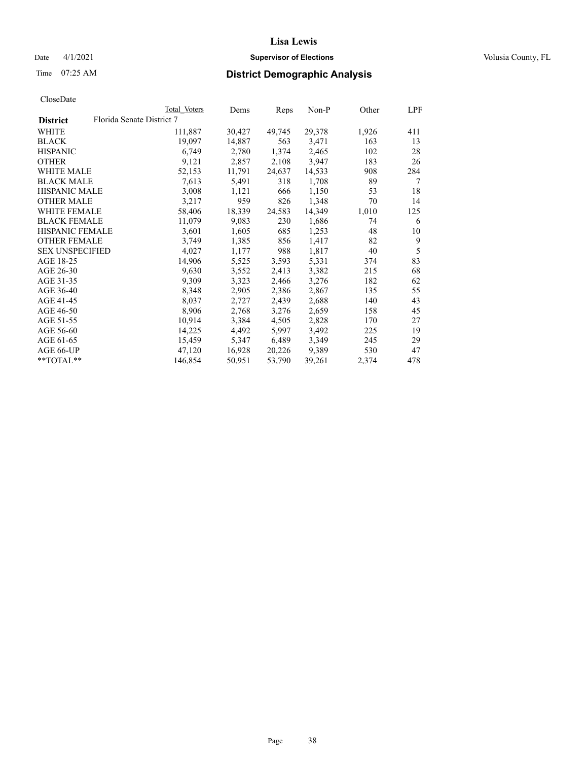Date 4/1/2021

Time 07:25 AM

# Lisa Lewis

**Supervisor of Elections**

Volusia County, FL

## District Demographic Analysis

CloseDate

| | Total Voters | Dems | Reps | Non-P | Other | LPF |
|---|---|---|---|---|---|---|
| **District** Florida Senate District 7 | | | | | | |
| WHITE | 111,887 | 30,427 | 49,745 | 29,378 | 1,926 | 411 |
| BLACK | 19,097 | 14,887 | 563 | 3,471 | 163 | 13 |
| HISPANIC | 6,749 | 2,780 | 1,374 | 2,465 | 102 | 28 |
| OTHER | 9,121 | 2,857 | 2,108 | 3,947 | 183 | 26 |
| WHITE MALE | 52,153 | 11,791 | 24,637 | 14,533 | 908 | 284 |
| BLACK MALE | 7,613 | 5,491 | 318 | 1,708 | 89 | 7 |
| HISPANIC MALE | 3,008 | 1,121 | 666 | 1,150 | 53 | 18 |
| OTHER MALE | 3,217 | 959 | 826 | 1,348 | 70 | 14 |
| WHITE FEMALE | 58,406 | 18,339 | 24,583 | 14,349 | 1,010 | 125 |
| BLACK FEMALE | 11,079 | 9,083 | 230 | 1,686 | 74 | 6 |
| HISPANIC FEMALE | 3,601 | 1,605 | 685 | 1,253 | 48 | 10 |
| OTHER FEMALE | 3,749 | 1,385 | 856 | 1,417 | 82 | 9 |
| SEX UNSPECIFIED | 4,027 | 1,177 | 988 | 1,817 | 40 | 5 |
| AGE 18-25 | 14,906 | 5,525 | 3,593 | 5,331 | 374 | 83 |
| AGE 26-30 | 9,630 | 3,552 | 2,413 | 3,382 | 215 | 68 |
| AGE 31-35 | 9,309 | 3,323 | 2,466 | 3,276 | 182 | 62 |
| AGE 36-40 | 8,348 | 2,905 | 2,386 | 2,867 | 135 | 55 |
| AGE 41-45 | 8,037 | 2,727 | 2,439 | 2,688 | 140 | 43 |
| AGE 46-50 | 8,906 | 2,768 | 3,276 | 2,659 | 158 | 45 |
| AGE 51-55 | 10,914 | 3,384 | 4,505 | 2,828 | 170 | 27 |
| AGE 56-60 | 14,225 | 4,492 | 5,997 | 3,492 | 225 | 19 |
| AGE 61-65 | 15,459 | 5,347 | 6,489 | 3,349 | 245 | 29 |
| AGE 66-UP | 47,120 | 16,928 | 20,226 | 9,389 | 530 | 47 |
| **TOTAL** | 146,854 | 50,951 | 53,790 | 39,261 | 2,374 | 478 |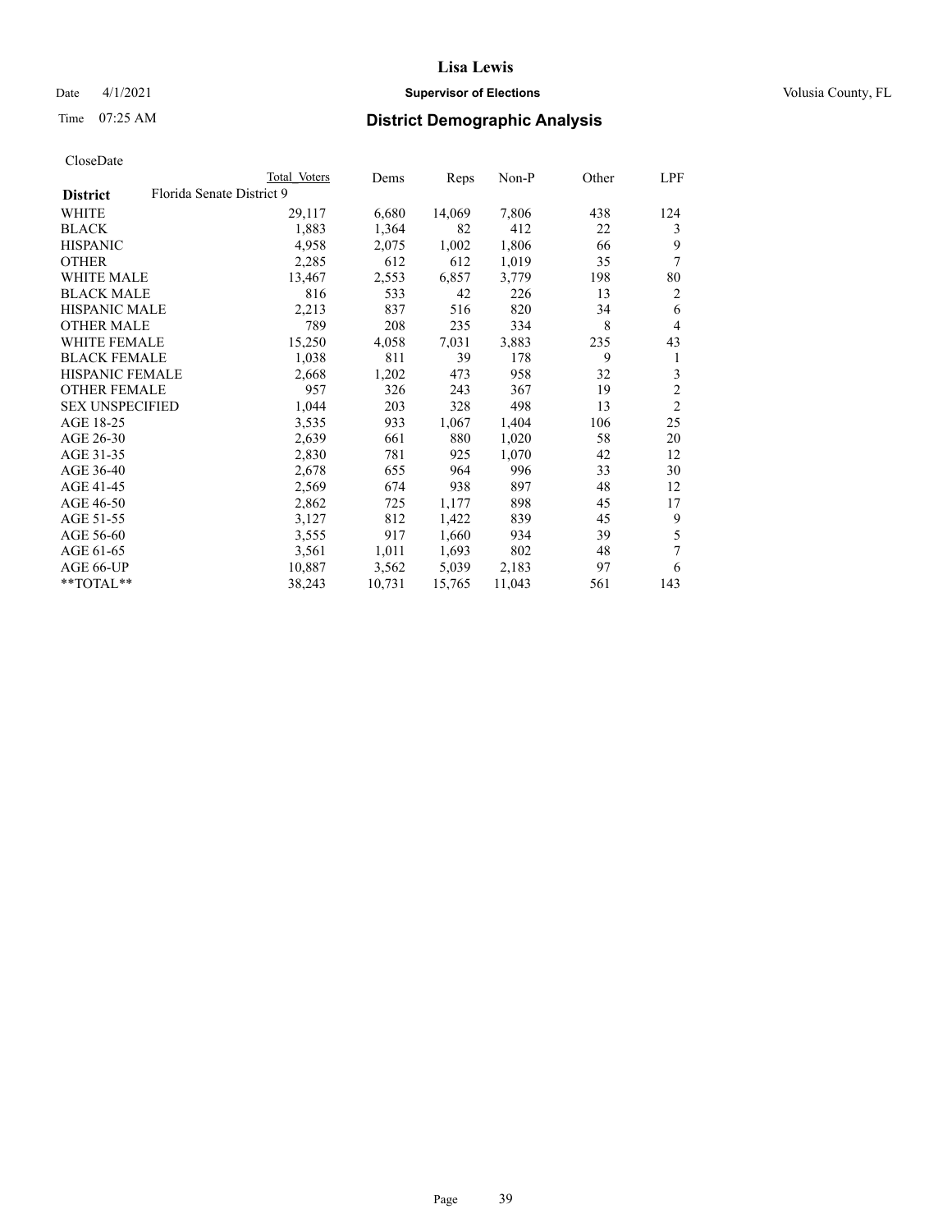# Lisa Lewis

Date 4/1/2021 **Supervisor of Elections** Volusia County, FL

Time 07:25 AM **District Demographic Analysis**

CloseDate

| District | Total Voters | Dems | Reps | Non-P | Other | LPF |
|---|---|---|---|---|---|---|
| Florida Senate District 9 | | | | | | |
| WHITE | 29,117 | 6,680 | 14,069 | 7,806 | 438 | 124 |
| BLACK | 1,883 | 1,364 | 82 | 412 | 22 | 3 |
| HISPANIC | 4,958 | 2,075 | 1,002 | 1,806 | 66 | 9 |
| OTHER | 2,285 | 612 | 612 | 1,019 | 35 | 7 |
| WHITE MALE | 13,467 | 2,553 | 6,857 | 3,779 | 198 | 80 |
| BLACK MALE | 816 | 533 | 42 | 226 | 13 | 2 |
| HISPANIC MALE | 2,213 | 837 | 516 | 820 | 34 | 6 |
| OTHER MALE | 789 | 208 | 235 | 334 | 8 | 4 |
| WHITE FEMALE | 15,250 | 4,058 | 7,031 | 3,883 | 235 | 43 |
| BLACK FEMALE | 1,038 | 811 | 39 | 178 | 9 | 1 |
| HISPANIC FEMALE | 2,668 | 1,202 | 473 | 958 | 32 | 3 |
| OTHER FEMALE | 957 | 326 | 243 | 367 | 19 | 2 |
| SEX UNSPECIFIED | 1,044 | 203 | 328 | 498 | 13 | 2 |
| AGE 18-25 | 3,535 | 933 | 1,067 | 1,404 | 106 | 25 |
| AGE 26-30 | 2,639 | 661 | 880 | 1,020 | 58 | 20 |
| AGE 31-35 | 2,830 | 781 | 925 | 1,070 | 42 | 12 |
| AGE 36-40 | 2,678 | 655 | 964 | 996 | 33 | 30 |
| AGE 41-45 | 2,569 | 674 | 938 | 897 | 48 | 12 |
| AGE 46-50 | 2,862 | 725 | 1,177 | 898 | 45 | 17 |
| AGE 51-55 | 3,127 | 812 | 1,422 | 839 | 45 | 9 |
| AGE 56-60 | 3,555 | 917 | 1,660 | 934 | 39 | 5 |
| AGE 61-65 | 3,561 | 1,011 | 1,693 | 802 | 48 | 7 |
| AGE 66-UP | 10,887 | 3,562 | 5,039 | 2,183 | 97 | 6 |
| **TOTAL** | 38,243 | 10,731 | 15,765 | 11,043 | 561 | 143 |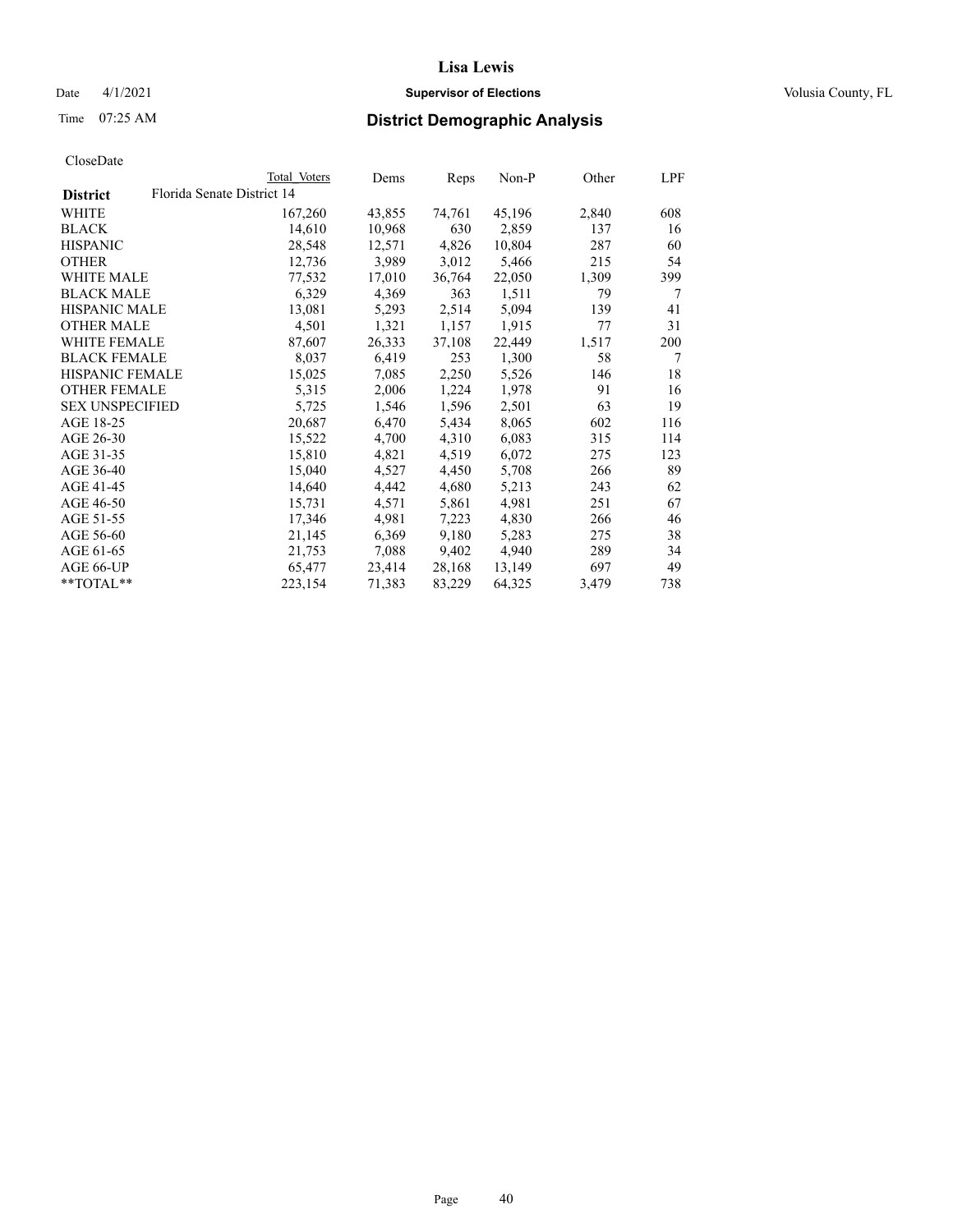# Lisa Lewis

Date 4/1/2021 **Supervisor of Elections** Volusia County, FL

Time 07:25 AM **District Demographic Analysis**

CloseDate

| | Total Voters | Dems | Reps | Non-P | Other | LPF |
|---|---|---|---|---|---|---|
| **District** Florida Senate District 14 | | | | | | |
| WHITE | 167,260 | 43,855 | 74,761 | 45,196 | 2,840 | 608 |
| BLACK | 14,610 | 10,968 | 630 | 2,859 | 137 | 16 |
| HISPANIC | 28,548 | 12,571 | 4,826 | 10,804 | 287 | 60 |
| OTHER | 12,736 | 3,989 | 3,012 | 5,466 | 215 | 54 |
| WHITE MALE | 77,532 | 17,010 | 36,764 | 22,050 | 1,309 | 399 |
| BLACK MALE | 6,329 | 4,369 | 363 | 1,511 | 79 | 7 |
| HISPANIC MALE | 13,081 | 5,293 | 2,514 | 5,094 | 139 | 41 |
| OTHER MALE | 4,501 | 1,321 | 1,157 | 1,915 | 77 | 31 |
| WHITE FEMALE | 87,607 | 26,333 | 37,108 | 22,449 | 1,517 | 200 |
| BLACK FEMALE | 8,037 | 6,419 | 253 | 1,300 | 58 | 7 |
| HISPANIC FEMALE | 15,025 | 7,085 | 2,250 | 5,526 | 146 | 18 |
| OTHER FEMALE | 5,315 | 2,006 | 1,224 | 1,978 | 91 | 16 |
| SEX UNSPECIFIED | 5,725 | 1,546 | 1,596 | 2,501 | 63 | 19 |
| AGE 18-25 | 20,687 | 6,470 | 5,434 | 8,065 | 602 | 116 |
| AGE 26-30 | 15,522 | 4,700 | 4,310 | 6,083 | 315 | 114 |
| AGE 31-35 | 15,810 | 4,821 | 4,519 | 6,072 | 275 | 123 |
| AGE 36-40 | 15,040 | 4,527 | 4,450 | 5,708 | 266 | 89 |
| AGE 41-45 | 14,640 | 4,442 | 4,680 | 5,213 | 243 | 62 |
| AGE 46-50 | 15,731 | 4,571 | 5,861 | 4,981 | 251 | 67 |
| AGE 51-55 | 17,346 | 4,981 | 7,223 | 4,830 | 266 | 46 |
| AGE 56-60 | 21,145 | 6,369 | 9,180 | 5,283 | 275 | 38 |
| AGE 61-65 | 21,753 | 7,088 | 9,402 | 4,940 | 289 | 34 |
| AGE 66-UP | 65,477 | 23,414 | 28,168 | 13,149 | 697 | 49 |
| **TOTAL** | 223,154 | 71,383 | 83,229 | 64,325 | 3,479 | 738 |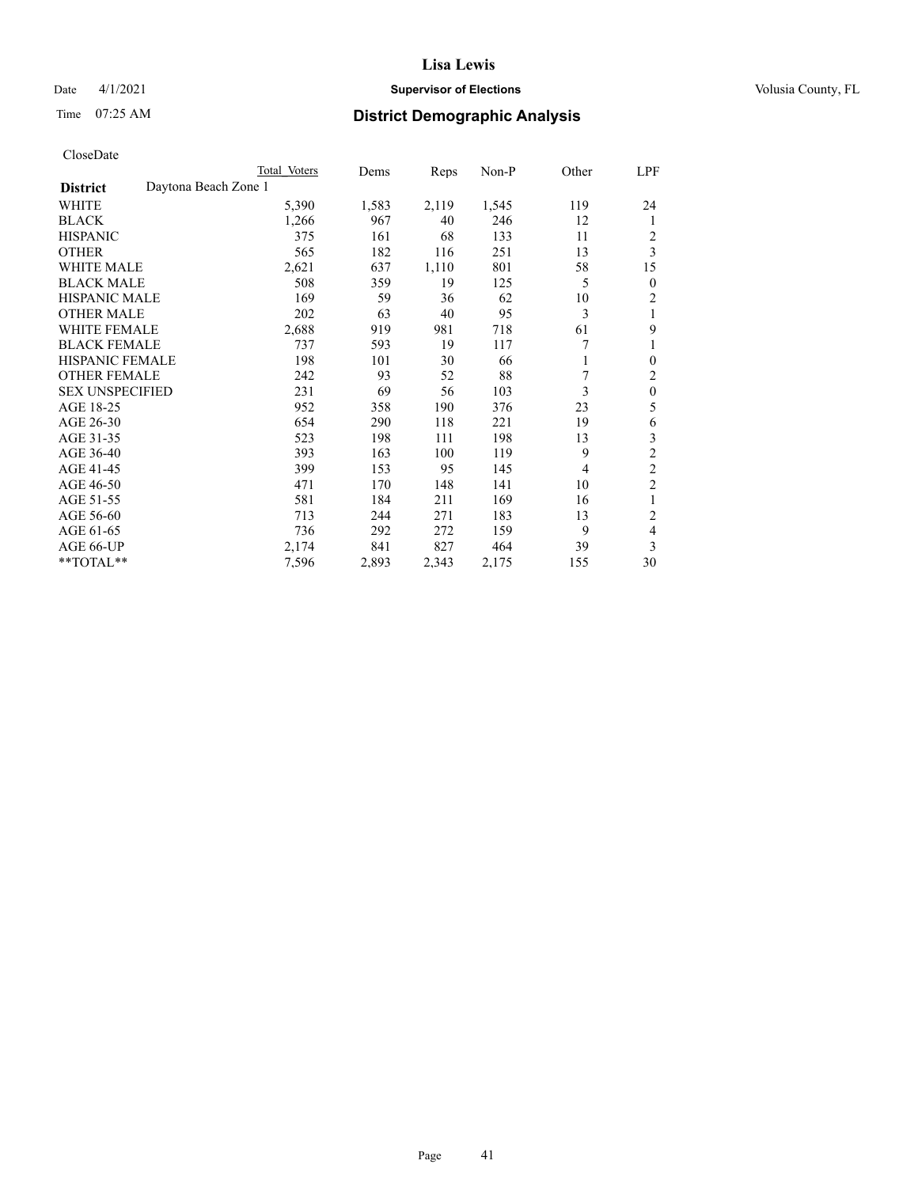CloseDate

| District | Daytona Beach Zone 1 | Total Voters | Dems | Reps | Non-P | Other | LPF |
|---|---|---|---|---|---|---|---|
| WHITE | | 5,390 | 1,583 | 2,119 | 1,545 | 119 | 24 |
| BLACK | | 1,266 | 967 | 40 | 246 | 12 | 1 |
| HISPANIC | | 375 | 161 | 68 | 133 | 11 | 2 |
| OTHER | | 565 | 182 | 116 | 251 | 13 | 3 |
| WHITE MALE | | 2,621 | 637 | 1,110 | 801 | 58 | 15 |
| BLACK MALE | | 508 | 359 | 19 | 125 | 5 | 0 |
| HISPANIC MALE | | 169 | 59 | 36 | 62 | 10 | 2 |
| OTHER MALE | | 202 | 63 | 40 | 95 | 3 | 1 |
| WHITE FEMALE | | 2,688 | 919 | 981 | 718 | 61 | 9 |
| BLACK FEMALE | | 737 | 593 | 19 | 117 | 7 | 1 |
| HISPANIC FEMALE | | 198 | 101 | 30 | 66 | 1 | 0 |
| OTHER FEMALE | | 242 | 93 | 52 | 88 | 7 | 2 |
| SEX UNSPECIFIED | | 231 | 69 | 56 | 103 | 3 | 0 |
| AGE 18-25 | | 952 | 358 | 190 | 376 | 23 | 5 |
| AGE 26-30 | | 654 | 290 | 118 | 221 | 19 | 6 |
| AGE 31-35 | | 523 | 198 | 111 | 198 | 13 | 3 |
| AGE 36-40 | | 393 | 163 | 100 | 119 | 9 | 2 |
| AGE 41-45 | | 399 | 153 | 95 | 145 | 4 | 2 |
| AGE 46-50 | | 471 | 170 | 148 | 141 | 10 | 2 |
| AGE 51-55 | | 581 | 184 | 211 | 169 | 16 | 1 |
| AGE 56-60 | | 713 | 244 | 271 | 183 | 13 | 2 |
| AGE 61-65 | | 736 | 292 | 272 | 159 | 9 | 4 |
| AGE 66-UP | | 2,174 | 841 | 827 | 464 | 39 | 3 |
| **TOTAL** | | 7,596 | 2,893 | 2,343 | 2,175 | 155 | 30 |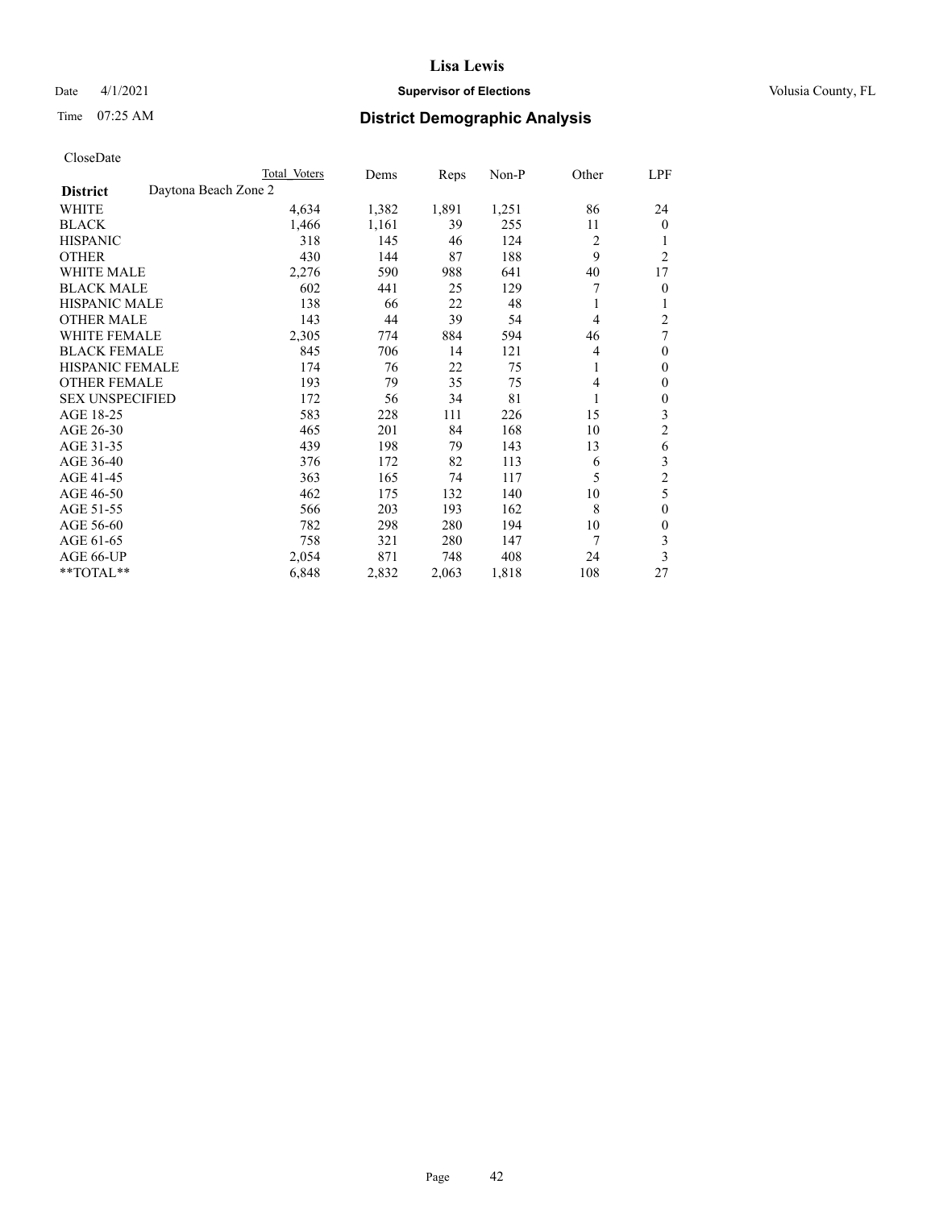# Lisa Lewis

Date 4/1/2021 **Supervisor of Elections** Volusia County, FL

Time 07:25 AM **District Demographic Analysis**

CloseDate

| | Total Voters | Dems | Reps | Non-P | Other | LPF |
|---|---|---|---|---|---|---|
| **District** Daytona Beach Zone 2 | | | | | | |
| WHITE | 4,634 | 1,382 | 1,891 | 1,251 | 86 | 24 |
| BLACK | 1,466 | 1,161 | 39 | 255 | 11 | 0 |
| HISPANIC | 318 | 145 | 46 | 124 | 2 | 1 |
| OTHER | 430 | 144 | 87 | 188 | 9 | 2 |
| WHITE MALE | 2,276 | 590 | 988 | 641 | 40 | 17 |
| BLACK MALE | 602 | 441 | 25 | 129 | 7 | 0 |
| HISPANIC MALE | 138 | 66 | 22 | 48 | 1 | 1 |
| OTHER MALE | 143 | 44 | 39 | 54 | 4 | 2 |
| WHITE FEMALE | 2,305 | 774 | 884 | 594 | 46 | 7 |
| BLACK FEMALE | 845 | 706 | 14 | 121 | 4 | 0 |
| HISPANIC FEMALE | 174 | 76 | 22 | 75 | 1 | 0 |
| OTHER FEMALE | 193 | 79 | 35 | 75 | 4 | 0 |
| SEX UNSPECIFIED | 172 | 56 | 34 | 81 | 1 | 0 |
| AGE 18-25 | 583 | 228 | 111 | 226 | 15 | 3 |
| AGE 26-30 | 465 | 201 | 84 | 168 | 10 | 2 |
| AGE 31-35 | 439 | 198 | 79 | 143 | 13 | 6 |
| AGE 36-40 | 376 | 172 | 82 | 113 | 6 | 3 |
| AGE 41-45 | 363 | 165 | 74 | 117 | 5 | 2 |
| AGE 46-50 | 462 | 175 | 132 | 140 | 10 | 5 |
| AGE 51-55 | 566 | 203 | 193 | 162 | 8 | 0 |
| AGE 56-60 | 782 | 298 | 280 | 194 | 10 | 0 |
| AGE 61-65 | 758 | 321 | 280 | 147 | 7 | 3 |
| AGE 66-UP | 2,054 | 871 | 748 | 408 | 24 | 3 |
| **TOTAL** | 6,848 | 2,832 | 2,063 | 1,818 | 108 | 27 |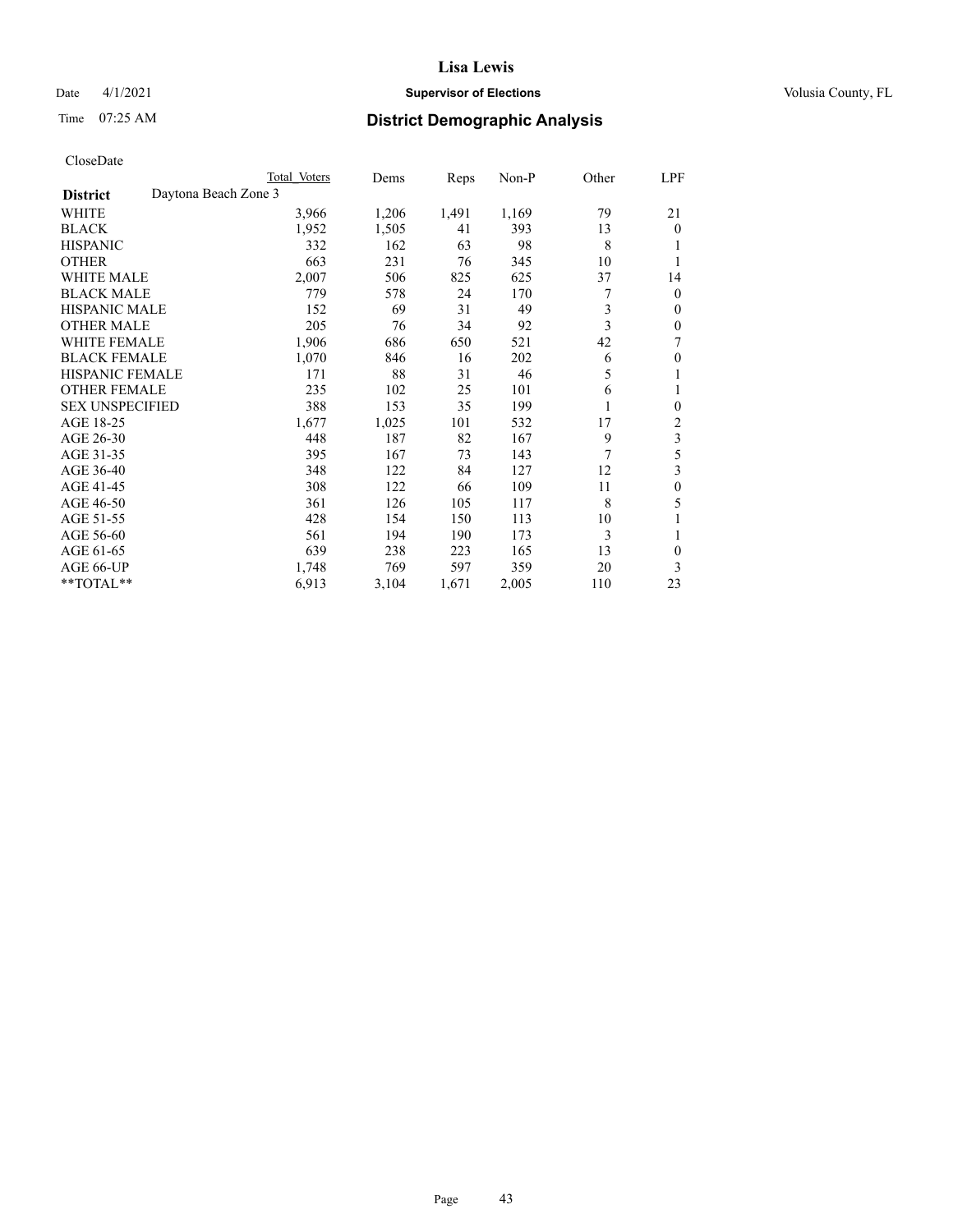# Lisa Lewis

Date 4/1/2021 **Supervisor of Elections** Volusia County, FL

Time 07:25 AM **District Demographic Analysis**

CloseDate

| | Total Voters | Dems | Reps | Non-P | Other | LPF |
|---|---|---|---|---|---|---|
| **District** Daytona Beach Zone 3 | | | | | | |
| WHITE | 3,966 | 1,206 | 1,491 | 1,169 | 79 | 21 |
| BLACK | 1,952 | 1,505 | 41 | 393 | 13 | 0 |
| HISPANIC | 332 | 162 | 63 | 98 | 8 | 1 |
| OTHER | 663 | 231 | 76 | 345 | 10 | 1 |
| WHITE MALE | 2,007 | 506 | 825 | 625 | 37 | 14 |
| BLACK MALE | 779 | 578 | 24 | 170 | 7 | 0 |
| HISPANIC MALE | 152 | 69 | 31 | 49 | 3 | 0 |
| OTHER MALE | 205 | 76 | 34 | 92 | 3 | 0 |
| WHITE FEMALE | 1,906 | 686 | 650 | 521 | 42 | 7 |
| BLACK FEMALE | 1,070 | 846 | 16 | 202 | 6 | 0 |
| HISPANIC FEMALE | 171 | 88 | 31 | 46 | 5 | 1 |
| OTHER FEMALE | 235 | 102 | 25 | 101 | 6 | 1 |
| SEX UNSPECIFIED | 388 | 153 | 35 | 199 | 1 | 0 |
| AGE 18-25 | 1,677 | 1,025 | 101 | 532 | 17 | 2 |
| AGE 26-30 | 448 | 187 | 82 | 167 | 9 | 3 |
| AGE 31-35 | 395 | 167 | 73 | 143 | 7 | 5 |
| AGE 36-40 | 348 | 122 | 84 | 127 | 12 | 3 |
| AGE 41-45 | 308 | 122 | 66 | 109 | 11 | 0 |
| AGE 46-50 | 361 | 126 | 105 | 117 | 8 | 5 |
| AGE 51-55 | 428 | 154 | 150 | 113 | 10 | 1 |
| AGE 56-60 | 561 | 194 | 190 | 173 | 3 | 1 |
| AGE 61-65 | 639 | 238 | 223 | 165 | 13 | 0 |
| AGE 66-UP | 1,748 | 769 | 597 | 359 | 20 | 3 |
| **TOTAL** | 6,913 | 3,104 | 1,671 | 2,005 | 110 | 23 |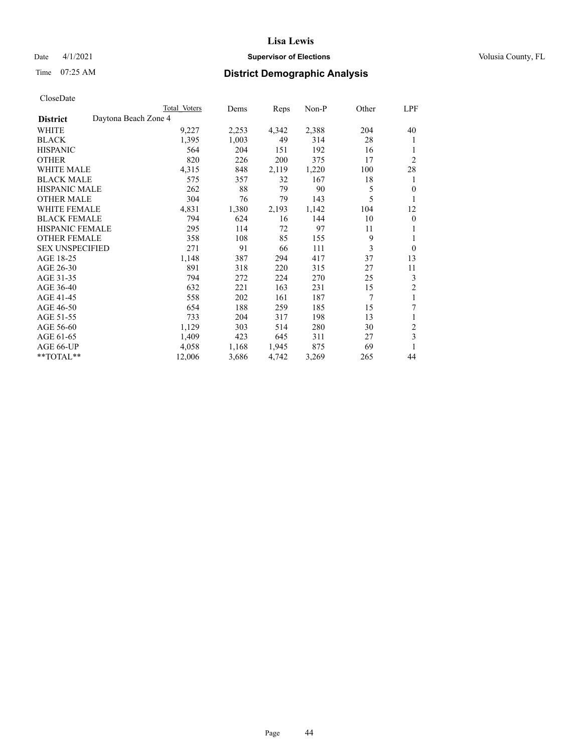# Lisa Lewis

Date 4/1/2021 **Supervisor of Elections** Volusia County, FL

Time 07:25 AM **District Demographic Analysis**

CloseDate

| District | Daytona Beach Zone 4 | Total Voters | Dems | Reps | Non-P | Other | LPF |
|---|---|---|---|---|---|---|---|
| WHITE | | 9,227 | 2,253 | 4,342 | 2,388 | 204 | 40 |
| BLACK | | 1,395 | 1,003 | 49 | 314 | 28 | 1 |
| HISPANIC | | 564 | 204 | 151 | 192 | 16 | 1 |
| OTHER | | 820 | 226 | 200 | 375 | 17 | 2 |
| WHITE MALE | | 4,315 | 848 | 2,119 | 1,220 | 100 | 28 |
| BLACK MALE | | 575 | 357 | 32 | 167 | 18 | 1 |
| HISPANIC MALE | | 262 | 88 | 79 | 90 | 5 | 0 |
| OTHER MALE | | 304 | 76 | 79 | 143 | 5 | 1 |
| WHITE FEMALE | | 4,831 | 1,380 | 2,193 | 1,142 | 104 | 12 |
| BLACK FEMALE | | 794 | 624 | 16 | 144 | 10 | 0 |
| HISPANIC FEMALE | | 295 | 114 | 72 | 97 | 11 | 1 |
| OTHER FEMALE | | 358 | 108 | 85 | 155 | 9 | 1 |
| SEX UNSPECIFIED | | 271 | 91 | 66 | 111 | 3 | 0 |
| AGE 18-25 | | 1,148 | 387 | 294 | 417 | 37 | 13 |
| AGE 26-30 | | 891 | 318 | 220 | 315 | 27 | 11 |
| AGE 31-35 | | 794 | 272 | 224 | 270 | 25 | 3 |
| AGE 36-40 | | 632 | 221 | 163 | 231 | 15 | 2 |
| AGE 41-45 | | 558 | 202 | 161 | 187 | 7 | 1 |
| AGE 46-50 | | 654 | 188 | 259 | 185 | 15 | 7 |
| AGE 51-55 | | 733 | 204 | 317 | 198 | 13 | 1 |
| AGE 56-60 | | 1,129 | 303 | 514 | 280 | 30 | 2 |
| AGE 61-65 | | 1,409 | 423 | 645 | 311 | 27 | 3 |
| AGE 66-UP | | 4,058 | 1,168 | 1,945 | 875 | 69 | 1 |
| **TOTAL** | | 12,006 | 3,686 | 4,742 | 3,269 | 265 | 44 |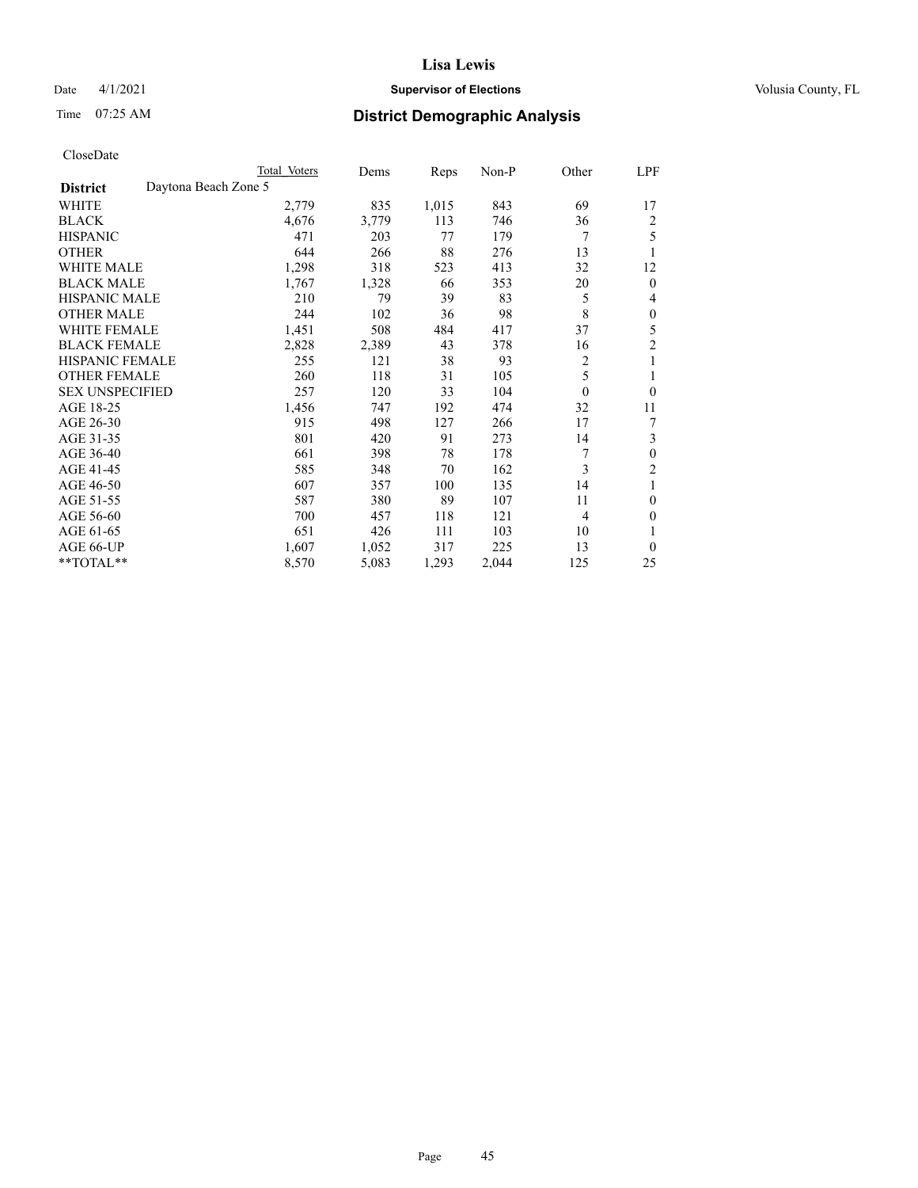# Lisa Lewis

Date 4/1/2021 **Supervisor of Elections** Volusia County, FL

Time 07:25 AM **District Demographic Analysis**

CloseDate

| **District** Daytona Beach Zone 5 | Total Voters | Dems | Reps | Non-P | Other | LPF |
|---|---|---|---|---|---|---|
| WHITE | 2,779 | 835 | 1,015 | 843 | 69 | 17 |
| BLACK | 4,676 | 3,779 | 113 | 746 | 36 | 2 |
| HISPANIC | 471 | 203 | 77 | 179 | 7 | 5 |
| OTHER | 644 | 266 | 88 | 276 | 13 | 1 |
| WHITE MALE | 1,298 | 318 | 523 | 413 | 32 | 12 |
| BLACK MALE | 1,767 | 1,328 | 66 | 353 | 20 | 0 |
| HISPANIC MALE | 210 | 79 | 39 | 83 | 5 | 4 |
| OTHER MALE | 244 | 102 | 36 | 98 | 8 | 0 |
| WHITE FEMALE | 1,451 | 508 | 484 | 417 | 37 | 5 |
| BLACK FEMALE | 2,828 | 2,389 | 43 | 378 | 16 | 2 |
| HISPANIC FEMALE | 255 | 121 | 38 | 93 | 2 | 1 |
| OTHER FEMALE | 260 | 118 | 31 | 105 | 5 | 1 |
| SEX UNSPECIFIED | 257 | 120 | 33 | 104 | 0 | 0 |
| AGE 18-25 | 1,456 | 747 | 192 | 474 | 32 | 11 |
| AGE 26-30 | 915 | 498 | 127 | 266 | 17 | 7 |
| AGE 31-35 | 801 | 420 | 91 | 273 | 14 | 3 |
| AGE 36-40 | 661 | 398 | 78 | 178 | 7 | 0 |
| AGE 41-45 | 585 | 348 | 70 | 162 | 3 | 2 |
| AGE 46-50 | 607 | 357 | 100 | 135 | 14 | 1 |
| AGE 51-55 | 587 | 380 | 89 | 107 | 11 | 0 |
| AGE 56-60 | 700 | 457 | 118 | 121 | 4 | 0 |
| AGE 61-65 | 651 | 426 | 111 | 103 | 10 | 1 |
| AGE 66-UP | 1,607 | 1,052 | 317 | 225 | 13 | 0 |
| **TOTAL** | 8,570 | 5,083 | 1,293 | 2,044 | 125 | 25 |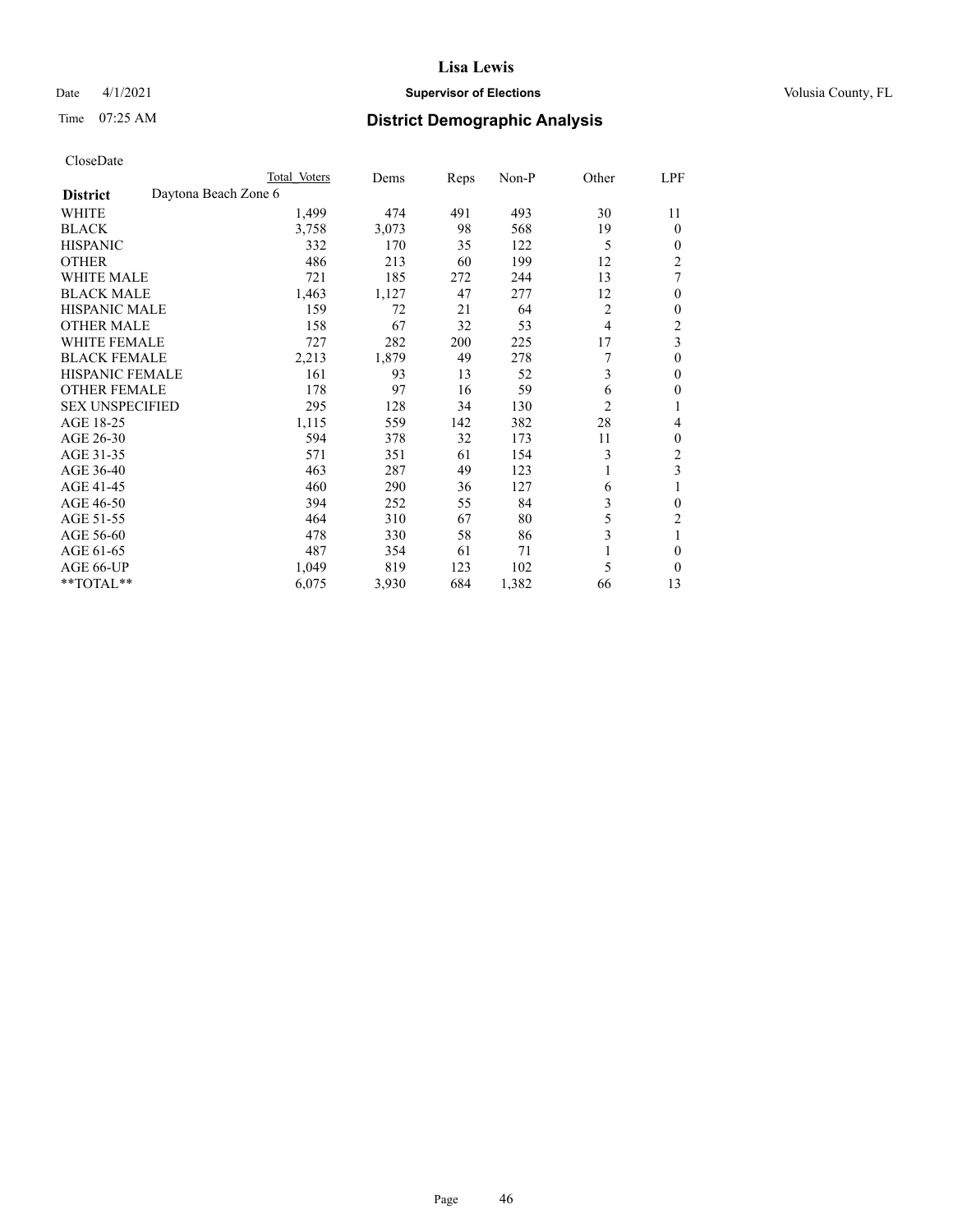CloseDate

| District | Daytona Beach Zone 6 | Total Voters | Dems | Reps | Non-P | Other | LPF |
|---|---|---|---|---|---|---|---|
| WHITE | | 1,499 | 474 | 491 | 493 | 30 | 11 |
| BLACK | | 3,758 | 3,073 | 98 | 568 | 19 | 0 |
| HISPANIC | | 332 | 170 | 35 | 122 | 5 | 0 |
| OTHER | | 486 | 213 | 60 | 199 | 12 | 2 |
| WHITE MALE | | 721 | 185 | 272 | 244 | 13 | 7 |
| BLACK MALE | | 1,463 | 1,127 | 47 | 277 | 12 | 0 |
| HISPANIC MALE | | 159 | 72 | 21 | 64 | 2 | 0 |
| OTHER MALE | | 158 | 67 | 32 | 53 | 4 | 2 |
| WHITE FEMALE | | 727 | 282 | 200 | 225 | 17 | 3 |
| BLACK FEMALE | | 2,213 | 1,879 | 49 | 278 | 7 | 0 |
| HISPANIC FEMALE | | 161 | 93 | 13 | 52 | 3 | 0 |
| OTHER FEMALE | | 178 | 97 | 16 | 59 | 6 | 0 |
| SEX UNSPECIFIED | | 295 | 128 | 34 | 130 | 2 | 1 |
| AGE 18-25 | | 1,115 | 559 | 142 | 382 | 28 | 4 |
| AGE 26-30 | | 594 | 378 | 32 | 173 | 11 | 0 |
| AGE 31-35 | | 571 | 351 | 61 | 154 | 3 | 2 |
| AGE 36-40 | | 463 | 287 | 49 | 123 | 1 | 3 |
| AGE 41-45 | | 460 | 290 | 36 | 127 | 6 | 1 |
| AGE 46-50 | | 394 | 252 | 55 | 84 | 3 | 0 |
| AGE 51-55 | | 464 | 310 | 67 | 80 | 5 | 2 |
| AGE 56-60 | | 478 | 330 | 58 | 86 | 3 | 1 |
| AGE 61-65 | | 487 | 354 | 61 | 71 | 1 | 0 |
| AGE 66-UP | | 1,049 | 819 | 123 | 102 | 5 | 0 |
| **TOTAL** | | 6,075 | 3,930 | 684 | 1,382 | 66 | 13 |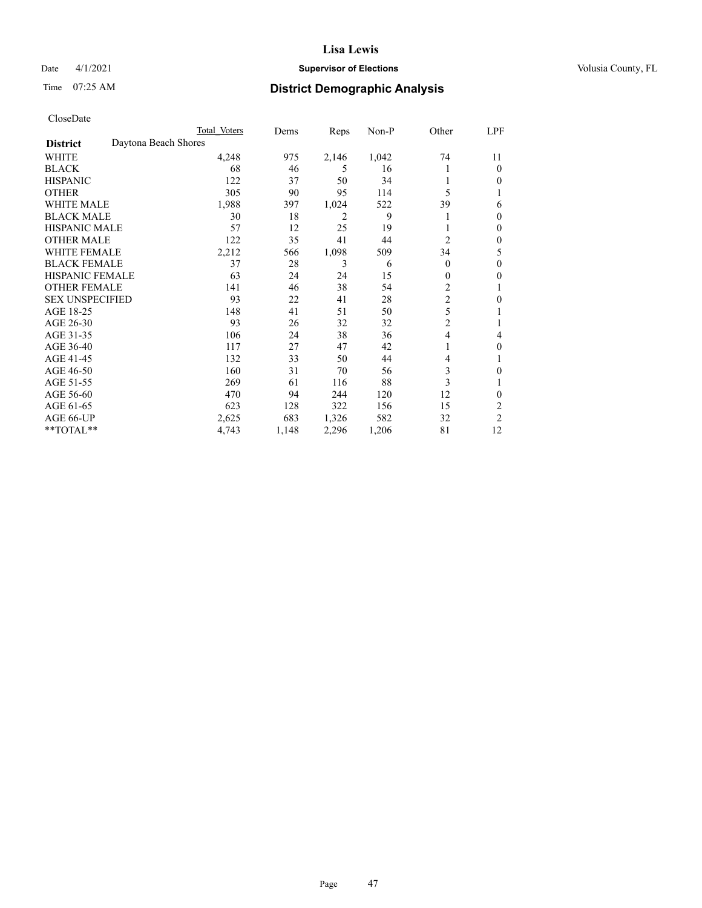# Lisa Lewis

Date 4/1/2021 **Supervisor of Elections** Volusia County, FL

Time 07:25 AM **District Demographic Analysis**

CloseDate

| | Total Voters | Dems | Reps | Non-P | Other | LPF |
|---|---|---|---|---|---|---|
| **District** Daytona Beach Shores | | | | | | |
| WHITE | 4,248 | 975 | 2,146 | 1,042 | 74 | 11 |
| BLACK | 68 | 46 | 5 | 16 | 1 | 0 |
| HISPANIC | 122 | 37 | 50 | 34 | 1 | 0 |
| OTHER | 305 | 90 | 95 | 114 | 5 | 1 |
| WHITE MALE | 1,988 | 397 | 1,024 | 522 | 39 | 6 |
| BLACK MALE | 30 | 18 | 2 | 9 | 1 | 0 |
| HISPANIC MALE | 57 | 12 | 25 | 19 | 1 | 0 |
| OTHER MALE | 122 | 35 | 41 | 44 | 2 | 0 |
| WHITE FEMALE | 2,212 | 566 | 1,098 | 509 | 34 | 5 |
| BLACK FEMALE | 37 | 28 | 3 | 6 | 0 | 0 |
| HISPANIC FEMALE | 63 | 24 | 24 | 15 | 0 | 0 |
| OTHER FEMALE | 141 | 46 | 38 | 54 | 2 | 1 |
| SEX UNSPECIFIED | 93 | 22 | 41 | 28 | 2 | 0 |
| AGE 18-25 | 148 | 41 | 51 | 50 | 5 | 1 |
| AGE 26-30 | 93 | 26 | 32 | 32 | 2 | 1 |
| AGE 31-35 | 106 | 24 | 38 | 36 | 4 | 4 |
| AGE 36-40 | 117 | 27 | 47 | 42 | 1 | 0 |
| AGE 41-45 | 132 | 33 | 50 | 44 | 4 | 1 |
| AGE 46-50 | 160 | 31 | 70 | 56 | 3 | 0 |
| AGE 51-55 | 269 | 61 | 116 | 88 | 3 | 1 |
| AGE 56-60 | 470 | 94 | 244 | 120 | 12 | 0 |
| AGE 61-65 | 623 | 128 | 322 | 156 | 15 | 2 |
| AGE 66-UP | 2,625 | 683 | 1,326 | 582 | 32 | 2 |
| **TOTAL** | 4,743 | 1,148 | 2,296 | 1,206 | 81 | 12 |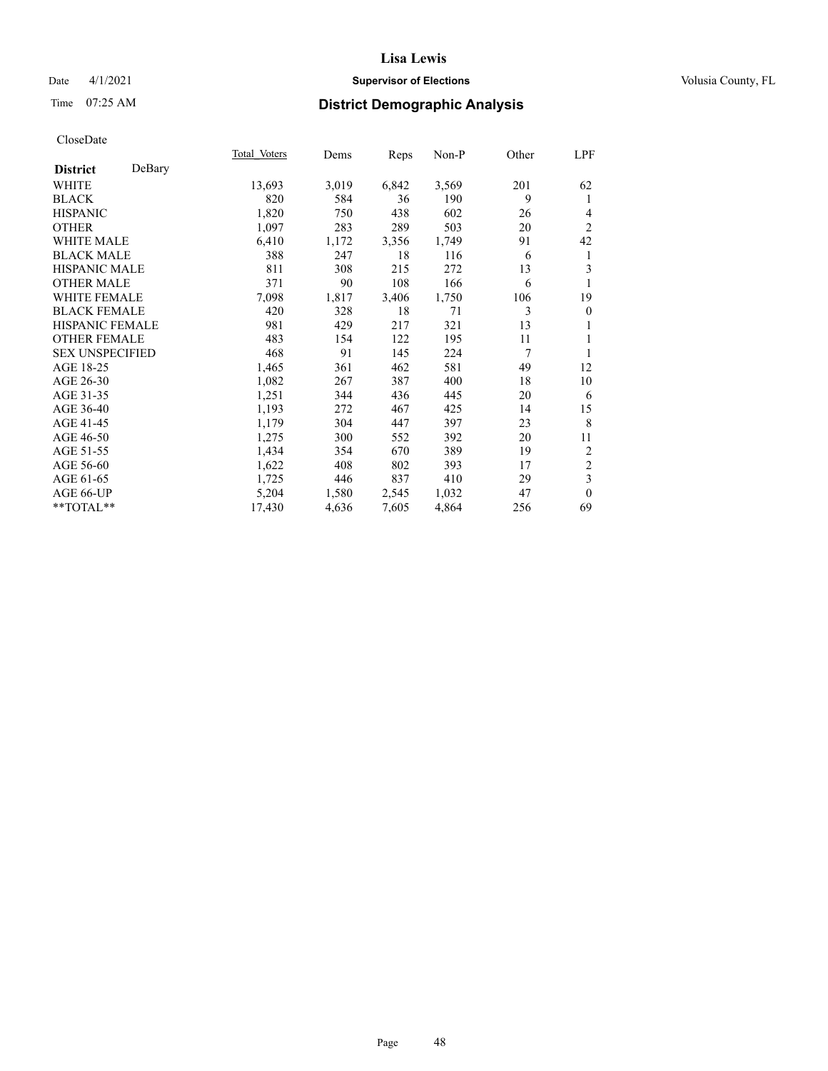# Lisa Lewis

Date 4/1/2021 **Supervisor of Elections** Volusia County, FL

Time 07:25 AM **District Demographic Analysis**

CloseDate

| **District** DeBary | Total Voters | Dems | Reps | Non-P | Other | LPF |
|---|---|---|---|---|---|---|
| WHITE | 13,693 | 3,019 | 6,842 | 3,569 | 201 | 62 |
| BLACK | 820 | 584 | 36 | 190 | 9 | 1 |
| HISPANIC | 1,820 | 750 | 438 | 602 | 26 | 4 |
| OTHER | 1,097 | 283 | 289 | 503 | 20 | 2 |
| WHITE MALE | 6,410 | 1,172 | 3,356 | 1,749 | 91 | 42 |
| BLACK MALE | 388 | 247 | 18 | 116 | 6 | 1 |
| HISPANIC MALE | 811 | 308 | 215 | 272 | 13 | 3 |
| OTHER MALE | 371 | 90 | 108 | 166 | 6 | 1 |
| WHITE FEMALE | 7,098 | 1,817 | 3,406 | 1,750 | 106 | 19 |
| BLACK FEMALE | 420 | 328 | 18 | 71 | 3 | 0 |
| HISPANIC FEMALE | 981 | 429 | 217 | 321 | 13 | 1 |
| OTHER FEMALE | 483 | 154 | 122 | 195 | 11 | 1 |
| SEX UNSPECIFIED | 468 | 91 | 145 | 224 | 7 | 1 |
| AGE 18-25 | 1,465 | 361 | 462 | 581 | 49 | 12 |
| AGE 26-30 | 1,082 | 267 | 387 | 400 | 18 | 10 |
| AGE 31-35 | 1,251 | 344 | 436 | 445 | 20 | 6 |
| AGE 36-40 | 1,193 | 272 | 467 | 425 | 14 | 15 |
| AGE 41-45 | 1,179 | 304 | 447 | 397 | 23 | 8 |
| AGE 46-50 | 1,275 | 300 | 552 | 392 | 20 | 11 |
| AGE 51-55 | 1,434 | 354 | 670 | 389 | 19 | 2 |
| AGE 56-60 | 1,622 | 408 | 802 | 393 | 17 | 2 |
| AGE 61-65 | 1,725 | 446 | 837 | 410 | 29 | 3 |
| AGE 66-UP | 5,204 | 1,580 | 2,545 | 1,032 | 47 | 0 |
| **TOTAL** | 17,430 | 4,636 | 7,605 | 4,864 | 256 | 69 |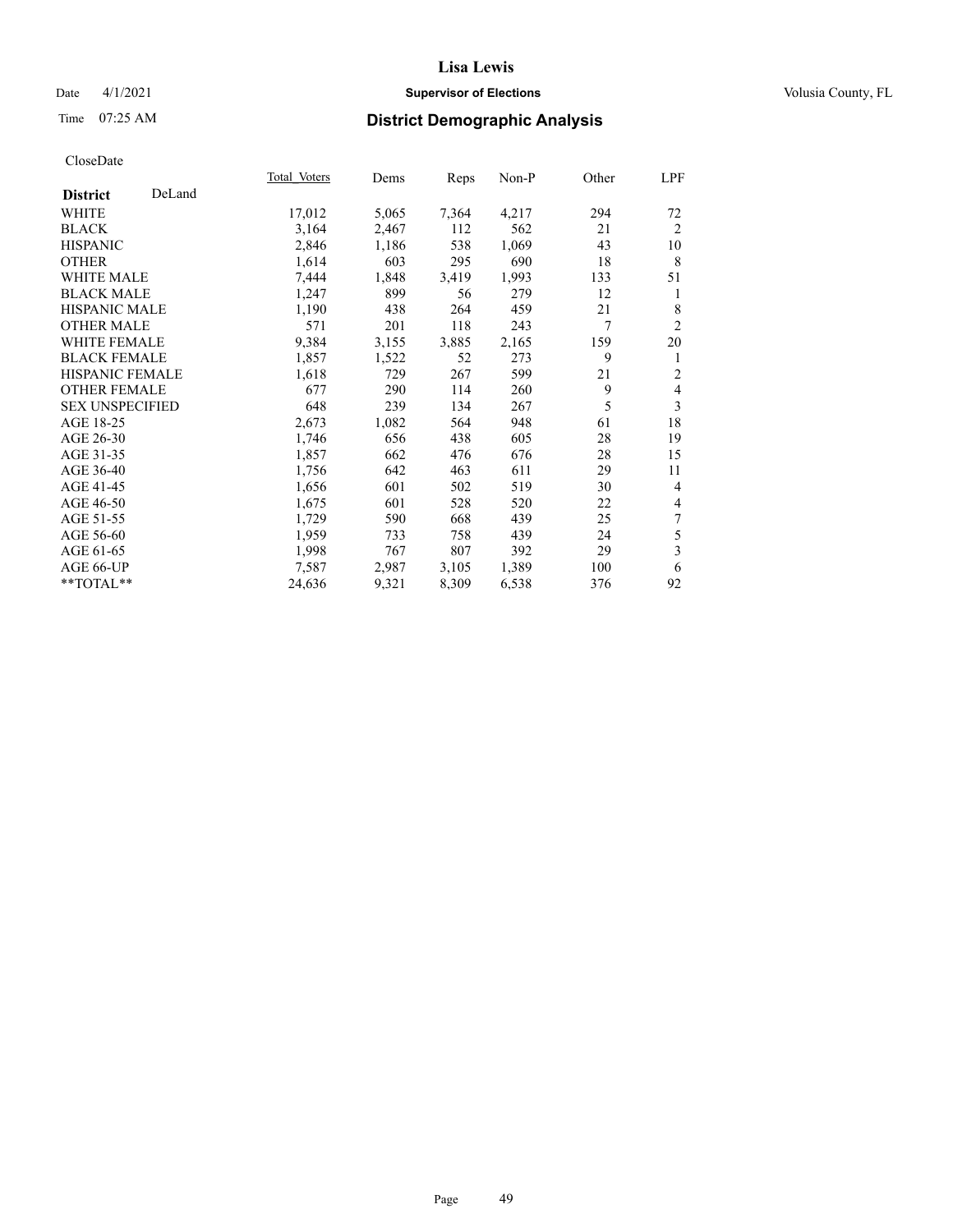Lisa Lewis

Date 4/1/2021 **Supervisor of Elections** Volusia County, FL

Time 07:25 AM **District Demographic Analysis**

CloseDate

| **District** DeLand | Total Voters | Dems | Reps | Non-P | Other | LPF |
|---|---|---|---|---|---|---|
| WHITE | 17,012 | 5,065 | 7,364 | 4,217 | 294 | 72 |
| BLACK | 3,164 | 2,467 | 112 | 562 | 21 | 2 |
| HISPANIC | 2,846 | 1,186 | 538 | 1,069 | 43 | 10 |
| OTHER | 1,614 | 603 | 295 | 690 | 18 | 8 |
| WHITE MALE | 7,444 | 1,848 | 3,419 | 1,993 | 133 | 51 |
| BLACK MALE | 1,247 | 899 | 56 | 279 | 12 | 1 |
| HISPANIC MALE | 1,190 | 438 | 264 | 459 | 21 | 8 |
| OTHER MALE | 571 | 201 | 118 | 243 | 7 | 2 |
| WHITE FEMALE | 9,384 | 3,155 | 3,885 | 2,165 | 159 | 20 |
| BLACK FEMALE | 1,857 | 1,522 | 52 | 273 | 9 | 1 |
| HISPANIC FEMALE | 1,618 | 729 | 267 | 599 | 21 | 2 |
| OTHER FEMALE | 677 | 290 | 114 | 260 | 9 | 4 |
| SEX UNSPECIFIED | 648 | 239 | 134 | 267 | 5 | 3 |
| AGE 18-25 | 2,673 | 1,082 | 564 | 948 | 61 | 18 |
| AGE 26-30 | 1,746 | 656 | 438 | 605 | 28 | 19 |
| AGE 31-35 | 1,857 | 662 | 476 | 676 | 28 | 15 |
| AGE 36-40 | 1,756 | 642 | 463 | 611 | 29 | 11 |
| AGE 41-45 | 1,656 | 601 | 502 | 519 | 30 | 4 |
| AGE 46-50 | 1,675 | 601 | 528 | 520 | 22 | 4 |
| AGE 51-55 | 1,729 | 590 | 668 | 439 | 25 | 7 |
| AGE 56-60 | 1,959 | 733 | 758 | 439 | 24 | 5 |
| AGE 61-65 | 1,998 | 767 | 807 | 392 | 29 | 3 |
| AGE 66-UP | 7,587 | 2,987 | 3,105 | 1,389 | 100 | 6 |
| **TOTAL** | 24,636 | 9,321 | 8,309 | 6,538 | 376 | 92 |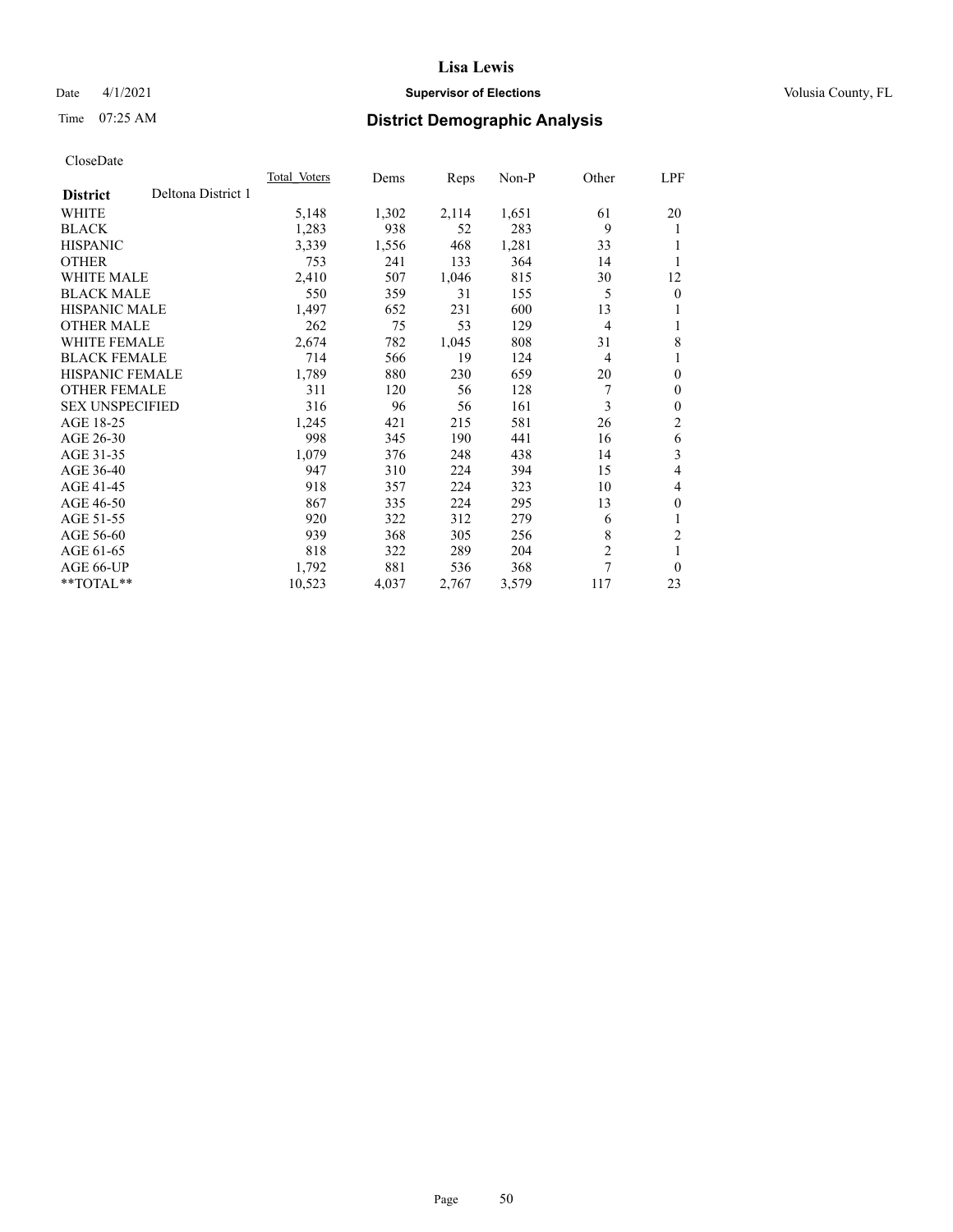# Lisa Lewis

Date 4/1/2021 **Supervisor of Elections** Volusia County, FL

Time 07:25 AM **District Demographic Analysis**

CloseDate

| **District** Deltona District 1 | Total Voters | Dems | Reps | Non-P | Other | LPF |
|---|---|---|---|---|---|---|
| WHITE | 5,148 | 1,302 | 2,114 | 1,651 | 61 | 20 |
| BLACK | 1,283 | 938 | 52 | 283 | 9 | 1 |
| HISPANIC | 3,339 | 1,556 | 468 | 1,281 | 33 | 1 |
| OTHER | 753 | 241 | 133 | 364 | 14 | 1 |
| WHITE MALE | 2,410 | 507 | 1,046 | 815 | 30 | 12 |
| BLACK MALE | 550 | 359 | 31 | 155 | 5 | 0 |
| HISPANIC MALE | 1,497 | 652 | 231 | 600 | 13 | 1 |
| OTHER MALE | 262 | 75 | 53 | 129 | 4 | 1 |
| WHITE FEMALE | 2,674 | 782 | 1,045 | 808 | 31 | 8 |
| BLACK FEMALE | 714 | 566 | 19 | 124 | 4 | 1 |
| HISPANIC FEMALE | 1,789 | 880 | 230 | 659 | 20 | 0 |
| OTHER FEMALE | 311 | 120 | 56 | 128 | 7 | 0 |
| SEX UNSPECIFIED | 316 | 96 | 56 | 161 | 3 | 0 |
| AGE 18-25 | 1,245 | 421 | 215 | 581 | 26 | 2 |
| AGE 26-30 | 998 | 345 | 190 | 441 | 16 | 6 |
| AGE 31-35 | 1,079 | 376 | 248 | 438 | 14 | 3 |
| AGE 36-40 | 947 | 310 | 224 | 394 | 15 | 4 |
| AGE 41-45 | 918 | 357 | 224 | 323 | 10 | 4 |
| AGE 46-50 | 867 | 335 | 224 | 295 | 13 | 0 |
| AGE 51-55 | 920 | 322 | 312 | 279 | 6 | 1 |
| AGE 56-60 | 939 | 368 | 305 | 256 | 8 | 2 |
| AGE 61-65 | 818 | 322 | 289 | 204 | 2 | 1 |
| AGE 66-UP | 1,792 | 881 | 536 | 368 | 7 | 0 |
| **TOTAL** | 10,523 | 4,037 | 2,767 | 3,579 | 117 | 23 |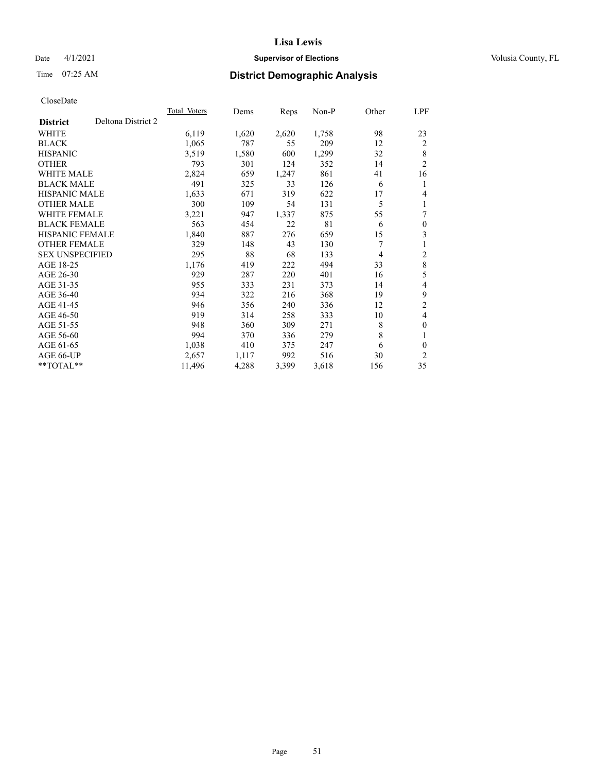# District Demographic Analysis

CloseDate

| District | Deltona District 2 | Total_Voters | Dems | Reps | Non-P | Other | LPF |
|---|---|---|---|---|---|---|---|
| WHITE | | 6,119 | 1,620 | 2,620 | 1,758 | 98 | 23 |
| BLACK | | 1,065 | 787 | 55 | 209 | 12 | 2 |
| HISPANIC | | 3,519 | 1,580 | 600 | 1,299 | 32 | 8 |
| OTHER | | 793 | 301 | 124 | 352 | 14 | 2 |
| WHITE MALE | | 2,824 | 659 | 1,247 | 861 | 41 | 16 |
| BLACK MALE | | 491 | 325 | 33 | 126 | 6 | 1 |
| HISPANIC MALE | | 1,633 | 671 | 319 | 622 | 17 | 4 |
| OTHER MALE | | 300 | 109 | 54 | 131 | 5 | 1 |
| WHITE FEMALE | | 3,221 | 947 | 1,337 | 875 | 55 | 7 |
| BLACK FEMALE | | 563 | 454 | 22 | 81 | 6 | 0 |
| HISPANIC FEMALE | | 1,840 | 887 | 276 | 659 | 15 | 3 |
| OTHER FEMALE | | 329 | 148 | 43 | 130 | 7 | 1 |
| SEX UNSPECIFIED | | 295 | 88 | 68 | 133 | 4 | 2 |
| AGE 18-25 | | 1,176 | 419 | 222 | 494 | 33 | 8 |
| AGE 26-30 | | 929 | 287 | 220 | 401 | 16 | 5 |
| AGE 31-35 | | 955 | 333 | 231 | 373 | 14 | 4 |
| AGE 36-40 | | 934 | 322 | 216 | 368 | 19 | 9 |
| AGE 41-45 | | 946 | 356 | 240 | 336 | 12 | 2 |
| AGE 46-50 | | 919 | 314 | 258 | 333 | 10 | 4 |
| AGE 51-55 | | 948 | 360 | 309 | 271 | 8 | 0 |
| AGE 56-60 | | 994 | 370 | 336 | 279 | 8 | 1 |
| AGE 61-65 | | 1,038 | 410 | 375 | 247 | 6 | 0 |
| AGE 66-UP | | 2,657 | 1,117 | 992 | 516 | 30 | 2 |
| **TOTAL** | | 11,496 | 4,288 | 3,399 | 3,618 | 156 | 35 |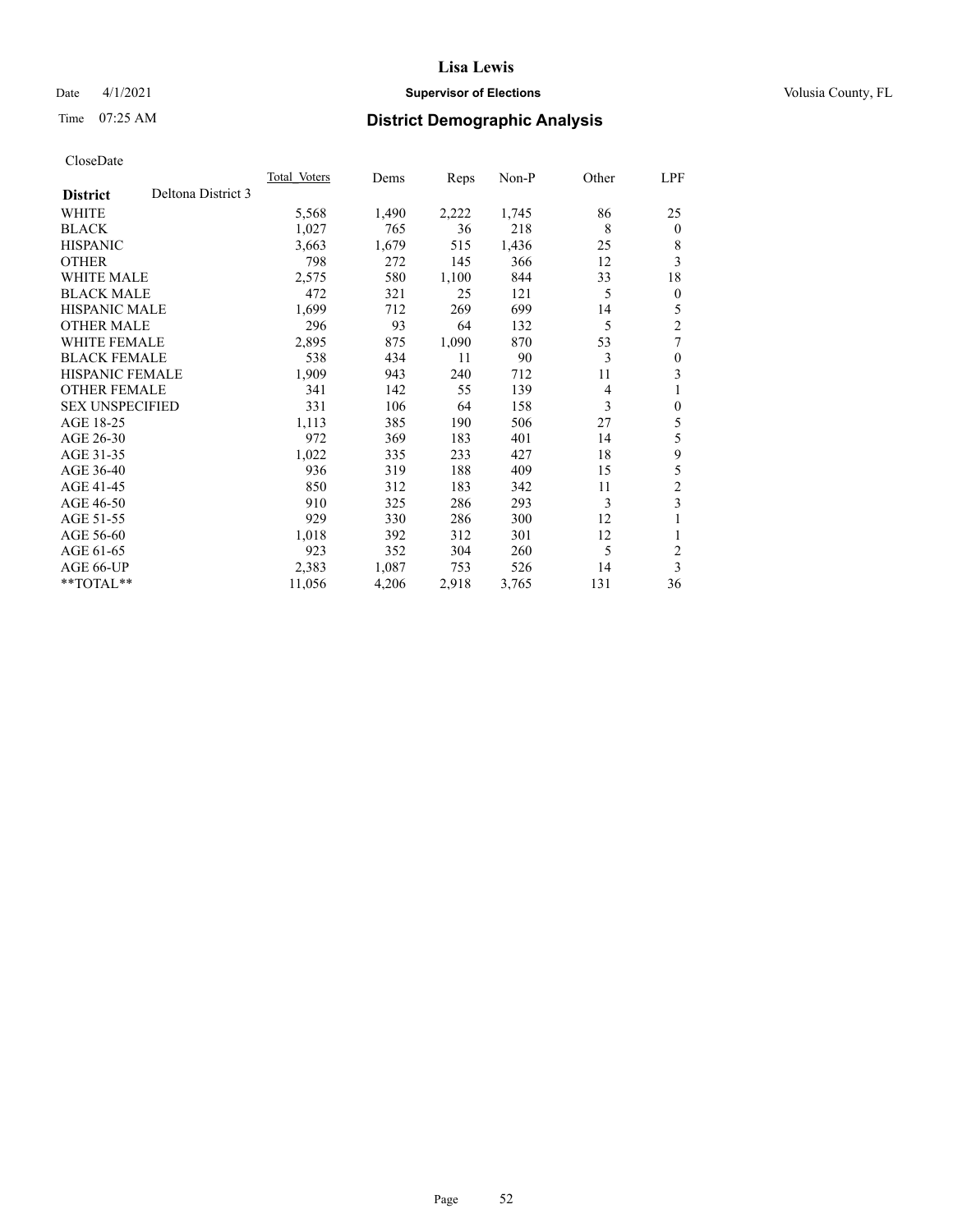# Lisa Lewis

Date 4/1/2021 **Supervisor of Elections** Volusia County, FL

Time 07:25 AM **District Demographic Analysis**

CloseDate

| **District** Deltona District 3 | Total Voters | Dems | Reps | Non-P | Other | LPF |
|---|---|---|---|---|---|---|
| WHITE | 5,568 | 1,490 | 2,222 | 1,745 | 86 | 25 |
| BLACK | 1,027 | 765 | 36 | 218 | 8 | 0 |
| HISPANIC | 3,663 | 1,679 | 515 | 1,436 | 25 | 8 |
| OTHER | 798 | 272 | 145 | 366 | 12 | 3 |
| WHITE MALE | 2,575 | 580 | 1,100 | 844 | 33 | 18 |
| BLACK MALE | 472 | 321 | 25 | 121 | 5 | 0 |
| HISPANIC MALE | 1,699 | 712 | 269 | 699 | 14 | 5 |
| OTHER MALE | 296 | 93 | 64 | 132 | 5 | 2 |
| WHITE FEMALE | 2,895 | 875 | 1,090 | 870 | 53 | 7 |
| BLACK FEMALE | 538 | 434 | 11 | 90 | 3 | 0 |
| HISPANIC FEMALE | 1,909 | 943 | 240 | 712 | 11 | 3 |
| OTHER FEMALE | 341 | 142 | 55 | 139 | 4 | 1 |
| SEX UNSPECIFIED | 331 | 106 | 64 | 158 | 3 | 0 |
| AGE 18-25 | 1,113 | 385 | 190 | 506 | 27 | 5 |
| AGE 26-30 | 972 | 369 | 183 | 401 | 14 | 5 |
| AGE 31-35 | 1,022 | 335 | 233 | 427 | 18 | 9 |
| AGE 36-40 | 936 | 319 | 188 | 409 | 15 | 5 |
| AGE 41-45 | 850 | 312 | 183 | 342 | 11 | 2 |
| AGE 46-50 | 910 | 325 | 286 | 293 | 3 | 3 |
| AGE 51-55 | 929 | 330 | 286 | 300 | 12 | 1 |
| AGE 56-60 | 1,018 | 392 | 312 | 301 | 12 | 1 |
| AGE 61-65 | 923 | 352 | 304 | 260 | 5 | 2 |
| AGE 66-UP | 2,383 | 1,087 | 753 | 526 | 14 | 3 |
| **TOTAL** | 11,056 | 4,206 | 2,918 | 3,765 | 131 | 36 |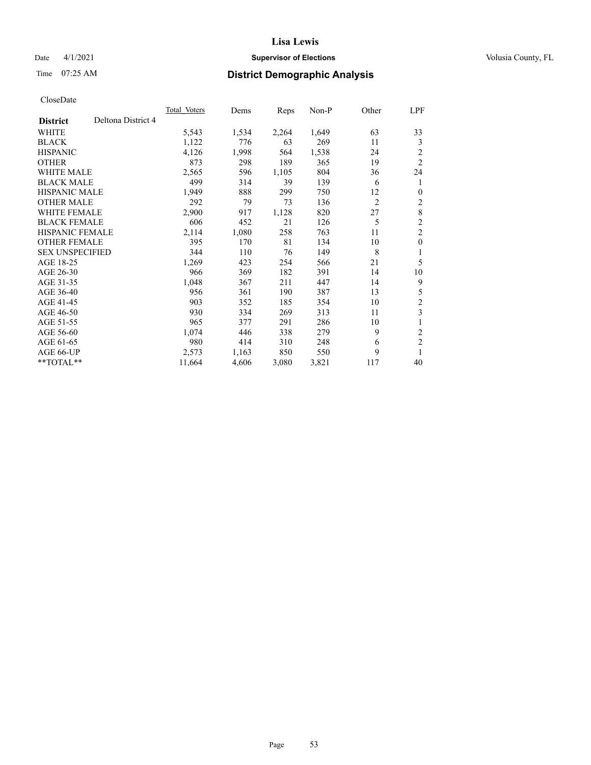# District Demographic Analysis

CloseDate

| District | Deltona District 4 | Total_Voters | Dems | Reps | Non-P | Other | LPF |
|---|---|---|---|---|---|---|---|
| WHITE | | 5,543 | 1,534 | 2,264 | 1,649 | 63 | 33 |
| BLACK | | 1,122 | 776 | 63 | 269 | 11 | 3 |
| HISPANIC | | 4,126 | 1,998 | 564 | 1,538 | 24 | 2 |
| OTHER | | 873 | 298 | 189 | 365 | 19 | 2 |
| WHITE MALE | | 2,565 | 596 | 1,105 | 804 | 36 | 24 |
| BLACK MALE | | 499 | 314 | 39 | 139 | 6 | 1 |
| HISPANIC MALE | | 1,949 | 888 | 299 | 750 | 12 | 0 |
| OTHER MALE | | 292 | 79 | 73 | 136 | 2 | 2 |
| WHITE FEMALE | | 2,900 | 917 | 1,128 | 820 | 27 | 8 |
| BLACK FEMALE | | 606 | 452 | 21 | 126 | 5 | 2 |
| HISPANIC FEMALE | | 2,114 | 1,080 | 258 | 763 | 11 | 2 |
| OTHER FEMALE | | 395 | 170 | 81 | 134 | 10 | 0 |
| SEX UNSPECIFIED | | 344 | 110 | 76 | 149 | 8 | 1 |
| AGE 18-25 | | 1,269 | 423 | 254 | 566 | 21 | 5 |
| AGE 26-30 | | 966 | 369 | 182 | 391 | 14 | 10 |
| AGE 31-35 | | 1,048 | 367 | 211 | 447 | 14 | 9 |
| AGE 36-40 | | 956 | 361 | 190 | 387 | 13 | 5 |
| AGE 41-45 | | 903 | 352 | 185 | 354 | 10 | 2 |
| AGE 46-50 | | 930 | 334 | 269 | 313 | 11 | 3 |
| AGE 51-55 | | 965 | 377 | 291 | 286 | 10 | 1 |
| AGE 56-60 | | 1,074 | 446 | 338 | 279 | 9 | 2 |
| AGE 61-65 | | 980 | 414 | 310 | 248 | 6 | 2 |
| AGE 66-UP | | 2,573 | 1,163 | 850 | 550 | 9 | 1 |
| **TOTAL** | | 11,664 | 4,606 | 3,080 | 3,821 | 117 | 40 |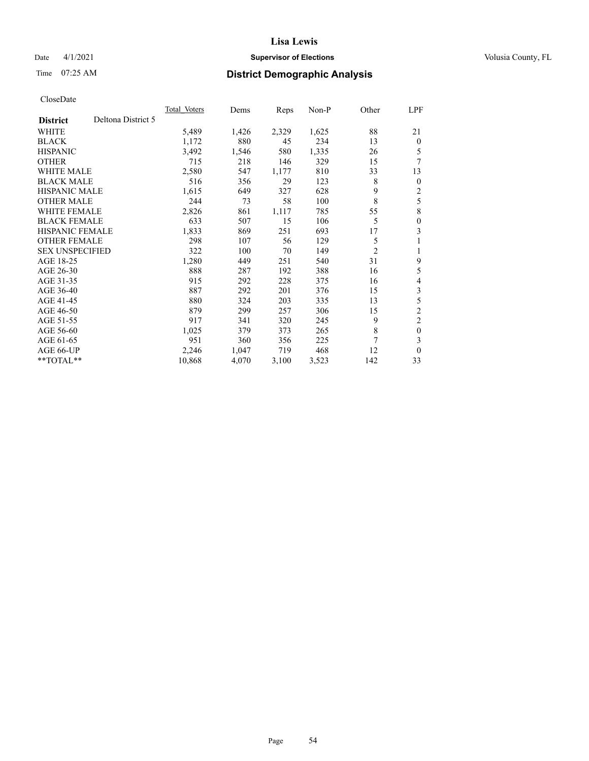# Lisa Lewis

Date 4/1/2021 **Supervisor of Elections** Volusia County, FL

Time 07:25 AM **District Demographic Analysis**

CloseDate

| **District** | Deltona District 5 | Total Voters | Dems | Reps | Non-P | Other | LPF |
|---|---|---|---|---|---|---|---|
| WHITE | | 5,489 | 1,426 | 2,329 | 1,625 | 88 | 21 |
| BLACK | | 1,172 | 880 | 45 | 234 | 13 | 0 |
| HISPANIC | | 3,492 | 1,546 | 580 | 1,335 | 26 | 5 |
| OTHER | | 715 | 218 | 146 | 329 | 15 | 7 |
| WHITE MALE | | 2,580 | 547 | 1,177 | 810 | 33 | 13 |
| BLACK MALE | | 516 | 356 | 29 | 123 | 8 | 0 |
| HISPANIC MALE | | 1,615 | 649 | 327 | 628 | 9 | 2 |
| OTHER MALE | | 244 | 73 | 58 | 100 | 8 | 5 |
| WHITE FEMALE | | 2,826 | 861 | 1,117 | 785 | 55 | 8 |
| BLACK FEMALE | | 633 | 507 | 15 | 106 | 5 | 0 |
| HISPANIC FEMALE | | 1,833 | 869 | 251 | 693 | 17 | 3 |
| OTHER FEMALE | | 298 | 107 | 56 | 129 | 5 | 1 |
| SEX UNSPECIFIED | | 322 | 100 | 70 | 149 | 2 | 1 |
| AGE 18-25 | | 1,280 | 449 | 251 | 540 | 31 | 9 |
| AGE 26-30 | | 888 | 287 | 192 | 388 | 16 | 5 |
| AGE 31-35 | | 915 | 292 | 228 | 375 | 16 | 4 |
| AGE 36-40 | | 887 | 292 | 201 | 376 | 15 | 3 |
| AGE 41-45 | | 880 | 324 | 203 | 335 | 13 | 5 |
| AGE 46-50 | | 879 | 299 | 257 | 306 | 15 | 2 |
| AGE 51-55 | | 917 | 341 | 320 | 245 | 9 | 2 |
| AGE 56-60 | | 1,025 | 379 | 373 | 265 | 8 | 0 |
| AGE 61-65 | | 951 | 360 | 356 | 225 | 7 | 3 |
| AGE 66-UP | | 2,246 | 1,047 | 719 | 468 | 12 | 0 |
| **TOTAL** | | 10,868 | 4,070 | 3,100 | 3,523 | 142 | 33 |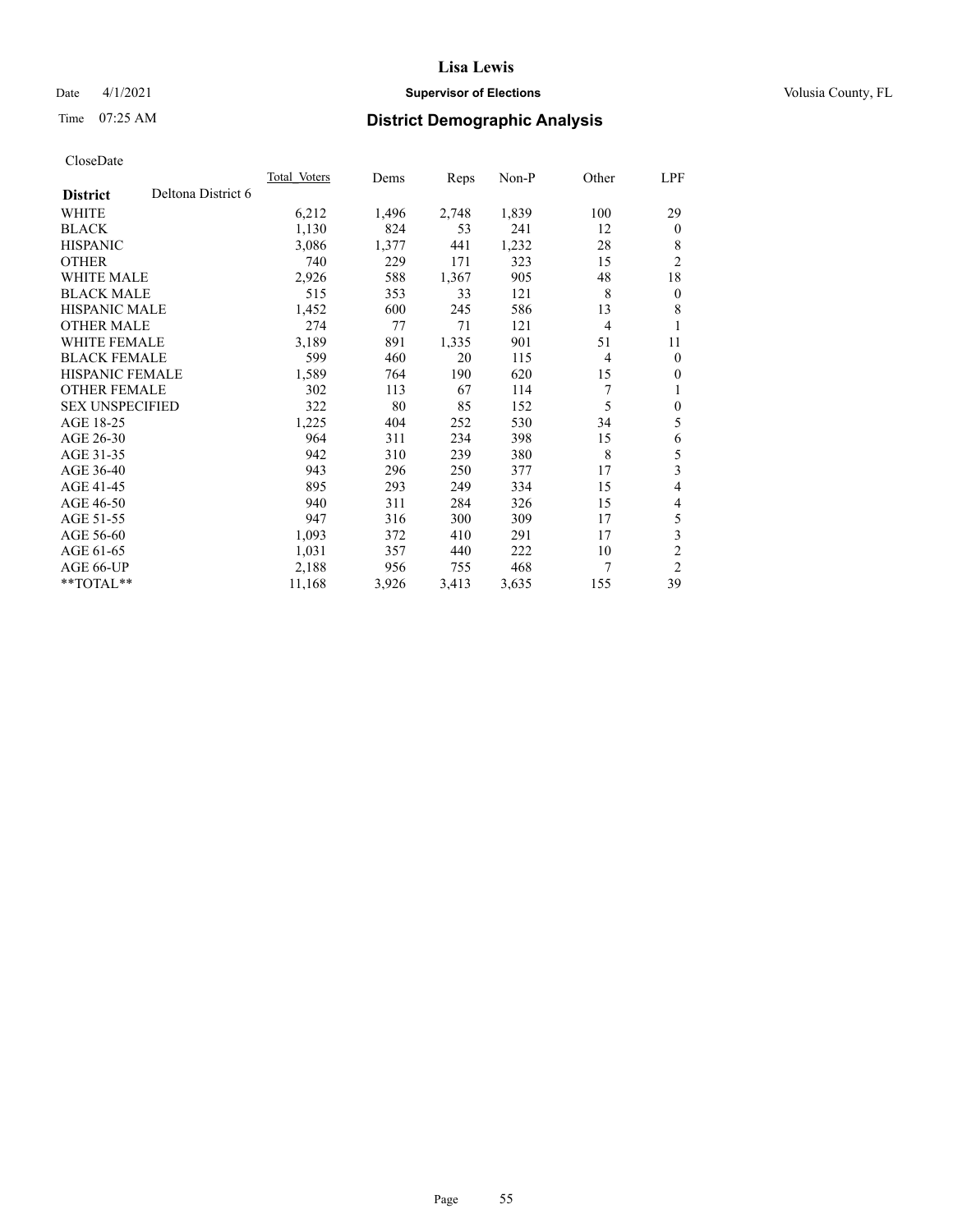# Lisa Lewis

Date 4/1/2021 **Supervisor of Elections** Volusia County, FL

Time 07:25 AM **District Demographic Analysis**

CloseDate

| District | Deltona District 6 | Total Voters | Dems | Reps | Non-P | Other | LPF |
|---|---|---|---|---|---|---|---|
| WHITE | | 6,212 | 1,496 | 2,748 | 1,839 | 100 | 29 |
| BLACK | | 1,130 | 824 | 53 | 241 | 12 | 0 |
| HISPANIC | | 3,086 | 1,377 | 441 | 1,232 | 28 | 8 |
| OTHER | | 740 | 229 | 171 | 323 | 15 | 2 |
| WHITE MALE | | 2,926 | 588 | 1,367 | 905 | 48 | 18 |
| BLACK MALE | | 515 | 353 | 33 | 121 | 8 | 0 |
| HISPANIC MALE | | 1,452 | 600 | 245 | 586 | 13 | 8 |
| OTHER MALE | | 274 | 77 | 71 | 121 | 4 | 1 |
| WHITE FEMALE | | 3,189 | 891 | 1,335 | 901 | 51 | 11 |
| BLACK FEMALE | | 599 | 460 | 20 | 115 | 4 | 0 |
| HISPANIC FEMALE | | 1,589 | 764 | 190 | 620 | 15 | 0 |
| OTHER FEMALE | | 302 | 113 | 67 | 114 | 7 | 1 |
| SEX UNSPECIFIED | | 322 | 80 | 85 | 152 | 5 | 0 |
| AGE 18-25 | | 1,225 | 404 | 252 | 530 | 34 | 5 |
| AGE 26-30 | | 964 | 311 | 234 | 398 | 15 | 6 |
| AGE 31-35 | | 942 | 310 | 239 | 380 | 8 | 5 |
| AGE 36-40 | | 943 | 296 | 250 | 377 | 17 | 3 |
| AGE 41-45 | | 895 | 293 | 249 | 334 | 15 | 4 |
| AGE 46-50 | | 940 | 311 | 284 | 326 | 15 | 4 |
| AGE 51-55 | | 947 | 316 | 300 | 309 | 17 | 5 |
| AGE 56-60 | | 1,093 | 372 | 410 | 291 | 17 | 3 |
| AGE 61-65 | | 1,031 | 357 | 440 | 222 | 10 | 2 |
| AGE 66-UP | | 2,188 | 956 | 755 | 468 | 7 | 2 |
| **TOTAL** | | 11,168 | 3,926 | 3,413 | 3,635 | 155 | 39 |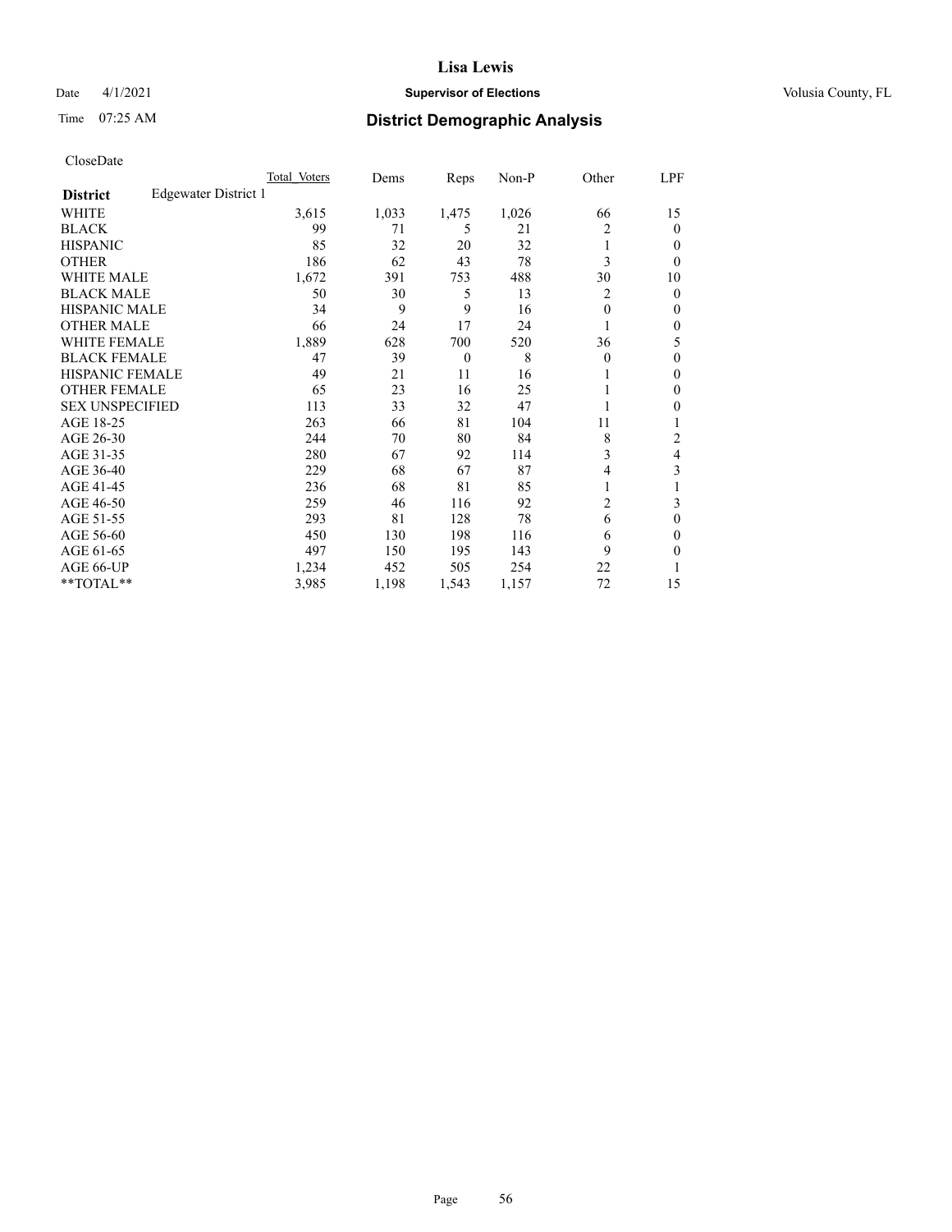# Lisa Lewis

Date 4/1/2021 **Supervisor of Elections** Volusia County, FL

Time 07:25 AM **District Demographic Analysis**

CloseDate

| District: Edgewater District 1 | Total Voters | Dems | Reps | Non-P | Other | LPF |
|---|---|---|---|---|---|---|
| WHITE | 3,615 | 1,033 | 1,475 | 1,026 | 66 | 15 |
| BLACK | 99 | 71 | 5 | 21 | 2 | 0 |
| HISPANIC | 85 | 32 | 20 | 32 | 1 | 0 |
| OTHER | 186 | 62 | 43 | 78 | 3 | 0 |
| WHITE MALE | 1,672 | 391 | 753 | 488 | 30 | 10 |
| BLACK MALE | 50 | 30 | 5 | 13 | 2 | 0 |
| HISPANIC MALE | 34 | 9 | 9 | 16 | 0 | 0 |
| OTHER MALE | 66 | 24 | 17 | 24 | 1 | 0 |
| WHITE FEMALE | 1,889 | 628 | 700 | 520 | 36 | 5 |
| BLACK FEMALE | 47 | 39 | 0 | 8 | 0 | 0 |
| HISPANIC FEMALE | 49 | 21 | 11 | 16 | 1 | 0 |
| OTHER FEMALE | 65 | 23 | 16 | 25 | 1 | 0 |
| SEX UNSPECIFIED | 113 | 33 | 32 | 47 | 1 | 0 |
| AGE 18-25 | 263 | 66 | 81 | 104 | 11 | 1 |
| AGE 26-30 | 244 | 70 | 80 | 84 | 8 | 2 |
| AGE 31-35 | 280 | 67 | 92 | 114 | 3 | 4 |
| AGE 36-40 | 229 | 68 | 67 | 87 | 4 | 3 |
| AGE 41-45 | 236 | 68 | 81 | 85 | 1 | 1 |
| AGE 46-50 | 259 | 46 | 116 | 92 | 2 | 3 |
| AGE 51-55 | 293 | 81 | 128 | 78 | 6 | 0 |
| AGE 56-60 | 450 | 130 | 198 | 116 | 6 | 0 |
| AGE 61-65 | 497 | 150 | 195 | 143 | 9 | 0 |
| AGE 66-UP | 1,234 | 452 | 505 | 254 | 22 | 1 |
| **TOTAL** | 3,985 | 1,198 | 1,543 | 1,157 | 72 | 15 |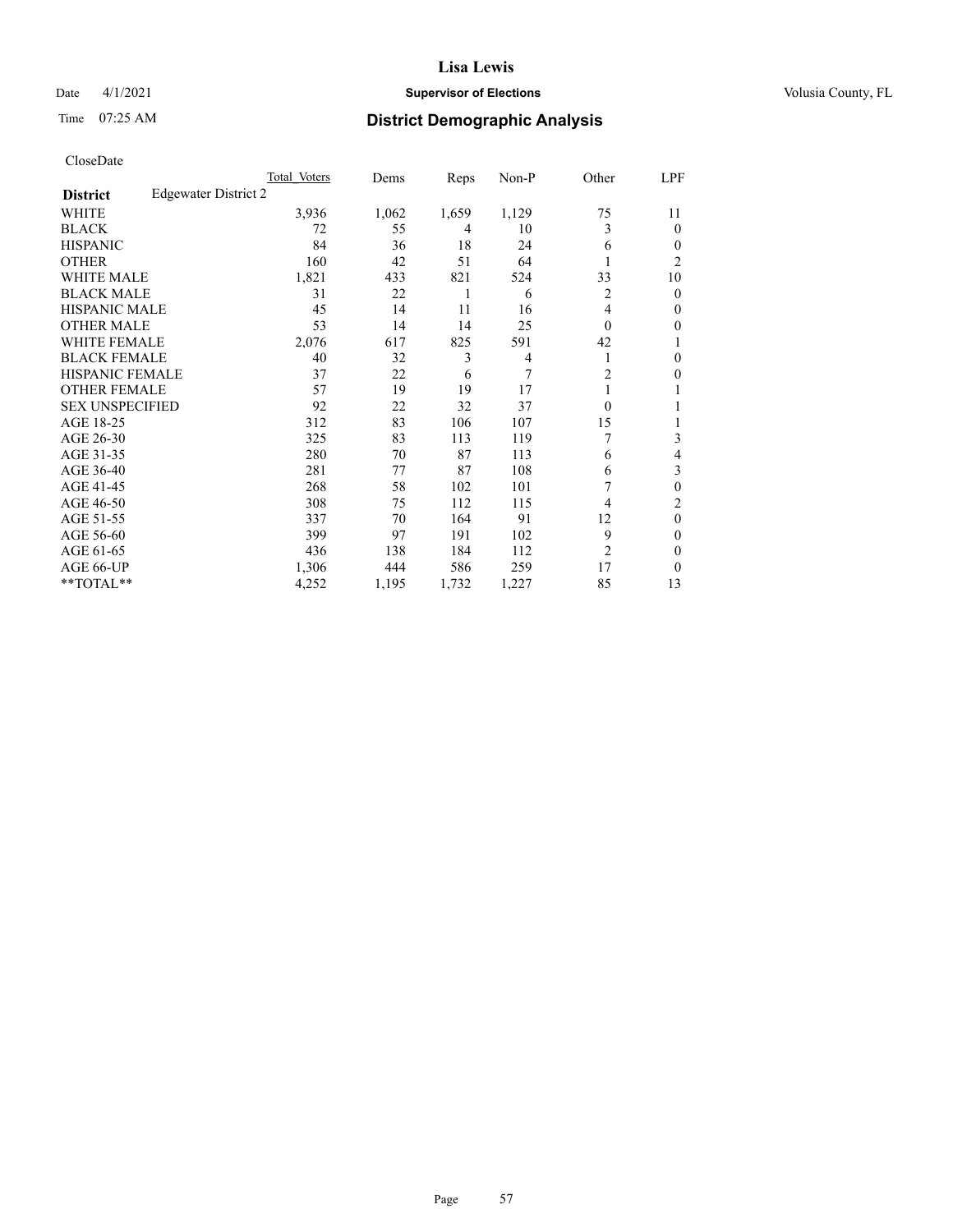# Lisa Lewis

Date 4/1/2021 **Supervisor of Elections** Volusia County, FL

Time 07:25 AM **District Demographic Analysis**

CloseDate

| District: Edgewater District 2 | Total Voters | Dems | Reps | Non-P | Other | LPF |
|---|---|---|---|---|---|---|
| WHITE | 3,936 | 1,062 | 1,659 | 1,129 | 75 | 11 |
| BLACK | 72 | 55 | 4 | 10 | 3 | 0 |
| HISPANIC | 84 | 36 | 18 | 24 | 6 | 0 |
| OTHER | 160 | 42 | 51 | 64 | 1 | 2 |
| WHITE MALE | 1,821 | 433 | 821 | 524 | 33 | 10 |
| BLACK MALE | 31 | 22 | 1 | 6 | 2 | 0 |
| HISPANIC MALE | 45 | 14 | 11 | 16 | 4 | 0 |
| OTHER MALE | 53 | 14 | 14 | 25 | 0 | 0 |
| WHITE FEMALE | 2,076 | 617 | 825 | 591 | 42 | 1 |
| BLACK FEMALE | 40 | 32 | 3 | 4 | 1 | 0 |
| HISPANIC FEMALE | 37 | 22 | 6 | 7 | 2 | 0 |
| OTHER FEMALE | 57 | 19 | 19 | 17 | 1 | 1 |
| SEX UNSPECIFIED | 92 | 22 | 32 | 37 | 0 | 1 |
| AGE 18-25 | 312 | 83 | 106 | 107 | 15 | 1 |
| AGE 26-30 | 325 | 83 | 113 | 119 | 7 | 3 |
| AGE 31-35 | 280 | 70 | 87 | 113 | 6 | 4 |
| AGE 36-40 | 281 | 77 | 87 | 108 | 6 | 3 |
| AGE 41-45 | 268 | 58 | 102 | 101 | 7 | 0 |
| AGE 46-50 | 308 | 75 | 112 | 115 | 4 | 2 |
| AGE 51-55 | 337 | 70 | 164 | 91 | 12 | 0 |
| AGE 56-60 | 399 | 97 | 191 | 102 | 9 | 0 |
| AGE 61-65 | 436 | 138 | 184 | 112 | 2 | 0 |
| AGE 66-UP | 1,306 | 444 | 586 | 259 | 17 | 0 |
| **TOTAL** | 4,252 | 1,195 | 1,732 | 1,227 | 85 | 13 |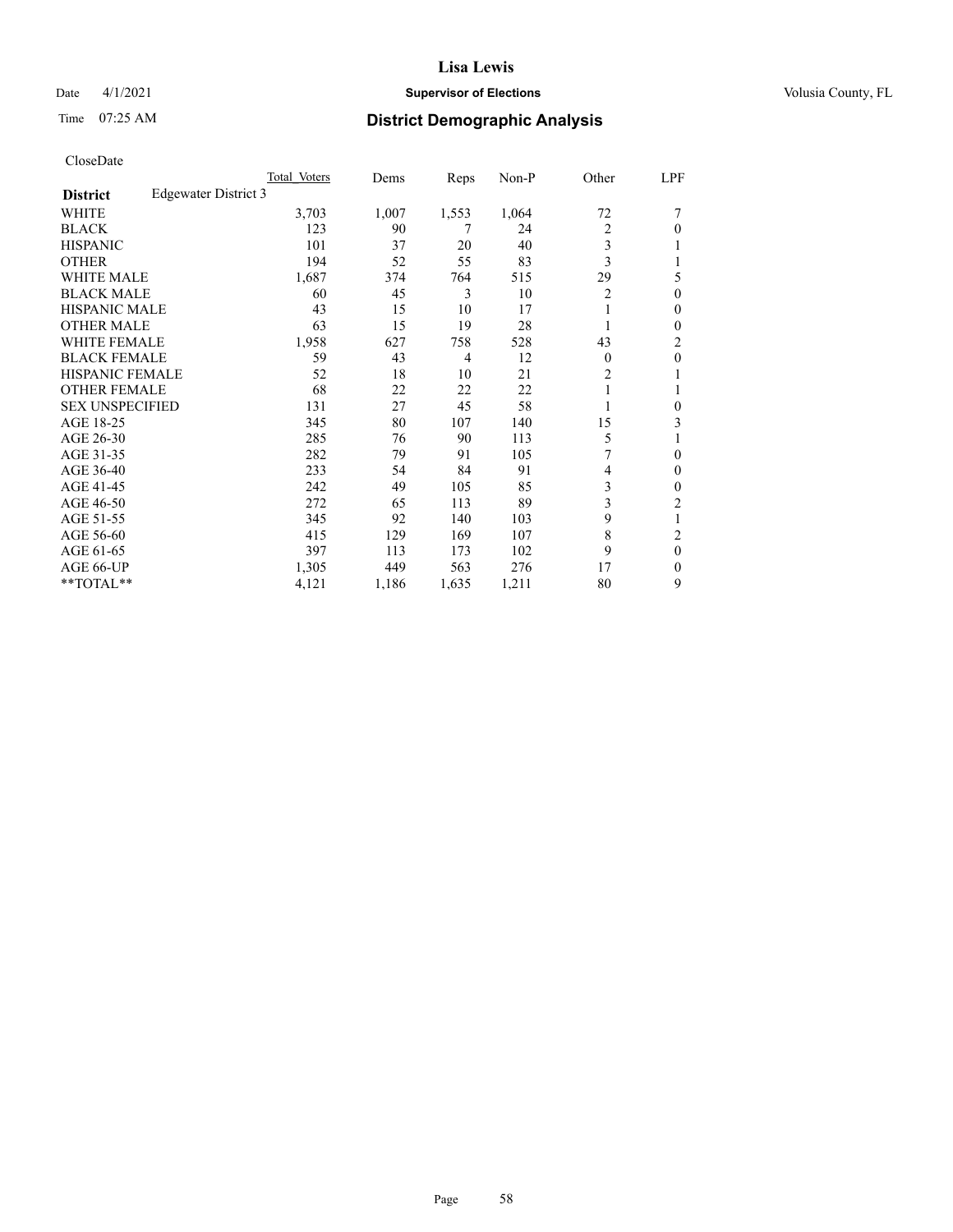# Lisa Lewis

Date 4/1/2021 **Supervisor of Elections** Volusia County, FL

Time 07:25 AM **District Demographic Analysis**

CloseDate

| | Total Voters | Dems | Reps | Non-P | Other | LPF |
|---|---|---|---|---|---|---|
| **District** Edgewater District 3 | | | | | | |
| WHITE | 3,703 | 1,007 | 1,553 | 1,064 | 72 | 7 |
| BLACK | 123 | 90 | 7 | 24 | 2 | 0 |
| HISPANIC | 101 | 37 | 20 | 40 | 3 | 1 |
| OTHER | 194 | 52 | 55 | 83 | 3 | 1 |
| WHITE MALE | 1,687 | 374 | 764 | 515 | 29 | 5 |
| BLACK MALE | 60 | 45 | 3 | 10 | 2 | 0 |
| HISPANIC MALE | 43 | 15 | 10 | 17 | 1 | 0 |
| OTHER MALE | 63 | 15 | 19 | 28 | 1 | 0 |
| WHITE FEMALE | 1,958 | 627 | 758 | 528 | 43 | 2 |
| BLACK FEMALE | 59 | 43 | 4 | 12 | 0 | 0 |
| HISPANIC FEMALE | 52 | 18 | 10 | 21 | 2 | 1 |
| OTHER FEMALE | 68 | 22 | 22 | 22 | 1 | 1 |
| SEX UNSPECIFIED | 131 | 27 | 45 | 58 | 1 | 0 |
| AGE 18-25 | 345 | 80 | 107 | 140 | 15 | 3 |
| AGE 26-30 | 285 | 76 | 90 | 113 | 5 | 1 |
| AGE 31-35 | 282 | 79 | 91 | 105 | 7 | 0 |
| AGE 36-40 | 233 | 54 | 84 | 91 | 4 | 0 |
| AGE 41-45 | 242 | 49 | 105 | 85 | 3 | 0 |
| AGE 46-50 | 272 | 65 | 113 | 89 | 3 | 2 |
| AGE 51-55 | 345 | 92 | 140 | 103 | 9 | 1 |
| AGE 56-60 | 415 | 129 | 169 | 107 | 8 | 2 |
| AGE 61-65 | 397 | 113 | 173 | 102 | 9 | 0 |
| AGE 66-UP | 1,305 | 449 | 563 | 276 | 17 | 0 |
| **TOTAL** | 4,121 | 1,186 | 1,635 | 1,211 | 80 | 9 |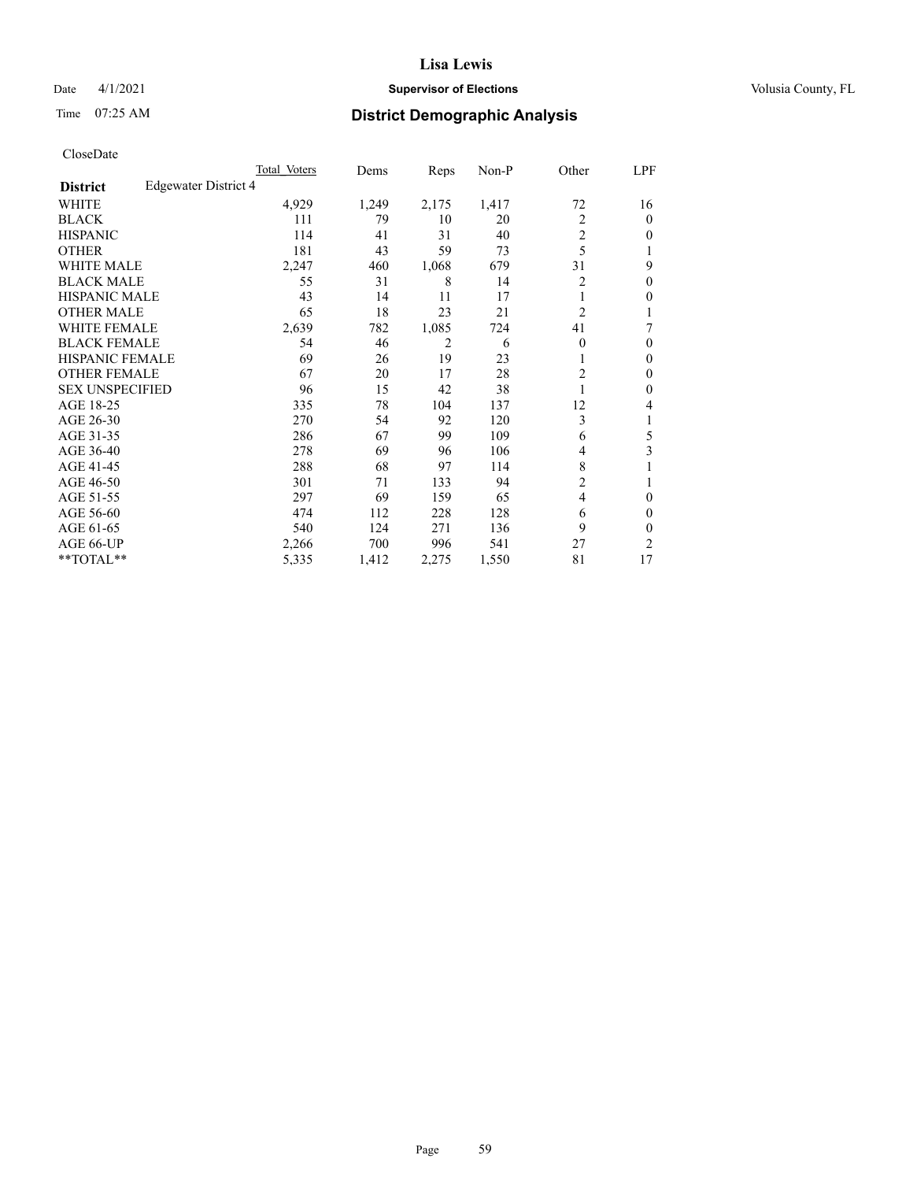# Lisa Lewis

Date 4/1/2021 **Supervisor of Elections** Volusia County, FL

Time 07:25 AM **District Demographic Analysis**

CloseDate

| | Total Voters | Dems | Reps | Non-P | Other | LPF |
|---|---|---|---|---|---|---|
| **District** Edgewater District 4 | | | | | | |
| WHITE | 4,929 | 1,249 | 2,175 | 1,417 | 72 | 16 |
| BLACK | 111 | 79 | 10 | 20 | 2 | 0 |
| HISPANIC | 114 | 41 | 31 | 40 | 2 | 0 |
| OTHER | 181 | 43 | 59 | 73 | 5 | 1 |
| WHITE MALE | 2,247 | 460 | 1,068 | 679 | 31 | 9 |
| BLACK MALE | 55 | 31 | 8 | 14 | 2 | 0 |
| HISPANIC MALE | 43 | 14 | 11 | 17 | 1 | 0 |
| OTHER MALE | 65 | 18 | 23 | 21 | 2 | 1 |
| WHITE FEMALE | 2,639 | 782 | 1,085 | 724 | 41 | 7 |
| BLACK FEMALE | 54 | 46 | 2 | 6 | 0 | 0 |
| HISPANIC FEMALE | 69 | 26 | 19 | 23 | 1 | 0 |
| OTHER FEMALE | 67 | 20 | 17 | 28 | 2 | 0 |
| SEX UNSPECIFIED | 96 | 15 | 42 | 38 | 1 | 0 |
| AGE 18-25 | 335 | 78 | 104 | 137 | 12 | 4 |
| AGE 26-30 | 270 | 54 | 92 | 120 | 3 | 1 |
| AGE 31-35 | 286 | 67 | 99 | 109 | 6 | 5 |
| AGE 36-40 | 278 | 69 | 96 | 106 | 4 | 3 |
| AGE 41-45 | 288 | 68 | 97 | 114 | 8 | 1 |
| AGE 46-50 | 301 | 71 | 133 | 94 | 2 | 1 |
| AGE 51-55 | 297 | 69 | 159 | 65 | 4 | 0 |
| AGE 56-60 | 474 | 112 | 228 | 128 | 6 | 0 |
| AGE 61-65 | 540 | 124 | 271 | 136 | 9 | 0 |
| AGE 66-UP | 2,266 | 700 | 996 | 541 | 27 | 2 |
| **TOTAL** | 5,335 | 1,412 | 2,275 | 1,550 | 81 | 17 |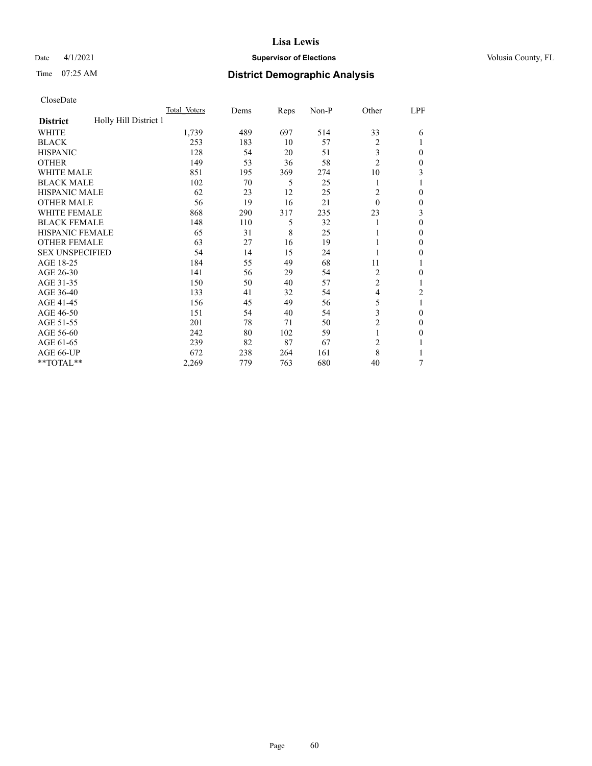Date 4/1/2021

Time 07:25 AM

# Lisa Lewis

## Supervisor of Elections

Volusia County, FL

## District Demographic Analysis

CloseDate

| District | Holly Hill District 1 | Total Voters | Dems | Reps | Non-P | Other | LPF |
|---|---|---|---|---|---|---|---|
| WHITE | | 1,739 | 489 | 697 | 514 | 33 | 6 |
| BLACK | | 253 | 183 | 10 | 57 | 2 | 1 |
| HISPANIC | | 128 | 54 | 20 | 51 | 3 | 0 |
| OTHER | | 149 | 53 | 36 | 58 | 2 | 0 |
| WHITE MALE | | 851 | 195 | 369 | 274 | 10 | 3 |
| BLACK MALE | | 102 | 70 | 5 | 25 | 1 | 1 |
| HISPANIC MALE | | 62 | 23 | 12 | 25 | 2 | 0 |
| OTHER MALE | | 56 | 19 | 16 | 21 | 0 | 0 |
| WHITE FEMALE | | 868 | 290 | 317 | 235 | 23 | 3 |
| BLACK FEMALE | | 148 | 110 | 5 | 32 | 1 | 0 |
| HISPANIC FEMALE | | 65 | 31 | 8 | 25 | 1 | 0 |
| OTHER FEMALE | | 63 | 27 | 16 | 19 | 1 | 0 |
| SEX UNSPECIFIED | | 54 | 14 | 15 | 24 | 1 | 0 |
| AGE 18-25 | | 184 | 55 | 49 | 68 | 11 | 1 |
| AGE 26-30 | | 141 | 56 | 29 | 54 | 2 | 0 |
| AGE 31-35 | | 150 | 50 | 40 | 57 | 2 | 1 |
| AGE 36-40 | | 133 | 41 | 32 | 54 | 4 | 2 |
| AGE 41-45 | | 156 | 45 | 49 | 56 | 5 | 1 |
| AGE 46-50 | | 151 | 54 | 40 | 54 | 3 | 0 |
| AGE 51-55 | | 201 | 78 | 71 | 50 | 2 | 0 |
| AGE 56-60 | | 242 | 80 | 102 | 59 | 1 | 0 |
| AGE 61-65 | | 239 | 82 | 87 | 67 | 2 | 1 |
| AGE 66-UP | | 672 | 238 | 264 | 161 | 8 | 1 |
| **TOTAL** | | 2,269 | 779 | 763 | 680 | 40 | 7 |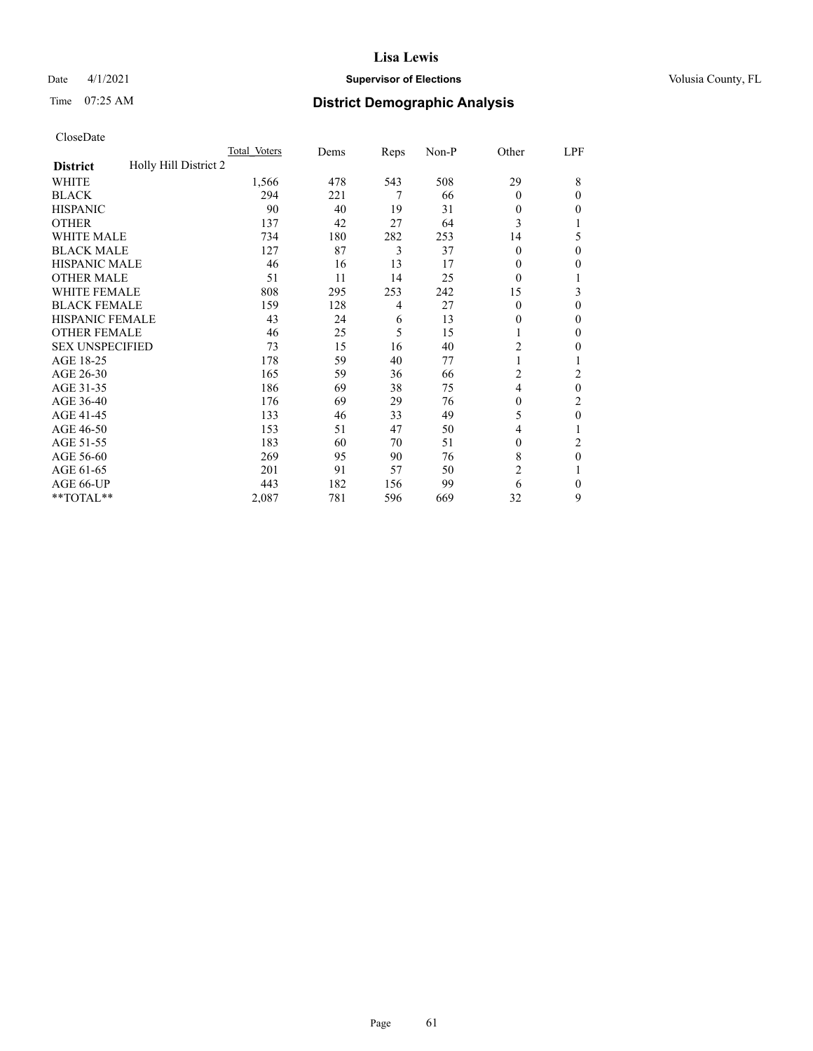# Lisa Lewis

Date 4/1/2021 **Supervisor of Elections** Volusia County, FL

Time 07:25 AM **District Demographic Analysis**

CloseDate

| District | Holly Hill District 2 | Total Voters | Dems | Reps | Non-P | Other | LPF |
|---|---|---|---|---|---|---|---|
| WHITE | | 1,566 | 478 | 543 | 508 | 29 | 8 |
| BLACK | | 294 | 221 | 7 | 66 | 0 | 0 |
| HISPANIC | | 90 | 40 | 19 | 31 | 0 | 0 |
| OTHER | | 137 | 42 | 27 | 64 | 3 | 1 |
| WHITE MALE | | 734 | 180 | 282 | 253 | 14 | 5 |
| BLACK MALE | | 127 | 87 | 3 | 37 | 0 | 0 |
| HISPANIC MALE | | 46 | 16 | 13 | 17 | 0 | 0 |
| OTHER MALE | | 51 | 11 | 14 | 25 | 0 | 1 |
| WHITE FEMALE | | 808 | 295 | 253 | 242 | 15 | 3 |
| BLACK FEMALE | | 159 | 128 | 4 | 27 | 0 | 0 |
| HISPANIC FEMALE | | 43 | 24 | 6 | 13 | 0 | 0 |
| OTHER FEMALE | | 46 | 25 | 5 | 15 | 1 | 0 |
| SEX UNSPECIFIED | | 73 | 15 | 16 | 40 | 2 | 0 |
| AGE 18-25 | | 178 | 59 | 40 | 77 | 1 | 1 |
| AGE 26-30 | | 165 | 59 | 36 | 66 | 2 | 2 |
| AGE 31-35 | | 186 | 69 | 38 | 75 | 4 | 0 |
| AGE 36-40 | | 176 | 69 | 29 | 76 | 0 | 2 |
| AGE 41-45 | | 133 | 46 | 33 | 49 | 5 | 0 |
| AGE 46-50 | | 153 | 51 | 47 | 50 | 4 | 1 |
| AGE 51-55 | | 183 | 60 | 70 | 51 | 0 | 2 |
| AGE 56-60 | | 269 | 95 | 90 | 76 | 8 | 0 |
| AGE 61-65 | | 201 | 91 | 57 | 50 | 2 | 1 |
| AGE 66-UP | | 443 | 182 | 156 | 99 | 6 | 0 |
| **TOTAL** | | 2,087 | 781 | 596 | 669 | 32 | 9 |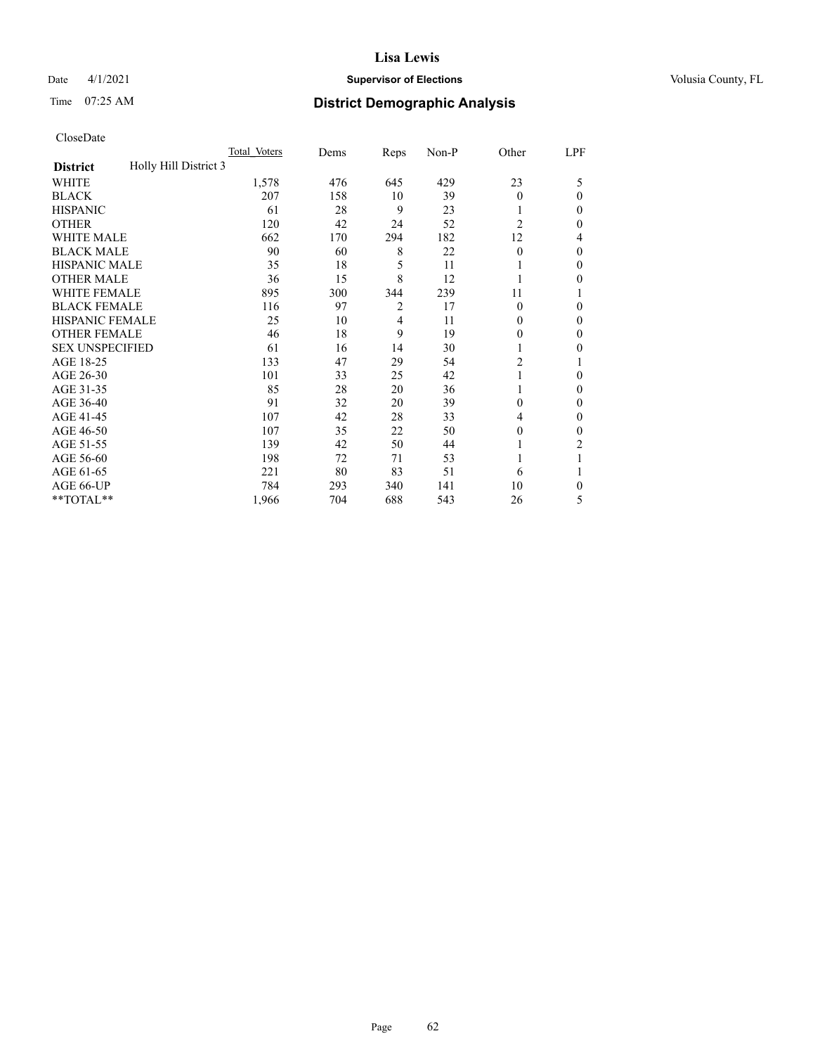# Lisa Lewis

Date 4/1/2021 **Supervisor of Elections** Volusia County, FL

Time 07:25 AM **District Demographic Analysis**

CloseDate

| District | Holly Hill District 3 | Total Voters | Dems | Reps | Non-P | Other | LPF |
|---|---|---|---|---|---|---|---|
| WHITE | | 1,578 | 476 | 645 | 429 | 23 | 5 |
| BLACK | | 207 | 158 | 10 | 39 | 0 | 0 |
| HISPANIC | | 61 | 28 | 9 | 23 | 1 | 0 |
| OTHER | | 120 | 42 | 24 | 52 | 2 | 0 |
| WHITE MALE | | 662 | 170 | 294 | 182 | 12 | 4 |
| BLACK MALE | | 90 | 60 | 8 | 22 | 0 | 0 |
| HISPANIC MALE | | 35 | 18 | 5 | 11 | 1 | 0 |
| OTHER MALE | | 36 | 15 | 8 | 12 | 1 | 0 |
| WHITE FEMALE | | 895 | 300 | 344 | 239 | 11 | 1 |
| BLACK FEMALE | | 116 | 97 | 2 | 17 | 0 | 0 |
| HISPANIC FEMALE | | 25 | 10 | 4 | 11 | 0 | 0 |
| OTHER FEMALE | | 46 | 18 | 9 | 19 | 0 | 0 |
| SEX UNSPECIFIED | | 61 | 16 | 14 | 30 | 1 | 0 |
| AGE 18-25 | | 133 | 47 | 29 | 54 | 2 | 1 |
| AGE 26-30 | | 101 | 33 | 25 | 42 | 1 | 0 |
| AGE 31-35 | | 85 | 28 | 20 | 36 | 1 | 0 |
| AGE 36-40 | | 91 | 32 | 20 | 39 | 0 | 0 |
| AGE 41-45 | | 107 | 42 | 28 | 33 | 4 | 0 |
| AGE 46-50 | | 107 | 35 | 22 | 50 | 0 | 0 |
| AGE 51-55 | | 139 | 42 | 50 | 44 | 1 | 2 |
| AGE 56-60 | | 198 | 72 | 71 | 53 | 1 | 1 |
| AGE 61-65 | | 221 | 80 | 83 | 51 | 6 | 1 |
| AGE 66-UP | | 784 | 293 | 340 | 141 | 10 | 0 |
| **TOTAL** | | 1,966 | 704 | 688 | 543 | 26 | 5 |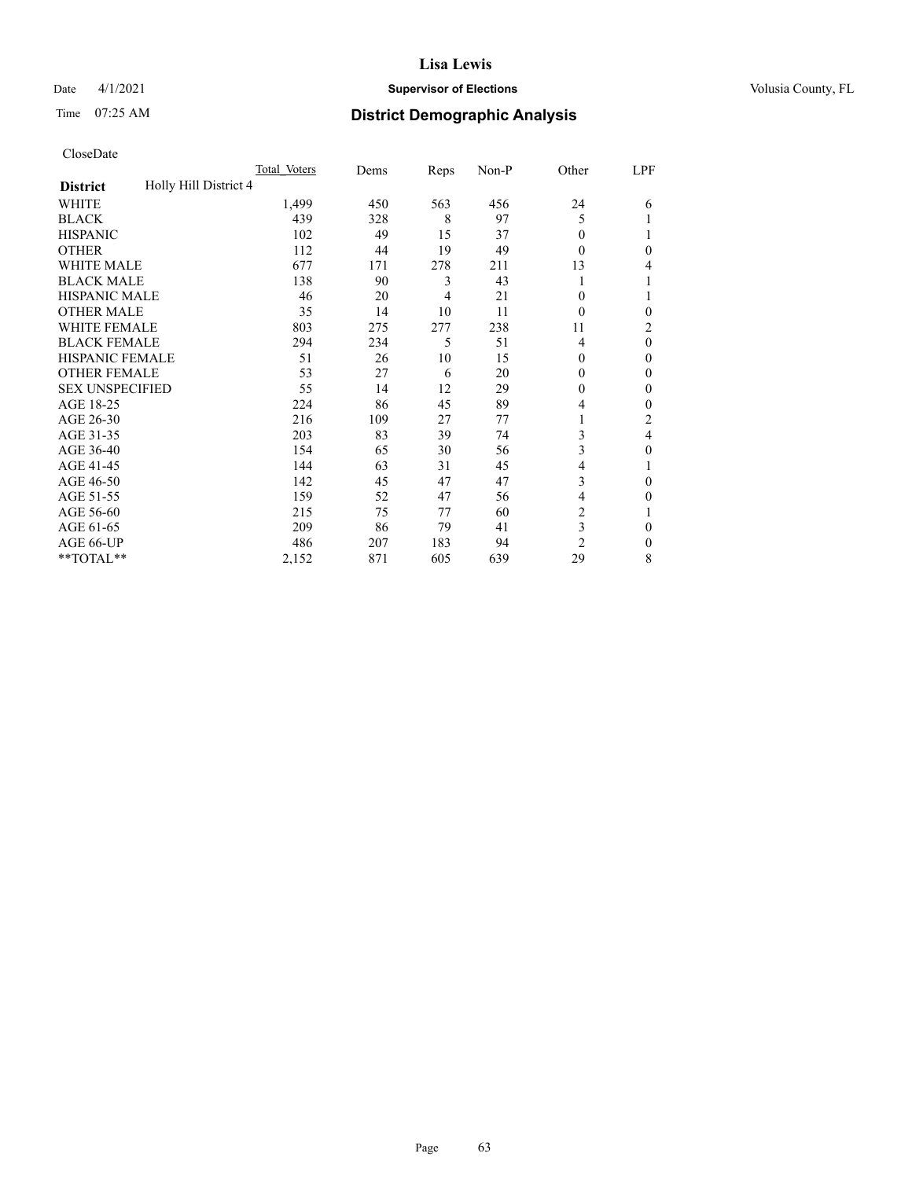# Lisa Lewis

Date 4/1/2021 **Supervisor of Elections** Volusia County, FL

Time 07:25 AM **District Demographic Analysis**

CloseDate

| | Total Voters | Dems | Reps | Non-P | Other | LPF |
|---|---|---|---|---|---|---|
| **District** Holly Hill District 4 | | | | | | |
| WHITE | 1,499 | 450 | 563 | 456 | 24 | 6 |
| BLACK | 439 | 328 | 8 | 97 | 5 | 1 |
| HISPANIC | 102 | 49 | 15 | 37 | 0 | 1 |
| OTHER | 112 | 44 | 19 | 49 | 0 | 0 |
| WHITE MALE | 677 | 171 | 278 | 211 | 13 | 4 |
| BLACK MALE | 138 | 90 | 3 | 43 | 1 | 1 |
| HISPANIC MALE | 46 | 20 | 4 | 21 | 0 | 1 |
| OTHER MALE | 35 | 14 | 10 | 11 | 0 | 0 |
| WHITE FEMALE | 803 | 275 | 277 | 238 | 11 | 2 |
| BLACK FEMALE | 294 | 234 | 5 | 51 | 4 | 0 |
| HISPANIC FEMALE | 51 | 26 | 10 | 15 | 0 | 0 |
| OTHER FEMALE | 53 | 27 | 6 | 20 | 0 | 0 |
| SEX UNSPECIFIED | 55 | 14 | 12 | 29 | 0 | 0 |
| AGE 18-25 | 224 | 86 | 45 | 89 | 4 | 0 |
| AGE 26-30 | 216 | 109 | 27 | 77 | 1 | 2 |
| AGE 31-35 | 203 | 83 | 39 | 74 | 3 | 4 |
| AGE 36-40 | 154 | 65 | 30 | 56 | 3 | 0 |
| AGE 41-45 | 144 | 63 | 31 | 45 | 4 | 1 |
| AGE 46-50 | 142 | 45 | 47 | 47 | 3 | 0 |
| AGE 51-55 | 159 | 52 | 47 | 56 | 4 | 0 |
| AGE 56-60 | 215 | 75 | 77 | 60 | 2 | 1 |
| AGE 61-65 | 209 | 86 | 79 | 41 | 3 | 0 |
| AGE 66-UP | 486 | 207 | 183 | 94 | 2 | 0 |
| **TOTAL** | 2,152 | 871 | 605 | 639 | 29 | 8 |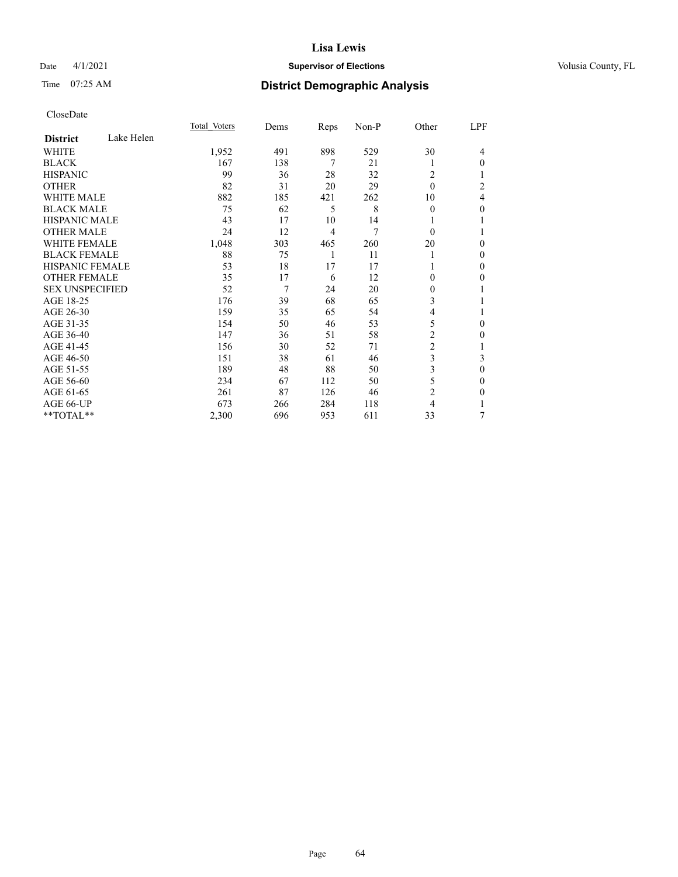# Lisa Lewis

Date 4/1/2021 **Supervisor of Elections** Volusia County, FL

Time 07:25 AM **District Demographic Analysis**

CloseDate

| **District** Lake Helen | Total Voters | Dems | Reps | Non-P | Other | LPF |
|---|---|---|---|---|---|---|
| WHITE | 1,952 | 491 | 898 | 529 | 30 | 4 |
| BLACK | 167 | 138 | 7 | 21 | 1 | 0 |
| HISPANIC | 99 | 36 | 28 | 32 | 2 | 1 |
| OTHER | 82 | 31 | 20 | 29 | 0 | 2 |
| WHITE MALE | 882 | 185 | 421 | 262 | 10 | 4 |
| BLACK MALE | 75 | 62 | 5 | 8 | 0 | 0 |
| HISPANIC MALE | 43 | 17 | 10 | 14 | 1 | 1 |
| OTHER MALE | 24 | 12 | 4 | 7 | 0 | 1 |
| WHITE FEMALE | 1,048 | 303 | 465 | 260 | 20 | 0 |
| BLACK FEMALE | 88 | 75 | 1 | 11 | 1 | 0 |
| HISPANIC FEMALE | 53 | 18 | 17 | 17 | 1 | 0 |
| OTHER FEMALE | 35 | 17 | 6 | 12 | 0 | 0 |
| SEX UNSPECIFIED | 52 | 7 | 24 | 20 | 0 | 1 |
| AGE 18-25 | 176 | 39 | 68 | 65 | 3 | 1 |
| AGE 26-30 | 159 | 35 | 65 | 54 | 4 | 1 |
| AGE 31-35 | 154 | 50 | 46 | 53 | 5 | 0 |
| AGE 36-40 | 147 | 36 | 51 | 58 | 2 | 0 |
| AGE 41-45 | 156 | 30 | 52 | 71 | 2 | 1 |
| AGE 46-50 | 151 | 38 | 61 | 46 | 3 | 3 |
| AGE 51-55 | 189 | 48 | 88 | 50 | 3 | 0 |
| AGE 56-60 | 234 | 67 | 112 | 50 | 5 | 0 |
| AGE 61-65 | 261 | 87 | 126 | 46 | 2 | 0 |
| AGE 66-UP | 673 | 266 | 284 | 118 | 4 | 1 |
| **TOTAL** | 2,300 | 696 | 953 | 611 | 33 | 7 |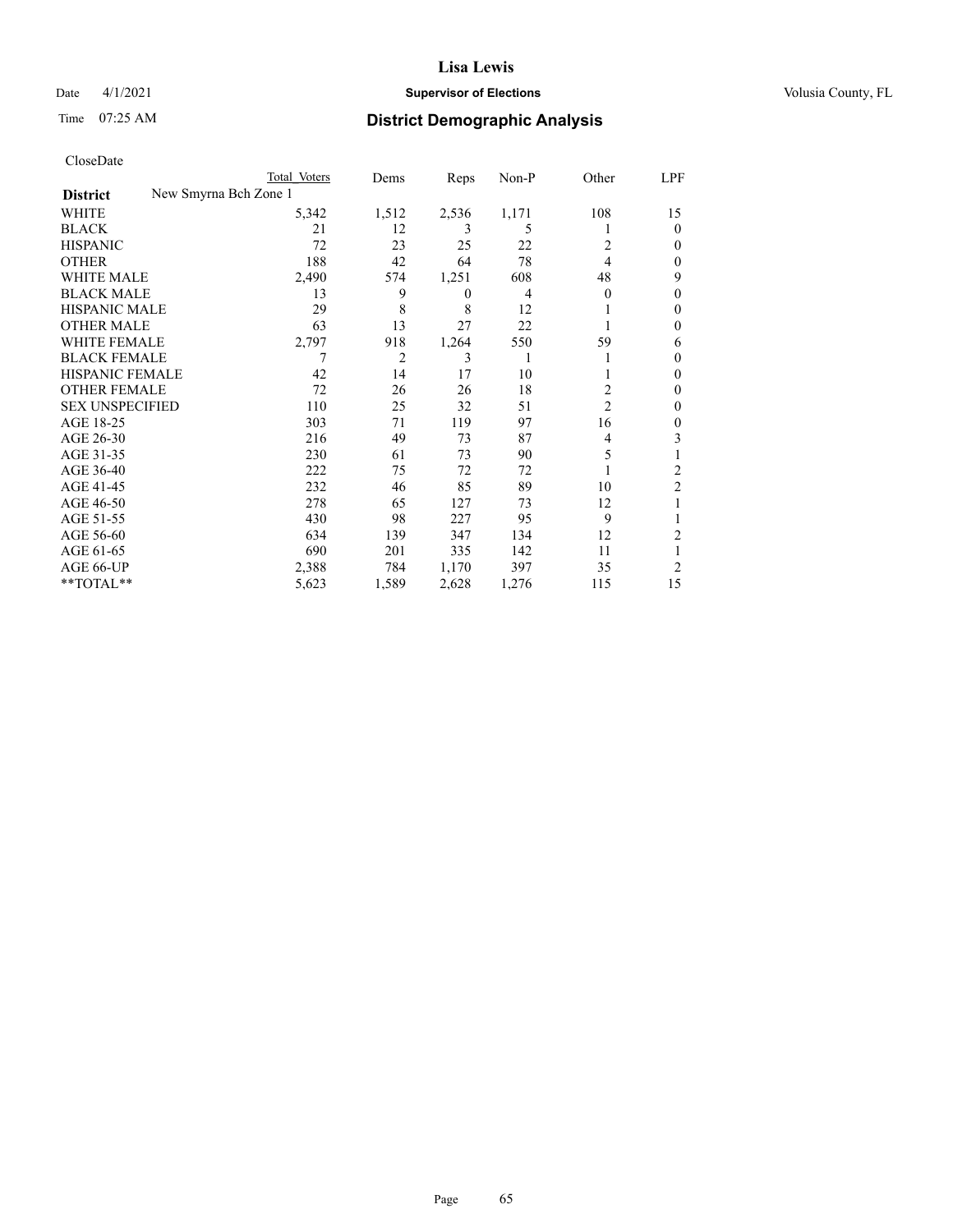# Lisa Lewis

Date 4/1/2021 **Supervisor of Elections** Volusia County, FL

Time 07:25 AM **District Demographic Analysis**

CloseDate

| | Total Voters | Dems | Reps | Non-P | Other | LPF |
|---|---|---|---|---|---|---|
| **District** New Smyrna Bch Zone 1 | | | | | | |
| WHITE | 5,342 | 1,512 | 2,536 | 1,171 | 108 | 15 |
| BLACK | 21 | 12 | 3 | 5 | 1 | 0 |
| HISPANIC | 72 | 23 | 25 | 22 | 2 | 0 |
| OTHER | 188 | 42 | 64 | 78 | 4 | 0 |
| WHITE MALE | 2,490 | 574 | 1,251 | 608 | 48 | 9 |
| BLACK MALE | 13 | 9 | 0 | 4 | 0 | 0 |
| HISPANIC MALE | 29 | 8 | 8 | 12 | 1 | 0 |
| OTHER MALE | 63 | 13 | 27 | 22 | 1 | 0 |
| WHITE FEMALE | 2,797 | 918 | 1,264 | 550 | 59 | 6 |
| BLACK FEMALE | 7 | 2 | 3 | 1 | 1 | 0 |
| HISPANIC FEMALE | 42 | 14 | 17 | 10 | 1 | 0 |
| OTHER FEMALE | 72 | 26 | 26 | 18 | 2 | 0 |
| SEX UNSPECIFIED | 110 | 25 | 32 | 51 | 2 | 0 |
| AGE 18-25 | 303 | 71 | 119 | 97 | 16 | 0 |
| AGE 26-30 | 216 | 49 | 73 | 87 | 4 | 3 |
| AGE 31-35 | 230 | 61 | 73 | 90 | 5 | 1 |
| AGE 36-40 | 222 | 75 | 72 | 72 | 1 | 2 |
| AGE 41-45 | 232 | 46 | 85 | 89 | 10 | 2 |
| AGE 46-50 | 278 | 65 | 127 | 73 | 12 | 1 |
| AGE 51-55 | 430 | 98 | 227 | 95 | 9 | 1 |
| AGE 56-60 | 634 | 139 | 347 | 134 | 12 | 2 |
| AGE 61-65 | 690 | 201 | 335 | 142 | 11 | 1 |
| AGE 66-UP | 2,388 | 784 | 1,170 | 397 | 35 | 2 |
| **TOTAL** | 5,623 | 1,589 | 2,628 | 1,276 | 115 | 15 |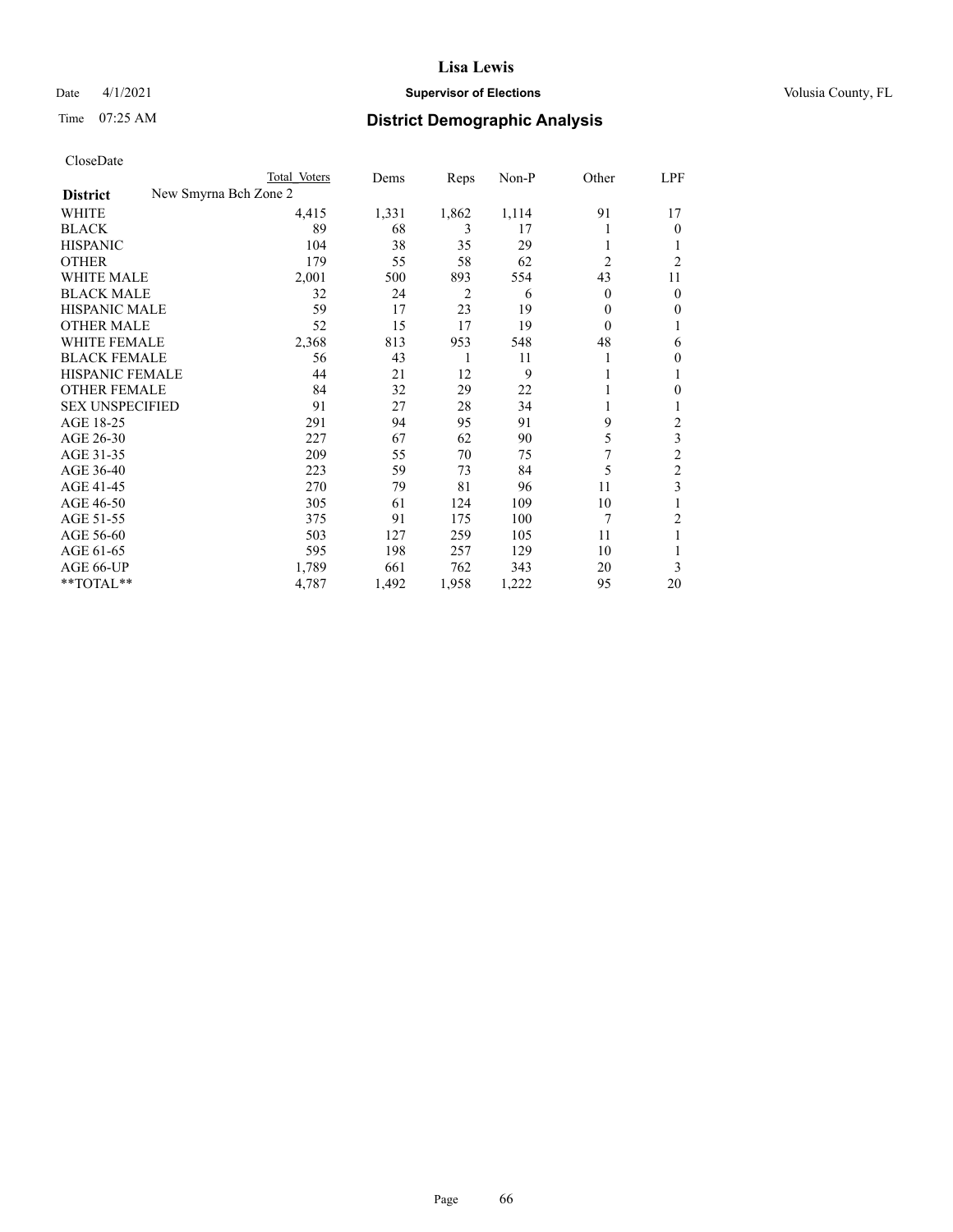# Lisa Lewis

Date 4/1/2021 **Supervisor of Elections** Volusia County, FL

Time 07:25 AM **District Demographic Analysis**

CloseDate

| **District** New Smyrna Bch Zone 2 | Total Voters | Dems | Reps | Non-P | Other | LPF |
|---|---|---|---|---|---|---|
| WHITE | 4,415 | 1,331 | 1,862 | 1,114 | 91 | 17 |
| BLACK | 89 | 68 | 3 | 17 | 1 | 0 |
| HISPANIC | 104 | 38 | 35 | 29 | 1 | 1 |
| OTHER | 179 | 55 | 58 | 62 | 2 | 2 |
| WHITE MALE | 2,001 | 500 | 893 | 554 | 43 | 11 |
| BLACK MALE | 32 | 24 | 2 | 6 | 0 | 0 |
| HISPANIC MALE | 59 | 17 | 23 | 19 | 0 | 0 |
| OTHER MALE | 52 | 15 | 17 | 19 | 0 | 1 |
| WHITE FEMALE | 2,368 | 813 | 953 | 548 | 48 | 6 |
| BLACK FEMALE | 56 | 43 | 1 | 11 | 1 | 0 |
| HISPANIC FEMALE | 44 | 21 | 12 | 9 | 1 | 1 |
| OTHER FEMALE | 84 | 32 | 29 | 22 | 1 | 0 |
| SEX UNSPECIFIED | 91 | 27 | 28 | 34 | 1 | 1 |
| AGE 18-25 | 291 | 94 | 95 | 91 | 9 | 2 |
| AGE 26-30 | 227 | 67 | 62 | 90 | 5 | 3 |
| AGE 31-35 | 209 | 55 | 70 | 75 | 7 | 2 |
| AGE 36-40 | 223 | 59 | 73 | 84 | 5 | 2 |
| AGE 41-45 | 270 | 79 | 81 | 96 | 11 | 3 |
| AGE 46-50 | 305 | 61 | 124 | 109 | 10 | 1 |
| AGE 51-55 | 375 | 91 | 175 | 100 | 7 | 2 |
| AGE 56-60 | 503 | 127 | 259 | 105 | 11 | 1 |
| AGE 61-65 | 595 | 198 | 257 | 129 | 10 | 1 |
| AGE 66-UP | 1,789 | 661 | 762 | 343 | 20 | 3 |
| **TOTAL** | 4,787 | 1,492 | 1,958 | 1,222 | 95 | 20 |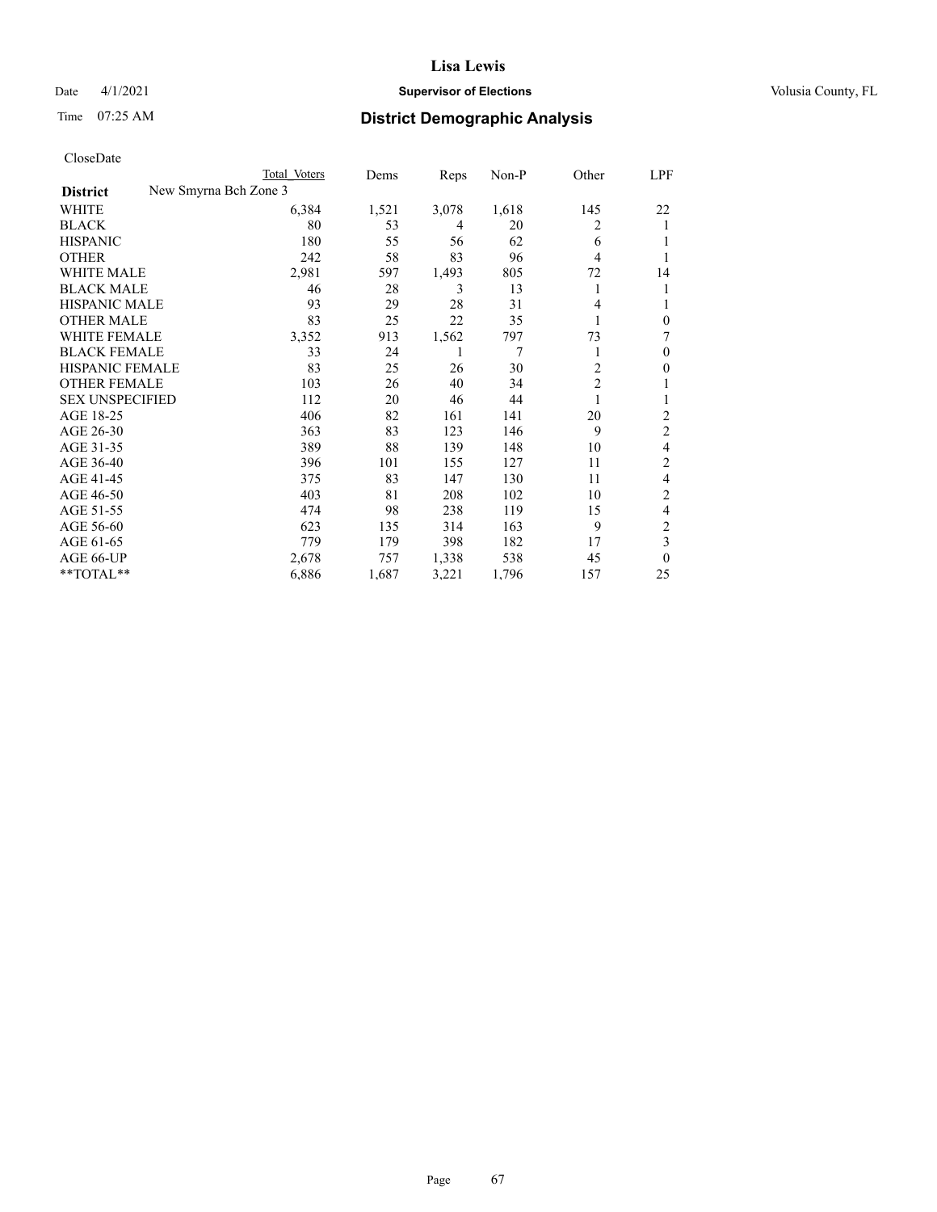# Lisa Lewis

Date 4/1/2021 **Supervisor of Elections** Volusia County, FL

Time 07:25 AM **District Demographic Analysis**

CloseDate

| | Total Voters | Dems | Reps | Non-P | Other | LPF |
|---|---|---|---|---|---|---|
| **District** New Smyrna Bch Zone 3 | | | | | | |
| WHITE | 6,384 | 1,521 | 3,078 | 1,618 | 145 | 22 |
| BLACK | 80 | 53 | 4 | 20 | 2 | 1 |
| HISPANIC | 180 | 55 | 56 | 62 | 6 | 1 |
| OTHER | 242 | 58 | 83 | 96 | 4 | 1 |
| WHITE MALE | 2,981 | 597 | 1,493 | 805 | 72 | 14 |
| BLACK MALE | 46 | 28 | 3 | 13 | 1 | 1 |
| HISPANIC MALE | 93 | 29 | 28 | 31 | 4 | 1 |
| OTHER MALE | 83 | 25 | 22 | 35 | 1 | 0 |
| WHITE FEMALE | 3,352 | 913 | 1,562 | 797 | 73 | 7 |
| BLACK FEMALE | 33 | 24 | 1 | 7 | 1 | 0 |
| HISPANIC FEMALE | 83 | 25 | 26 | 30 | 2 | 0 |
| OTHER FEMALE | 103 | 26 | 40 | 34 | 2 | 1 |
| SEX UNSPECIFIED | 112 | 20 | 46 | 44 | 1 | 1 |
| AGE 18-25 | 406 | 82 | 161 | 141 | 20 | 2 |
| AGE 26-30 | 363 | 83 | 123 | 146 | 9 | 2 |
| AGE 31-35 | 389 | 88 | 139 | 148 | 10 | 4 |
| AGE 36-40 | 396 | 101 | 155 | 127 | 11 | 2 |
| AGE 41-45 | 375 | 83 | 147 | 130 | 11 | 4 |
| AGE 46-50 | 403 | 81 | 208 | 102 | 10 | 2 |
| AGE 51-55 | 474 | 98 | 238 | 119 | 15 | 4 |
| AGE 56-60 | 623 | 135 | 314 | 163 | 9 | 2 |
| AGE 61-65 | 779 | 179 | 398 | 182 | 17 | 3 |
| AGE 66-UP | 2,678 | 757 | 1,338 | 538 | 45 | 0 |
| **TOTAL** | 6,886 | 1,687 | 3,221 | 1,796 | 157 | 25 |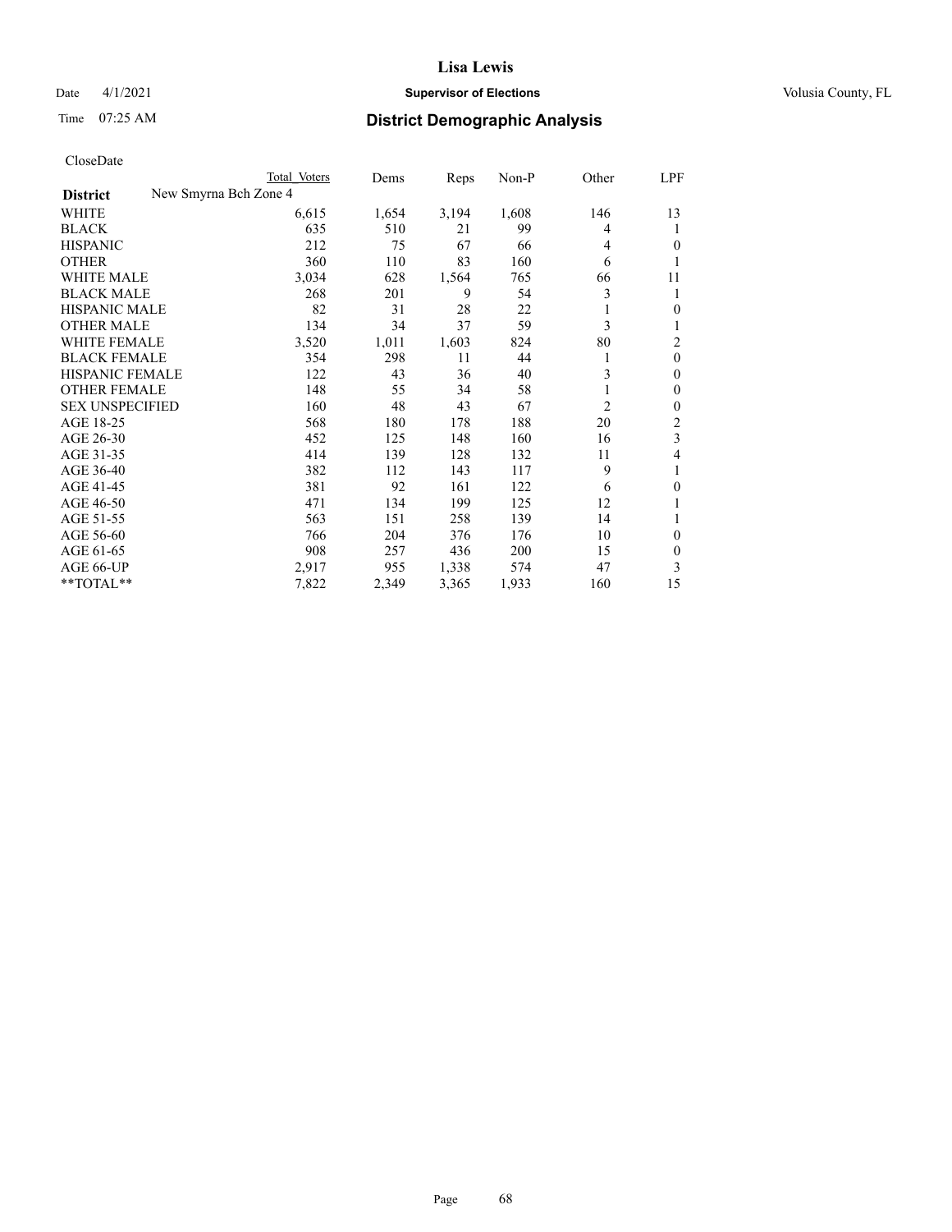# Lisa Lewis

Date 4/1/2021 **Supervisor of Elections** Volusia County, FL

Time 07:25 AM **District Demographic Analysis**

CloseDate

| District | New Smyrna Bch Zone 4 Total Voters | Dems | Reps | Non-P | Other | LPF |
|---|---|---|---|---|---|---|
| WHITE | 6,615 | 1,654 | 3,194 | 1,608 | 146 | 13 |
| BLACK | 635 | 510 | 21 | 99 | 4 | 1 |
| HISPANIC | 212 | 75 | 67 | 66 | 4 | 0 |
| OTHER | 360 | 110 | 83 | 160 | 6 | 1 |
| WHITE MALE | 3,034 | 628 | 1,564 | 765 | 66 | 11 |
| BLACK MALE | 268 | 201 | 9 | 54 | 3 | 1 |
| HISPANIC MALE | 82 | 31 | 28 | 22 | 1 | 0 |
| OTHER MALE | 134 | 34 | 37 | 59 | 3 | 1 |
| WHITE FEMALE | 3,520 | 1,011 | 1,603 | 824 | 80 | 2 |
| BLACK FEMALE | 354 | 298 | 11 | 44 | 1 | 0 |
| HISPANIC FEMALE | 122 | 43 | 36 | 40 | 3 | 0 |
| OTHER FEMALE | 148 | 55 | 34 | 58 | 1 | 0 |
| SEX UNSPECIFIED | 160 | 48 | 43 | 67 | 2 | 0 |
| AGE 18-25 | 568 | 180 | 178 | 188 | 20 | 2 |
| AGE 26-30 | 452 | 125 | 148 | 160 | 16 | 3 |
| AGE 31-35 | 414 | 139 | 128 | 132 | 11 | 4 |
| AGE 36-40 | 382 | 112 | 143 | 117 | 9 | 1 |
| AGE 41-45 | 381 | 92 | 161 | 122 | 6 | 0 |
| AGE 46-50 | 471 | 134 | 199 | 125 | 12 | 1 |
| AGE 51-55 | 563 | 151 | 258 | 139 | 14 | 1 |
| AGE 56-60 | 766 | 204 | 376 | 176 | 10 | 0 |
| AGE 61-65 | 908 | 257 | 436 | 200 | 15 | 0 |
| AGE 66-UP | 2,917 | 955 | 1,338 | 574 | 47 | 3 |
| **TOTAL** | 7,822 | 2,349 | 3,365 | 1,933 | 160 | 15 |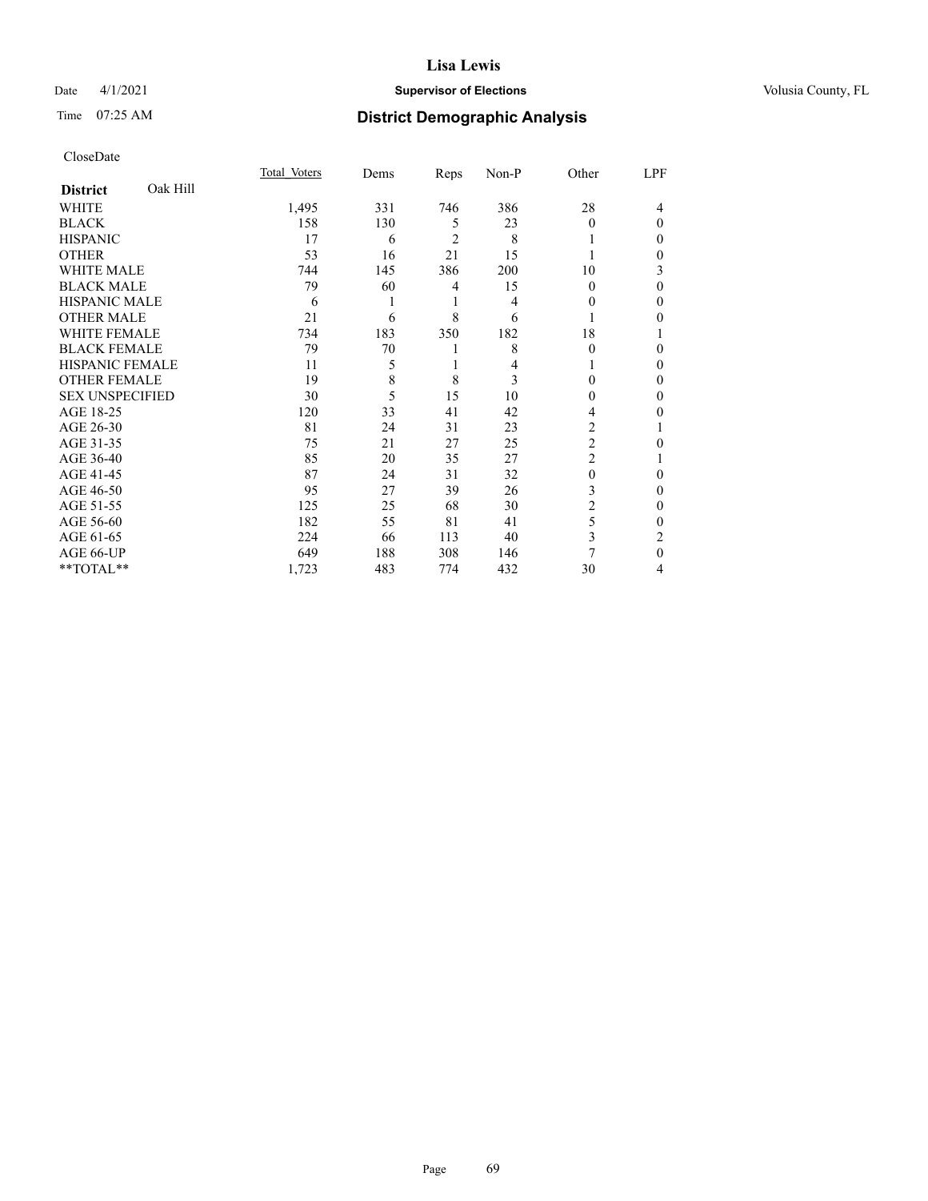Lisa Lewis

Date 4/1/2021 **Supervisor of Elections** Volusia County, FL

Time 07:25 AM **District Demographic Analysis**

CloseDate

| **District** Oak Hill | Total Voters | Dems | Reps | Non-P | Other | LPF |
|---|---|---|---|---|---|---|
| WHITE | 1,495 | 331 | 746 | 386 | 28 | 4 |
| BLACK | 158 | 130 | 5 | 23 | 0 | 0 |
| HISPANIC | 17 | 6 | 2 | 8 | 1 | 0 |
| OTHER | 53 | 16 | 21 | 15 | 1 | 0 |
| WHITE MALE | 744 | 145 | 386 | 200 | 10 | 3 |
| BLACK MALE | 79 | 60 | 4 | 15 | 0 | 0 |
| HISPANIC MALE | 6 | 1 | 1 | 4 | 0 | 0 |
| OTHER MALE | 21 | 6 | 8 | 6 | 1 | 0 |
| WHITE FEMALE | 734 | 183 | 350 | 182 | 18 | 1 |
| BLACK FEMALE | 79 | 70 | 1 | 8 | 0 | 0 |
| HISPANIC FEMALE | 11 | 5 | 1 | 4 | 1 | 0 |
| OTHER FEMALE | 19 | 8 | 8 | 3 | 0 | 0 |
| SEX UNSPECIFIED | 30 | 5 | 15 | 10 | 0 | 0 |
| AGE 18-25 | 120 | 33 | 41 | 42 | 4 | 0 |
| AGE 26-30 | 81 | 24 | 31 | 23 | 2 | 1 |
| AGE 31-35 | 75 | 21 | 27 | 25 | 2 | 0 |
| AGE 36-40 | 85 | 20 | 35 | 27 | 2 | 1 |
| AGE 41-45 | 87 | 24 | 31 | 32 | 0 | 0 |
| AGE 46-50 | 95 | 27 | 39 | 26 | 3 | 0 |
| AGE 51-55 | 125 | 25 | 68 | 30 | 2 | 0 |
| AGE 56-60 | 182 | 55 | 81 | 41 | 5 | 0 |
| AGE 61-65 | 224 | 66 | 113 | 40 | 3 | 2 |
| AGE 66-UP | 649 | 188 | 308 | 146 | 7 | 0 |
| **TOTAL** | 1,723 | 483 | 774 | 432 | 30 | 4 |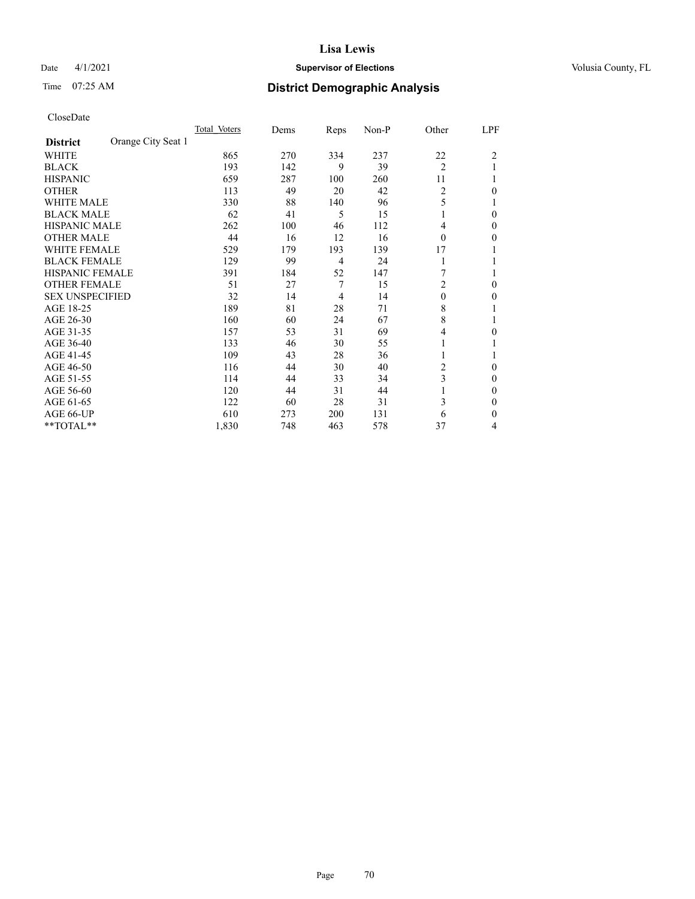# Lisa Lewis

Date 4/1/2021 **Supervisor of Elections** Volusia County, FL

Time 07:25 AM **District Demographic Analysis**

CloseDate

| District | Orange City Seat 1 | Total_Voters | Dems | Reps | Non-P | Other | LPF |
|---|---|---|---|---|---|---|---|
| WHITE | | 865 | 270 | 334 | 237 | 22 | 2 |
| BLACK | | 193 | 142 | 9 | 39 | 2 | 1 |
| HISPANIC | | 659 | 287 | 100 | 260 | 11 | 1 |
| OTHER | | 113 | 49 | 20 | 42 | 2 | 0 |
| WHITE MALE | | 330 | 88 | 140 | 96 | 5 | 1 |
| BLACK MALE | | 62 | 41 | 5 | 15 | 1 | 0 |
| HISPANIC MALE | | 262 | 100 | 46 | 112 | 4 | 0 |
| OTHER MALE | | 44 | 16 | 12 | 16 | 0 | 0 |
| WHITE FEMALE | | 529 | 179 | 193 | 139 | 17 | 1 |
| BLACK FEMALE | | 129 | 99 | 4 | 24 | 1 | 1 |
| HISPANIC FEMALE | | 391 | 184 | 52 | 147 | 7 | 1 |
| OTHER FEMALE | | 51 | 27 | 7 | 15 | 2 | 0 |
| SEX UNSPECIFIED | | 32 | 14 | 4 | 14 | 0 | 0 |
| AGE 18-25 | | 189 | 81 | 28 | 71 | 8 | 1 |
| AGE 26-30 | | 160 | 60 | 24 | 67 | 8 | 1 |
| AGE 31-35 | | 157 | 53 | 31 | 69 | 4 | 0 |
| AGE 36-40 | | 133 | 46 | 30 | 55 | 1 | 1 |
| AGE 41-45 | | 109 | 43 | 28 | 36 | 1 | 1 |
| AGE 46-50 | | 116 | 44 | 30 | 40 | 2 | 0 |
| AGE 51-55 | | 114 | 44 | 33 | 34 | 3 | 0 |
| AGE 56-60 | | 120 | 44 | 31 | 44 | 1 | 0 |
| AGE 61-65 | | 122 | 60 | 28 | 31 | 3 | 0 |
| AGE 66-UP | | 610 | 273 | 200 | 131 | 6 | 0 |
| **TOTAL** | | 1,830 | 748 | 463 | 578 | 37 | 4 |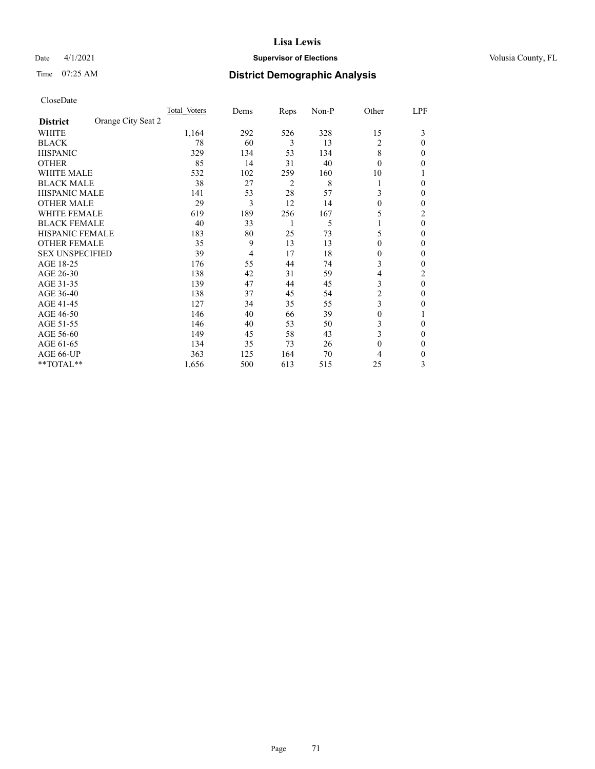# Lisa Lewis

Date 4/1/2021 **Supervisor of Elections** Volusia County, FL

Time 07:25 AM **District Demographic Analysis**

CloseDate

| **District** Orange City Seat 2 | Total Voters | Dems | Reps | Non-P | Other | LPF |
|---|---|---|---|---|---|---|
| WHITE | 1,164 | 292 | 526 | 328 | 15 | 3 |
| BLACK | 78 | 60 | 3 | 13 | 2 | 0 |
| HISPANIC | 329 | 134 | 53 | 134 | 8 | 0 |
| OTHER | 85 | 14 | 31 | 40 | 0 | 0 |
| WHITE MALE | 532 | 102 | 259 | 160 | 10 | 1 |
| BLACK MALE | 38 | 27 | 2 | 8 | 1 | 0 |
| HISPANIC MALE | 141 | 53 | 28 | 57 | 3 | 0 |
| OTHER MALE | 29 | 3 | 12 | 14 | 0 | 0 |
| WHITE FEMALE | 619 | 189 | 256 | 167 | 5 | 2 |
| BLACK FEMALE | 40 | 33 | 1 | 5 | 1 | 0 |
| HISPANIC FEMALE | 183 | 80 | 25 | 73 | 5 | 0 |
| OTHER FEMALE | 35 | 9 | 13 | 13 | 0 | 0 |
| SEX UNSPECIFIED | 39 | 4 | 17 | 18 | 0 | 0 |
| AGE 18-25 | 176 | 55 | 44 | 74 | 3 | 0 |
| AGE 26-30 | 138 | 42 | 31 | 59 | 4 | 2 |
| AGE 31-35 | 139 | 47 | 44 | 45 | 3 | 0 |
| AGE 36-40 | 138 | 37 | 45 | 54 | 2 | 0 |
| AGE 41-45 | 127 | 34 | 35 | 55 | 3 | 0 |
| AGE 46-50 | 146 | 40 | 66 | 39 | 0 | 1 |
| AGE 51-55 | 146 | 40 | 53 | 50 | 3 | 0 |
| AGE 56-60 | 149 | 45 | 58 | 43 | 3 | 0 |
| AGE 61-65 | 134 | 35 | 73 | 26 | 0 | 0 |
| AGE 66-UP | 363 | 125 | 164 | 70 | 4 | 0 |
| **TOTAL** | 1,656 | 500 | 613 | 515 | 25 | 3 |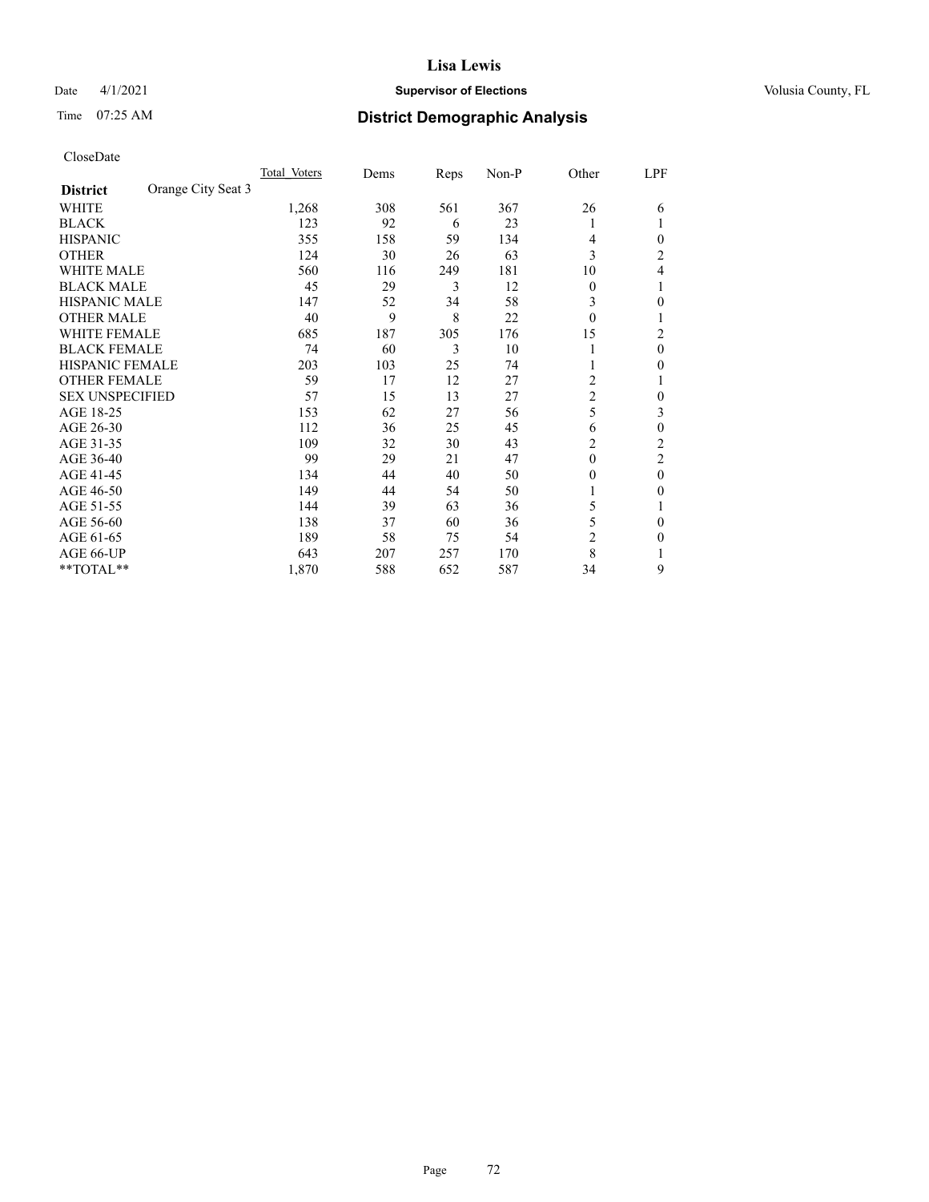CloseDate

| District | Orange City Seat 3 | Total_Voters | Dems | Reps | Non-P | Other | LPF |
|---|---|---|---|---|---|---|---|
| WHITE | | 1,268 | 308 | 561 | 367 | 26 | 6 |
| BLACK | | 123 | 92 | 6 | 23 | 1 | 1 |
| HISPANIC | | 355 | 158 | 59 | 134 | 4 | 0 |
| OTHER | | 124 | 30 | 26 | 63 | 3 | 2 |
| WHITE MALE | | 560 | 116 | 249 | 181 | 10 | 4 |
| BLACK MALE | | 45 | 29 | 3 | 12 | 0 | 1 |
| HISPANIC MALE | | 147 | 52 | 34 | 58 | 3 | 0 |
| OTHER MALE | | 40 | 9 | 8 | 22 | 0 | 1 |
| WHITE FEMALE | | 685 | 187 | 305 | 176 | 15 | 2 |
| BLACK FEMALE | | 74 | 60 | 3 | 10 | 1 | 0 |
| HISPANIC FEMALE | | 203 | 103 | 25 | 74 | 1 | 0 |
| OTHER FEMALE | | 59 | 17 | 12 | 27 | 2 | 1 |
| SEX UNSPECIFIED | | 57 | 15 | 13 | 27 | 2 | 0 |
| AGE 18-25 | | 153 | 62 | 27 | 56 | 5 | 3 |
| AGE 26-30 | | 112 | 36 | 25 | 45 | 6 | 0 |
| AGE 31-35 | | 109 | 32 | 30 | 43 | 2 | 2 |
| AGE 36-40 | | 99 | 29 | 21 | 47 | 0 | 2 |
| AGE 41-45 | | 134 | 44 | 40 | 50 | 0 | 0 |
| AGE 46-50 | | 149 | 44 | 54 | 50 | 1 | 0 |
| AGE 51-55 | | 144 | 39 | 63 | 36 | 5 | 1 |
| AGE 56-60 | | 138 | 37 | 60 | 36 | 5 | 0 |
| AGE 61-65 | | 189 | 58 | 75 | 54 | 2 | 0 |
| AGE 66-UP | | 643 | 207 | 257 | 170 | 8 | 1 |
| **TOTAL** | | 1,870 | 588 | 652 | 587 | 34 | 9 |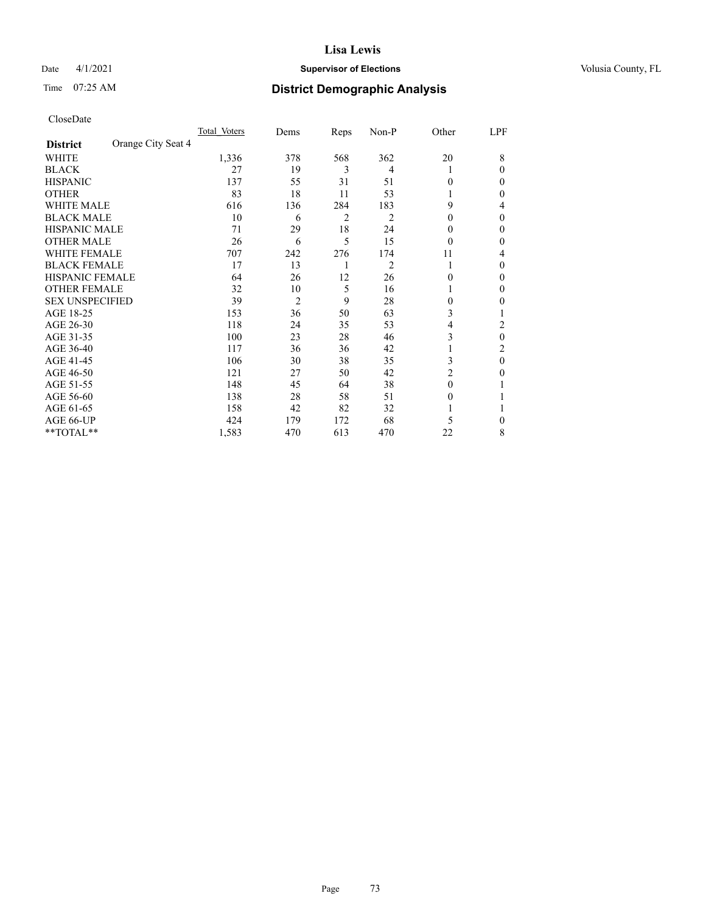# District Demographic Analysis

Lisa Lewis
Supervisor of Elections
Volusia County, FL

Date 4/1/2021
Time 07:25 AM

CloseDate

| District: Orange City Seat 4 | Total Voters | Dems | Reps | Non-P | Other | LPF |
|---|---|---|---|---|---|---|
| WHITE | 1,336 | 378 | 568 | 362 | 20 | 8 |
| BLACK | 27 | 19 | 3 | 4 | 1 | 0 |
| HISPANIC | 137 | 55 | 31 | 51 | 0 | 0 |
| OTHER | 83 | 18 | 11 | 53 | 1 | 0 |
| WHITE MALE | 616 | 136 | 284 | 183 | 9 | 4 |
| BLACK MALE | 10 | 6 | 2 | 2 | 0 | 0 |
| HISPANIC MALE | 71 | 29 | 18 | 24 | 0 | 0 |
| OTHER MALE | 26 | 6 | 5 | 15 | 0 | 0 |
| WHITE FEMALE | 707 | 242 | 276 | 174 | 11 | 4 |
| BLACK FEMALE | 17 | 13 | 1 | 2 | 1 | 0 |
| HISPANIC FEMALE | 64 | 26 | 12 | 26 | 0 | 0 |
| OTHER FEMALE | 32 | 10 | 5 | 16 | 1 | 0 |
| SEX UNSPECIFIED | 39 | 2 | 9 | 28 | 0 | 0 |
| AGE 18-25 | 153 | 36 | 50 | 63 | 3 | 1 |
| AGE 26-30 | 118 | 24 | 35 | 53 | 4 | 2 |
| AGE 31-35 | 100 | 23 | 28 | 46 | 3 | 0 |
| AGE 36-40 | 117 | 36 | 36 | 42 | 1 | 2 |
| AGE 41-45 | 106 | 30 | 38 | 35 | 3 | 0 |
| AGE 46-50 | 121 | 27 | 50 | 42 | 2 | 0 |
| AGE 51-55 | 148 | 45 | 64 | 38 | 0 | 1 |
| AGE 56-60 | 138 | 28 | 58 | 51 | 0 | 1 |
| AGE 61-65 | 158 | 42 | 82 | 32 | 1 | 1 |
| AGE 66-UP | 424 | 179 | 172 | 68 | 5 | 0 |
| **TOTAL** | 1,583 | 470 | 613 | 470 | 22 | 8 |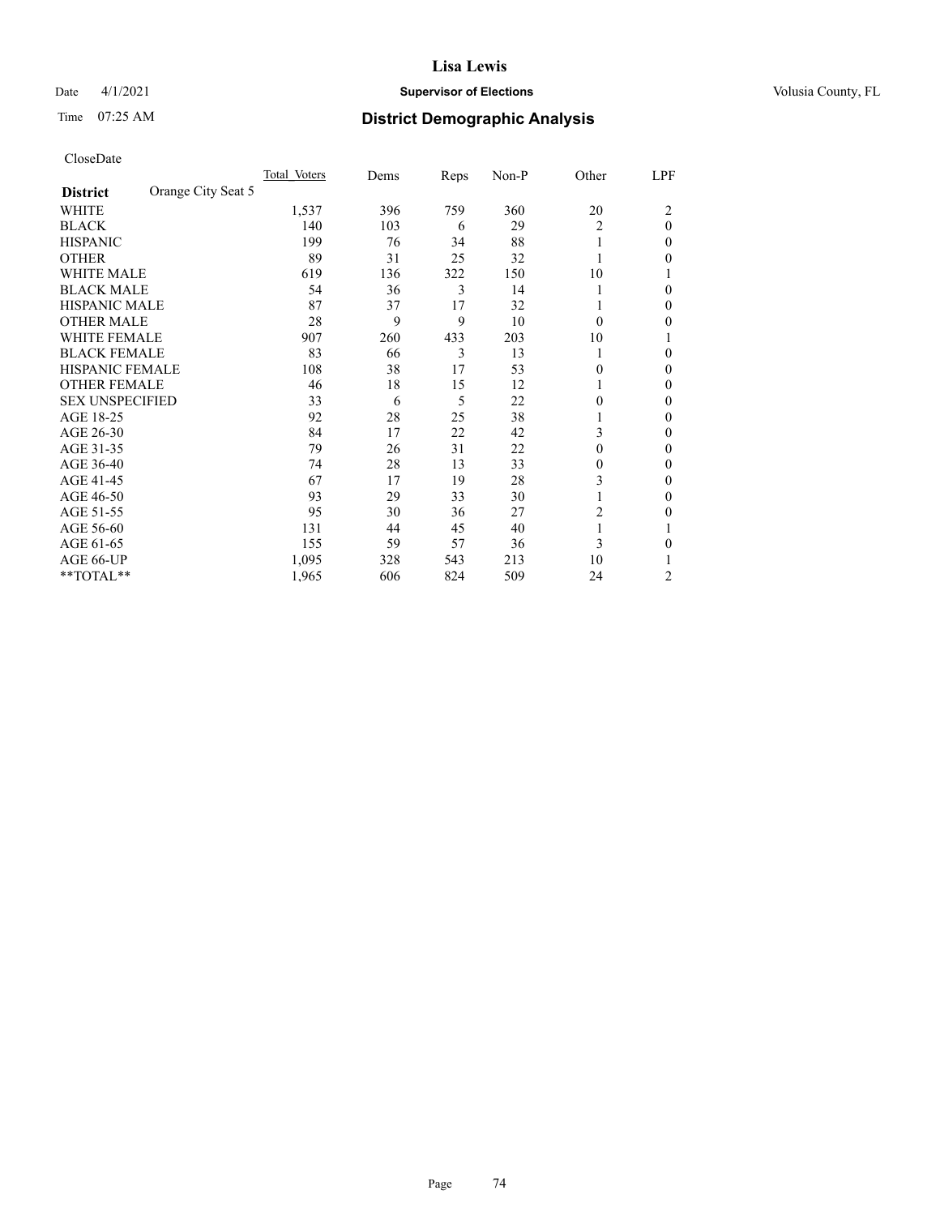# Lisa Lewis

Date 4/1/2021 **Supervisor of Elections** Volusia County, FL

Time 07:25 AM **District Demographic Analysis**

CloseDate

| **District** Orange City Seat 5 | Total_Voters | Dems | Reps | Non-P | Other | LPF |
|---|---|---|---|---|---|---|
| WHITE | 1,537 | 396 | 759 | 360 | 20 | 2 |
| BLACK | 140 | 103 | 6 | 29 | 2 | 0 |
| HISPANIC | 199 | 76 | 34 | 88 | 1 | 0 |
| OTHER | 89 | 31 | 25 | 32 | 1 | 0 |
| WHITE MALE | 619 | 136 | 322 | 150 | 10 | 1 |
| BLACK MALE | 54 | 36 | 3 | 14 | 1 | 0 |
| HISPANIC MALE | 87 | 37 | 17 | 32 | 1 | 0 |
| OTHER MALE | 28 | 9 | 9 | 10 | 0 | 0 |
| WHITE FEMALE | 907 | 260 | 433 | 203 | 10 | 1 |
| BLACK FEMALE | 83 | 66 | 3 | 13 | 1 | 0 |
| HISPANIC FEMALE | 108 | 38 | 17 | 53 | 0 | 0 |
| OTHER FEMALE | 46 | 18 | 15 | 12 | 1 | 0 |
| SEX UNSPECIFIED | 33 | 6 | 5 | 22 | 0 | 0 |
| AGE 18-25 | 92 | 28 | 25 | 38 | 1 | 0 |
| AGE 26-30 | 84 | 17 | 22 | 42 | 3 | 0 |
| AGE 31-35 | 79 | 26 | 31 | 22 | 0 | 0 |
| AGE 36-40 | 74 | 28 | 13 | 33 | 0 | 0 |
| AGE 41-45 | 67 | 17 | 19 | 28 | 3 | 0 |
| AGE 46-50 | 93 | 29 | 33 | 30 | 1 | 0 |
| AGE 51-55 | 95 | 30 | 36 | 27 | 2 | 0 |
| AGE 56-60 | 131 | 44 | 45 | 40 | 1 | 1 |
| AGE 61-65 | 155 | 59 | 57 | 36 | 3 | 0 |
| AGE 66-UP | 1,095 | 328 | 543 | 213 | 10 | 1 |
| **TOTAL** | 1,965 | 606 | 824 | 509 | 24 | 2 |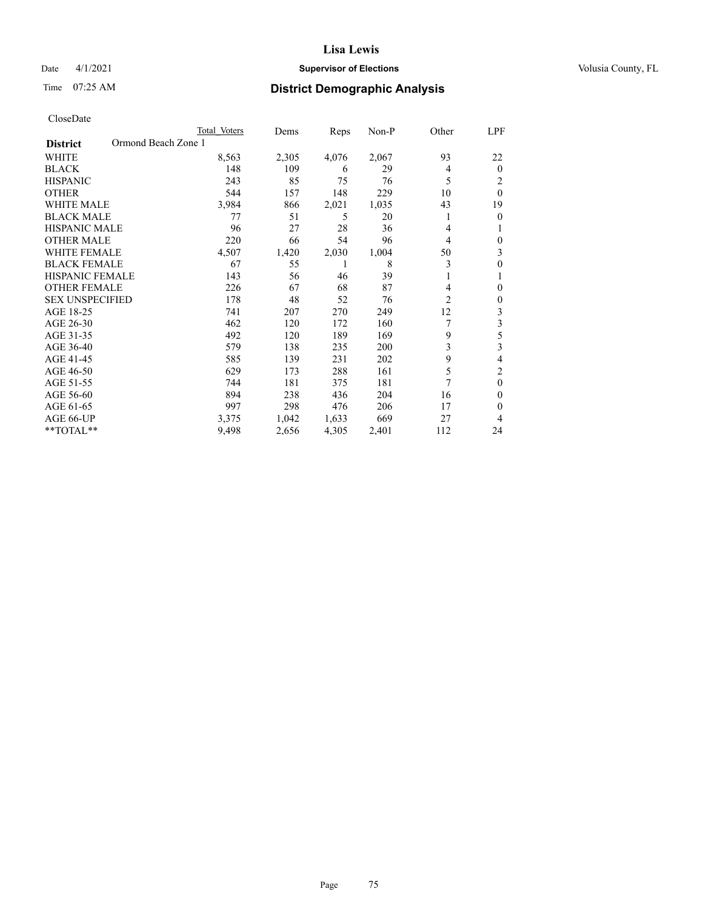# District Demographic Analysis

Date 4/1/2021 — Supervisor of Elections — Volusia County, FL

Time 07:25 AM

CloseDate

| District: Ormond Beach Zone 1 | Total Voters | Dems | Reps | Non-P | Other | LPF |
|---|---|---|---|---|---|---|
| WHITE | 8,563 | 2,305 | 4,076 | 2,067 | 93 | 22 |
| BLACK | 148 | 109 | 6 | 29 | 4 | 0 |
| HISPANIC | 243 | 85 | 75 | 76 | 5 | 2 |
| OTHER | 544 | 157 | 148 | 229 | 10 | 0 |
| WHITE MALE | 3,984 | 866 | 2,021 | 1,035 | 43 | 19 |
| BLACK MALE | 77 | 51 | 5 | 20 | 1 | 0 |
| HISPANIC MALE | 96 | 27 | 28 | 36 | 4 | 1 |
| OTHER MALE | 220 | 66 | 54 | 96 | 4 | 0 |
| WHITE FEMALE | 4,507 | 1,420 | 2,030 | 1,004 | 50 | 3 |
| BLACK FEMALE | 67 | 55 | 1 | 8 | 3 | 0 |
| HISPANIC FEMALE | 143 | 56 | 46 | 39 | 1 | 1 |
| OTHER FEMALE | 226 | 67 | 68 | 87 | 4 | 0 |
| SEX UNSPECIFIED | 178 | 48 | 52 | 76 | 2 | 0 |
| AGE 18-25 | 741 | 207 | 270 | 249 | 12 | 3 |
| AGE 26-30 | 462 | 120 | 172 | 160 | 7 | 3 |
| AGE 31-35 | 492 | 120 | 189 | 169 | 9 | 5 |
| AGE 36-40 | 579 | 138 | 235 | 200 | 3 | 3 |
| AGE 41-45 | 585 | 139 | 231 | 202 | 9 | 4 |
| AGE 46-50 | 629 | 173 | 288 | 161 | 5 | 2 |
| AGE 51-55 | 744 | 181 | 375 | 181 | 7 | 0 |
| AGE 56-60 | 894 | 238 | 436 | 204 | 16 | 0 |
| AGE 61-65 | 997 | 298 | 476 | 206 | 17 | 0 |
| AGE 66-UP | 3,375 | 1,042 | 1,633 | 669 | 27 | 4 |
| **TOTAL** | 9,498 | 2,656 | 4,305 | 2,401 | 112 | 24 |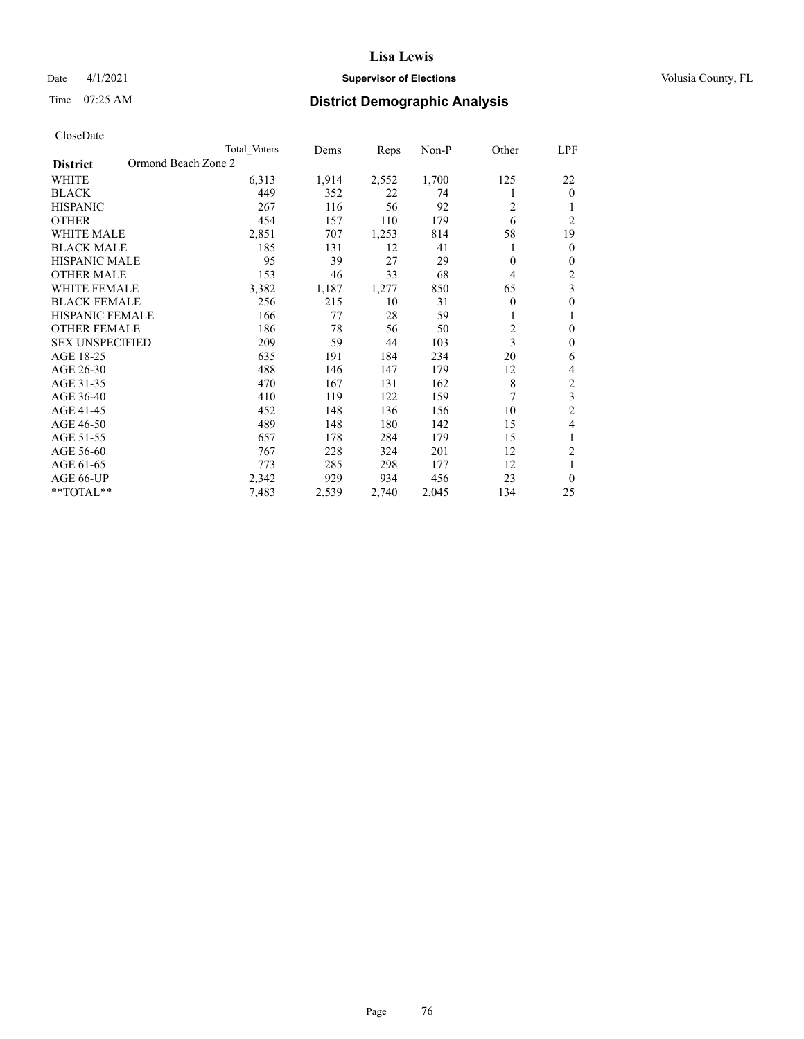CloseDate

| | Total Voters | Dems | Reps | Non-P | Other | LPF |
|---|---|---|---|---|---|---|
| **District** Ormond Beach Zone 2 | | | | | | |
| WHITE | 6,313 | 1,914 | 2,552 | 1,700 | 125 | 22 |
| BLACK | 449 | 352 | 22 | 74 | 1 | 0 |
| HISPANIC | 267 | 116 | 56 | 92 | 2 | 1 |
| OTHER | 454 | 157 | 110 | 179 | 6 | 2 |
| WHITE MALE | 2,851 | 707 | 1,253 | 814 | 58 | 19 |
| BLACK MALE | 185 | 131 | 12 | 41 | 1 | 0 |
| HISPANIC MALE | 95 | 39 | 27 | 29 | 0 | 0 |
| OTHER MALE | 153 | 46 | 33 | 68 | 4 | 2 |
| WHITE FEMALE | 3,382 | 1,187 | 1,277 | 850 | 65 | 3 |
| BLACK FEMALE | 256 | 215 | 10 | 31 | 0 | 0 |
| HISPANIC FEMALE | 166 | 77 | 28 | 59 | 1 | 1 |
| OTHER FEMALE | 186 | 78 | 56 | 50 | 2 | 0 |
| SEX UNSPECIFIED | 209 | 59 | 44 | 103 | 3 | 0 |
| AGE 18-25 | 635 | 191 | 184 | 234 | 20 | 6 |
| AGE 26-30 | 488 | 146 | 147 | 179 | 12 | 4 |
| AGE 31-35 | 470 | 167 | 131 | 162 | 8 | 2 |
| AGE 36-40 | 410 | 119 | 122 | 159 | 7 | 3 |
| AGE 41-45 | 452 | 148 | 136 | 156 | 10 | 2 |
| AGE 46-50 | 489 | 148 | 180 | 142 | 15 | 4 |
| AGE 51-55 | 657 | 178 | 284 | 179 | 15 | 1 |
| AGE 56-60 | 767 | 228 | 324 | 201 | 12 | 2 |
| AGE 61-65 | 773 | 285 | 298 | 177 | 12 | 1 |
| AGE 66-UP | 2,342 | 929 | 934 | 456 | 23 | 0 |
| **TOTAL** | 7,483 | 2,539 | 2,740 | 2,045 | 134 | 25 |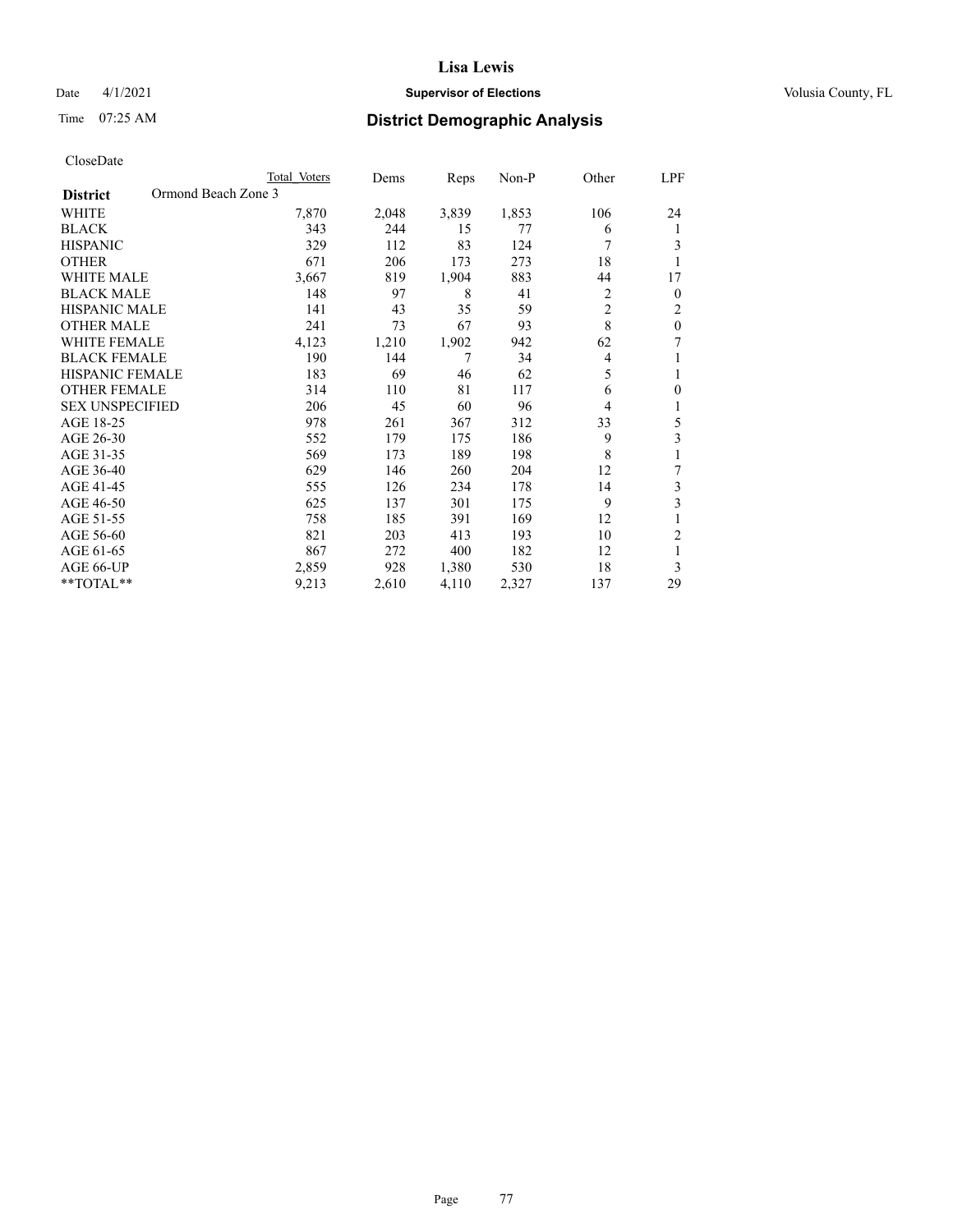# District Demographic Analysis

CloseDate

| District: Ormond Beach Zone 3 | Total Voters | Dems | Reps | Non-P | Other | LPF |
|---|---|---|---|---|---|---|
| WHITE | 7,870 | 2,048 | 3,839 | 1,853 | 106 | 24 |
| BLACK | 343 | 244 | 15 | 77 | 6 | 1 |
| HISPANIC | 329 | 112 | 83 | 124 | 7 | 3 |
| OTHER | 671 | 206 | 173 | 273 | 18 | 1 |
| WHITE MALE | 3,667 | 819 | 1,904 | 883 | 44 | 17 |
| BLACK MALE | 148 | 97 | 8 | 41 | 2 | 0 |
| HISPANIC MALE | 141 | 43 | 35 | 59 | 2 | 2 |
| OTHER MALE | 241 | 73 | 67 | 93 | 8 | 0 |
| WHITE FEMALE | 4,123 | 1,210 | 1,902 | 942 | 62 | 7 |
| BLACK FEMALE | 190 | 144 | 7 | 34 | 4 | 1 |
| HISPANIC FEMALE | 183 | 69 | 46 | 62 | 5 | 1 |
| OTHER FEMALE | 314 | 110 | 81 | 117 | 6 | 0 |
| SEX UNSPECIFIED | 206 | 45 | 60 | 96 | 4 | 1 |
| AGE 18-25 | 978 | 261 | 367 | 312 | 33 | 5 |
| AGE 26-30 | 552 | 179 | 175 | 186 | 9 | 3 |
| AGE 31-35 | 569 | 173 | 189 | 198 | 8 | 1 |
| AGE 36-40 | 629 | 146 | 260 | 204 | 12 | 7 |
| AGE 41-45 | 555 | 126 | 234 | 178 | 14 | 3 |
| AGE 46-50 | 625 | 137 | 301 | 175 | 9 | 3 |
| AGE 51-55 | 758 | 185 | 391 | 169 | 12 | 1 |
| AGE 56-60 | 821 | 203 | 413 | 193 | 10 | 2 |
| AGE 61-65 | 867 | 272 | 400 | 182 | 12 | 1 |
| AGE 66-UP | 2,859 | 928 | 1,380 | 530 | 18 | 3 |
| **TOTAL** | 9,213 | 2,610 | 4,110 | 2,327 | 137 | 29 |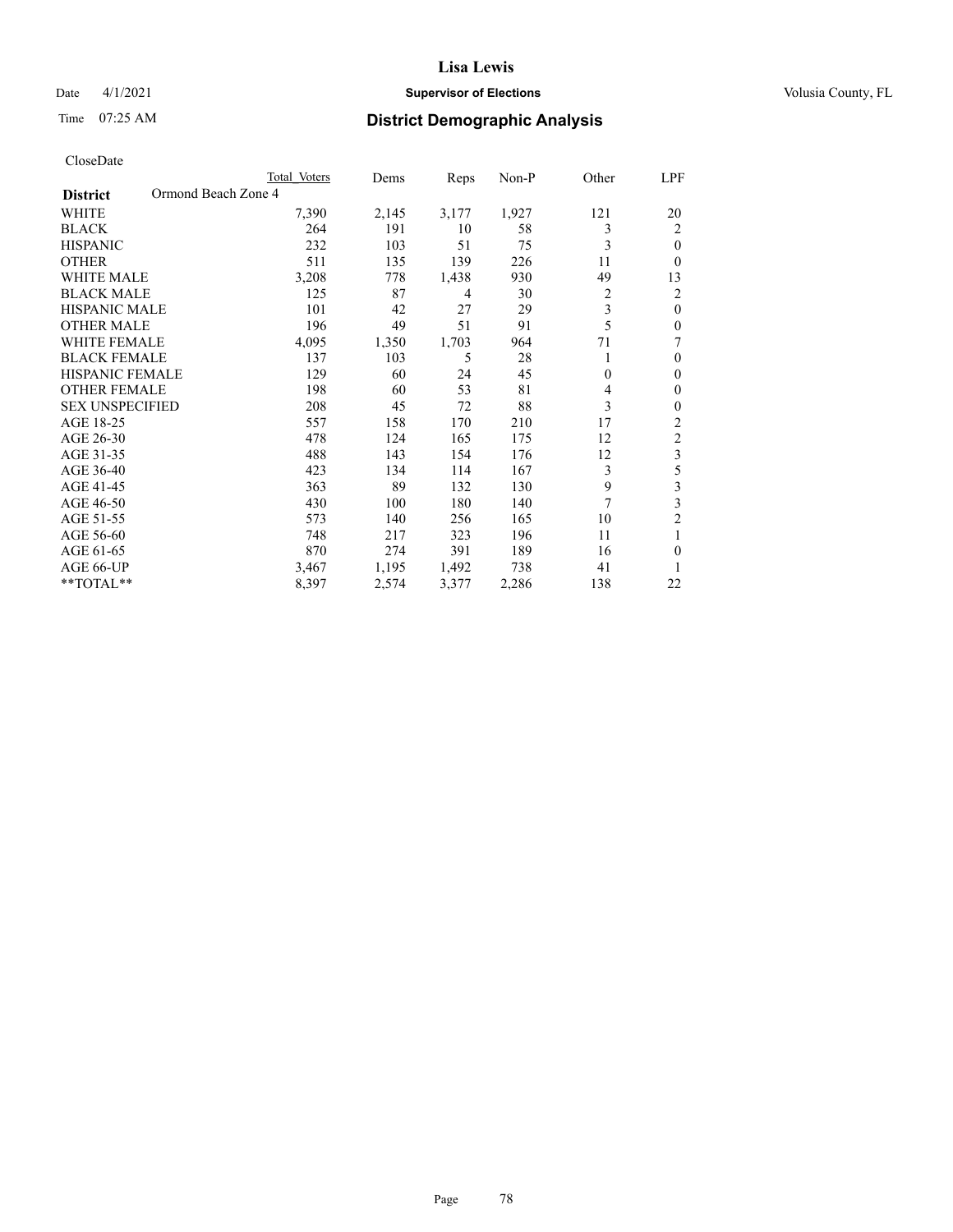# Lisa Lewis

Date 4/1/2021 **Supervisor of Elections** Volusia County, FL

Time 07:25 AM **District Demographic Analysis**

CloseDate

| District | Ormond Beach Zone 4 | Total Voters | Dems | Reps | Non-P | Other | LPF |
|---|---|---|---|---|---|---|---|
| WHITE | | 7,390 | 2,145 | 3,177 | 1,927 | 121 | 20 |
| BLACK | | 264 | 191 | 10 | 58 | 3 | 2 |
| HISPANIC | | 232 | 103 | 51 | 75 | 3 | 0 |
| OTHER | | 511 | 135 | 139 | 226 | 11 | 0 |
| WHITE MALE | | 3,208 | 778 | 1,438 | 930 | 49 | 13 |
| BLACK MALE | | 125 | 87 | 4 | 30 | 2 | 2 |
| HISPANIC MALE | | 101 | 42 | 27 | 29 | 3 | 0 |
| OTHER MALE | | 196 | 49 | 51 | 91 | 5 | 0 |
| WHITE FEMALE | | 4,095 | 1,350 | 1,703 | 964 | 71 | 7 |
| BLACK FEMALE | | 137 | 103 | 5 | 28 | 1 | 0 |
| HISPANIC FEMALE | | 129 | 60 | 24 | 45 | 0 | 0 |
| OTHER FEMALE | | 198 | 60 | 53 | 81 | 4 | 0 |
| SEX UNSPECIFIED | | 208 | 45 | 72 | 88 | 3 | 0 |
| AGE 18-25 | | 557 | 158 | 170 | 210 | 17 | 2 |
| AGE 26-30 | | 478 | 124 | 165 | 175 | 12 | 2 |
| AGE 31-35 | | 488 | 143 | 154 | 176 | 12 | 3 |
| AGE 36-40 | | 423 | 134 | 114 | 167 | 3 | 5 |
| AGE 41-45 | | 363 | 89 | 132 | 130 | 9 | 3 |
| AGE 46-50 | | 430 | 100 | 180 | 140 | 7 | 3 |
| AGE 51-55 | | 573 | 140 | 256 | 165 | 10 | 2 |
| AGE 56-60 | | 748 | 217 | 323 | 196 | 11 | 1 |
| AGE 61-65 | | 870 | 274 | 391 | 189 | 16 | 0 |
| AGE 66-UP | | 3,467 | 1,195 | 1,492 | 738 | 41 | 1 |
| **TOTAL** | | 8,397 | 2,574 | 3,377 | 2,286 | 138 | 22 |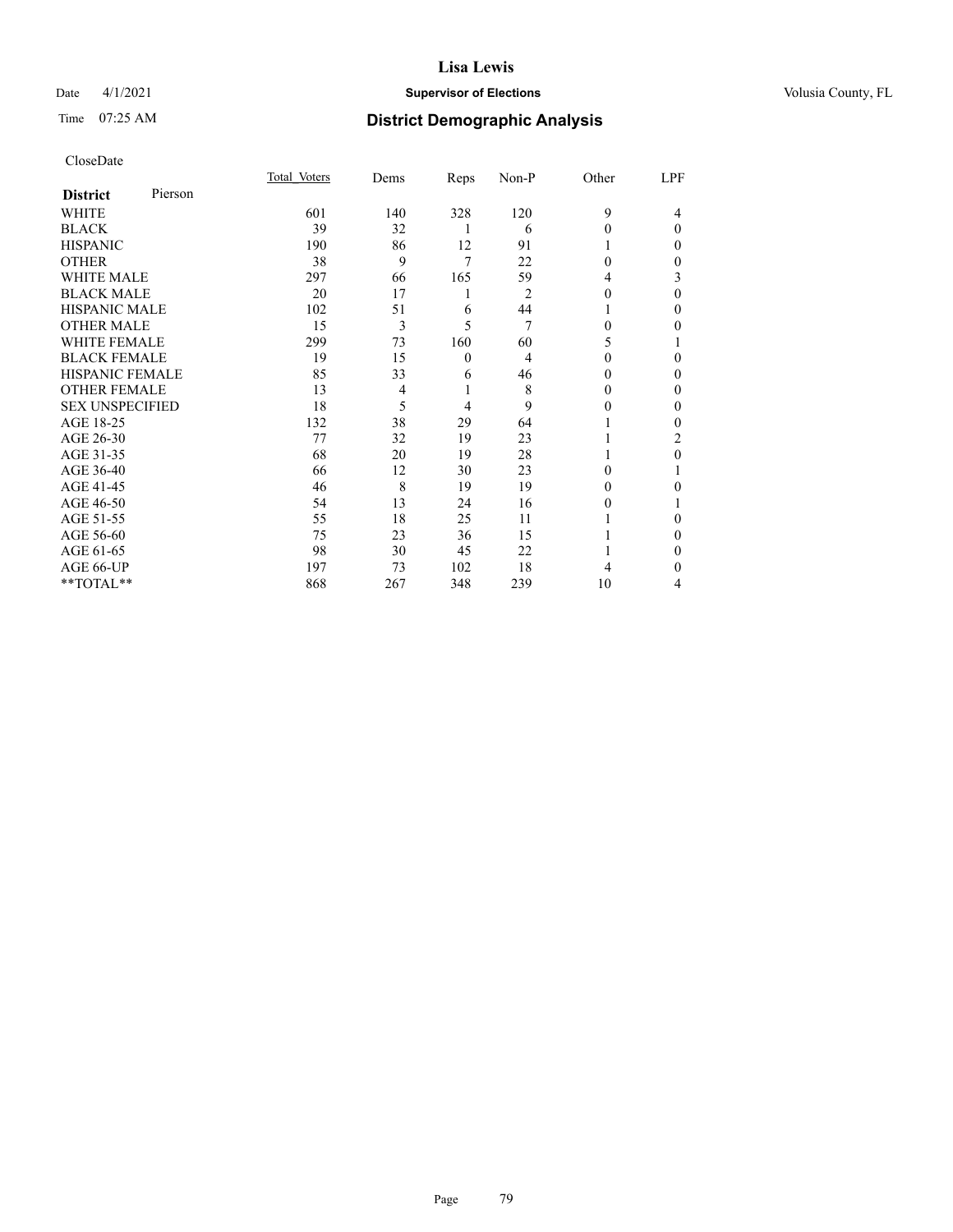# Lisa Lewis

Date 4/1/2021 **Supervisor of Elections** Volusia County, FL

Time 07:25 AM **District Demographic Analysis**

CloseDate

| District Pierson | Total Voters | Dems | Reps | Non-P | Other | LPF |
|---|---|---|---|---|---|---|
| WHITE | 601 | 140 | 328 | 120 | 9 | 4 |
| BLACK | 39 | 32 | 1 | 6 | 0 | 0 |
| HISPANIC | 190 | 86 | 12 | 91 | 1 | 0 |
| OTHER | 38 | 9 | 7 | 22 | 0 | 0 |
| WHITE MALE | 297 | 66 | 165 | 59 | 4 | 3 |
| BLACK MALE | 20 | 17 | 1 | 2 | 0 | 0 |
| HISPANIC MALE | 102 | 51 | 6 | 44 | 1 | 0 |
| OTHER MALE | 15 | 3 | 5 | 7 | 0 | 0 |
| WHITE FEMALE | 299 | 73 | 160 | 60 | 5 | 1 |
| BLACK FEMALE | 19 | 15 | 0 | 4 | 0 | 0 |
| HISPANIC FEMALE | 85 | 33 | 6 | 46 | 0 | 0 |
| OTHER FEMALE | 13 | 4 | 1 | 8 | 0 | 0 |
| SEX UNSPECIFIED | 18 | 5 | 4 | 9 | 0 | 0 |
| AGE 18-25 | 132 | 38 | 29 | 64 | 1 | 0 |
| AGE 26-30 | 77 | 32 | 19 | 23 | 1 | 2 |
| AGE 31-35 | 68 | 20 | 19 | 28 | 1 | 0 |
| AGE 36-40 | 66 | 12 | 30 | 23 | 0 | 1 |
| AGE 41-45 | 46 | 8 | 19 | 19 | 0 | 0 |
| AGE 46-50 | 54 | 13 | 24 | 16 | 0 | 1 |
| AGE 51-55 | 55 | 18 | 25 | 11 | 1 | 0 |
| AGE 56-60 | 75 | 23 | 36 | 15 | 1 | 0 |
| AGE 61-65 | 98 | 30 | 45 | 22 | 1 | 0 |
| AGE 66-UP | 197 | 73 | 102 | 18 | 4 | 0 |
| **TOTAL** | 868 | 267 | 348 | 239 | 10 | 4 |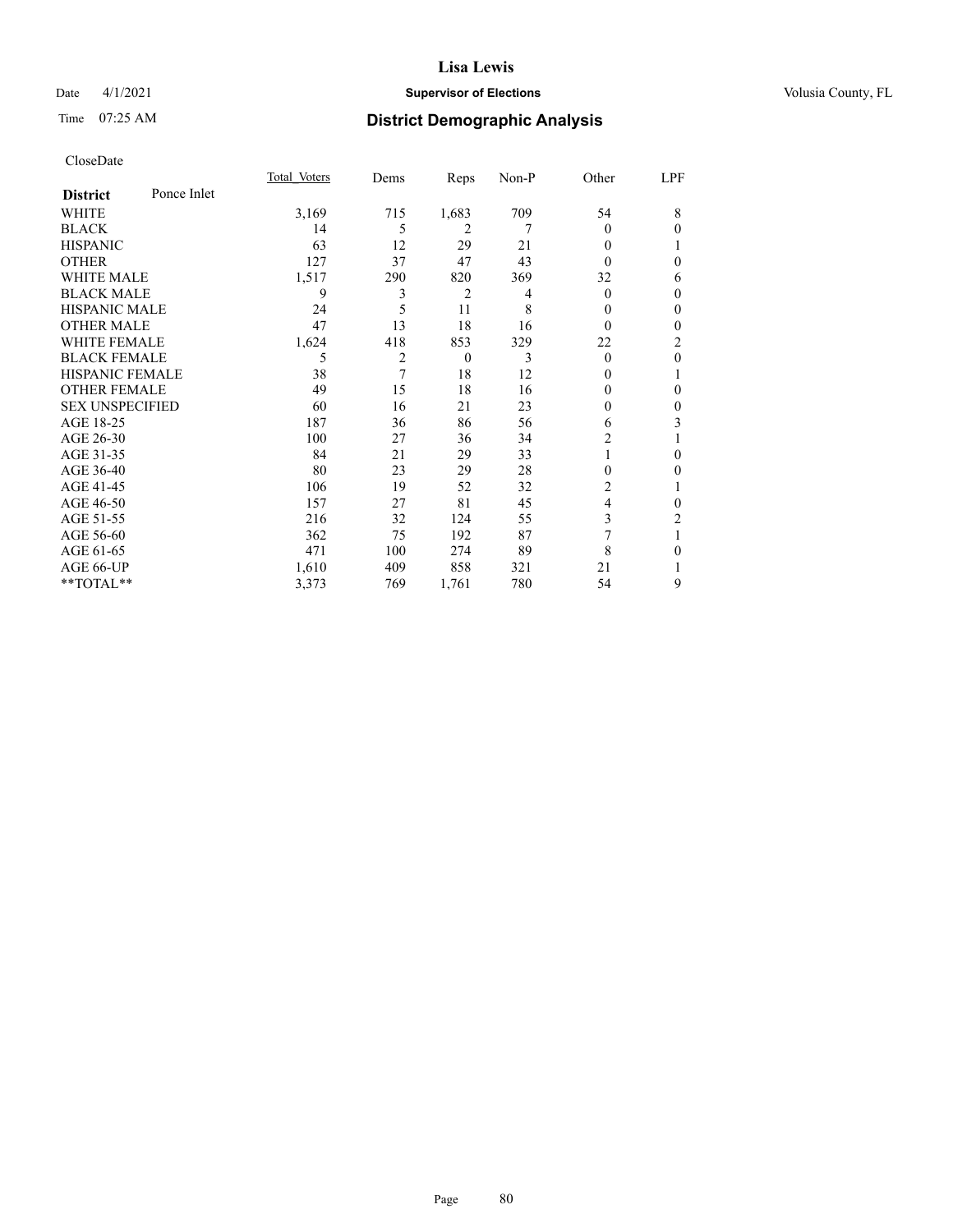**Lisa Lewis**

Date 4/1/2021 **Supervisor of Elections** Volusia County, FL

Time 07:25 AM **District Demographic Analysis**

CloseDate

| **District** Ponce Inlet | Total Voters | Dems | Reps | Non-P | Other | LPF |
|---|---|---|---|---|---|---|
| WHITE | 3,169 | 715 | 1,683 | 709 | 54 | 8 |
| BLACK | 14 | 5 | 2 | 7 | 0 | 0 |
| HISPANIC | 63 | 12 | 29 | 21 | 0 | 1 |
| OTHER | 127 | 37 | 47 | 43 | 0 | 0 |
| WHITE MALE | 1,517 | 290 | 820 | 369 | 32 | 6 |
| BLACK MALE | 9 | 3 | 2 | 4 | 0 | 0 |
| HISPANIC MALE | 24 | 5 | 11 | 8 | 0 | 0 |
| OTHER MALE | 47 | 13 | 18 | 16 | 0 | 0 |
| WHITE FEMALE | 1,624 | 418 | 853 | 329 | 22 | 2 |
| BLACK FEMALE | 5 | 2 | 0 | 3 | 0 | 0 |
| HISPANIC FEMALE | 38 | 7 | 18 | 12 | 0 | 1 |
| OTHER FEMALE | 49 | 15 | 18 | 16 | 0 | 0 |
| SEX UNSPECIFIED | 60 | 16 | 21 | 23 | 0 | 0 |
| AGE 18-25 | 187 | 36 | 86 | 56 | 6 | 3 |
| AGE 26-30 | 100 | 27 | 36 | 34 | 2 | 1 |
| AGE 31-35 | 84 | 21 | 29 | 33 | 1 | 0 |
| AGE 36-40 | 80 | 23 | 29 | 28 | 0 | 0 |
| AGE 41-45 | 106 | 19 | 52 | 32 | 2 | 1 |
| AGE 46-50 | 157 | 27 | 81 | 45 | 4 | 0 |
| AGE 51-55 | 216 | 32 | 124 | 55 | 3 | 2 |
| AGE 56-60 | 362 | 75 | 192 | 87 | 7 | 1 |
| AGE 61-65 | 471 | 100 | 274 | 89 | 8 | 0 |
| AGE 66-UP | 1,610 | 409 | 858 | 321 | 21 | 1 |
| **TOTAL** | 3,373 | 769 | 1,761 | 780 | 54 | 9 |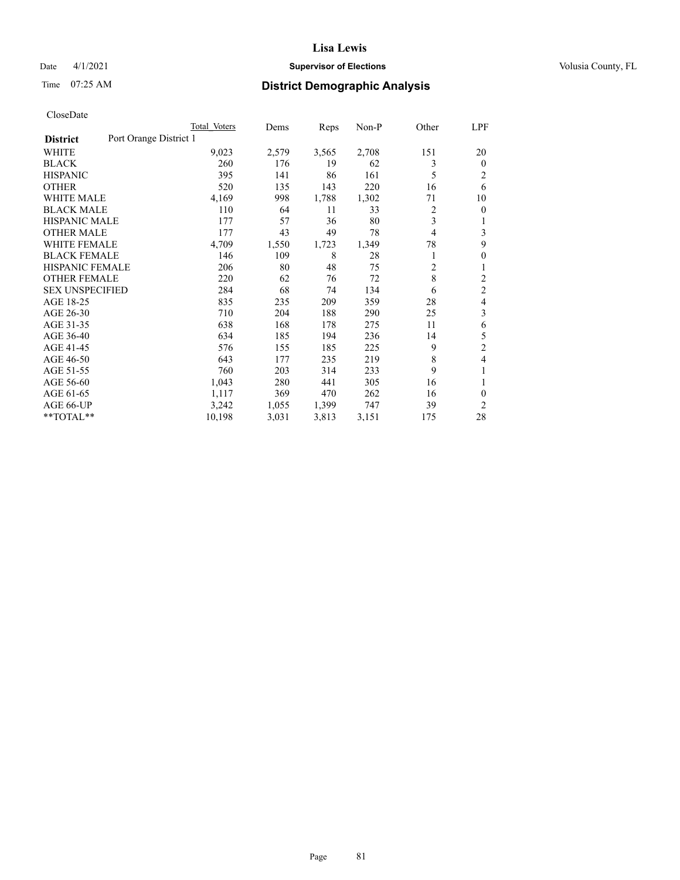# Lisa Lewis

Date 4/1/2021 **Supervisor of Elections** Volusia County, FL

Time 07:25 AM **District Demographic Analysis**

CloseDate

| **District** Port Orange District 1 | Total Voters | Dems | Reps | Non-P | Other | LPF |
|---|---|---|---|---|---|---|
| WHITE | 9,023 | 2,579 | 3,565 | 2,708 | 151 | 20 |
| BLACK | 260 | 176 | 19 | 62 | 3 | 0 |
| HISPANIC | 395 | 141 | 86 | 161 | 5 | 2 |
| OTHER | 520 | 135 | 143 | 220 | 16 | 6 |
| WHITE MALE | 4,169 | 998 | 1,788 | 1,302 | 71 | 10 |
| BLACK MALE | 110 | 64 | 11 | 33 | 2 | 0 |
| HISPANIC MALE | 177 | 57 | 36 | 80 | 3 | 1 |
| OTHER MALE | 177 | 43 | 49 | 78 | 4 | 3 |
| WHITE FEMALE | 4,709 | 1,550 | 1,723 | 1,349 | 78 | 9 |
| BLACK FEMALE | 146 | 109 | 8 | 28 | 1 | 0 |
| HISPANIC FEMALE | 206 | 80 | 48 | 75 | 2 | 1 |
| OTHER FEMALE | 220 | 62 | 76 | 72 | 8 | 2 |
| SEX UNSPECIFIED | 284 | 68 | 74 | 134 | 6 | 2 |
| AGE 18-25 | 835 | 235 | 209 | 359 | 28 | 4 |
| AGE 26-30 | 710 | 204 | 188 | 290 | 25 | 3 |
| AGE 31-35 | 638 | 168 | 178 | 275 | 11 | 6 |
| AGE 36-40 | 634 | 185 | 194 | 236 | 14 | 5 |
| AGE 41-45 | 576 | 155 | 185 | 225 | 9 | 2 |
| AGE 46-50 | 643 | 177 | 235 | 219 | 8 | 4 |
| AGE 51-55 | 760 | 203 | 314 | 233 | 9 | 1 |
| AGE 56-60 | 1,043 | 280 | 441 | 305 | 16 | 1 |
| AGE 61-65 | 1,117 | 369 | 470 | 262 | 16 | 0 |
| AGE 66-UP | 3,242 | 1,055 | 1,399 | 747 | 39 | 2 |
| **TOTAL** | 10,198 | 3,031 | 3,813 | 3,151 | 175 | 28 |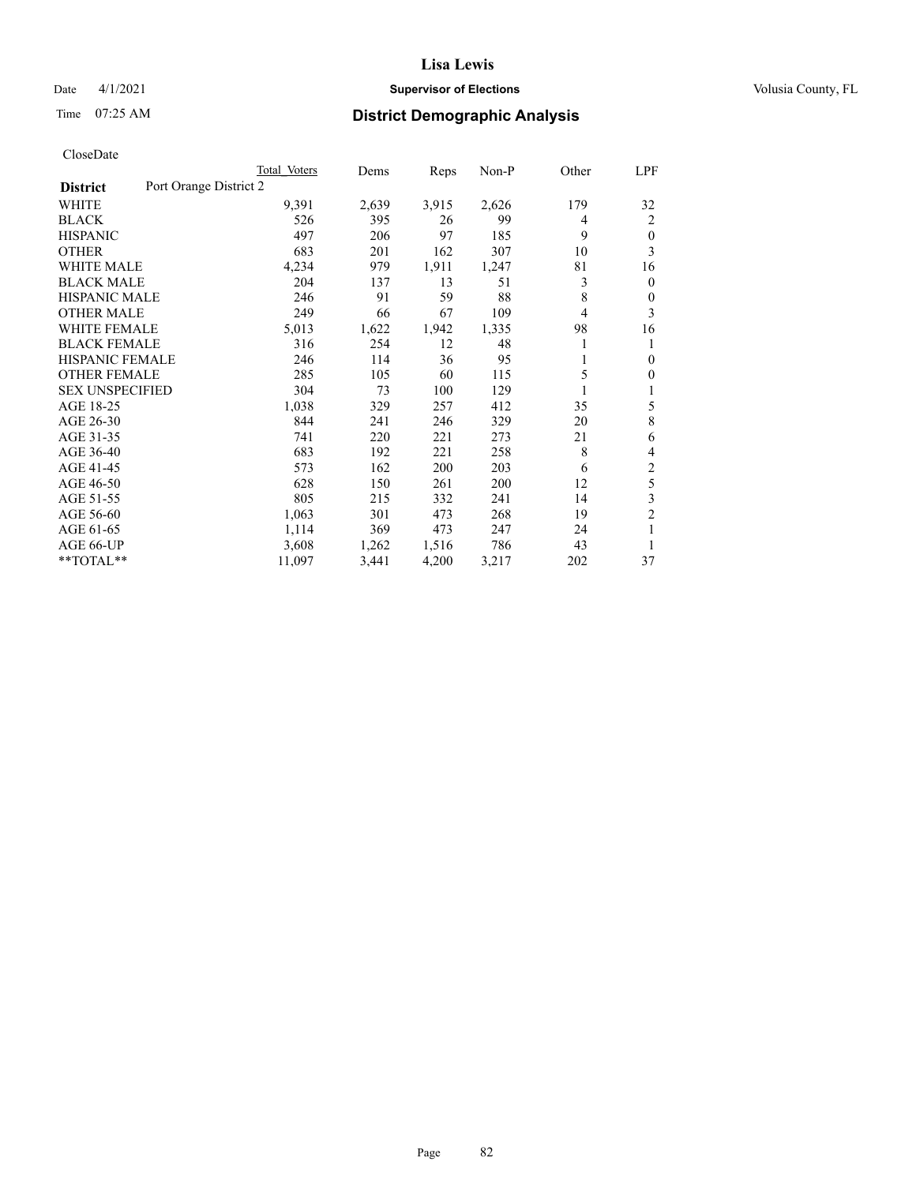# District Demographic Analysis

CloseDate

| District: Port Orange District 2 | Total Voters | Dems | Reps | Non-P | Other | LPF |
|---|---|---|---|---|---|---|
| WHITE | 9,391 | 2,639 | 3,915 | 2,626 | 179 | 32 |
| BLACK | 526 | 395 | 26 | 99 | 4 | 2 |
| HISPANIC | 497 | 206 | 97 | 185 | 9 | 0 |
| OTHER | 683 | 201 | 162 | 307 | 10 | 3 |
| WHITE MALE | 4,234 | 979 | 1,911 | 1,247 | 81 | 16 |
| BLACK MALE | 204 | 137 | 13 | 51 | 3 | 0 |
| HISPANIC MALE | 246 | 91 | 59 | 88 | 8 | 0 |
| OTHER MALE | 249 | 66 | 67 | 109 | 4 | 3 |
| WHITE FEMALE | 5,013 | 1,622 | 1,942 | 1,335 | 98 | 16 |
| BLACK FEMALE | 316 | 254 | 12 | 48 | 1 | 1 |
| HISPANIC FEMALE | 246 | 114 | 36 | 95 | 1 | 0 |
| OTHER FEMALE | 285 | 105 | 60 | 115 | 5 | 0 |
| SEX UNSPECIFIED | 304 | 73 | 100 | 129 | 1 | 1 |
| AGE 18-25 | 1,038 | 329 | 257 | 412 | 35 | 5 |
| AGE 26-30 | 844 | 241 | 246 | 329 | 20 | 8 |
| AGE 31-35 | 741 | 220 | 221 | 273 | 21 | 6 |
| AGE 36-40 | 683 | 192 | 221 | 258 | 8 | 4 |
| AGE 41-45 | 573 | 162 | 200 | 203 | 6 | 2 |
| AGE 46-50 | 628 | 150 | 261 | 200 | 12 | 5 |
| AGE 51-55 | 805 | 215 | 332 | 241 | 14 | 3 |
| AGE 56-60 | 1,063 | 301 | 473 | 268 | 19 | 2 |
| AGE 61-65 | 1,114 | 369 | 473 | 247 | 24 | 1 |
| AGE 66-UP | 3,608 | 1,262 | 1,516 | 786 | 43 | 1 |
| **TOTAL** | 11,097 | 3,441 | 4,200 | 3,217 | 202 | 37 |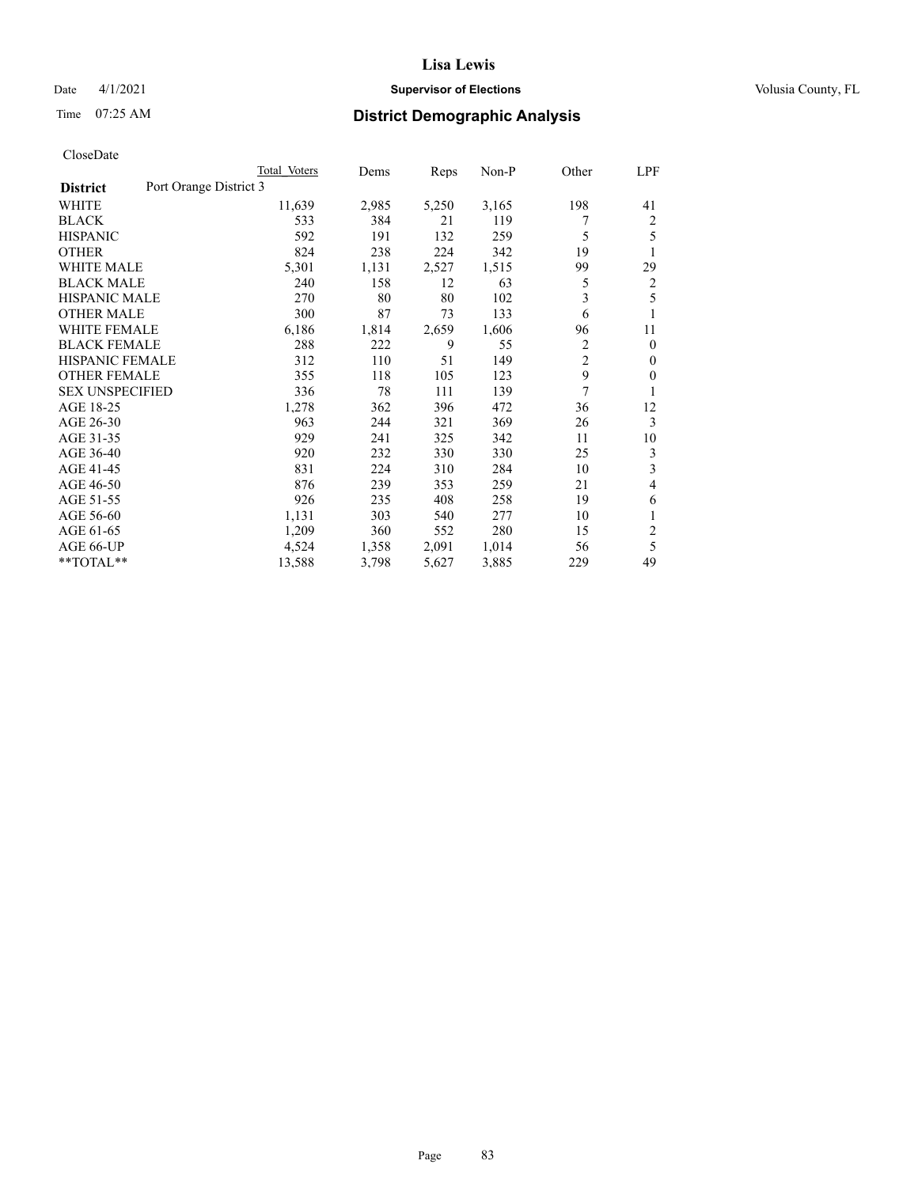# Lisa Lewis

Date 4/1/2021 **Supervisor of Elections** Volusia County, FL

Time 07:25 AM **District Demographic Analysis**

CloseDate

| **District** Port Orange District 3 | Total Voters | Dems | Reps | Non-P | Other | LPF |
|---|---|---|---|---|---|---|
| WHITE | 11,639 | 2,985 | 5,250 | 3,165 | 198 | 41 |
| BLACK | 533 | 384 | 21 | 119 | 7 | 2 |
| HISPANIC | 592 | 191 | 132 | 259 | 5 | 5 |
| OTHER | 824 | 238 | 224 | 342 | 19 | 1 |
| WHITE MALE | 5,301 | 1,131 | 2,527 | 1,515 | 99 | 29 |
| BLACK MALE | 240 | 158 | 12 | 63 | 5 | 2 |
| HISPANIC MALE | 270 | 80 | 80 | 102 | 3 | 5 |
| OTHER MALE | 300 | 87 | 73 | 133 | 6 | 1 |
| WHITE FEMALE | 6,186 | 1,814 | 2,659 | 1,606 | 96 | 11 |
| BLACK FEMALE | 288 | 222 | 9 | 55 | 2 | 0 |
| HISPANIC FEMALE | 312 | 110 | 51 | 149 | 2 | 0 |
| OTHER FEMALE | 355 | 118 | 105 | 123 | 9 | 0 |
| SEX UNSPECIFIED | 336 | 78 | 111 | 139 | 7 | 1 |
| AGE 18-25 | 1,278 | 362 | 396 | 472 | 36 | 12 |
| AGE 26-30 | 963 | 244 | 321 | 369 | 26 | 3 |
| AGE 31-35 | 929 | 241 | 325 | 342 | 11 | 10 |
| AGE 36-40 | 920 | 232 | 330 | 330 | 25 | 3 |
| AGE 41-45 | 831 | 224 | 310 | 284 | 10 | 3 |
| AGE 46-50 | 876 | 239 | 353 | 259 | 21 | 4 |
| AGE 51-55 | 926 | 235 | 408 | 258 | 19 | 6 |
| AGE 56-60 | 1,131 | 303 | 540 | 277 | 10 | 1 |
| AGE 61-65 | 1,209 | 360 | 552 | 280 | 15 | 2 |
| AGE 66-UP | 4,524 | 1,358 | 2,091 | 1,014 | 56 | 5 |
| **TOTAL** | 13,588 | 3,798 | 5,627 | 3,885 | 229 | 49 |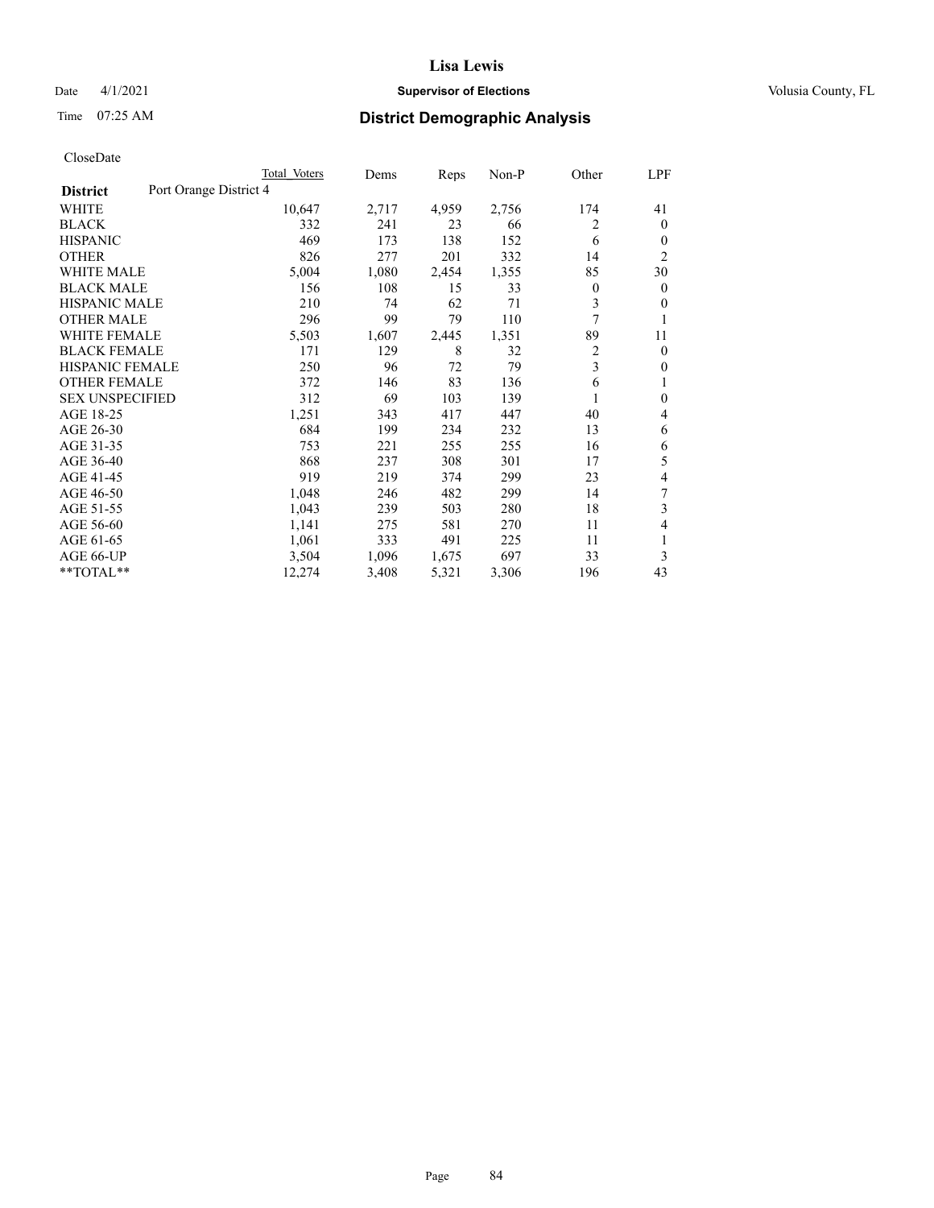# Lisa Lewis

Date 4/1/2021 **Supervisor of Elections** Volusia County, FL

Time 07:25 AM **District Demographic Analysis**

CloseDate

| District | Port Orange District 4 | Total Voters | Dems | Reps | Non-P | Other | LPF |
|---|---|---|---|---|---|---|---|
| WHITE | | 10,647 | 2,717 | 4,959 | 2,756 | 174 | 41 |
| BLACK | | 332 | 241 | 23 | 66 | 2 | 0 |
| HISPANIC | | 469 | 173 | 138 | 152 | 6 | 0 |
| OTHER | | 826 | 277 | 201 | 332 | 14 | 2 |
| WHITE MALE | | 5,004 | 1,080 | 2,454 | 1,355 | 85 | 30 |
| BLACK MALE | | 156 | 108 | 15 | 33 | 0 | 0 |
| HISPANIC MALE | | 210 | 74 | 62 | 71 | 3 | 0 |
| OTHER MALE | | 296 | 99 | 79 | 110 | 7 | 1 |
| WHITE FEMALE | | 5,503 | 1,607 | 2,445 | 1,351 | 89 | 11 |
| BLACK FEMALE | | 171 | 129 | 8 | 32 | 2 | 0 |
| HISPANIC FEMALE | | 250 | 96 | 72 | 79 | 3 | 0 |
| OTHER FEMALE | | 372 | 146 | 83 | 136 | 6 | 1 |
| SEX UNSPECIFIED | | 312 | 69 | 103 | 139 | 1 | 0 |
| AGE 18-25 | | 1,251 | 343 | 417 | 447 | 40 | 4 |
| AGE 26-30 | | 684 | 199 | 234 | 232 | 13 | 6 |
| AGE 31-35 | | 753 | 221 | 255 | 255 | 16 | 6 |
| AGE 36-40 | | 868 | 237 | 308 | 301 | 17 | 5 |
| AGE 41-45 | | 919 | 219 | 374 | 299 | 23 | 4 |
| AGE 46-50 | | 1,048 | 246 | 482 | 299 | 14 | 7 |
| AGE 51-55 | | 1,043 | 239 | 503 | 280 | 18 | 3 |
| AGE 56-60 | | 1,141 | 275 | 581 | 270 | 11 | 4 |
| AGE 61-65 | | 1,061 | 333 | 491 | 225 | 11 | 1 |
| AGE 66-UP | | 3,504 | 1,096 | 1,675 | 697 | 33 | 3 |
| **TOTAL** | | 12,274 | 3,408 | 5,321 | 3,306 | 196 | 43 |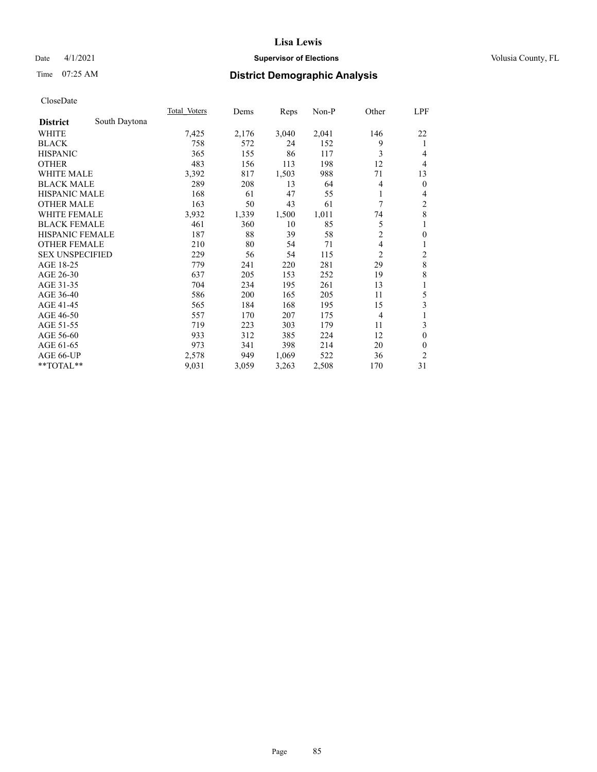# Lisa Lewis

Date 4/1/2021 **Supervisor of Elections** Volusia County, FL

Time 07:25 AM **District Demographic Analysis**

CloseDate

| District | South Daytona | Total Voters | Dems | Reps | Non-P | Other | LPF |
|---|---|---|---|---|---|---|---|
| WHITE | | 7,425 | 2,176 | 3,040 | 2,041 | 146 | 22 |
| BLACK | | 758 | 572 | 24 | 152 | 9 | 1 |
| HISPANIC | | 365 | 155 | 86 | 117 | 3 | 4 |
| OTHER | | 483 | 156 | 113 | 198 | 12 | 4 |
| WHITE MALE | | 3,392 | 817 | 1,503 | 988 | 71 | 13 |
| BLACK MALE | | 289 | 208 | 13 | 64 | 4 | 0 |
| HISPANIC MALE | | 168 | 61 | 47 | 55 | 1 | 4 |
| OTHER MALE | | 163 | 50 | 43 | 61 | 7 | 2 |
| WHITE FEMALE | | 3,932 | 1,339 | 1,500 | 1,011 | 74 | 8 |
| BLACK FEMALE | | 461 | 360 | 10 | 85 | 5 | 1 |
| HISPANIC FEMALE | | 187 | 88 | 39 | 58 | 2 | 0 |
| OTHER FEMALE | | 210 | 80 | 54 | 71 | 4 | 1 |
| SEX UNSPECIFIED | | 229 | 56 | 54 | 115 | 2 | 2 |
| AGE 18-25 | | 779 | 241 | 220 | 281 | 29 | 8 |
| AGE 26-30 | | 637 | 205 | 153 | 252 | 19 | 8 |
| AGE 31-35 | | 704 | 234 | 195 | 261 | 13 | 1 |
| AGE 36-40 | | 586 | 200 | 165 | 205 | 11 | 5 |
| AGE 41-45 | | 565 | 184 | 168 | 195 | 15 | 3 |
| AGE 46-50 | | 557 | 170 | 207 | 175 | 4 | 1 |
| AGE 51-55 | | 719 | 223 | 303 | 179 | 11 | 3 |
| AGE 56-60 | | 933 | 312 | 385 | 224 | 12 | 0 |
| AGE 61-65 | | 973 | 341 | 398 | 214 | 20 | 0 |
| AGE 66-UP | | 2,578 | 949 | 1,069 | 522 | 36 | 2 |
| **TOTAL** | | 9,031 | 3,059 | 3,263 | 2,508 | 170 | 31 |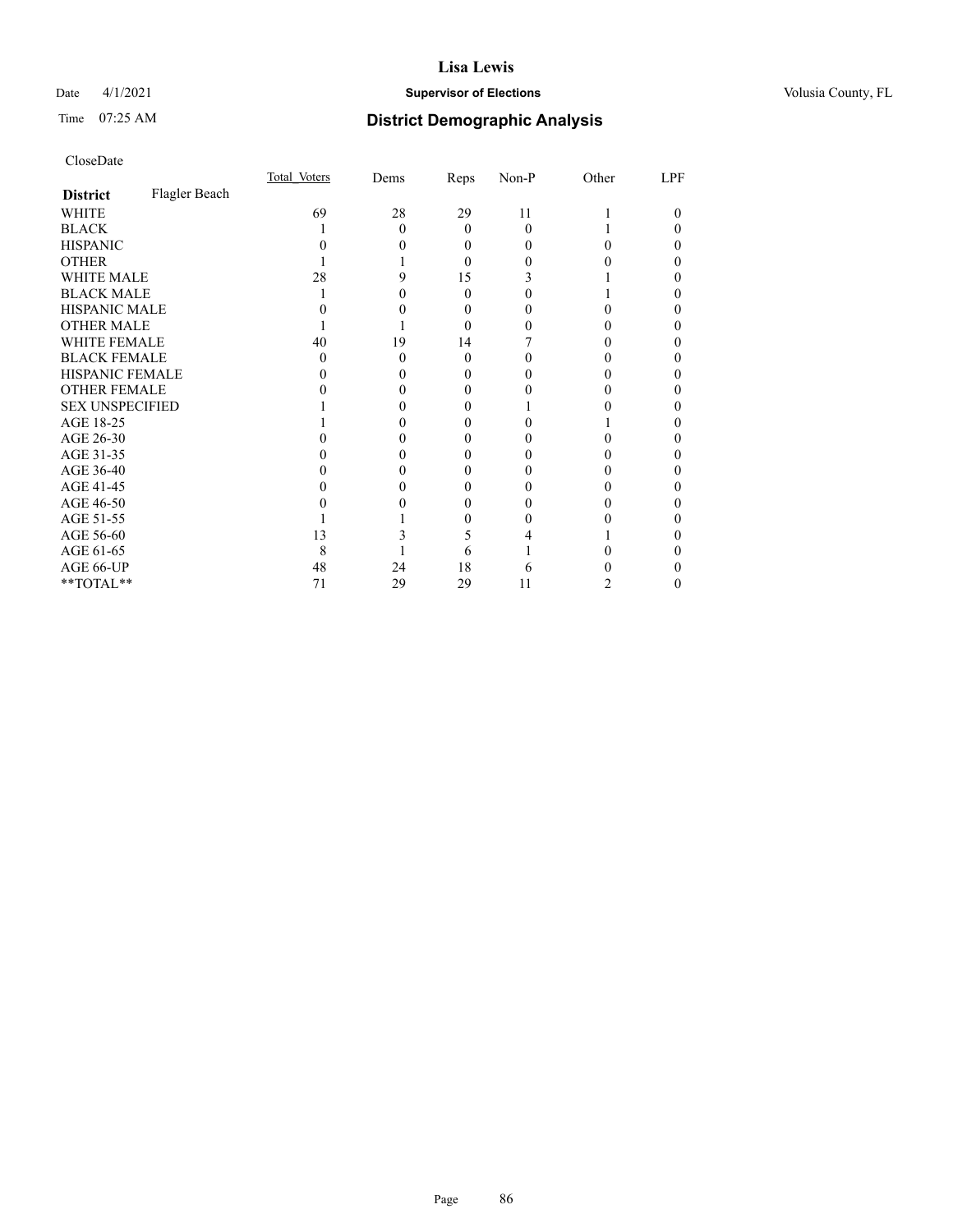# Lisa Lewis

Date 4/1/2021 **Supervisor of Elections** Volusia County, FL

Time 07:25 AM **District Demographic Analysis**

CloseDate

| **District** Flagler Beach | Total_Voters | Dems | Reps | Non-P | Other | LPF |
|---|---|---|---|---|---|---|
| WHITE | 69 | 28 | 29 | 11 | 1 | 0 |
| BLACK | 1 | 0 | 0 | 0 | 1 | 0 |
| HISPANIC | 0 | 0 | 0 | 0 | 0 | 0 |
| OTHER | 1 | 1 | 0 | 0 | 0 | 0 |
| WHITE MALE | 28 | 9 | 15 | 3 | 1 | 0 |
| BLACK MALE | 1 | 0 | 0 | 0 | 1 | 0 |
| HISPANIC MALE | 0 | 0 | 0 | 0 | 0 | 0 |
| OTHER MALE | 1 | 1 | 0 | 0 | 0 | 0 |
| WHITE FEMALE | 40 | 19 | 14 | 7 | 0 | 0 |
| BLACK FEMALE | 0 | 0 | 0 | 0 | 0 | 0 |
| HISPANIC FEMALE | 0 | 0 | 0 | 0 | 0 | 0 |
| OTHER FEMALE | 0 | 0 | 0 | 0 | 0 | 0 |
| SEX UNSPECIFIED | 1 | 0 | 0 | 1 | 0 | 0 |
| AGE 18-25 | 1 | 0 | 0 | 0 | 1 | 0 |
| AGE 26-30 | 0 | 0 | 0 | 0 | 0 | 0 |
| AGE 31-35 | 0 | 0 | 0 | 0 | 0 | 0 |
| AGE 36-40 | 0 | 0 | 0 | 0 | 0 | 0 |
| AGE 41-45 | 0 | 0 | 0 | 0 | 0 | 0 |
| AGE 46-50 | 0 | 0 | 0 | 0 | 0 | 0 |
| AGE 51-55 | 1 | 1 | 0 | 0 | 0 | 0 |
| AGE 56-60 | 13 | 3 | 5 | 4 | 1 | 0 |
| AGE 61-65 | 8 | 1 | 6 | 1 | 0 | 0 |
| AGE 66-UP | 48 | 24 | 18 | 6 | 0 | 0 |
| **TOTAL** | 71 | 29 | 29 | 11 | 2 | 0 |